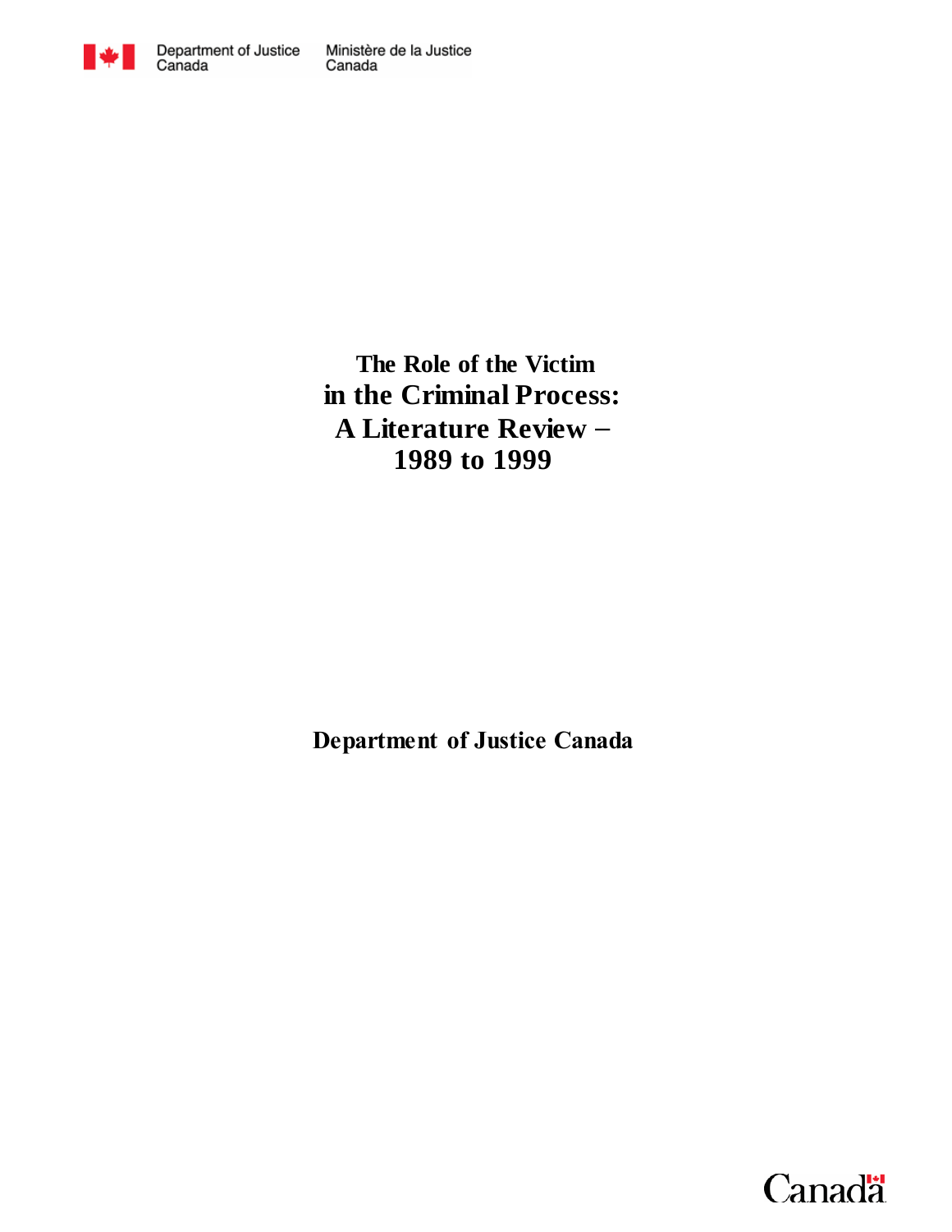Department of Justice Canada | Ministère de la Justice Canada

# The Role of the Victim in the Criminal Process: A Literature Review – 1989 to 1999

**Department of Justice Canada**

Canada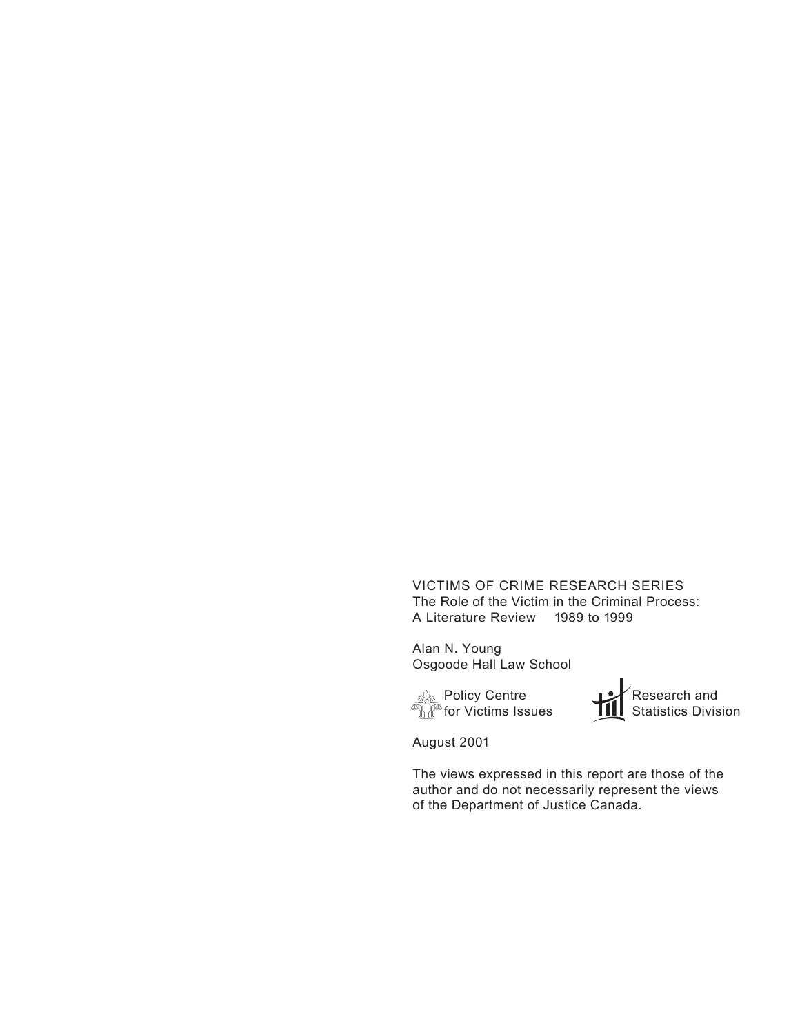VICTIMS OF CRIME RESEARCH SERIES
The Role of the Victim in the Criminal Process:
A Literature Review 1989 to 1999

Alan N. Young
Osgoode Hall Law School

Policy Centre for Victims Issues

Research and Statistics Division

August 2001

The views expressed in this report are those of the author and do not necessarily represent the views of the Department of Justice Canada.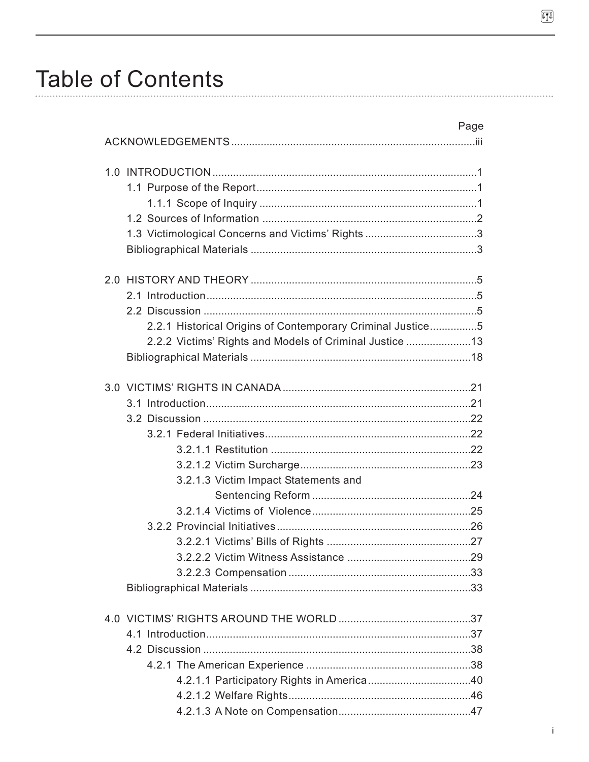# Table of Contents

| | Page |
|---|---|
| ACKNOWLEDGEMENTS | iii |
| 1.0 INTRODUCTION | 1 |
| 1.1 Purpose of the Report | 1 |
| 1.1.1 Scope of Inquiry | 1 |
| 1.2 Sources of Information | 2 |
| 1.3 Victimological Concerns and Victims' Rights | 3 |
| Bibliographical Materials | 3 |
| 2.0 HISTORY AND THEORY | 5 |
| 2.1 Introduction | 5 |
| 2.2 Discussion | 5 |
| 2.2.1 Historical Origins of Contemporary Criminal Justice | 5 |
| 2.2.2 Victims' Rights and Models of Criminal Justice | 13 |
| Bibliographical Materials | 18 |
| 3.0 VICTIMS' RIGHTS IN CANADA | 21 |
| 3.1 Introduction | 21 |
| 3.2 Discussion | 22 |
| 3.2.1 Federal Initiatives | 22 |
| 3.2.1.1 Restitution | 22 |
| 3.2.1.2 Victim Surcharge | 23 |
| 3.2.1.3 Victim Impact Statements and Sentencing Reform | 24 |
| 3.2.1.4 Victims of Violence | 25 |
| 3.2.2 Provincial Initiatives | 26 |
| 3.2.2.1 Victims' Bills of Rights | 27 |
| 3.2.2.2 Victim Witness Assistance | 29 |
| 3.2.2.3 Compensation | 33 |
| Bibliographical Materials | 33 |
| 4.0 VICTIMS' RIGHTS AROUND THE WORLD | 37 |
| 4.1 Introduction | 37 |
| 4.2 Discussion | 38 |
| 4.2.1 The American Experience | 38 |
| 4.2.1.1 Participatory Rights in America | 40 |
| 4.2.1.2 Welfare Rights | 46 |
| 4.2.1.3 A Note on Compensation | 47 |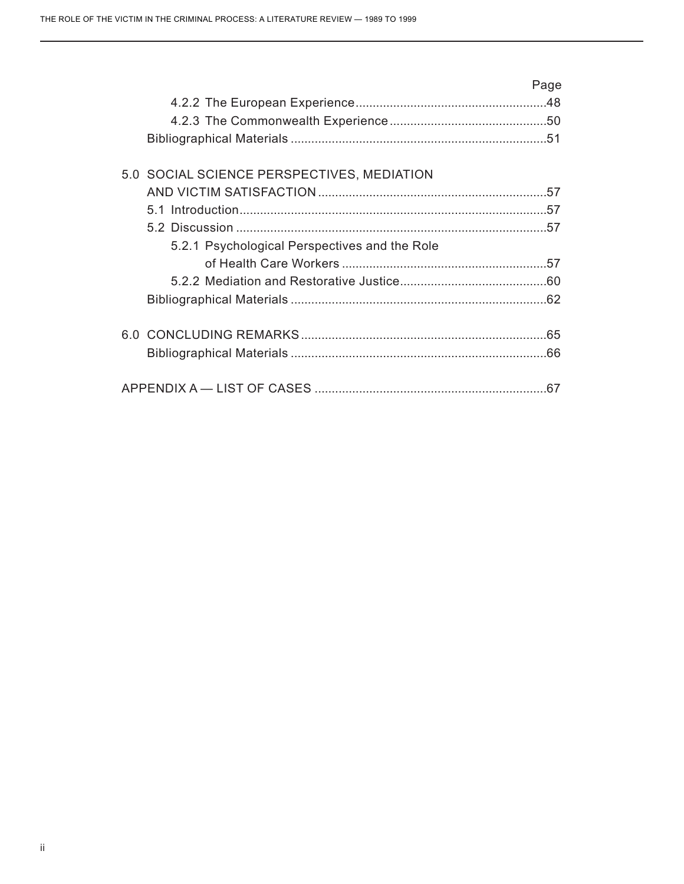| | Page |
|---|---|
| 4.2.2 The European Experience | 48 |
| 4.2.3 The Commonwealth Experience | 50 |
| Bibliographical Materials | 51 |
| 5.0 SOCIAL SCIENCE PERSPECTIVES, MEDIATION AND VICTIM SATISFACTION | 57 |
| 5.1 Introduction | 57 |
| 5.2 Discussion | 57 |
| 5.2.1 Psychological Perspectives and the Role of Health Care Workers | 57 |
| 5.2.2 Mediation and Restorative Justice | 60 |
| Bibliographical Materials | 62 |
| 6.0 CONCLUDING REMARKS | 65 |
| Bibliographical Materials | 66 |
| APPENDIX A — LIST OF CASES | 67 |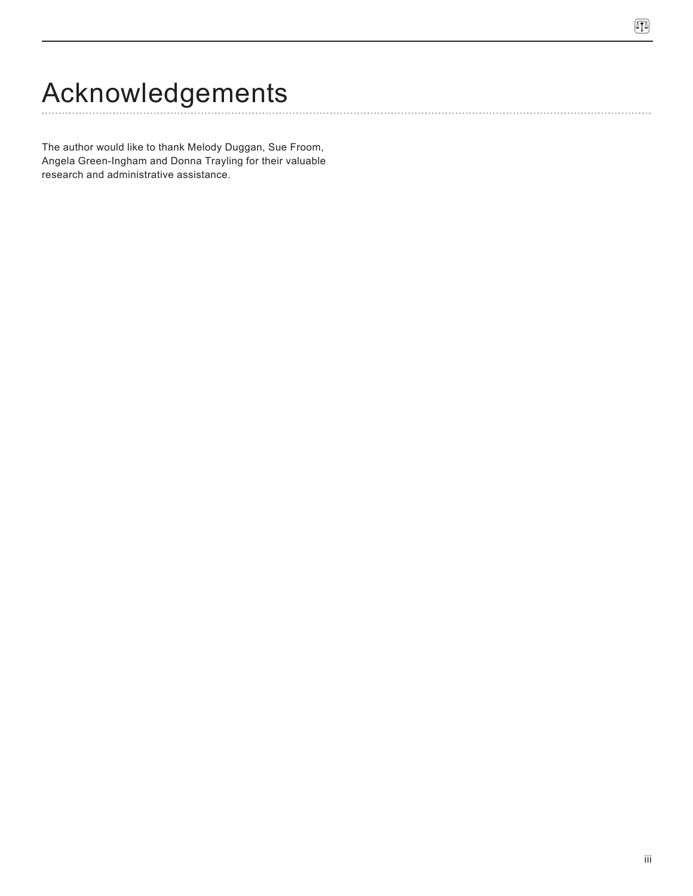# Acknowledgements

The author would like to thank Melody Duggan, Sue Froom, Angela Green-Ingham and Donna Trayling for their valuable research and administrative assistance.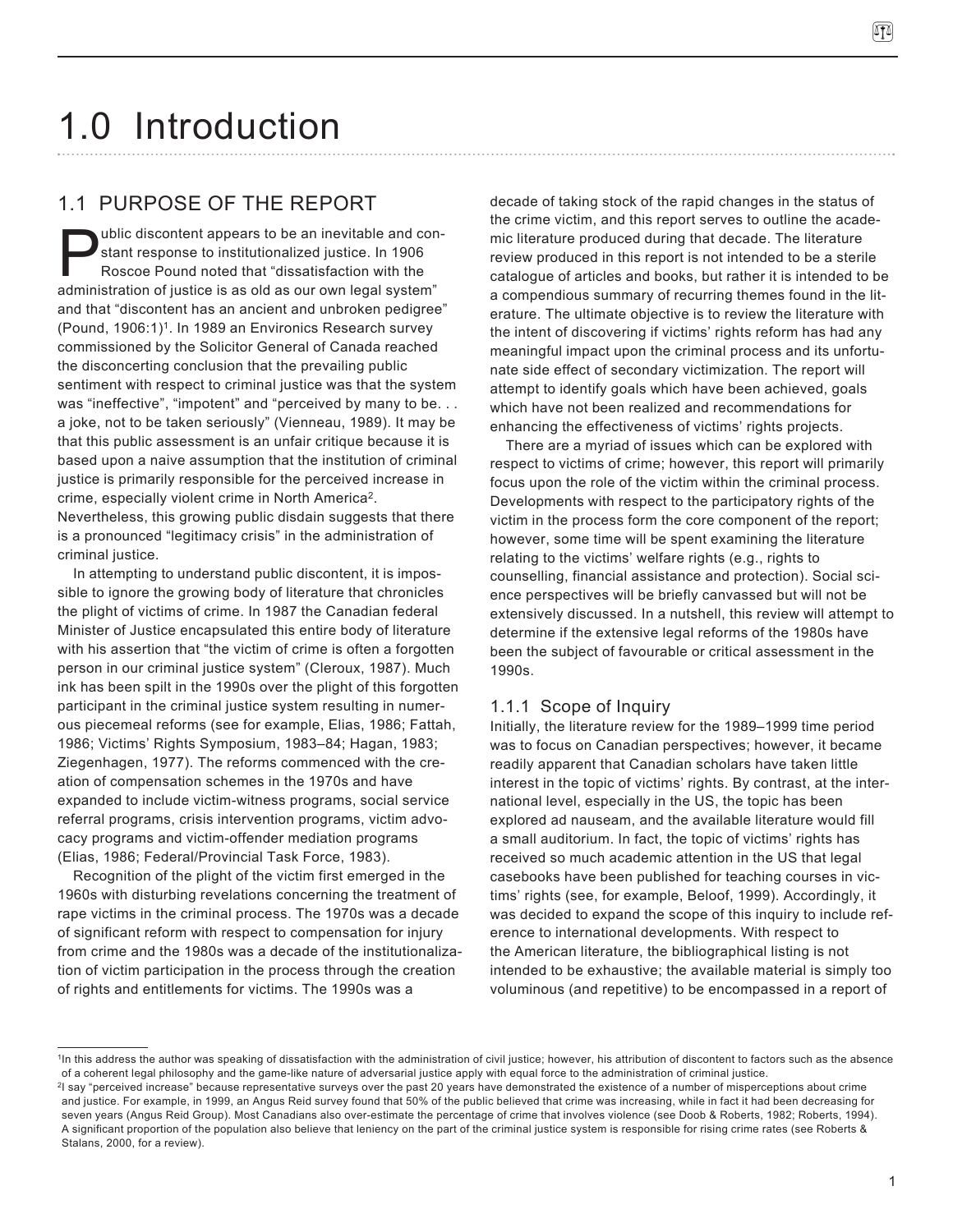# 1.0 Introduction

## 1.1 PURPOSE OF THE REPORT

Public discontent appears to be an inevitable and constant response to institutionalized justice. In 1906 Roscoe Pound noted that "dissatisfaction with the administration of justice is as old as our own legal system" and that "discontent has an ancient and unbroken pedigree" (Pound, 1906:1)[1]. In 1989 an Environics Research survey commissioned by the Solicitor General of Canada reached the disconcerting conclusion that the prevailing public sentiment with respect to criminal justice was that the system was "ineffective", "impotent" and "perceived by many to be. . . a joke, not to be taken seriously" (Vienneau, 1989). It may be that this public assessment is an unfair critique because it is based upon a naive assumption that the institution of criminal justice is primarily responsible for the perceived increase in crime, especially violent crime in North America[2]. Nevertheless, this growing public disdain suggests that there is a pronounced "legitimacy crisis" in the administration of criminal justice.

In attempting to understand public discontent, it is impossible to ignore the growing body of literature that chronicles the plight of victims of crime. In 1987 the Canadian federal Minister of Justice encapsulated this entire body of literature with his assertion that "the victim of crime is often a forgotten person in our criminal justice system" (Cleroux, 1987). Much ink has been spilt in the 1990s over the plight of this forgotten participant in the criminal justice system resulting in numerous piecemeal reforms (see for example, Elias, 1986; Fattah, 1986; Victims' Rights Symposium, 1983–84; Hagan, 1983; Ziegenhagen, 1977). The reforms commenced with the creation of compensation schemes in the 1970s and have expanded to include victim-witness programs, social service referral programs, crisis intervention programs, victim advocacy programs and victim-offender mediation programs (Elias, 1986; Federal/Provincial Task Force, 1983).

Recognition of the plight of the victim first emerged in the 1960s with disturbing revelations concerning the treatment of rape victims in the criminal process. The 1970s was a decade of significant reform with respect to compensation for injury from crime and the 1980s was a decade of the institutionalization of victim participation in the process through the creation of rights and entitlements for victims. The 1990s was a decade of taking stock of the rapid changes in the status of the crime victim, and this report serves to outline the academic literature produced during that decade. The literature review produced in this report is not intended to be a sterile catalogue of articles and books, but rather it is intended to be a compendious summary of recurring themes found in the literature. The ultimate objective is to review the literature with the intent of discovering if victims' rights reform has had any meaningful impact upon the criminal process and its unfortunate side effect of secondary victimization. The report will attempt to identify goals which have been achieved, goals which have not been realized and recommendations for enhancing the effectiveness of victims' rights projects.

There are a myriad of issues which can be explored with respect to victims of crime; however, this report will primarily focus upon the role of the victim within the criminal process. Developments with respect to the participatory rights of the victim in the process form the core component of the report; however, some time will be spent examining the literature relating to the victims' welfare rights (e.g., rights to counselling, financial assistance and protection). Social science perspectives will be briefly canvassed but will not be extensively discussed. In a nutshell, this review will attempt to determine if the extensive legal reforms of the 1980s have been the subject of favourable or critical assessment in the 1990s.

### 1.1.1 Scope of Inquiry

Initially, the literature review for the 1989–1999 time period was to focus on Canadian perspectives; however, it became readily apparent that Canadian scholars have taken little interest in the topic of victims' rights. By contrast, at the international level, especially in the US, the topic has been explored ad nauseam, and the available literature would fill a small auditorium. In fact, the topic of victims' rights has received so much academic attention in the US that legal casebooks have been published for teaching courses in victims' rights (see, for example, Beloof, 1999). Accordingly, it was decided to expand the scope of this inquiry to include reference to international developments. With respect to the American literature, the bibliographical listing is not intended to be exhaustive; the available material is simply too voluminous (and repetitive) to be encompassed in a report of

---

[1] In this address the author was speaking of dissatisfaction with the administration of civil justice; however, his attribution of discontent to factors such as the absence of a coherent legal philosophy and the game-like nature of adversarial justice apply with equal force to the administration of criminal justice.

[2] I say "perceived increase" because representative surveys over the past 20 years have demonstrated the existence of a number of misperceptions about crime and justice. For example, in 1999, an Angus Reid survey found that 50% of the public believed that crime was increasing, while in fact it had been decreasing for seven years (Angus Reid Group). Most Canadians also over-estimate the percentage of crime that involves violence (see Doob & Roberts, 1982; Roberts, 1994). A significant proportion of the population also believe that leniency on the part of the criminal justice system is responsible for rising crime rates (see Roberts & Stalans, 2000, for a review).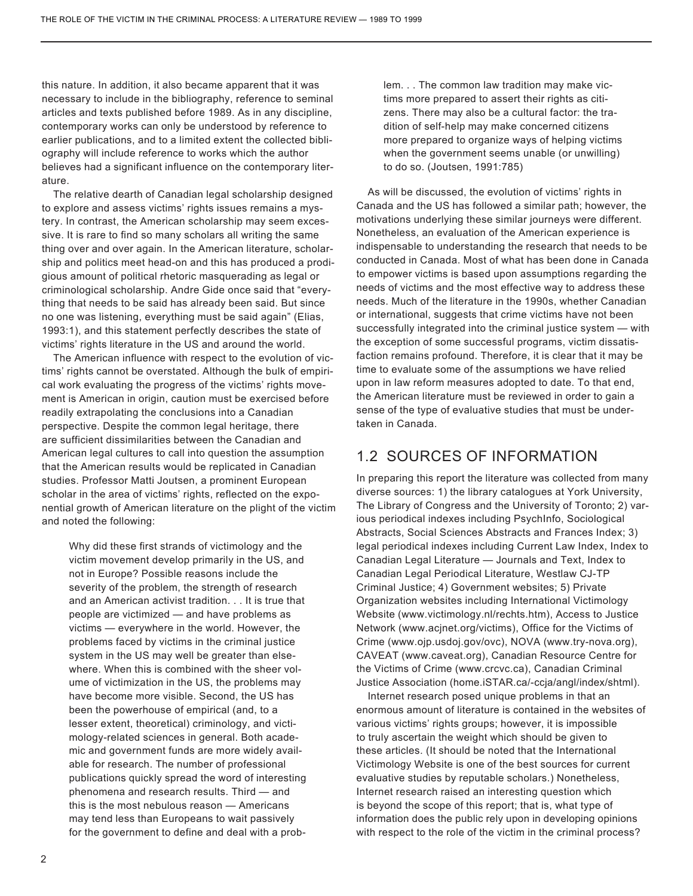this nature. In addition, it also became apparent that it was necessary to include in the bibliography, reference to seminal articles and texts published before 1989. As in any discipline, contemporary works can only be understood by reference to earlier publications, and to a limited extent the collected bibliography will include reference to works which the author believes had a significant influence on the contemporary literature.

The relative dearth of Canadian legal scholarship designed to explore and assess victims' rights issues remains a mystery. In contrast, the American scholarship may seem excessive. It is rare to find so many scholars all writing the same thing over and over again. In the American literature, scholarship and politics meet head-on and this has produced a prodigious amount of political rhetoric masquerading as legal or criminological scholarship. Andre Gide once said that "everything that needs to be said has already been said. But since no one was listening, everything must be said again" (Elias, 1993:1), and this statement perfectly describes the state of victims' rights literature in the US and around the world.

The American influence with respect to the evolution of victims' rights cannot be overstated. Although the bulk of empirical work evaluating the progress of the victims' rights movement is American in origin, caution must be exercised before readily extrapolating the conclusions into a Canadian perspective. Despite the common legal heritage, there are sufficient dissimilarities between the Canadian and American legal cultures to call into question the assumption that the American results would be replicated in Canadian studies. Professor Matti Joutsen, a prominent European scholar in the area of victims' rights, reflected on the exponential growth of American literature on the plight of the victim and noted the following:

> Why did these first strands of victimology and the victim movement develop primarily in the US, and not in Europe? Possible reasons include the severity of the problem, the strength of research and an American activist tradition. . . It is true that people are victimized — and have problems as victims — everywhere in the world. However, the problems faced by victims in the criminal justice system in the US may well be greater than elsewhere. When this is combined with the sheer volume of victimization in the US, the problems may have become more visible. Second, the US has been the powerhouse of empirical (and, to a lesser extent, theoretical) criminology, and victimology-related sciences in general. Both academic and government funds are more widely available for research. The number of professional publications quickly spread the word of interesting phenomena and research results. Third — and this is the most nebulous reason — Americans may tend less than Europeans to wait passively for the government to define and deal with a problem. . . The common law tradition may make victims more prepared to assert their rights as citizens. There may also be a cultural factor: the tradition of self-help may make concerned citizens more prepared to organize ways of helping victims when the government seems unable (or unwilling) to do so. (Joutsen, 1991:785)

As will be discussed, the evolution of victims' rights in Canada and the US has followed a similar path; however, the motivations underlying these similar journeys were different. Nonetheless, an evaluation of the American experience is indispensable to understanding the research that needs to be conducted in Canada. Most of what has been done in Canada to empower victims is based upon assumptions regarding the needs of victims and the most effective way to address these needs. Much of the literature in the 1990s, whether Canadian or international, suggests that crime victims have not been successfully integrated into the criminal justice system — with the exception of some successful programs, victim dissatisfaction remains profound. Therefore, it is clear that it may be time to evaluate some of the assumptions we have relied upon in law reform measures adopted to date. To that end, the American literature must be reviewed in order to gain a sense of the type of evaluative studies that must be undertaken in Canada.

## 1.2 SOURCES OF INFORMATION

In preparing this report the literature was collected from many diverse sources: 1) the library catalogues at York University, The Library of Congress and the University of Toronto; 2) various periodical indexes including PsychInfo, Sociological Abstracts, Social Sciences Abstracts and Frances Index; 3) legal periodical indexes including Current Law Index, Index to Canadian Legal Literature — Journals and Text, Index to Canadian Legal Periodical Literature, Westlaw CJ-TP Criminal Justice; 4) Government websites; 5) Private Organization websites including International Victimology Website (www.victimology.nl/rechts.htm), Access to Justice Network (www.acjnet.org/victims), Office for the Victims of Crime (www.ojp.usdoj.gov/ovc), NOVA (www.try-nova.org), CAVEAT (www.caveat.org), Canadian Resource Centre for the Victims of Crime (www.crcvc.ca), Canadian Criminal Justice Association (home.iSTAR.ca/-ccja/angl/index/shtml).

Internet research posed unique problems in that an enormous amount of literature is contained in the websites of various victims' rights groups; however, it is impossible to truly ascertain the weight which should be given to these articles. (It should be noted that the International Victimology Website is one of the best sources for current evaluative studies by reputable scholars.) Nonetheless, Internet research raised an interesting question which is beyond the scope of this report; that is, what type of information does the public rely upon in developing opinions with respect to the role of the victim in the criminal process?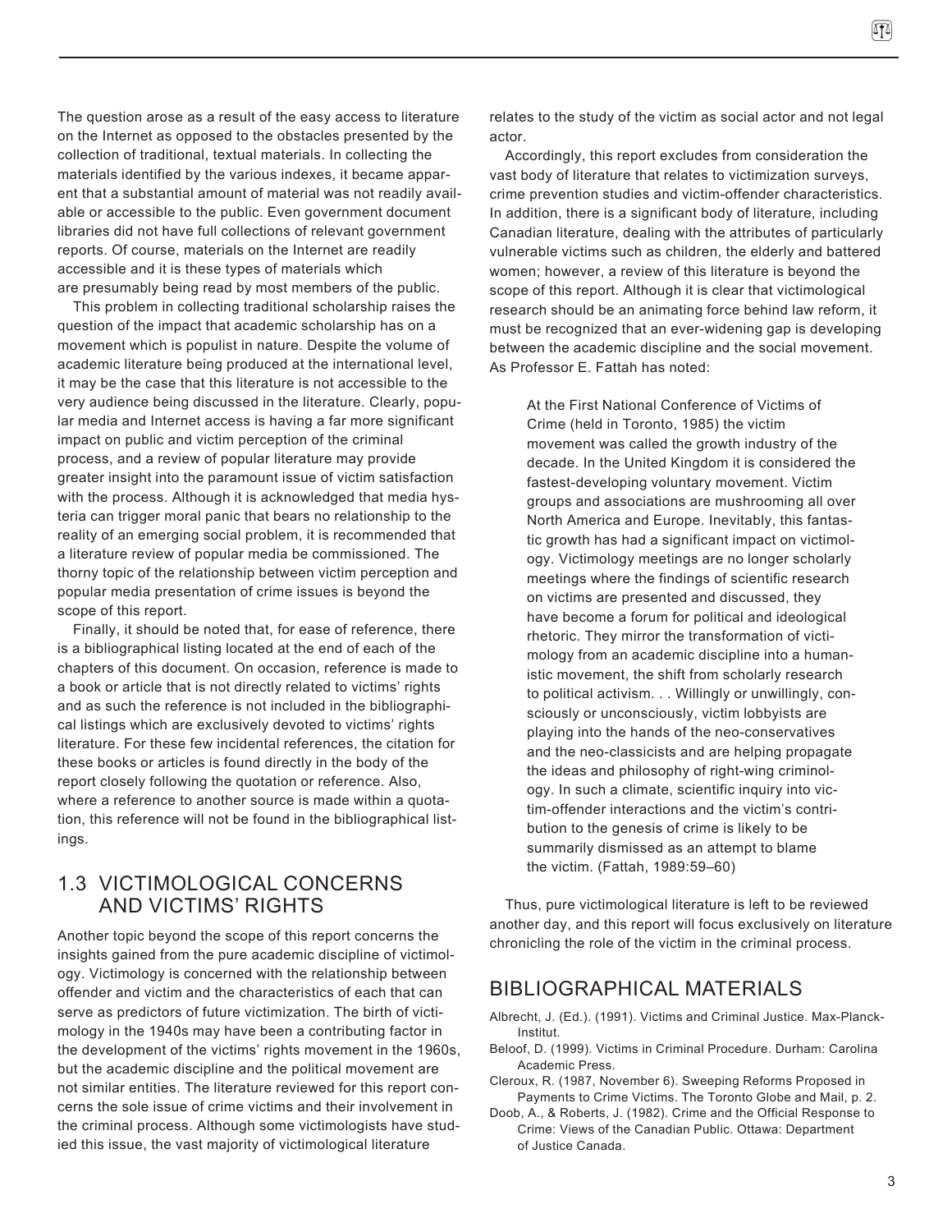The question arose as a result of the easy access to literature on the Internet as opposed to the obstacles presented by the collection of traditional, textual materials. In collecting the materials identified by the various indexes, it became apparent that a substantial amount of material was not readily available or accessible to the public. Even government document libraries did not have full collections of relevant government reports. Of course, materials on the Internet are readily accessible and it is these types of materials which are presumably being read by most members of the public.

This problem in collecting traditional scholarship raises the question of the impact that academic scholarship has on a movement which is populist in nature. Despite the volume of academic literature being produced at the international level, it may be the case that this literature is not accessible to the very audience being discussed in the literature. Clearly, popular media and Internet access is having a far more significant impact on public and victim perception of the criminal process, and a review of popular literature may provide greater insight into the paramount issue of victim satisfaction with the process. Although it is acknowledged that media hysteria can trigger moral panic that bears no relationship to the reality of an emerging social problem, it is recommended that a literature review of popular media be commissioned. The thorny topic of the relationship between victim perception and popular media presentation of crime issues is beyond the scope of this report.

Finally, it should be noted that, for ease of reference, there is a bibliographical listing located at the end of each of the chapters of this document. On occasion, reference is made to a book or article that is not directly related to victims' rights and as such the reference is not included in the bibliographical listings which are exclusively devoted to victims' rights literature. For these few incidental references, the citation for these books or articles is found directly in the body of the report closely following the quotation or reference. Also, where a reference to another source is made within a quotation, this reference will not be found in the bibliographical listings.

## 1.3 VICTIMOLOGICAL CONCERNS AND VICTIMS' RIGHTS

Another topic beyond the scope of this report concerns the insights gained from the pure academic discipline of victimology. Victimology is concerned with the relationship between offender and victim and the characteristics of each that can serve as predictors of future victimization. The birth of victimology in the 1940s may have been a contributing factor in the development of the victims' rights movement in the 1960s, but the academic discipline and the political movement are not similar entities. The literature reviewed for this report concerns the sole issue of crime victims and their involvement in the criminal process. Although some victimologists have studied this issue, the vast majority of victimological literature relates to the study of the victim as social actor and not legal actor.

Accordingly, this report excludes from consideration the vast body of literature that relates to victimization surveys, crime prevention studies and victim-offender characteristics. In addition, there is a significant body of literature, including Canadian literature, dealing with the attributes of particularly vulnerable victims such as children, the elderly and battered women; however, a review of this literature is beyond the scope of this report. Although it is clear that victimological research should be an animating force behind law reform, it must be recognized that an ever-widening gap is developing between the academic discipline and the social movement. As Professor E. Fattah has noted:

> At the First National Conference of Victims of Crime (held in Toronto, 1985) the victim movement was called the growth industry of the decade. In the United Kingdom it is considered the fastest-developing voluntary movement. Victim groups and associations are mushrooming all over North America and Europe. Inevitably, this fantastic growth has had a significant impact on victimology. Victimology meetings are no longer scholarly meetings where the findings of scientific research on victims are presented and discussed, they have become a forum for political and ideological rhetoric. They mirror the transformation of victimology from an academic discipline into a humanistic movement, the shift from scholarly research to political activism. . . Willingly or unwillingly, consciously or unconsciously, victim lobbyists are playing into the hands of the neo-conservatives and the neo-classicists and are helping propagate the ideas and philosophy of right-wing criminology. In such a climate, scientific inquiry into victim-offender interactions and the victim's contribution to the genesis of crime is likely to be summarily dismissed as an attempt to blame the victim. (Fattah, 1989:59–60)

Thus, pure victimological literature is left to be reviewed another day, and this report will focus exclusively on literature chronicling the role of the victim in the criminal process.

## BIBLIOGRAPHICAL MATERIALS

Albrecht, J. (Ed.). (1991). Victims and Criminal Justice. Max-Planck-Institut.

Beloof, D. (1999). Victims in Criminal Procedure. Durham: Carolina Academic Press.

Cleroux, R. (1987, November 6). Sweeping Reforms Proposed in Payments to Crime Victims. The Toronto Globe and Mail, p. 2.

Doob, A., & Roberts, J. (1982). Crime and the Official Response to Crime: Views of the Canadian Public. Ottawa: Department of Justice Canada.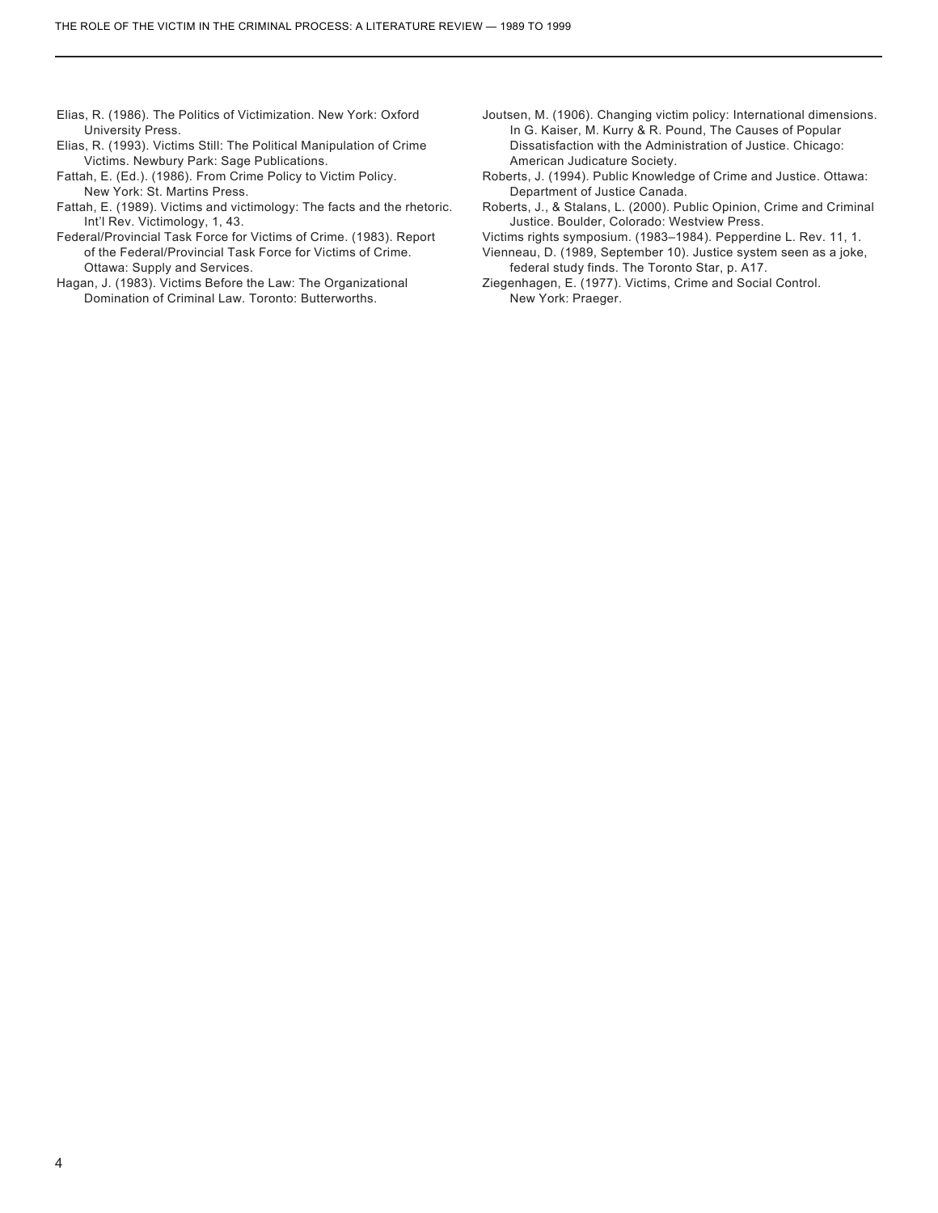Elias, R. (1986). The Politics of Victimization. New York: Oxford University Press.

Elias, R. (1993). Victims Still: The Political Manipulation of Crime Victims. Newbury Park: Sage Publications.

Fattah, E. (Ed.). (1986). From Crime Policy to Victim Policy. New York: St. Martins Press.

Fattah, E. (1989). Victims and victimology: The facts and the rhetoric. Int'l Rev. Victimology, 1, 43.

Federal/Provincial Task Force for Victims of Crime. (1983). Report of the Federal/Provincial Task Force for Victims of Crime. Ottawa: Supply and Services.

Hagan, J. (1983). Victims Before the Law: The Organizational Domination of Criminal Law. Toronto: Butterworths.

Joutsen, M. (1906). Changing victim policy: International dimensions. In G. Kaiser, M. Kurry & R. Pound, The Causes of Popular Dissatisfaction with the Administration of Justice. Chicago: American Judicature Society.

Roberts, J. (1994). Public Knowledge of Crime and Justice. Ottawa: Department of Justice Canada.

Roberts, J., & Stalans, L. (2000). Public Opinion, Crime and Criminal Justice. Boulder, Colorado: Westview Press.

Victims rights symposium. (1983–1984). Pepperdine L. Rev. 11, 1.

Vienneau, D. (1989, September 10). Justice system seen as a joke, federal study finds. The Toronto Star, p. A17.

Ziegenhagen, E. (1977). Victims, Crime and Social Control. New York: Praeger.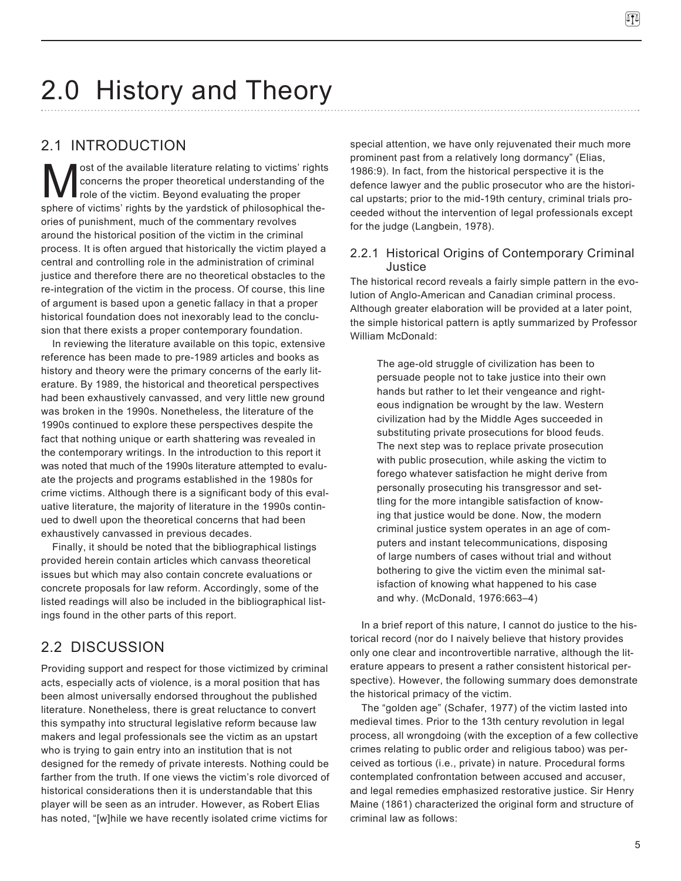# 2.0 History and Theory

## 2.1 INTRODUCTION

Most of the available literature relating to victims' rights concerns the proper theoretical understanding of the role of the victim. Beyond evaluating the proper sphere of victims' rights by the yardstick of philosophical theories of punishment, much of the commentary revolves around the historical position of the victim in the criminal process. It is often argued that historically the victim played a central and controlling role in the administration of criminal justice and therefore there are no theoretical obstacles to the re-integration of the victim in the process. Of course, this line of argument is based upon a genetic fallacy in that a proper historical foundation does not inexorably lead to the conclusion that there exists a proper contemporary foundation.

In reviewing the literature available on this topic, extensive reference has been made to pre-1989 articles and books as history and theory were the primary concerns of the early literature. By 1989, the historical and theoretical perspectives had been exhaustively canvassed, and very little new ground was broken in the 1990s. Nonetheless, the literature of the 1990s continued to explore these perspectives despite the fact that nothing unique or earth shattering was revealed in the contemporary writings. In the introduction to this report it was noted that much of the 1990s literature attempted to evaluate the projects and programs established in the 1980s for crime victims. Although there is a significant body of this evaluative literature, the majority of literature in the 1990s continued to dwell upon the theoretical concerns that had been exhaustively canvassed in previous decades.

Finally, it should be noted that the bibliographical listings provided herein contain articles which canvass theoretical issues but which may also contain concrete evaluations or concrete proposals for law reform. Accordingly, some of the listed readings will also be included in the bibliographical listings found in the other parts of this report.

## 2.2 DISCUSSION

Providing support and respect for those victimized by criminal acts, especially acts of violence, is a moral position that has been almost universally endorsed throughout the published literature. Nonetheless, there is great reluctance to convert this sympathy into structural legislative reform because law makers and legal professionals see the victim as an upstart who is trying to gain entry into an institution that is not designed for the remedy of private interests. Nothing could be farther from the truth. If one views the victim's role divorced of historical considerations then it is understandable that this player will be seen as an intruder. However, as Robert Elias has noted, "[w]hile we have recently isolated crime victims for special attention, we have only rejuvenated their much more prominent past from a relatively long dormancy" (Elias, 1986:9). In fact, from the historical perspective it is the defence lawyer and the public prosecutor who are the historical upstarts; prior to the mid-19th century, criminal trials proceeded without the intervention of legal professionals except for the judge (Langbein, 1978).

### 2.2.1 Historical Origins of Contemporary Criminal Justice

The historical record reveals a fairly simple pattern in the evolution of Anglo-American and Canadian criminal process. Although greater elaboration will be provided at a later point, the simple historical pattern is aptly summarized by Professor William McDonald:

> The age-old struggle of civilization has been to persuade people not to take justice into their own hands but rather to let their vengeance and righteous indignation be wrought by the law. Western civilization had by the Middle Ages succeeded in substituting private prosecutions for blood feuds. The next step was to replace private prosecution with public prosecution, while asking the victim to forego whatever satisfaction he might derive from personally prosecuting his transgressor and settling for the more intangible satisfaction of knowing that justice would be done. Now, the modern criminal justice system operates in an age of computers and instant telecommunications, disposing of large numbers of cases without trial and without bothering to give the victim even the minimal satisfaction of knowing what happened to his case and why. (McDonald, 1976:663–4)

In a brief report of this nature, I cannot do justice to the historical record (nor do I naively believe that history provides only one clear and incontrovertible narrative, although the literature appears to present a rather consistent historical perspective). However, the following summary does demonstrate the historical primacy of the victim.

The "golden age" (Schafer, 1977) of the victim lasted into medieval times. Prior to the 13th century revolution in legal process, all wrongdoing (with the exception of a few collective crimes relating to public order and religious taboo) was perceived as tortious (i.e., private) in nature. Procedural forms contemplated confrontation between accused and accuser, and legal remedies emphasized restorative justice. Sir Henry Maine (1861) characterized the original form and structure of criminal law as follows: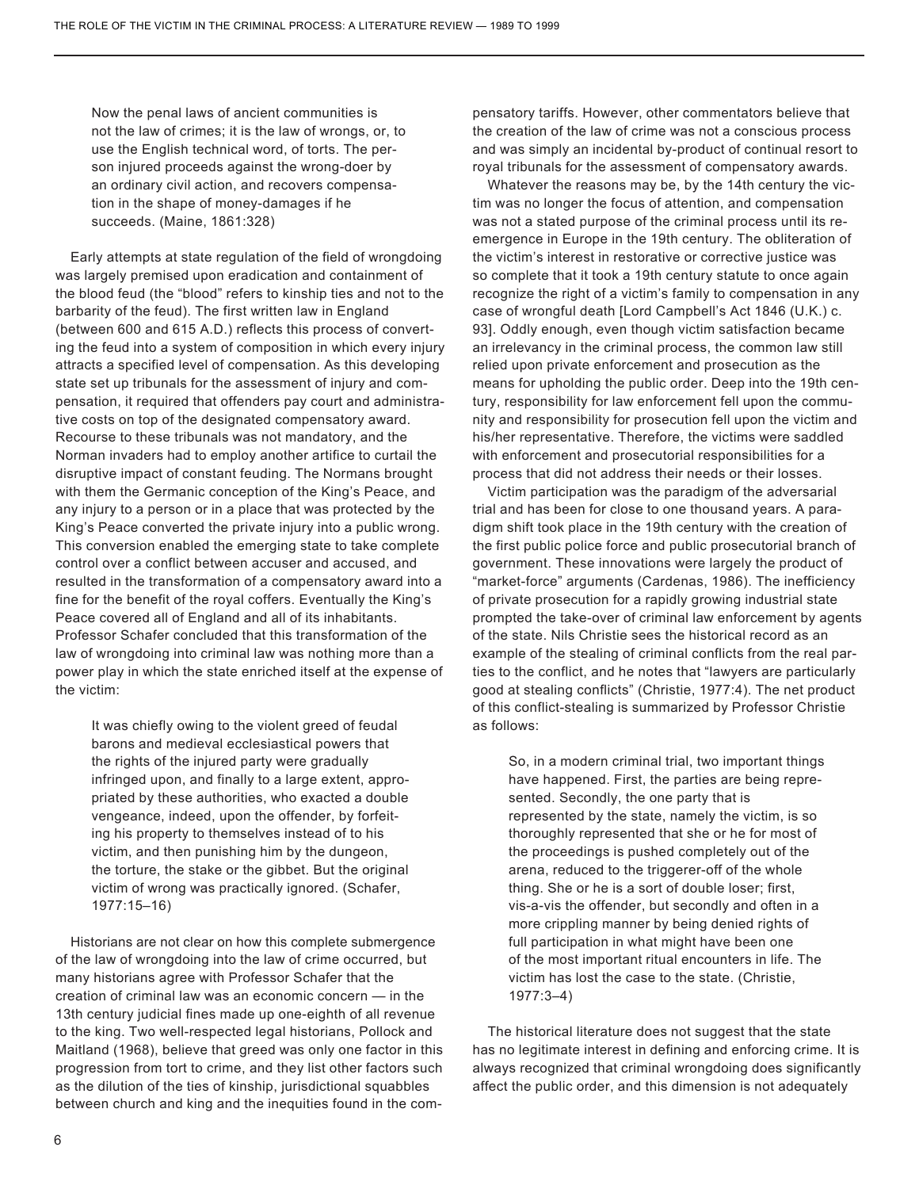> Now the penal laws of ancient communities is not the law of crimes; it is the law of wrongs, or, to use the English technical word, of torts. The person injured proceeds against the wrong-doer by an ordinary civil action, and recovers compensation in the shape of money-damages if he succeeds. (Maine, 1861:328)

Early attempts at state regulation of the field of wrongdoing was largely premised upon eradication and containment of the blood feud (the "blood" refers to kinship ties and not to the barbarity of the feud). The first written law in England (between 600 and 615 A.D.) reflects this process of converting the feud into a system of composition in which every injury attracts a specified level of compensation. As this developing state set up tribunals for the assessment of injury and compensation, it required that offenders pay court and administrative costs on top of the designated compensatory award. Recourse to these tribunals was not mandatory, and the Norman invaders had to employ another artifice to curtail the disruptive impact of constant feuding. The Normans brought with them the Germanic conception of the King's Peace, and any injury to a person or in a place that was protected by the King's Peace converted the private injury into a public wrong. This conversion enabled the emerging state to take complete control over a conflict between accuser and accused, and resulted in the transformation of a compensatory award into a fine for the benefit of the royal coffers. Eventually the King's Peace covered all of England and all of its inhabitants. Professor Schafer concluded that this transformation of the law of wrongdoing into criminal law was nothing more than a power play in which the state enriched itself at the expense of the victim:

> It was chiefly owing to the violent greed of feudal barons and medieval ecclesiastical powers that the rights of the injured party were gradually infringed upon, and finally to a large extent, appropriated by these authorities, who exacted a double vengeance, indeed, upon the offender, by forfeiting his property to themselves instead of to his victim, and then punishing him by the dungeon, the torture, the stake or the gibbet. But the original victim of wrong was practically ignored. (Schafer, 1977:15–16)

Historians are not clear on how this complete submergence of the law of wrongdoing into the law of crime occurred, but many historians agree with Professor Schafer that the creation of criminal law was an economic concern — in the 13th century judicial fines made up one-eighth of all revenue to the king. Two well-respected legal historians, Pollock and Maitland (1968), believe that greed was only one factor in this progression from tort to crime, and they list other factors such as the dilution of the ties of kinship, jurisdictional squabbles between church and king and the inequities found in the compensatory tariffs. However, other commentators believe that the creation of the law of crime was not a conscious process and was simply an incidental by-product of continual resort to royal tribunals for the assessment of compensatory awards.

Whatever the reasons may be, by the 14th century the victim was no longer the focus of attention, and compensation was not a stated purpose of the criminal process until its re-emergence in Europe in the 19th century. The obliteration of the victim's interest in restorative or corrective justice was so complete that it took a 19th century statute to once again recognize the right of a victim's family to compensation in any case of wrongful death [Lord Campbell's Act 1846 (U.K.) c. 93]. Oddly enough, even though victim satisfaction became an irrelevancy in the criminal process, the common law still relied upon private enforcement and prosecution as the means for upholding the public order. Deep into the 19th century, responsibility for law enforcement fell upon the community and responsibility for prosecution fell upon the victim and his/her representative. Therefore, the victims were saddled with enforcement and prosecutorial responsibilities for a process that did not address their needs or their losses.

Victim participation was the paradigm of the adversarial trial and has been for close to one thousand years. A paradigm shift took place in the 19th century with the creation of the first public police force and public prosecutorial branch of government. These innovations were largely the product of "market-force" arguments (Cardenas, 1986). The inefficiency of private prosecution for a rapidly growing industrial state prompted the take-over of criminal law enforcement by agents of the state. Nils Christie sees the historical record as an example of the stealing of criminal conflicts from the real parties to the conflict, and he notes that "lawyers are particularly good at stealing conflicts" (Christie, 1977:4). The net product of this conflict-stealing is summarized by Professor Christie as follows:

> So, in a modern criminal trial, two important things have happened. First, the parties are being represented. Secondly, the one party that is represented by the state, namely the victim, is so thoroughly represented that she or he for most of the proceedings is pushed completely out of the arena, reduced to the triggerer-off of the whole thing. She or he is a sort of double loser; first, vis-a-vis the offender, but secondly and often in a more crippling manner by being denied rights of full participation in what might have been one of the most important ritual encounters in life. The victim has lost the case to the state. (Christie, 1977:3–4)

The historical literature does not suggest that the state has no legitimate interest in defining and enforcing crime. It is always recognized that criminal wrongdoing does significantly affect the public order, and this dimension is not adequately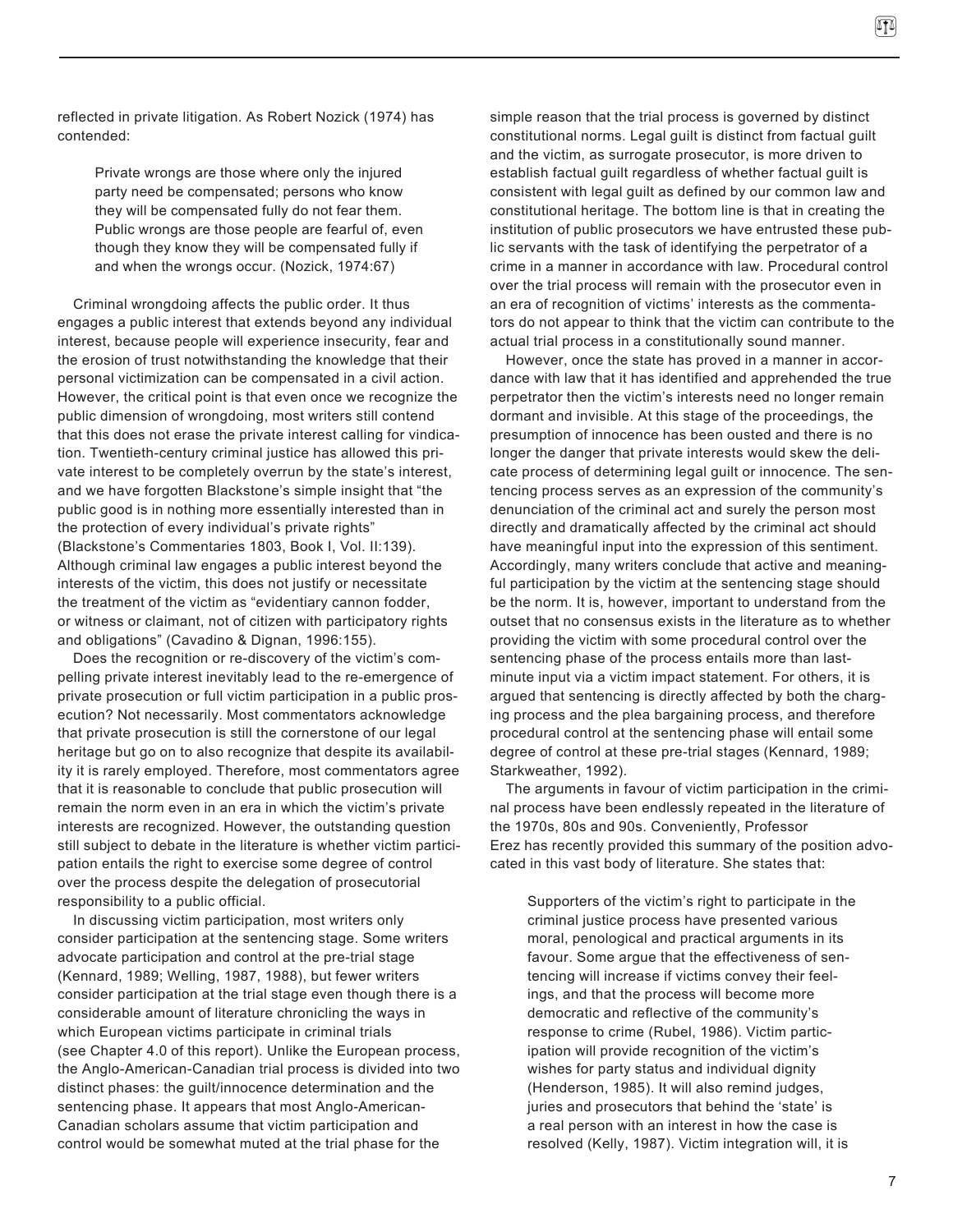reflected in private litigation. As Robert Nozick (1974) has contended:

> Private wrongs are those where only the injured party need be compensated; persons who know they will be compensated fully do not fear them. Public wrongs are those people are fearful of, even though they know they will be compensated fully if and when the wrongs occur. (Nozick, 1974:67)

Criminal wrongdoing affects the public order. It thus engages a public interest that extends beyond any individual interest, because people will experience insecurity, fear and the erosion of trust notwithstanding the knowledge that their personal victimization can be compensated in a civil action. However, the critical point is that even once we recognize the public dimension of wrongdoing, most writers still contend that this does not erase the private interest calling for vindication. Twentieth-century criminal justice has allowed this private interest to be completely overrun by the state's interest, and we have forgotten Blackstone's simple insight that "the public good is in nothing more essentially interested than in the protection of every individual's private rights" (Blackstone's Commentaries 1803, Book I, Vol. II:139). Although criminal law engages a public interest beyond the interests of the victim, this does not justify or necessitate the treatment of the victim as "evidentiary cannon fodder, or witness or claimant, not of citizen with participatory rights and obligations" (Cavadino & Dignan, 1996:155).

Does the recognition or re-discovery of the victim's compelling private interest inevitably lead to the re-emergence of private prosecution or full victim participation in a public prosecution? Not necessarily. Most commentators acknowledge that private prosecution is still the cornerstone of our legal heritage but go on to also recognize that despite its availability it is rarely employed. Therefore, most commentators agree that it is reasonable to conclude that public prosecution will remain the norm even in an era in which the victim's private interests are recognized. However, the outstanding question still subject to debate in the literature is whether victim participation entails the right to exercise some degree of control over the process despite the delegation of prosecutorial responsibility to a public official.

In discussing victim participation, most writers only consider participation at the sentencing stage. Some writers advocate participation and control at the pre-trial stage (Kennard, 1989; Welling, 1987, 1988), but fewer writers consider participation at the trial stage even though there is a considerable amount of literature chronicling the ways in which European victims participate in criminal trials (see Chapter 4.0 of this report). Unlike the European process, the Anglo-American-Canadian trial process is divided into two distinct phases: the guilt/innocence determination and the sentencing phase. It appears that most Anglo-American-Canadian scholars assume that victim participation and control would be somewhat muted at the trial phase for the simple reason that the trial process is governed by distinct constitutional norms. Legal guilt is distinct from factual guilt and the victim, as surrogate prosecutor, is more driven to establish factual guilt regardless of whether factual guilt is consistent with legal guilt as defined by our common law and constitutional heritage. The bottom line is that in creating the institution of public prosecutors we have entrusted these public servants with the task of identifying the perpetrator of a crime in a manner in accordance with law. Procedural control over the trial process will remain with the prosecutor even in an era of recognition of victims' interests as the commentators do not appear to think that the victim can contribute to the actual trial process in a constitutionally sound manner.

However, once the state has proved in a manner in accordance with law that it has identified and apprehended the true perpetrator then the victim's interests need no longer remain dormant and invisible. At this stage of the proceedings, the presumption of innocence has been ousted and there is no longer the danger that private interests would skew the delicate process of determining legal guilt or innocence. The sentencing process serves as an expression of the community's denunciation of the criminal act and surely the person most directly and dramatically affected by the criminal act should have meaningful input into the expression of this sentiment. Accordingly, many writers conclude that active and meaningful participation by the victim at the sentencing stage should be the norm. It is, however, important to understand from the outset that no consensus exists in the literature as to whether providing the victim with some procedural control over the sentencing phase of the process entails more than last-minute input via a victim impact statement. For others, it is argued that sentencing is directly affected by both the charging process and the plea bargaining process, and therefore procedural control at the sentencing phase will entail some degree of control at these pre-trial stages (Kennard, 1989; Starkweather, 1992).

The arguments in favour of victim participation in the criminal process have been endlessly repeated in the literature of the 1970s, 80s and 90s. Conveniently, Professor Erez has recently provided this summary of the position advocated in this vast body of literature. She states that:

> Supporters of the victim's right to participate in the criminal justice process have presented various moral, penological and practical arguments in its favour. Some argue that the effectiveness of sentencing will increase if victims convey their feelings, and that the process will become more democratic and reflective of the community's response to crime (Rubel, 1986). Victim participation will provide recognition of the victim's wishes for party status and individual dignity (Henderson, 1985). It will also remind judges, juries and prosecutors that behind the 'state' is a real person with an interest in how the case is resolved (Kelly, 1987). Victim integration will, it is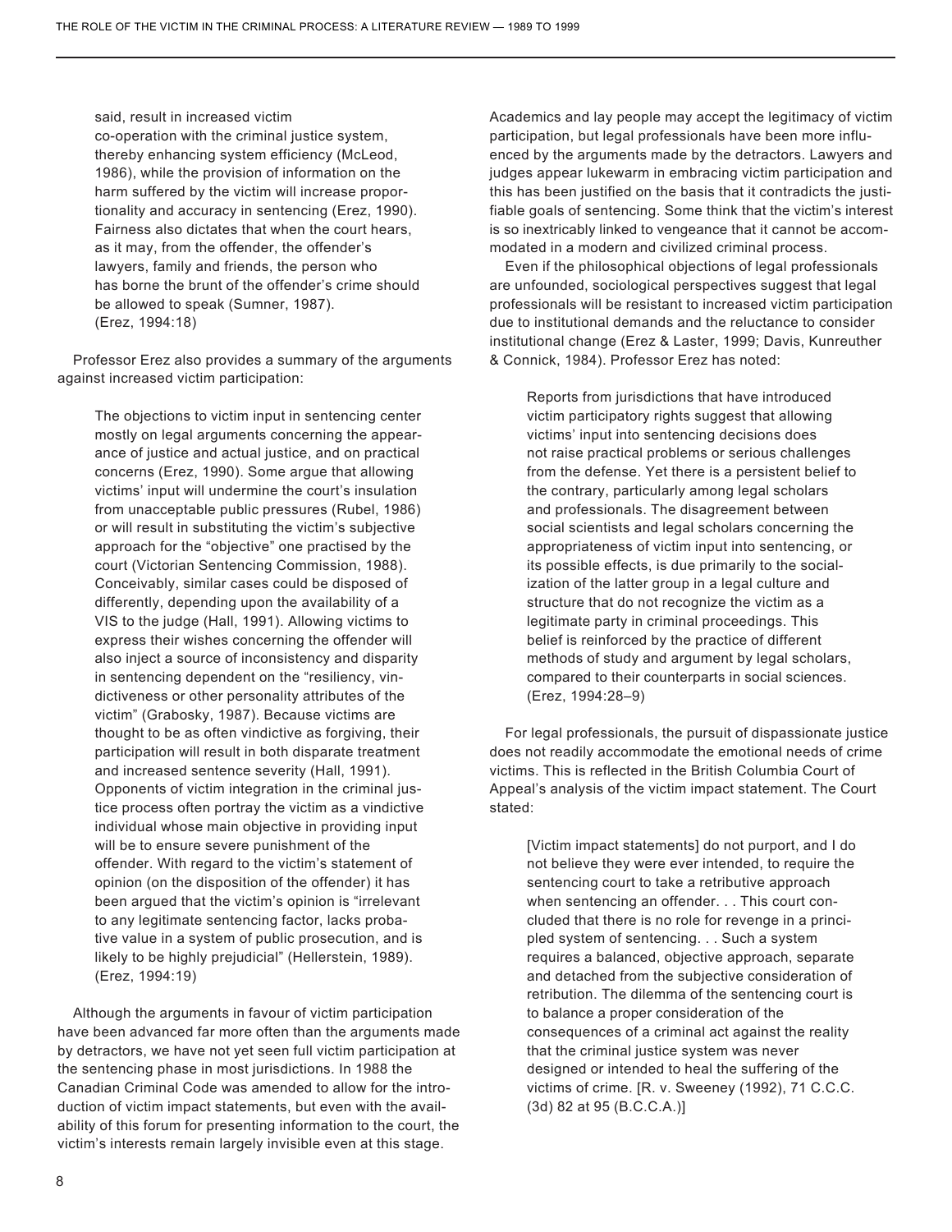said, result in increased victim co-operation with the criminal justice system, thereby enhancing system efficiency (McLeod, 1986), while the provision of information on the harm suffered by the victim will increase proportionality and accuracy in sentencing (Erez, 1990). Fairness also dictates that when the court hears, as it may, from the offender, the offender's lawyers, family and friends, the person who has borne the brunt of the offender's crime should be allowed to speak (Sumner, 1987). (Erez, 1994:18)

Professor Erez also provides a summary of the arguments against increased victim participation:

> The objections to victim input in sentencing center mostly on legal arguments concerning the appearance of justice and actual justice, and on practical concerns (Erez, 1990). Some argue that allowing victims' input will undermine the court's insulation from unacceptable public pressures (Rubel, 1986) or will result in substituting the victim's subjective approach for the "objective" one practised by the court (Victorian Sentencing Commission, 1988). Conceivably, similar cases could be disposed of differently, depending upon the availability of a VIS to the judge (Hall, 1991). Allowing victims to express their wishes concerning the offender will also inject a source of inconsistency and disparity in sentencing dependent on the "resiliency, vindictiveness or other personality attributes of the victim" (Grabosky, 1987). Because victims are thought to be as often vindictive as forgiving, their participation will result in both disparate treatment and increased sentence severity (Hall, 1991). Opponents of victim integration in the criminal justice process often portray the victim as a vindictive individual whose main objective in providing input will be to ensure severe punishment of the offender. With regard to the victim's statement of opinion (on the disposition of the offender) it has been argued that the victim's opinion is "irrelevant to any legitimate sentencing factor, lacks probative value in a system of public prosecution, and is likely to be highly prejudicial" (Hellerstein, 1989). (Erez, 1994:19)

Although the arguments in favour of victim participation have been advanced far more often than the arguments made by detractors, we have not yet seen full victim participation at the sentencing phase in most jurisdictions. In 1988 the Canadian Criminal Code was amended to allow for the introduction of victim impact statements, but even with the availability of this forum for presenting information to the court, the victim's interests remain largely invisible even at this stage. Academics and lay people may accept the legitimacy of victim participation, but legal professionals have been more influenced by the arguments made by the detractors. Lawyers and judges appear lukewarm in embracing victim participation and this has been justified on the basis that it contradicts the justifiable goals of sentencing. Some think that the victim's interest is so inextricably linked to vengeance that it cannot be accommodated in a modern and civilized criminal process.

Even if the philosophical objections of legal professionals are unfounded, sociological perspectives suggest that legal professionals will be resistant to increased victim participation due to institutional demands and the reluctance to consider institutional change (Erez & Laster, 1999; Davis, Kunreuther & Connick, 1984). Professor Erez has noted:

> Reports from jurisdictions that have introduced victim participatory rights suggest that allowing victims' input into sentencing decisions does not raise practical problems or serious challenges from the defense. Yet there is a persistent belief to the contrary, particularly among legal scholars and professionals. The disagreement between social scientists and legal scholars concerning the appropriateness of victim input into sentencing, or its possible effects, is due primarily to the socialization of the latter group in a legal culture and structure that do not recognize the victim as a legitimate party in criminal proceedings. This belief is reinforced by the practice of different methods of study and argument by legal scholars, compared to their counterparts in social sciences. (Erez, 1994:28–9)

For legal professionals, the pursuit of dispassionate justice does not readily accommodate the emotional needs of crime victims. This is reflected in the British Columbia Court of Appeal's analysis of the victim impact statement. The Court stated:

> [Victim impact statements] do not purport, and I do not believe they were ever intended, to require the sentencing court to take a retributive approach when sentencing an offender. . . This court concluded that there is no role for revenge in a principled system of sentencing. . . Such a system requires a balanced, objective approach, separate and detached from the subjective consideration of retribution. The dilemma of the sentencing court is to balance a proper consideration of the consequences of a criminal act against the reality that the criminal justice system was never designed or intended to heal the suffering of the victims of crime. [R. v. Sweeney (1992), 71 C.C.C. (3d) 82 at 95 (B.C.C.A.)]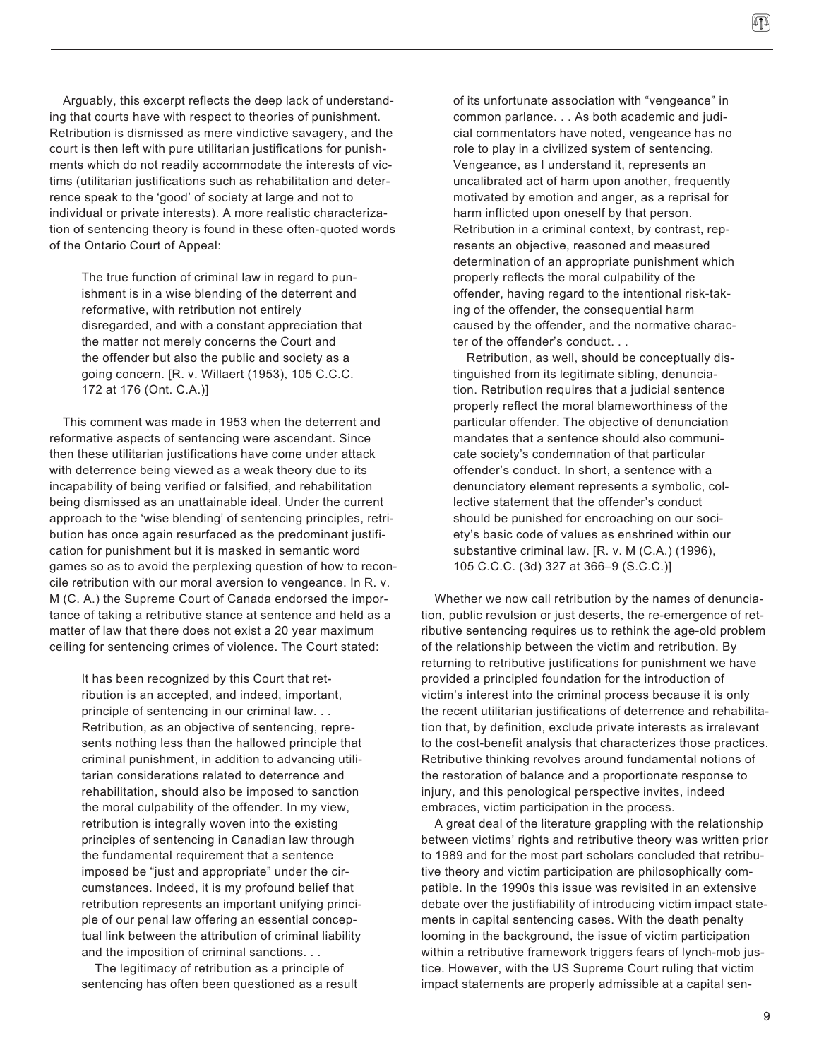Arguably, this excerpt reflects the deep lack of understanding that courts have with respect to theories of punishment. Retribution is dismissed as mere vindictive savagery, and the court is then left with pure utilitarian justifications for punishments which do not readily accommodate the interests of victims (utilitarian justifications such as rehabilitation and deterrence speak to the 'good' of society at large and not to individual or private interests). A more realistic characterization of sentencing theory is found in these often-quoted words of the Ontario Court of Appeal:

> The true function of criminal law in regard to punishment is in a wise blending of the deterrent and reformative, with retribution not entirely disregarded, and with a constant appreciation that the matter not merely concerns the Court and the offender but also the public and society as a going concern. [R. v. Willaert (1953), 105 C.C.C. 172 at 176 (Ont. C.A.)]

This comment was made in 1953 when the deterrent and reformative aspects of sentencing were ascendant. Since then these utilitarian justifications have come under attack with deterrence being viewed as a weak theory due to its incapability of being verified or falsified, and rehabilitation being dismissed as an unattainable ideal. Under the current approach to the 'wise blending' of sentencing principles, retribution has once again resurfaced as the predominant justification for punishment but it is masked in semantic word games so as to avoid the perplexing question of how to reconcile retribution with our moral aversion to vengeance. In R. v. M (C. A.) the Supreme Court of Canada endorsed the importance of taking a retributive stance at sentence and held as a matter of law that there does not exist a 20 year maximum ceiling for sentencing crimes of violence. The Court stated:

> It has been recognized by this Court that retribution is an accepted, and indeed, important, principle of sentencing in our criminal law. . . Retribution, as an objective of sentencing, represents nothing less than the hallowed principle that criminal punishment, in addition to advancing utilitarian considerations related to deterrence and rehabilitation, should also be imposed to sanction the moral culpability of the offender. In my view, retribution is integrally woven into the existing principles of sentencing in Canadian law through the fundamental requirement that a sentence imposed be "just and appropriate" under the circumstances. Indeed, it is my profound belief that retribution represents an important unifying principle of our penal law offering an essential conceptual link between the attribution of criminal liability and the imposition of criminal sanctions. . .
>
> The legitimacy of retribution as a principle of sentencing has often been questioned as a result of its unfortunate association with "vengeance" in common parlance. . . As both academic and judicial commentators have noted, vengeance has no role to play in a civilized system of sentencing. Vengeance, as I understand it, represents an uncalibrated act of harm upon another, frequently motivated by emotion and anger, as a reprisal for harm inflicted upon oneself by that person. Retribution in a criminal context, by contrast, represents an objective, reasoned and measured determination of an appropriate punishment which properly reflects the moral culpability of the offender, having regard to the intentional risk-taking of the offender, the consequential harm caused by the offender, and the normative character of the offender's conduct. . .
>
> Retribution, as well, should be conceptually distinguished from its legitimate sibling, denunciation. Retribution requires that a judicial sentence properly reflect the moral blameworthiness of the particular offender. The objective of denunciation mandates that a sentence should also communicate society's condemnation of that particular offender's conduct. In short, a sentence with a denunciatory element represents a symbolic, collective statement that the offender's conduct should be punished for encroaching on our society's basic code of values as enshrined within our substantive criminal law. [R. v. M (C.A.) (1996), 105 C.C.C. (3d) 327 at 366–9 (S.C.C.)]

Whether we now call retribution by the names of denunciation, public revulsion or just deserts, the re-emergence of retributive sentencing requires us to rethink the age-old problem of the relationship between the victim and retribution. By returning to retributive justifications for punishment we have provided a principled foundation for the introduction of victim's interest into the criminal process because it is only the recent utilitarian justifications of deterrence and rehabilitation that, by definition, exclude private interests as irrelevant to the cost-benefit analysis that characterizes those practices. Retributive thinking revolves around fundamental notions of the restoration of balance and a proportionate response to injury, and this penological perspective invites, indeed embraces, victim participation in the process.

A great deal of the literature grappling with the relationship between victims' rights and retributive theory was written prior to 1989 and for the most part scholars concluded that retributive theory and victim participation are philosophically compatible. In the 1990s this issue was revisited in an extensive debate over the justifiability of introducing victim impact statements in capital sentencing cases. With the death penalty looming in the background, the issue of victim participation within a retributive framework triggers fears of lynch-mob justice. However, with the US Supreme Court ruling that victim impact statements are properly admissible at a capital sen-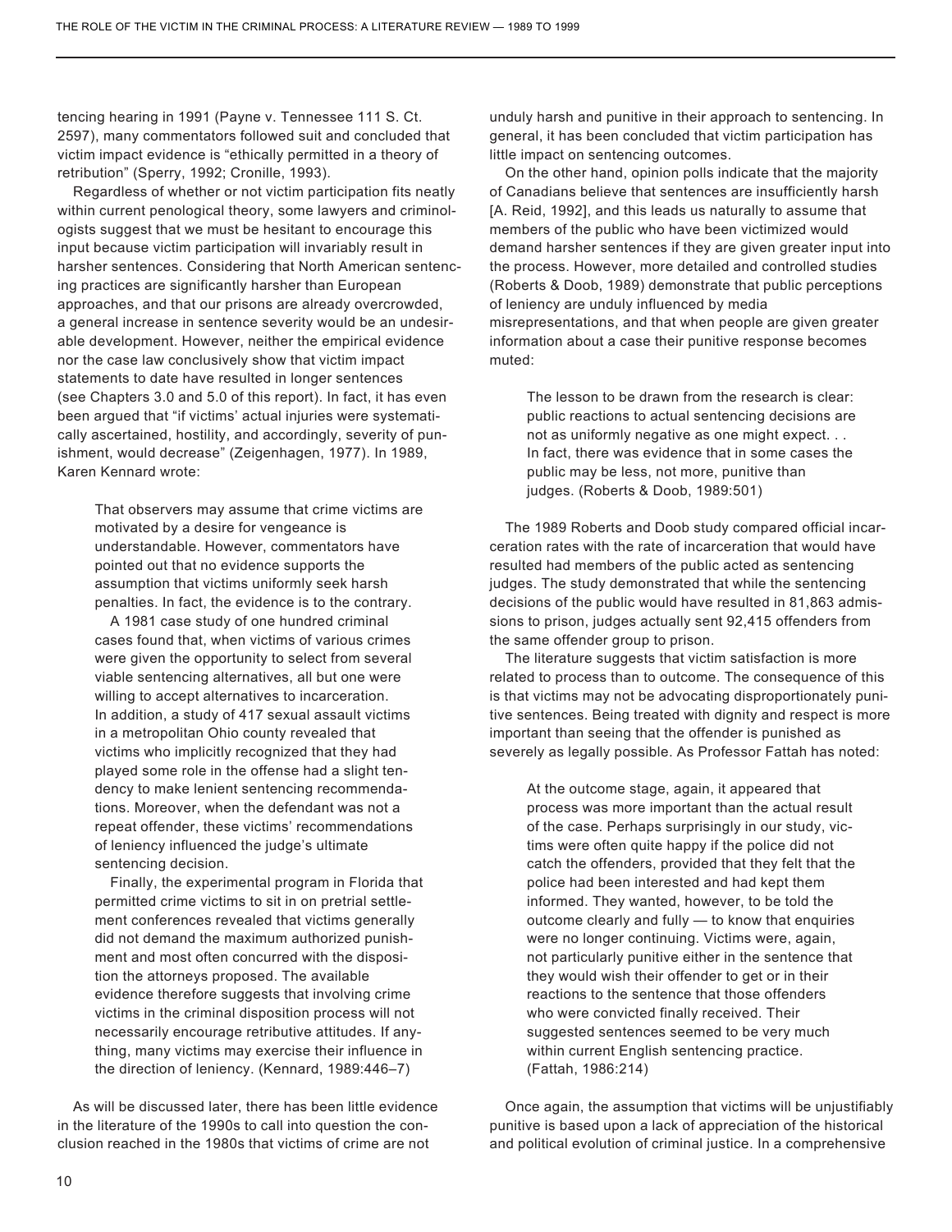tencing hearing in 1991 (Payne v. Tennessee 111 S. Ct. 2597), many commentators followed suit and concluded that victim impact evidence is "ethically permitted in a theory of retribution" (Sperry, 1992; Cronille, 1993).

Regardless of whether or not victim participation fits neatly within current penological theory, some lawyers and criminologists suggest that we must be hesitant to encourage this input because victim participation will invariably result in harsher sentences. Considering that North American sentencing practices are significantly harsher than European approaches, and that our prisons are already overcrowded, a general increase in sentence severity would be an undesirable development. However, neither the empirical evidence nor the case law conclusively show that victim impact statements to date have resulted in longer sentences (see Chapters 3.0 and 5.0 of this report). In fact, it has even been argued that "if victims' actual injuries were systematically ascertained, hostility, and accordingly, severity of punishment, would decrease" (Zeigenhagen, 1977). In 1989, Karen Kennard wrote:

> That observers may assume that crime victims are motivated by a desire for vengeance is understandable. However, commentators have pointed out that no evidence supports the assumption that victims uniformly seek harsh penalties. In fact, the evidence is to the contrary.
>
> A 1981 case study of one hundred criminal cases found that, when victims of various crimes were given the opportunity to select from several viable sentencing alternatives, all but one were willing to accept alternatives to incarceration. In addition, a study of 417 sexual assault victims in a metropolitan Ohio county revealed that victims who implicitly recognized that they had played some role in the offense had a slight tendency to make lenient sentencing recommendations. Moreover, when the defendant was not a repeat offender, these victims' recommendations of leniency influenced the judge's ultimate sentencing decision.
>
> Finally, the experimental program in Florida that permitted crime victims to sit in on pretrial settlement conferences revealed that victims generally did not demand the maximum authorized punishment and most often concurred with the disposition the attorneys proposed. The available evidence therefore suggests that involving crime victims in the criminal disposition process will not necessarily encourage retributive attitudes. If anything, many victims may exercise their influence in the direction of leniency. (Kennard, 1989:446–7)

As will be discussed later, there has been little evidence in the literature of the 1990s to call into question the conclusion reached in the 1980s that victims of crime are not unduly harsh and punitive in their approach to sentencing. In general, it has been concluded that victim participation has little impact on sentencing outcomes.

On the other hand, opinion polls indicate that the majority of Canadians believe that sentences are insufficiently harsh [A. Reid, 1992], and this leads us naturally to assume that members of the public who have been victimized would demand harsher sentences if they are given greater input into the process. However, more detailed and controlled studies (Roberts & Doob, 1989) demonstrate that public perceptions of leniency are unduly influenced by media misrepresentations, and that when people are given greater information about a case their punitive response becomes muted:

> The lesson to be drawn from the research is clear: public reactions to actual sentencing decisions are not as uniformly negative as one might expect. . . In fact, there was evidence that in some cases the public may be less, not more, punitive than judges. (Roberts & Doob, 1989:501)

The 1989 Roberts and Doob study compared official incarceration rates with the rate of incarceration that would have resulted had members of the public acted as sentencing judges. The study demonstrated that while the sentencing decisions of the public would have resulted in 81,863 admissions to prison, judges actually sent 92,415 offenders from the same offender group to prison.

The literature suggests that victim satisfaction is more related to process than to outcome. The consequence of this is that victims may not be advocating disproportionately punitive sentences. Being treated with dignity and respect is more important than seeing that the offender is punished as severely as legally possible. As Professor Fattah has noted:

> At the outcome stage, again, it appeared that process was more important than the actual result of the case. Perhaps surprisingly in our study, victims were often quite happy if the police did not catch the offenders, provided that they felt that the police had been interested and had kept them informed. They wanted, however, to be told the outcome clearly and fully — to know that enquiries were no longer continuing. Victims were, again, not particularly punitive either in the sentence that they would wish their offender to get or in their reactions to the sentence that those offenders who were convicted finally received. Their suggested sentences seemed to be very much within current English sentencing practice. (Fattah, 1986:214)

Once again, the assumption that victims will be unjustifiably punitive is based upon a lack of appreciation of the historical and political evolution of criminal justice. In a comprehensive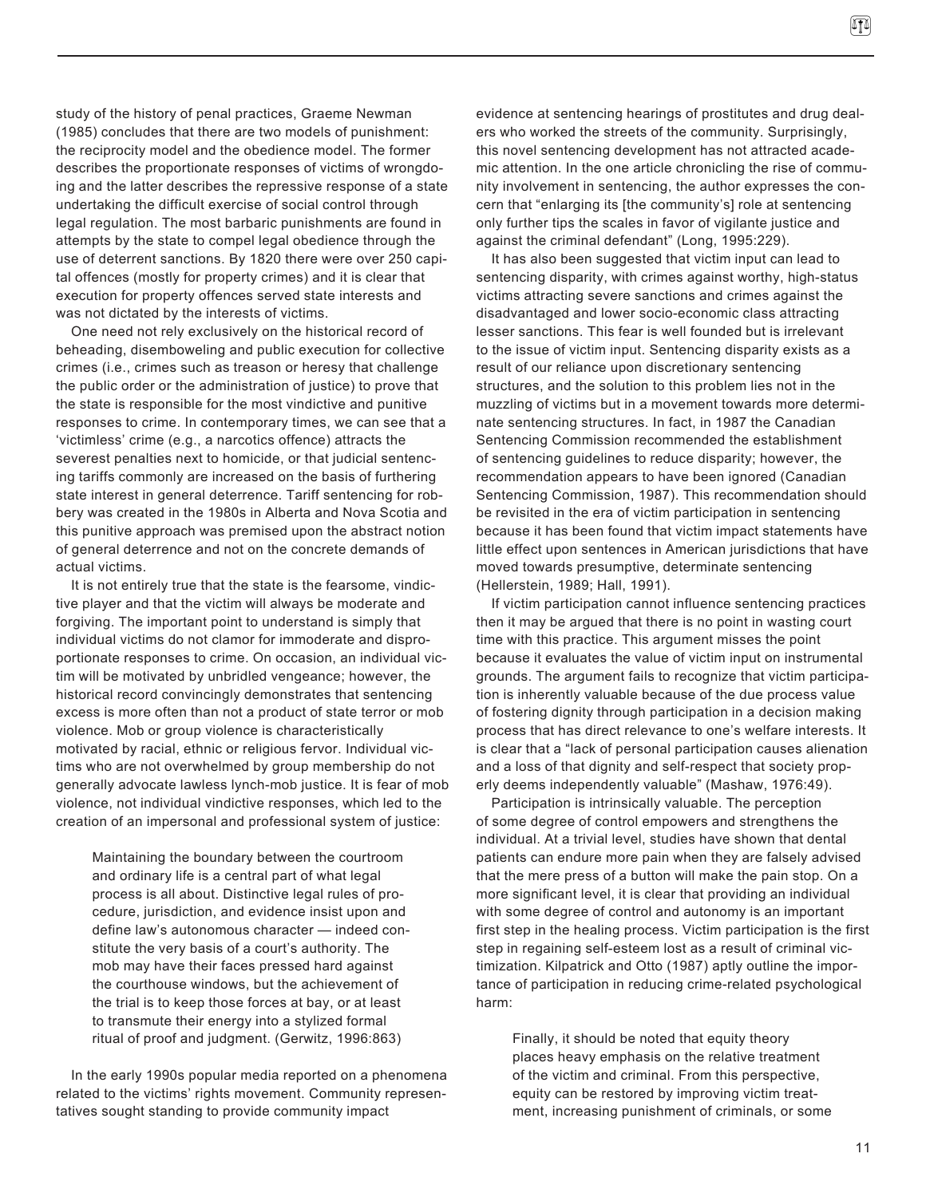study of the history of penal practices, Graeme Newman (1985) concludes that there are two models of punishment: the reciprocity model and the obedience model. The former describes the proportionate responses of victims of wrongdoing and the latter describes the repressive response of a state undertaking the difficult exercise of social control through legal regulation. The most barbaric punishments are found in attempts by the state to compel legal obedience through the use of deterrent sanctions. By 1820 there were over 250 capital offences (mostly for property crimes) and it is clear that execution for property offences served state interests and was not dictated by the interests of victims.

One need not rely exclusively on the historical record of beheading, disemboweling and public execution for collective crimes (i.e., crimes such as treason or heresy that challenge the public order or the administration of justice) to prove that the state is responsible for the most vindictive and punitive responses to crime. In contemporary times, we can see that a 'victimless' crime (e.g., a narcotics offence) attracts the severest penalties next to homicide, or that judicial sentencing tariffs commonly are increased on the basis of furthering state interest in general deterrence. Tariff sentencing for robbery was created in the 1980s in Alberta and Nova Scotia and this punitive approach was premised upon the abstract notion of general deterrence and not on the concrete demands of actual victims.

It is not entirely true that the state is the fearsome, vindictive player and that the victim will always be moderate and forgiving. The important point to understand is simply that individual victims do not clamor for immoderate and disproportionate responses to crime. On occasion, an individual victim will be motivated by unbridled vengeance; however, the historical record convincingly demonstrates that sentencing excess is more often than not a product of state terror or mob violence. Mob or group violence is characteristically motivated by racial, ethnic or religious fervor. Individual victims who are not overwhelmed by group membership do not generally advocate lawless lynch-mob justice. It is fear of mob violence, not individual vindictive responses, which led to the creation of an impersonal and professional system of justice:

> Maintaining the boundary between the courtroom and ordinary life is a central part of what legal process is all about. Distinctive legal rules of procedure, jurisdiction, and evidence insist upon and define law's autonomous character — indeed constitute the very basis of a court's authority. The mob may have their faces pressed hard against the courthouse windows, but the achievement of the trial is to keep those forces at bay, or at least to transmute their energy into a stylized formal ritual of proof and judgment. (Gerwitz, 1996:863)

In the early 1990s popular media reported on a phenomena related to the victims' rights movement. Community representatives sought standing to provide community impact evidence at sentencing hearings of prostitutes and drug dealers who worked the streets of the community. Surprisingly, this novel sentencing development has not attracted academic attention. In the one article chronicling the rise of community involvement in sentencing, the author expresses the concern that "enlarging its [the community's] role at sentencing only further tips the scales in favor of vigilante justice and against the criminal defendant" (Long, 1995:229).

It has also been suggested that victim input can lead to sentencing disparity, with crimes against worthy, high-status victims attracting severe sanctions and crimes against the disadvantaged and lower socio-economic class attracting lesser sanctions. This fear is well founded but is irrelevant to the issue of victim input. Sentencing disparity exists as a result of our reliance upon discretionary sentencing structures, and the solution to this problem lies not in the muzzling of victims but in a movement towards more determinate sentencing structures. In fact, in 1987 the Canadian Sentencing Commission recommended the establishment of sentencing guidelines to reduce disparity; however, the recommendation appears to have been ignored (Canadian Sentencing Commission, 1987). This recommendation should be revisited in the era of victim participation in sentencing because it has been found that victim impact statements have little effect upon sentences in American jurisdictions that have moved towards presumptive, determinate sentencing (Hellerstein, 1989; Hall, 1991).

If victim participation cannot influence sentencing practices then it may be argued that there is no point in wasting court time with this practice. This argument misses the point because it evaluates the value of victim input on instrumental grounds. The argument fails to recognize that victim participation is inherently valuable because of the due process value of fostering dignity through participation in a decision making process that has direct relevance to one's welfare interests. It is clear that a "lack of personal participation causes alienation and a loss of that dignity and self-respect that society properly deems independently valuable" (Mashaw, 1976:49).

Participation is intrinsically valuable. The perception of some degree of control empowers and strengthens the individual. At a trivial level, studies have shown that dental patients can endure more pain when they are falsely advised that the mere press of a button will make the pain stop. On a more significant level, it is clear that providing an individual with some degree of control and autonomy is an important first step in the healing process. Victim participation is the first step in regaining self-esteem lost as a result of criminal victimization. Kilpatrick and Otto (1987) aptly outline the importance of participation in reducing crime-related psychological harm:

> Finally, it should be noted that equity theory places heavy emphasis on the relative treatment of the victim and criminal. From this perspective, equity can be restored by improving victim treatment, increasing punishment of criminals, or some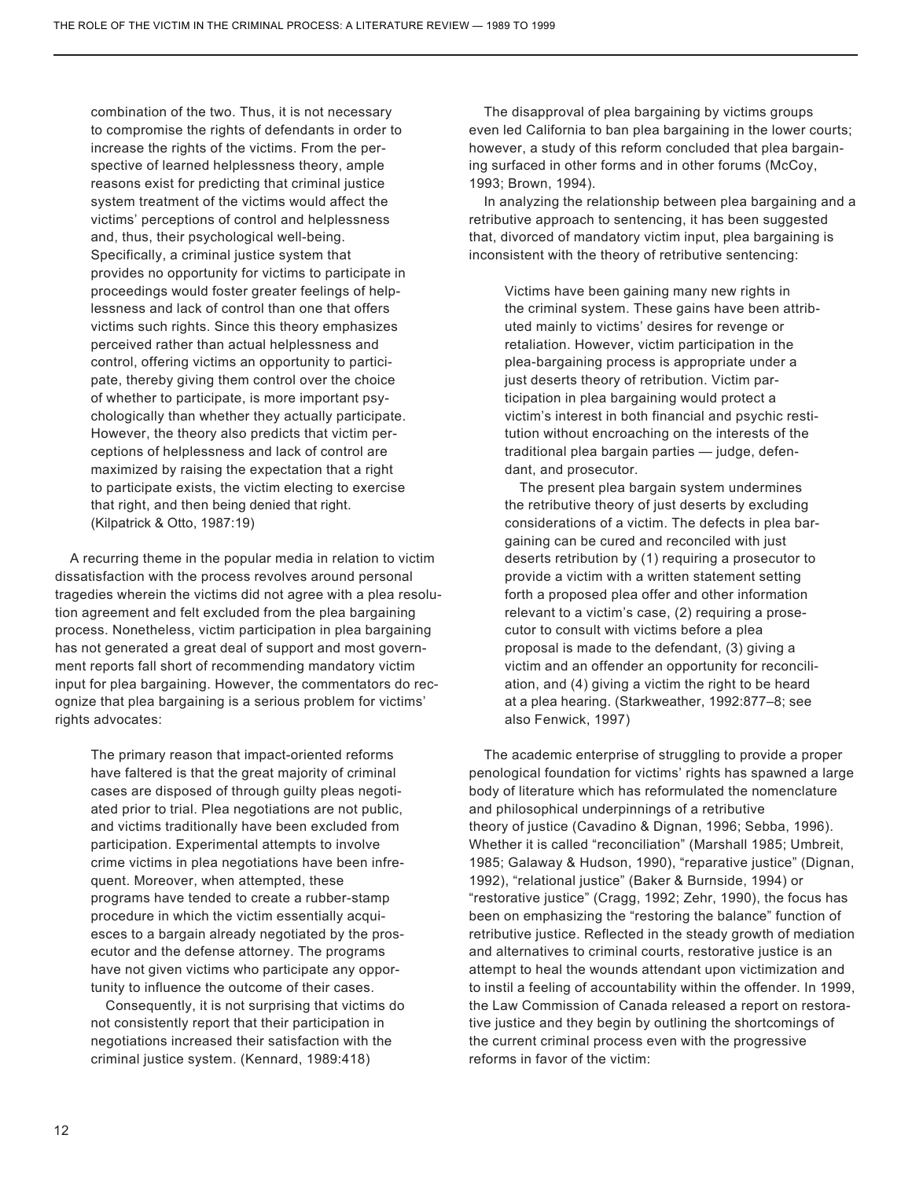combination of the two. Thus, it is not necessary to compromise the rights of defendants in order to increase the rights of the victims. From the perspective of learned helplessness theory, ample reasons exist for predicting that criminal justice system treatment of the victims would affect the victims' perceptions of control and helplessness and, thus, their psychological well-being. Specifically, a criminal justice system that provides no opportunity for victims to participate in proceedings would foster greater feelings of helplessness and lack of control than one that offers victims such rights. Since this theory emphasizes perceived rather than actual helplessness and control, offering victims an opportunity to participate, thereby giving them control over the choice of whether to participate, is more important psychologically than whether they actually participate. However, the theory also predicts that victim perceptions of helplessness and lack of control are maximized by raising the expectation that a right to participate exists, the victim electing to exercise that right, and then being denied that right. (Kilpatrick & Otto, 1987:19)

A recurring theme in the popular media in relation to victim dissatisfaction with the process revolves around personal tragedies wherein the victims did not agree with a plea resolution agreement and felt excluded from the plea bargaining process. Nonetheless, victim participation in plea bargaining has not generated a great deal of support and most government reports fall short of recommending mandatory victim input for plea bargaining. However, the commentators do recognize that plea bargaining is a serious problem for victims' rights advocates:

> The primary reason that impact-oriented reforms have faltered is that the great majority of criminal cases are disposed of through guilty pleas negotiated prior to trial. Plea negotiations are not public, and victims traditionally have been excluded from participation. Experimental attempts to involve crime victims in plea negotiations have been infrequent. Moreover, when attempted, these programs have tended to create a rubber-stamp procedure in which the victim essentially acquiesces to a bargain already negotiated by the prosecutor and the defense attorney. The programs have not given victims who participate any opportunity to influence the outcome of their cases.
>
> Consequently, it is not surprising that victims do not consistently report that their participation in negotiations increased their satisfaction with the criminal justice system. (Kennard, 1989:418)

The disapproval of plea bargaining by victims groups even led California to ban plea bargaining in the lower courts; however, a study of this reform concluded that plea bargaining surfaced in other forms and in other forums (McCoy, 1993; Brown, 1994).

In analyzing the relationship between plea bargaining and a retributive approach to sentencing, it has been suggested that, divorced of mandatory victim input, plea bargaining is inconsistent with the theory of retributive sentencing:

> Victims have been gaining many new rights in the criminal system. These gains have been attributed mainly to victims' desires for revenge or retaliation. However, victim participation in the plea-bargaining process is appropriate under a just deserts theory of retribution. Victim participation in plea bargaining would protect a victim's interest in both financial and psychic restitution without encroaching on the interests of the traditional plea bargain parties — judge, defendant, and prosecutor.
>
> The present plea bargain system undermines the retributive theory of just deserts by excluding considerations of a victim. The defects in plea bargaining can be cured and reconciled with just deserts retribution by (1) requiring a prosecutor to provide a victim with a written statement setting forth a proposed plea offer and other information relevant to a victim's case, (2) requiring a prosecutor to consult with victims before a plea proposal is made to the defendant, (3) giving a victim and an offender an opportunity for reconciliation, and (4) giving a victim the right to be heard at a plea hearing. (Starkweather, 1992:877–8; see also Fenwick, 1997)

The academic enterprise of struggling to provide a proper penological foundation for victims' rights has spawned a large body of literature which has reformulated the nomenclature and philosophical underpinnings of a retributive theory of justice (Cavadino & Dignan, 1996; Sebba, 1996). Whether it is called "reconciliation" (Marshall 1985; Umbreit, 1985; Galaway & Hudson, 1990), "reparative justice" (Dignan, 1992), "relational justice" (Baker & Burnside, 1994) or "restorative justice" (Cragg, 1992; Zehr, 1990), the focus has been on emphasizing the "restoring the balance" function of retributive justice. Reflected in the steady growth of mediation and alternatives to criminal courts, restorative justice is an attempt to heal the wounds attendant upon victimization and to instil a feeling of accountability within the offender. In 1999, the Law Commission of Canada released a report on restorative justice and they begin by outlining the shortcomings of the current criminal process even with the progressive reforms in favor of the victim: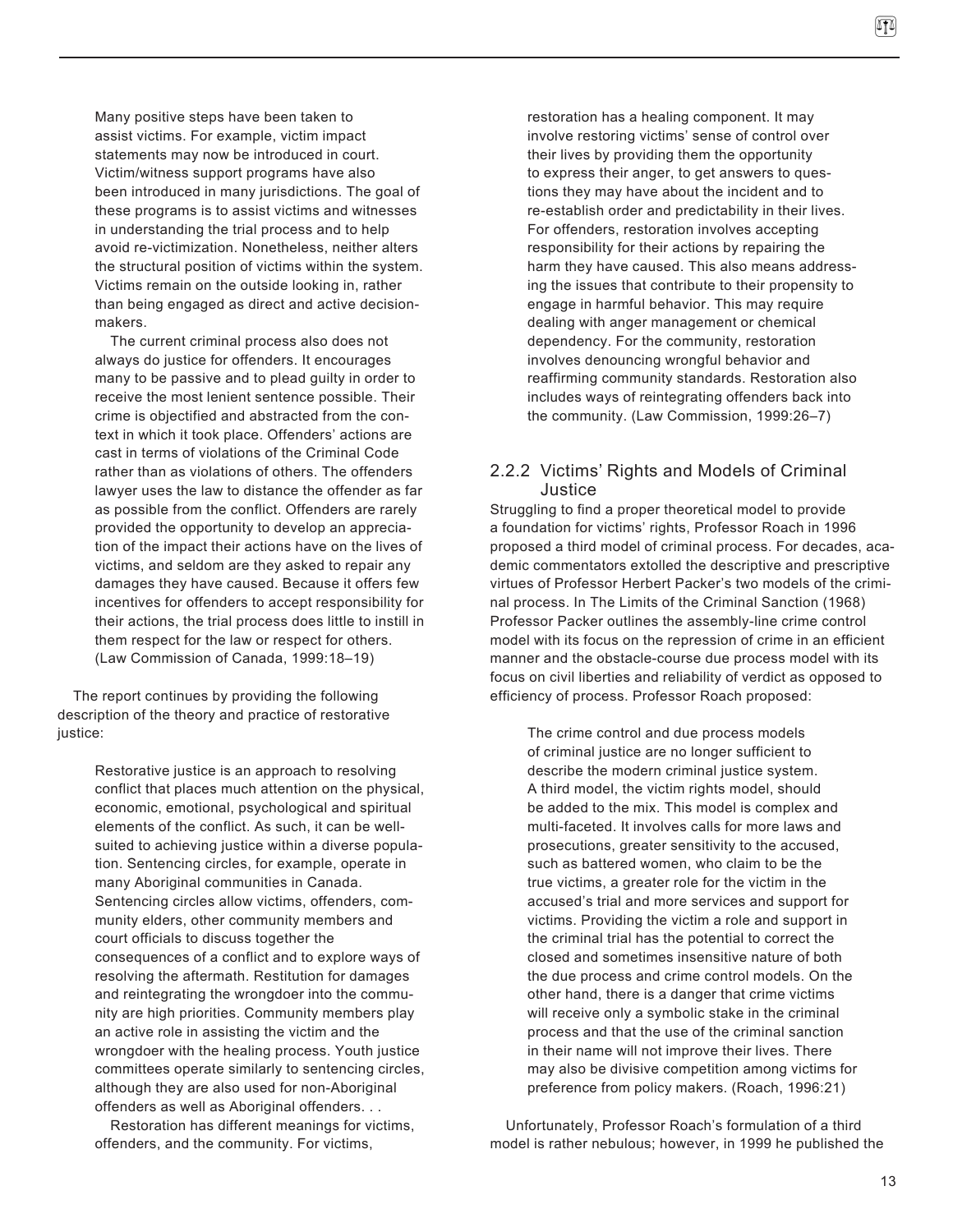> Many positive steps have been taken to assist victims. For example, victim impact statements may now be introduced in court. Victim/witness support programs have also been introduced in many jurisdictions. The goal of these programs is to assist victims and witnesses in understanding the trial process and to help avoid re-victimization. Nonetheless, neither alters the structural position of victims within the system. Victims remain on the outside looking in, rather than being engaged as direct and active decision-makers.
>
> The current criminal process also does not always do justice for offenders. It encourages many to be passive and to plead guilty in order to receive the most lenient sentence possible. Their crime is objectified and abstracted from the context in which it took place. Offenders' actions are cast in terms of violations of the Criminal Code rather than as violations of others. The offenders lawyer uses the law to distance the offender as far as possible from the conflict. Offenders are rarely provided the opportunity to develop an appreciation of the impact their actions have on the lives of victims, and seldom are they asked to repair any damages they have caused. Because it offers few incentives for offenders to accept responsibility for their actions, the trial process does little to instill in them respect for the law or respect for others. (Law Commission of Canada, 1999:18–19)

The report continues by providing the following description of the theory and practice of restorative justice:

> Restorative justice is an approach to resolving conflict that places much attention on the physical, economic, emotional, psychological and spiritual elements of the conflict. As such, it can be well-suited to achieving justice within a diverse population. Sentencing circles, for example, operate in many Aboriginal communities in Canada. Sentencing circles allow victims, offenders, community elders, other community members and court officials to discuss together the consequences of a conflict and to explore ways of resolving the aftermath. Restitution for damages and reintegrating the wrongdoer into the community are high priorities. Community members play an active role in assisting the victim and the wrongdoer with the healing process. Youth justice committees operate similarly to sentencing circles, although they are also used for non-Aboriginal offenders as well as Aboriginal offenders. . .
>
> Restoration has different meanings for victims, offenders, and the community. For victims, restoration has a healing component. It may involve restoring victims' sense of control over their lives by providing them the opportunity to express their anger, to get answers to questions they may have about the incident and to re-establish order and predictability in their lives. For offenders, restoration involves accepting responsibility for their actions by repairing the harm they have caused. This also means addressing the issues that contribute to their propensity to engage in harmful behavior. This may require dealing with anger management or chemical dependency. For the community, restoration involves denouncing wrongful behavior and reaffirming community standards. Restoration also includes ways of reintegrating offenders back into the community. (Law Commission, 1999:26–7)

### 2.2.2 Victims' Rights and Models of Criminal Justice

Struggling to find a proper theoretical model to provide a foundation for victims' rights, Professor Roach in 1996 proposed a third model of criminal process. For decades, academic commentators extolled the descriptive and prescriptive virtues of Professor Herbert Packer's two models of the criminal process. In The Limits of the Criminal Sanction (1968) Professor Packer outlines the assembly-line crime control model with its focus on the repression of crime in an efficient manner and the obstacle-course due process model with its focus on civil liberties and reliability of verdict as opposed to efficiency of process. Professor Roach proposed:

> The crime control and due process models of criminal justice are no longer sufficient to describe the modern criminal justice system. A third model, the victim rights model, should be added to the mix. This model is complex and multi-faceted. It involves calls for more laws and prosecutions, greater sensitivity to the accused, such as battered women, who claim to be the true victims, a greater role for the victim in the accused's trial and more services and support for victims. Providing the victim a role and support in the criminal trial has the potential to correct the closed and sometimes insensitive nature of both the due process and crime control models. On the other hand, there is a danger that crime victims will receive only a symbolic stake in the criminal process and that the use of the criminal sanction in their name will not improve their lives. There may also be divisive competition among victims for preference from policy makers. (Roach, 1996:21)

Unfortunately, Professor Roach's formulation of a third model is rather nebulous; however, in 1999 he published the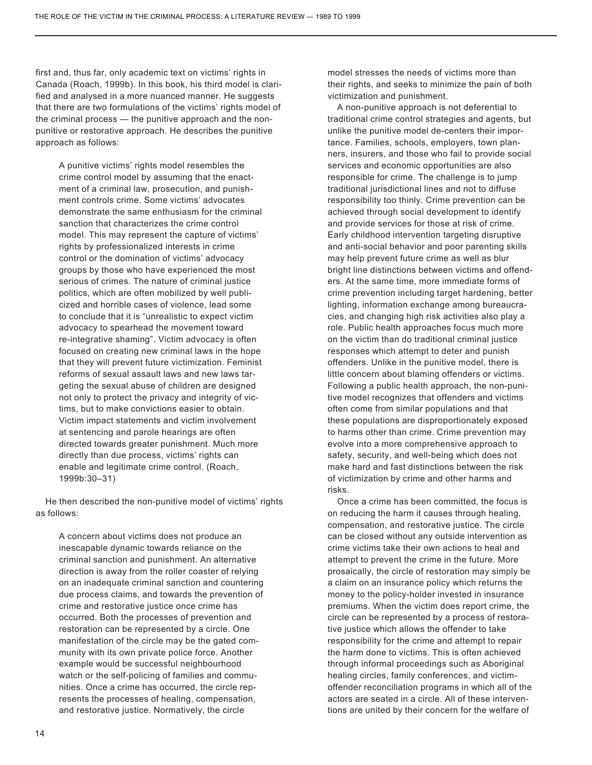first and, thus far, only academic text on victims' rights in Canada (Roach, 1999b). In this book, his third model is clarified and analysed in a more nuanced manner. He suggests that there are two formulations of the victims' rights model of the criminal process — the punitive approach and the non-punitive or restorative approach. He describes the punitive approach as follows:

> A punitive victims' rights model resembles the crime control model by assuming that the enactment of a criminal law, prosecution, and punishment controls crime. Some victims' advocates demonstrate the same enthusiasm for the criminal sanction that characterizes the crime control model. This may represent the capture of victims' rights by professionalized interests in crime control or the domination of victims' advocacy groups by those who have experienced the most serious of crimes. The nature of criminal justice politics, which are often mobilized by well publicized and horrible cases of violence, lead some to conclude that it is "unrealistic to expect victim advocacy to spearhead the movement toward re-integrative shaming". Victim advocacy is often focused on creating new criminal laws in the hope that they will prevent future victimization. Feminist reforms of sexual assault laws and new laws targeting the sexual abuse of children are designed not only to protect the privacy and integrity of victims, but to make convictions easier to obtain. Victim impact statements and victim involvement at sentencing and parole hearings are often directed towards greater punishment. Much more directly than due process, victims' rights can enable and legitimate crime control. (Roach, 1999b:30–31)

He then described the non-punitive model of victims' rights as follows:

> A concern about victims does not produce an inescapable dynamic towards reliance on the criminal sanction and punishment. An alternative direction is away from the roller coaster of relying on an inadequate criminal sanction and countering due process claims, and towards the prevention of crime and restorative justice once crime has occurred. Both the processes of prevention and restoration can be represented by a circle. One manifestation of the circle may be the gated community with its own private police force. Another example would be successful neighbourhood watch or the self-policing of families and communities. Once a crime has occurred, the circle represents the processes of healing, compensation, and restorative justice. Normatively, the circle model stresses the needs of victims more than their rights, and seeks to minimize the pain of both victimization and punishment.
>
> A non-punitive approach is not deferential to traditional crime control strategies and agents, but unlike the punitive model de-centers their importance. Families, schools, employers, town planners, insurers, and those who fail to provide social services and economic opportunities are also responsible for crime. The challenge is to jump traditional jurisdictional lines and not to diffuse responsibility too thinly. Crime prevention can be achieved through social development to identify and provide services for those at risk of crime. Early childhood intervention targeting disruptive and anti-social behavior and poor parenting skills may help prevent future crime as well as blur bright line distinctions between victims and offenders. At the same time, more immediate forms of crime prevention including target hardening, better lighting, information exchange among bureaucracies, and changing high risk activities also play a role. Public health approaches focus much more on the victim than do traditional criminal justice responses which attempt to deter and punish offenders. Unlike in the punitive model, there is little concern about blaming offenders or victims. Following a public health approach, the non-punitive model recognizes that offenders and victims often come from similar populations and that these populations are disproportionately exposed to harms other than crime. Crime prevention may evolve into a more comprehensive approach to safety, security, and well-being which does not make hard and fast distinctions between the risk of victimization by crime and other harms and risks.
>
> Once a crime has been committed, the focus is on reducing the harm it causes through healing, compensation, and restorative justice. The circle can be closed without any outside intervention as crime victims take their own actions to heal and attempt to prevent the crime in the future. More prosaically, the circle of restoration may simply be a claim on an insurance policy which returns the money to the policy-holder invested in insurance premiums. When the victim does report crime, the circle can be represented by a process of restorative justice which allows the offender to take responsibility for the crime and attempt to repair the harm done to victims. This is often achieved through informal proceedings such as Aboriginal healing circles, family conferences, and victim-offender reconciliation programs in which all of the actors are seated in a circle. All of these interventions are united by their concern for the welfare of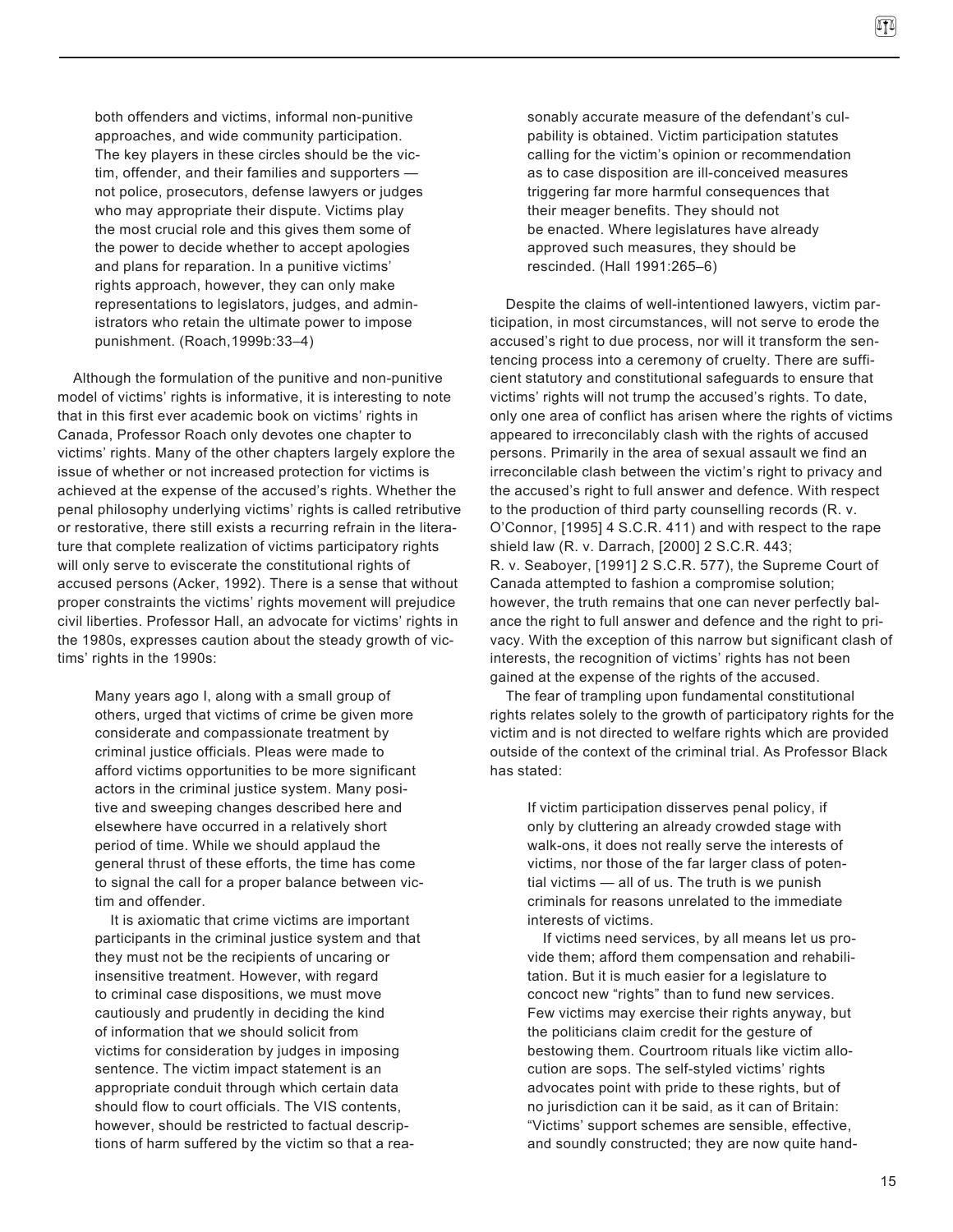both offenders and victims, informal non-punitive approaches, and wide community participation. The key players in these circles should be the victim, offender, and their families and supporters — not police, prosecutors, defense lawyers or judges who may appropriate their dispute. Victims play the most crucial role and this gives them some of the power to decide whether to accept apologies and plans for reparation. In a punitive victims' rights approach, however, they can only make representations to legislators, judges, and administrators who retain the ultimate power to impose punishment. (Roach,1999b:33–4)

Although the formulation of the punitive and non-punitive model of victims' rights is informative, it is interesting to note that in this first ever academic book on victims' rights in Canada, Professor Roach only devotes one chapter to victims' rights. Many of the other chapters largely explore the issue of whether or not increased protection for victims is achieved at the expense of the accused's rights. Whether the penal philosophy underlying victims' rights is called retributive or restorative, there still exists a recurring refrain in the literature that complete realization of victims participatory rights will only serve to eviscerate the constitutional rights of accused persons (Acker, 1992). There is a sense that without proper constraints the victims' rights movement will prejudice civil liberties. Professor Hall, an advocate for victims' rights in the 1980s, expresses caution about the steady growth of victims' rights in the 1990s:

> Many years ago I, along with a small group of others, urged that victims of crime be given more considerate and compassionate treatment by criminal justice officials. Pleas were made to afford victims opportunities to be more significant actors in the criminal justice system. Many positive and sweeping changes described here and elsewhere have occurred in a relatively short period of time. While we should applaud the general thrust of these efforts, the time has come to signal the call for a proper balance between victim and offender.
>
> It is axiomatic that crime victims are important participants in the criminal justice system and that they must not be the recipients of uncaring or insensitive treatment. However, with regard to criminal case dispositions, we must move cautiously and prudently in deciding the kind of information that we should solicit from victims for consideration by judges in imposing sentence. The victim impact statement is an appropriate conduit through which certain data should flow to court officials. The VIS contents, however, should be restricted to factual descriptions of harm suffered by the victim so that a reasonably accurate measure of the defendant's culpability is obtained. Victim participation statutes calling for the victim's opinion or recommendation as to case disposition are ill-conceived measures triggering far more harmful consequences that their meager benefits. They should not be enacted. Where legislatures have already approved such measures, they should be rescinded. (Hall 1991:265–6)

Despite the claims of well-intentioned lawyers, victim participation, in most circumstances, will not serve to erode the accused's right to due process, nor will it transform the sentencing process into a ceremony of cruelty. There are sufficient statutory and constitutional safeguards to ensure that victims' rights will not trump the accused's rights. To date, only one area of conflict has arisen where the rights of victims appeared to irreconcilably clash with the rights of accused persons. Primarily in the area of sexual assault we find an irreconcilable clash between the victim's right to privacy and the accused's right to full answer and defence. With respect to the production of third party counselling records (R. v. O'Connor, [1995] 4 S.C.R. 411) and with respect to the rape shield law (R. v. Darrach, [2000] 2 S.C.R. 443; R. v. Seaboyer, [1991] 2 S.C.R. 577), the Supreme Court of Canada attempted to fashion a compromise solution; however, the truth remains that one can never perfectly balance the right to full answer and defence and the right to privacy. With the exception of this narrow but significant clash of interests, the recognition of victims' rights has not been gained at the expense of the rights of the accused.

The fear of trampling upon fundamental constitutional rights relates solely to the growth of participatory rights for the victim and is not directed to welfare rights which are provided outside of the context of the criminal trial. As Professor Black has stated:

> If victim participation disserves penal policy, if only by cluttering an already crowded stage with walk-ons, it does not really serve the interests of victims, nor those of the far larger class of potential victims — all of us. The truth is we punish criminals for reasons unrelated to the immediate interests of victims.
>
> If victims need services, by all means let us provide them; afford them compensation and rehabilitation. But it is much easier for a legislature to concoct new "rights" than to fund new services. Few victims may exercise their rights anyway, but the politicians claim credit for the gesture of bestowing them. Courtroom rituals like victim allocution are sops. The self-styled victims' rights advocates point with pride to these rights, but of no jurisdiction can it be said, as it can of Britain: "Victims' support schemes are sensible, effective, and soundly constructed; they are now quite hand-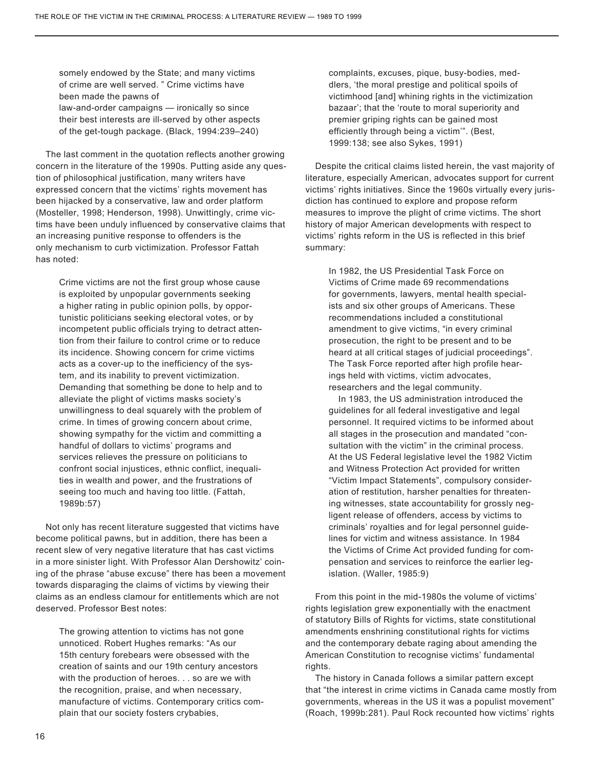somely endowed by the State; and many victims of crime are well served. " Crime victims have been made the pawns of law-and-order campaigns — ironically so since their best interests are ill-served by other aspects of the get-tough package. (Black, 1994:239–240)

The last comment in the quotation reflects another growing concern in the literature of the 1990s. Putting aside any question of philosophical justification, many writers have expressed concern that the victims' rights movement has been hijacked by a conservative, law and order platform (Mosteller, 1998; Henderson, 1998). Unwittingly, crime victims have been unduly influenced by conservative claims that an increasing punitive response to offenders is the only mechanism to curb victimization. Professor Fattah has noted:

> Crime victims are not the first group whose cause is exploited by unpopular governments seeking a higher rating in public opinion polls, by opportunistic politicians seeking electoral votes, or by incompetent public officials trying to detract attention from their failure to control crime or to reduce its incidence. Showing concern for crime victims acts as a cover-up to the inefficiency of the system, and its inability to prevent victimization. Demanding that something be done to help and to alleviate the plight of victims masks society's unwillingness to deal squarely with the problem of crime. In times of growing concern about crime, showing sympathy for the victim and committing a handful of dollars to victims' programs and services relieves the pressure on politicians to confront social injustices, ethnic conflict, inequalities in wealth and power, and the frustrations of seeing too much and having too little. (Fattah, 1989b:57)

Not only has recent literature suggested that victims have become political pawns, but in addition, there has been a recent slew of very negative literature that has cast victims in a more sinister light. With Professor Alan Dershowitz' coining of the phrase "abuse excuse" there has been a movement towards disparaging the claims of victims by viewing their claims as an endless clamour for entitlements which are not deserved. Professor Best notes:

> The growing attention to victims has not gone unnoticed. Robert Hughes remarks: "As our 15th century forebears were obsessed with the creation of saints and our 19th century ancestors with the production of heroes. . . so are we with the recognition, praise, and when necessary, manufacture of victims. Contemporary critics complain that our society fosters crybabies, complaints, excuses, pique, busy-bodies, meddlers, 'the moral prestige and political spoils of victimhood [and] whining rights in the victimization bazaar'; that the 'route to moral superiority and premier griping rights can be gained most efficiently through being a victim'". (Best, 1999:138; see also Sykes, 1991)

Despite the critical claims listed herein, the vast majority of literature, especially American, advocates support for current victims' rights initiatives. Since the 1960s virtually every jurisdiction has continued to explore and propose reform measures to improve the plight of crime victims. The short history of major American developments with respect to victims' rights reform in the US is reflected in this brief summary:

> In 1982, the US Presidential Task Force on Victims of Crime made 69 recommendations for governments, lawyers, mental health specialists and six other groups of Americans. These recommendations included a constitutional amendment to give victims, "in every criminal prosecution, the right to be present and to be heard at all critical stages of judicial proceedings". The Task Force reported after high profile hearings held with victims, victim advocates, researchers and the legal community.
>
> In 1983, the US administration introduced the guidelines for all federal investigative and legal personnel. It required victims to be informed about all stages in the prosecution and mandated "consultation with the victim" in the criminal process. At the US Federal legislative level the 1982 Victim and Witness Protection Act provided for written "Victim Impact Statements", compulsory consideration of restitution, harsher penalties for threatening witnesses, state accountability for grossly negligent release of offenders, access by victims to criminals' royalties and for legal personnel guidelines for victim and witness assistance. In 1984 the Victims of Crime Act provided funding for compensation and services to reinforce the earlier legislation. (Waller, 1985:9)

From this point in the mid-1980s the volume of victims' rights legislation grew exponentially with the enactment of statutory Bills of Rights for victims, state constitutional amendments enshrining constitutional rights for victims and the contemporary debate raging about amending the American Constitution to recognise victims' fundamental rights.

The history in Canada follows a similar pattern except that "the interest in crime victims in Canada came mostly from governments, whereas in the US it was a populist movement" (Roach, 1999b:281). Paul Rock recounted how victims' rights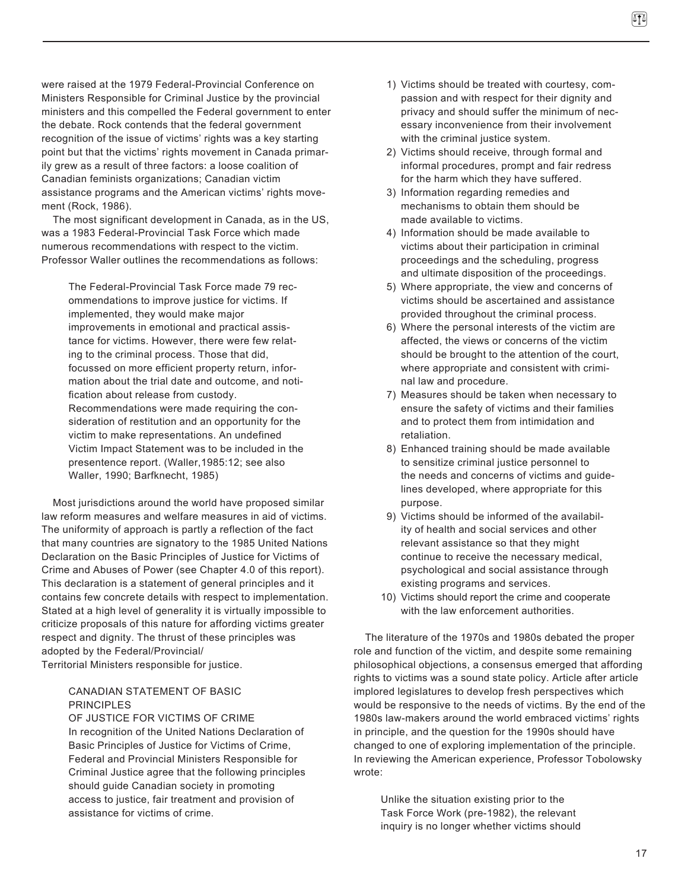were raised at the 1979 Federal-Provincial Conference on Ministers Responsible for Criminal Justice by the provincial ministers and this compelled the Federal government to enter the debate. Rock contends that the federal government recognition of the issue of victims' rights was a key starting point but that the victims' rights movement in Canada primarily grew as a result of three factors: a loose coalition of Canadian feminists organizations; Canadian victim assistance programs and the American victims' rights movement (Rock, 1986).

The most significant development in Canada, as in the US, was a 1983 Federal-Provincial Task Force which made numerous recommendations with respect to the victim. Professor Waller outlines the recommendations as follows:

> The Federal-Provincial Task Force made 79 recommendations to improve justice for victims. If implemented, they would make major improvements in emotional and practical assistance for victims. However, there were few relating to the criminal process. Those that did, focussed on more efficient property return, information about the trial date and outcome, and notification about release from custody. Recommendations were made requiring the consideration of restitution and an opportunity for the victim to make representations. An undefined Victim Impact Statement was to be included in the presentence report. (Waller,1985:12; see also Waller, 1990; Barfknecht, 1985)

Most jurisdictions around the world have proposed similar law reform measures and welfare measures in aid of victims. The uniformity of approach is partly a reflection of the fact that many countries are signatory to the 1985 United Nations Declaration on the Basic Principles of Justice for Victims of Crime and Abuses of Power (see Chapter 4.0 of this report). This declaration is a statement of general principles and it contains few concrete details with respect to implementation. Stated at a high level of generality it is virtually impossible to criticize proposals of this nature for affording victims greater respect and dignity. The thrust of these principles was adopted by the Federal/Provincial/Territorial Ministers responsible for justice.

> CANADIAN STATEMENT OF BASIC PRINCIPLES
> OF JUSTICE FOR VICTIMS OF CRIME
>
> In recognition of the United Nations Declaration of Basic Principles of Justice for Victims of Crime, Federal and Provincial Ministers Responsible for Criminal Justice agree that the following principles should guide Canadian society in promoting access to justice, fair treatment and provision of assistance for victims of crime.
>
> 1) Victims should be treated with courtesy, compassion and with respect for their dignity and privacy and should suffer the minimum of necessary inconvenience from their involvement with the criminal justice system.
> 2) Victims should receive, through formal and informal procedures, prompt and fair redress for the harm which they have suffered.
> 3) Information regarding remedies and mechanisms to obtain them should be made available to victims.
> 4) Information should be made available to victims about their participation in criminal proceedings and the scheduling, progress and ultimate disposition of the proceedings.
> 5) Where appropriate, the view and concerns of victims should be ascertained and assistance provided throughout the criminal process.
> 6) Where the personal interests of the victim are affected, the views or concerns of the victim should be brought to the attention of the court, where appropriate and consistent with criminal law and procedure.
> 7) Measures should be taken when necessary to ensure the safety of victims and their families and to protect them from intimidation and retaliation.
> 8) Enhanced training should be made available to sensitize criminal justice personnel to the needs and concerns of victims and guidelines developed, where appropriate for this purpose.
> 9) Victims should be informed of the availability of health and social services and other relevant assistance so that they might continue to receive the necessary medical, psychological and social assistance through existing programs and services.
> 10) Victims should report the crime and cooperate with the law enforcement authorities.

The literature of the 1970s and 1980s debated the proper role and function of the victim, and despite some remaining philosophical objections, a consensus emerged that affording rights to victims was a sound state policy. Article after article implored legislatures to develop fresh perspectives which would be responsive to the needs of victims. By the end of the 1980s law-makers around the world embraced victims' rights in principle, and the question for the 1990s should have changed to one of exploring implementation of the principle. In reviewing the American experience, Professor Tobolowsky wrote:

> Unlike the situation existing prior to the Task Force Work (pre-1982), the relevant inquiry is no longer whether victims should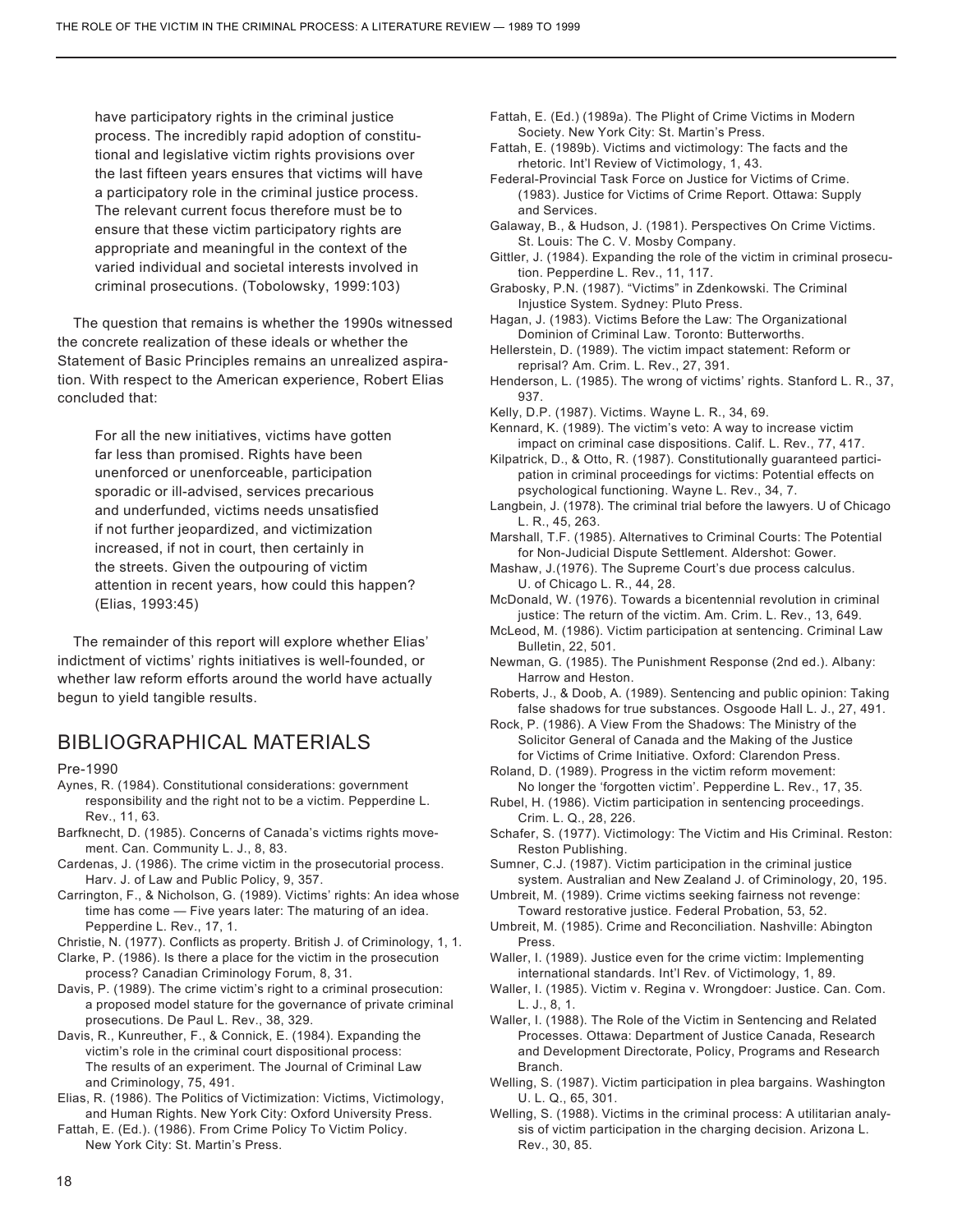> have participatory rights in the criminal justice process. The incredibly rapid adoption of constitutional and legislative victim rights provisions over the last fifteen years ensures that victims will have a participatory role in the criminal justice process. The relevant current focus therefore must be to ensure that these victim participatory rights are appropriate and meaningful in the context of the varied individual and societal interests involved in criminal prosecutions. (Tobolowsky, 1999:103)

The question that remains is whether the 1990s witnessed the concrete realization of these ideals or whether the Statement of Basic Principles remains an unrealized aspiration. With respect to the American experience, Robert Elias concluded that:

> For all the new initiatives, victims have gotten far less than promised. Rights have been unenforced or unenforceable, participation sporadic or ill-advised, services precarious and underfunded, victims needs unsatisfied if not further jeopardized, and victimization increased, if not in court, then certainly in the streets. Given the outpouring of victim attention in recent years, how could this happen? (Elias, 1993:45)

The remainder of this report will explore whether Elias' indictment of victims' rights initiatives is well-founded, or whether law reform efforts around the world have actually begun to yield tangible results.

## BIBLIOGRAPHICAL MATERIALS

### Pre-1990

Aynes, R. (1984). Constitutional considerations: government responsibility and the right not to be a victim. Pepperdine L. Rev., 11, 63.

Barfknecht, D. (1985). Concerns of Canada's victims rights movement. Can. Community L. J., 8, 83.

Cardenas, J. (1986). The crime victim in the prosecutorial process. Harv. J. of Law and Public Policy, 9, 357.

Carrington, F., & Nicholson, G. (1989). Victims' rights: An idea whose time has come — Five years later: The maturing of an idea. Pepperdine L. Rev., 17, 1.

Christie, N. (1977). Conflicts as property. British J. of Criminology, 1, 1.

Clarke, P. (1986). Is there a place for the victim in the prosecution process? Canadian Criminology Forum, 8, 31.

Davis, P. (1989). The crime victim's right to a criminal prosecution: a proposed model stature for the governance of private criminal prosecutions. De Paul L. Rev., 38, 329.

Davis, R., Kunreuther, F., & Connick, E. (1984). Expanding the victim's role in the criminal court dispositional process: The results of an experiment. The Journal of Criminal Law and Criminology, 75, 491.

Elias, R. (1986). The Politics of Victimization: Victims, Victimology, and Human Rights. New York City: Oxford University Press.

Fattah, E. (Ed.). (1986). From Crime Policy To Victim Policy. New York City: St. Martin's Press.

Fattah, E. (Ed.) (1989a). The Plight of Crime Victims in Modern Society. New York City: St. Martin's Press.

Fattah, E. (1989b). Victims and victimology: The facts and the rhetoric. Int'l Review of Victimology, 1, 43.

Federal-Provincial Task Force on Justice for Victims of Crime. (1983). Justice for Victims of Crime Report. Ottawa: Supply and Services.

Galaway, B., & Hudson, J. (1981). Perspectives On Crime Victims. St. Louis: The C. V. Mosby Company.

Gittler, J. (1984). Expanding the role of the victim in criminal prosecution. Pepperdine L. Rev., 11, 117.

Grabosky, P.N. (1987). "Victims" in Zdenkowski. The Criminal Injustice System. Sydney: Pluto Press.

Hagan, J. (1983). Victims Before the Law: The Organizational Dominion of Criminal Law. Toronto: Butterworths.

Hellerstein, D. (1989). The victim impact statement: Reform or reprisal? Am. Crim. L. Rev., 27, 391.

Henderson, L. (1985). The wrong of victims' rights. Stanford L. R., 37, 937.

Kelly, D.P. (1987). Victims. Wayne L. R., 34, 69.

Kennard, K. (1989). The victim's veto: A way to increase victim impact on criminal case dispositions. Calif. L. Rev., 77, 417.

Kilpatrick, D., & Otto, R. (1987). Constitutionally guaranteed participation in criminal proceedings for victims: Potential effects on psychological functioning. Wayne L. Rev., 34, 7.

Langbein, J. (1978). The criminal trial before the lawyers. U of Chicago L. R., 45, 263.

Marshall, T.F. (1985). Alternatives to Criminal Courts: The Potential for Non-Judicial Dispute Settlement. Aldershot: Gower.

Mashaw, J.(1976). The Supreme Court's due process calculus. U. of Chicago L. R., 44, 28.

McDonald, W. (1976). Towards a bicentennial revolution in criminal justice: The return of the victim. Am. Crim. L. Rev., 13, 649.

McLeod, M. (1986). Victim participation at sentencing. Criminal Law Bulletin, 22, 501.

Newman, G. (1985). The Punishment Response (2nd ed.). Albany: Harrow and Heston.

Roberts, J., & Doob, A. (1989). Sentencing and public opinion: Taking false shadows for true substances. Osgoode Hall L. J., 27, 491.

Rock, P. (1986). A View From the Shadows: The Ministry of the Solicitor General of Canada and the Making of the Justice for Victims of Crime Initiative. Oxford: Clarendon Press.

Roland, D. (1989). Progress in the victim reform movement: No longer the 'forgotten victim'. Pepperdine L. Rev., 17, 35.

Rubel, H. (1986). Victim participation in sentencing proceedings. Crim. L. Q., 28, 226.

Schafer, S. (1977). Victimology: The Victim and His Criminal. Reston: Reston Publishing.

Sumner, C.J. (1987). Victim participation in the criminal justice system. Australian and New Zealand J. of Criminology, 20, 195.

Umbreit, M. (1989). Crime victims seeking fairness not revenge: Toward restorative justice. Federal Probation, 53, 52.

Umbreit, M. (1985). Crime and Reconciliation. Nashville: Abington Press.

Waller, I. (1989). Justice even for the crime victim: Implementing international standards. Int'l Rev. of Victimology, 1, 89.

Waller, I. (1985). Victim v. Regina v. Wrongdoer: Justice. Can. Com. L. J., 8, 1.

Waller, I. (1988). The Role of the Victim in Sentencing and Related Processes. Ottawa: Department of Justice Canada, Research and Development Directorate, Policy, Programs and Research Branch.

Welling, S. (1987). Victim participation in plea bargains. Washington U. L. Q., 65, 301.

Welling, S. (1988). Victims in the criminal process: A utilitarian analysis of victim participation in the charging decision. Arizona L. Rev., 30, 85.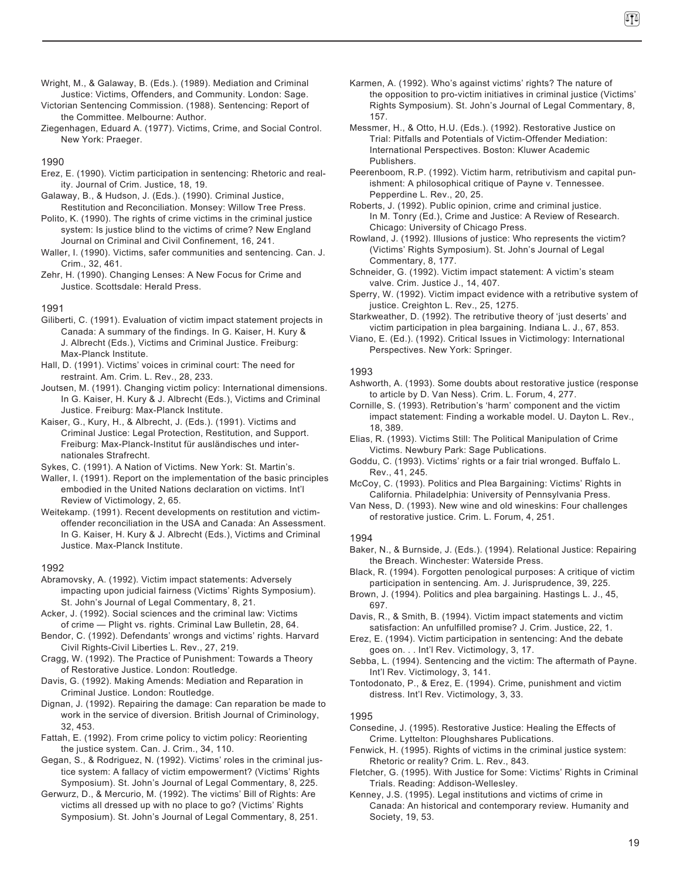Wright, M., & Galaway, B. (Eds.). (1989). Mediation and Criminal Justice: Victims, Offenders, and Community. London: Sage.

Victorian Sentencing Commission. (1988). Sentencing: Report of the Committee. Melbourne: Author.

Ziegenhagen, Eduard A. (1977). Victims, Crime, and Social Control. New York: Praeger.

### 1990

Erez, E. (1990). Victim participation in sentencing: Rhetoric and reality. Journal of Crim. Justice, 18, 19.

Galaway, B., & Hudson, J. (Eds.). (1990). Criminal Justice, Restitution and Reconciliation. Monsey: Willow Tree Press.

Polito, K. (1990). The rights of crime victims in the criminal justice system: Is justice blind to the victims of crime? New England Journal on Criminal and Civil Confinement, 16, 241.

Waller, I. (1990). Victims, safer communities and sentencing. Can. J. Crim., 32, 461.

Zehr, H. (1990). Changing Lenses: A New Focus for Crime and Justice. Scottsdale: Herald Press.

### 1991

Giliberti, C. (1991). Evaluation of victim impact statement projects in Canada: A summary of the findings. In G. Kaiser, H. Kury & J. Albrecht (Eds.), Victims and Criminal Justice. Freiburg: Max-Planck Institute.

Hall, D. (1991). Victims' voices in criminal court: The need for restraint. Am. Crim. L. Rev., 28, 233.

Joutsen, M. (1991). Changing victim policy: International dimensions. In G. Kaiser, H. Kury & J. Albrecht (Eds.), Victims and Criminal Justice. Freiburg: Max-Planck Institute.

Kaiser, G., Kury, H., & Albrecht, J. (Eds.). (1991). Victims and Criminal Justice: Legal Protection, Restitution, and Support. Freiburg: Max-Planck-Institut für ausländisches und internationales Strafrecht.

Sykes, C. (1991). A Nation of Victims. New York: St. Martin's.

Waller, I. (1991). Report on the implementation of the basic principles embodied in the United Nations declaration on victims. Int'l Review of Victimology, 2, 65.

Weitekamp. (1991). Recent developments on restitution and victim-offender reconciliation in the USA and Canada: An Assessment. In G. Kaiser, H. Kury & J. Albrecht (Eds.), Victims and Criminal Justice. Max-Planck Institute.

### 1992

Abramovsky, A. (1992). Victim impact statements: Adversely impacting upon judicial fairness (Victims' Rights Symposium). St. John's Journal of Legal Commentary, 8, 21.

Acker, J. (1992). Social sciences and the criminal law: Victims of crime — Plight vs. rights. Criminal Law Bulletin, 28, 64.

Bendor, C. (1992). Defendants' wrongs and victims' rights. Harvard Civil Rights-Civil Liberties L. Rev., 27, 219.

Cragg, W. (1992). The Practice of Punishment: Towards a Theory of Restorative Justice. London: Routledge.

Davis, G. (1992). Making Amends: Mediation and Reparation in Criminal Justice. London: Routledge.

Dignan, J. (1992). Repairing the damage: Can reparation be made to work in the service of diversion. British Journal of Criminology, 32, 453.

Fattah, E. (1992). From crime policy to victim policy: Reorienting the justice system. Can. J. Crim., 34, 110.

Gegan, S., & Rodriguez, N. (1992). Victims' roles in the criminal justice system: A fallacy of victim empowerment? (Victims' Rights Symposium). St. John's Journal of Legal Commentary, 8, 225.

Gerwurz, D., & Mercurio, M. (1992). The victims' Bill of Rights: Are victims all dressed up with no place to go? (Victims' Rights Symposium). St. John's Journal of Legal Commentary, 8, 251.

Karmen, A. (1992). Who's against victims' rights? The nature of the opposition to pro-victim initiatives in criminal justice (Victims' Rights Symposium). St. John's Journal of Legal Commentary, 8, 157.

Messmer, H., & Otto, H.U. (Eds.). (1992). Restorative Justice on Trial: Pitfalls and Potentials of Victim-Offender Mediation: International Perspectives. Boston: Kluwer Academic Publishers.

Peerenboom, R.P. (1992). Victim harm, retributivism and capital punishment: A philosophical critique of Payne v. Tennessee. Pepperdine L. Rev., 20, 25.

Roberts, J. (1992). Public opinion, crime and criminal justice. In M. Tonry (Ed.), Crime and Justice: A Review of Research. Chicago: University of Chicago Press.

Rowland, J. (1992). Illusions of justice: Who represents the victim? (Victims' Rights Symposium). St. John's Journal of Legal Commentary, 8, 177.

Schneider, G. (1992). Victim impact statement: A victim's steam valve. Crim. Justice J., 14, 407.

Sperry, W. (1992). Victim impact evidence with a retributive system of justice. Creighton L. Rev., 25, 1275.

Starkweather, D. (1992). The retributive theory of 'just deserts' and victim participation in plea bargaining. Indiana L. J., 67, 853.

Viano, E. (Ed.). (1992). Critical Issues in Victimology: International Perspectives. New York: Springer.

### 1993

Ashworth, A. (1993). Some doubts about restorative justice (response to article by D. Van Ness). Crim. L. Forum, 4, 277.

Cornille, S. (1993). Retribution's 'harm' component and the victim impact statement: Finding a workable model. U. Dayton L. Rev., 18, 389.

Elias, R. (1993). Victims Still: The Political Manipulation of Crime Victims. Newbury Park: Sage Publications.

Goddu, C. (1993). Victims' rights or a fair trial wronged. Buffalo L. Rev., 41, 245.

McCoy, C. (1993). Politics and Plea Bargaining: Victims' Rights in California. Philadelphia: University of Pennsylvania Press.

Van Ness, D. (1993). New wine and old wineskins: Four challenges of restorative justice. Crim. L. Forum, 4, 251.

### 1994

Baker, N., & Burnside, J. (Eds.). (1994). Relational Justice: Repairing the Breach. Winchester: Waterside Press.

Black, R. (1994). Forgotten penological purposes: A critique of victim participation in sentencing. Am. J. Jurisprudence, 39, 225.

Brown, J. (1994). Politics and plea bargaining. Hastings L. J., 45, 697.

Davis, R., & Smith, B. (1994). Victim impact statements and victim satisfaction: An unfulfilled promise? J. Crim. Justice, 22, 1.

Erez, E. (1994). Victim participation in sentencing: And the debate goes on. . . Int'l Rev. Victimology, 3, 17.

Sebba, L. (1994). Sentencing and the victim: The aftermath of Payne. Int'l Rev. Victimology, 3, 141.

Tontodonato, P., & Erez, E. (1994). Crime, punishment and victim distress. Int'l Rev. Victimology, 3, 33.

### 1995

Consedine, J. (1995). Restorative Justice: Healing the Effects of Crime. Lyttelton: Ploughshares Publications.

Fenwick, H. (1995). Rights of victims in the criminal justice system: Rhetoric or reality? Crim. L. Rev., 843.

Fletcher, G. (1995). With Justice for Some: Victims' Rights in Criminal Trials. Reading: Addison-Wellesley.

Kenney, J.S. (1995). Legal institutions and victims of crime in Canada: An historical and contemporary review. Humanity and Society, 19, 53.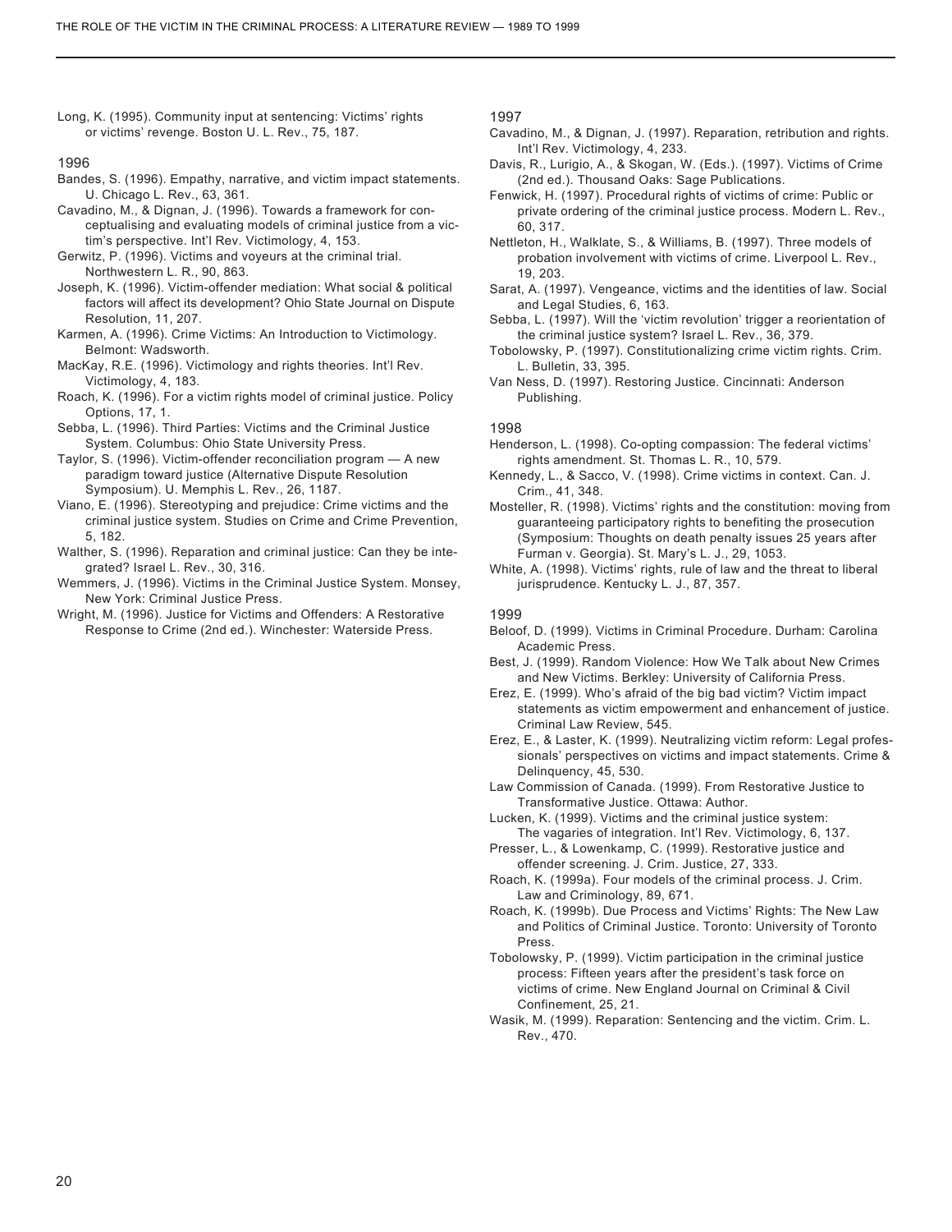Long, K. (1995). Community input at sentencing: Victims' rights or victims' revenge. Boston U. L. Rev., 75, 187.

1996

Bandes, S. (1996). Empathy, narrative, and victim impact statements. U. Chicago L. Rev., 63, 361.

Cavadino, M., & Dignan, J. (1996). Towards a framework for conceptualising and evaluating models of criminal justice from a victim's perspective. Int'l Rev. Victimology, 4, 153.

Gerwitz, P. (1996). Victims and voyeurs at the criminal trial. Northwestern L. R., 90, 863.

Joseph, K. (1996). Victim-offender mediation: What social & political factors will affect its development? Ohio State Journal on Dispute Resolution, 11, 207.

Karmen, A. (1996). Crime Victims: An Introduction to Victimology. Belmont: Wadsworth.

MacKay, R.E. (1996). Victimology and rights theories. Int'l Rev. Victimology, 4, 183.

Roach, K. (1996). For a victim rights model of criminal justice. Policy Options, 17, 1.

Sebba, L. (1996). Third Parties: Victims and the Criminal Justice System. Columbus: Ohio State University Press.

Taylor, S. (1996). Victim-offender reconciliation program — A new paradigm toward justice (Alternative Dispute Resolution Symposium). U. Memphis L. Rev., 26, 1187.

Viano, E. (1996). Stereotyping and prejudice: Crime victims and the criminal justice system. Studies on Crime and Crime Prevention, 5, 182.

Walther, S. (1996). Reparation and criminal justice: Can they be integrated? Israel L. Rev., 30, 316.

Wemmers, J. (1996). Victims in the Criminal Justice System. Monsey, New York: Criminal Justice Press.

Wright, M. (1996). Justice for Victims and Offenders: A Restorative Response to Crime (2nd ed.). Winchester: Waterside Press.

1997

Cavadino, M., & Dignan, J. (1997). Reparation, retribution and rights. Int'l Rev. Victimology, 4, 233.

Davis, R., Lurigio, A., & Skogan, W. (Eds.). (1997). Victims of Crime (2nd ed.). Thousand Oaks: Sage Publications.

Fenwick, H. (1997). Procedural rights of victims of crime: Public or private ordering of the criminal justice process. Modern L. Rev., 60, 317.

Nettleton, H., Walklate, S., & Williams, B. (1997). Three models of probation involvement with victims of crime. Liverpool L. Rev., 19, 203.

Sarat, A. (1997). Vengeance, victims and the identities of law. Social and Legal Studies, 6, 163.

Sebba, L. (1997). Will the 'victim revolution' trigger a reorientation of the criminal justice system? Israel L. Rev., 36, 379.

Tobolowsky, P. (1997). Constitutionalizing crime victim rights. Crim. L. Bulletin, 33, 395.

Van Ness, D. (1997). Restoring Justice. Cincinnati: Anderson Publishing.

1998

Henderson, L. (1998). Co-opting compassion: The federal victims' rights amendment. St. Thomas L. R., 10, 579.

Kennedy, L., & Sacco, V. (1998). Crime victims in context. Can. J. Crim., 41, 348.

Mosteller, R. (1998). Victims' rights and the constitution: moving from guaranteeing participatory rights to benefiting the prosecution (Symposium: Thoughts on death penalty issues 25 years after Furman v. Georgia). St. Mary's L. J., 29, 1053.

White, A. (1998). Victims' rights, rule of law and the threat to liberal jurisprudence. Kentucky L. J., 87, 357.

1999

Beloof, D. (1999). Victims in Criminal Procedure. Durham: Carolina Academic Press.

Best, J. (1999). Random Violence: How We Talk about New Crimes and New Victims. Berkley: University of California Press.

Erez, E. (1999). Who's afraid of the big bad victim? Victim impact statements as victim empowerment and enhancement of justice. Criminal Law Review, 545.

Erez, E., & Laster, K. (1999). Neutralizing victim reform: Legal professionals' perspectives on victims and impact statements. Crime & Delinquency, 45, 530.

Law Commission of Canada. (1999). From Restorative Justice to Transformative Justice. Ottawa: Author.

Lucken, K. (1999). Victims and the criminal justice system: The vagaries of integration. Int'l Rev. Victimology, 6, 137.

Presser, L., & Lowenkamp, C. (1999). Restorative justice and offender screening. J. Crim. Justice, 27, 333.

Roach, K. (1999a). Four models of the criminal process. J. Crim. Law and Criminology, 89, 671.

Roach, K. (1999b). Due Process and Victims' Rights: The New Law and Politics of Criminal Justice. Toronto: University of Toronto Press.

Tobolowsky, P. (1999). Victim participation in the criminal justice process: Fifteen years after the president's task force on victims of crime. New England Journal on Criminal & Civil Confinement, 25, 21.

Wasik, M. (1999). Reparation: Sentencing and the victim. Crim. L. Rev., 470.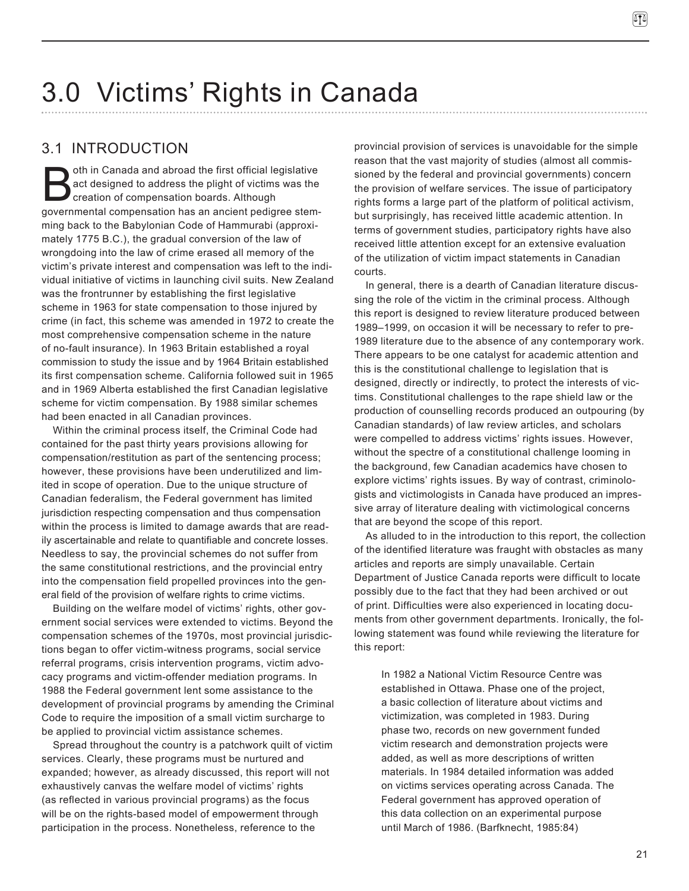# 3.0 Victims' Rights in Canada

## 3.1 INTRODUCTION

Both in Canada and abroad the first official legislative act designed to address the plight of victims was the creation of compensation boards. Although governmental compensation has an ancient pedigree stemming back to the Babylonian Code of Hammurabi (approximately 1775 B.C.), the gradual conversion of the law of wrongdoing into the law of crime erased all memory of the victim's private interest and compensation was left to the individual initiative of victims in launching civil suits. New Zealand was the frontrunner by establishing the first legislative scheme in 1963 for state compensation to those injured by crime (in fact, this scheme was amended in 1972 to create the most comprehensive compensation scheme in the nature of no-fault insurance). In 1963 Britain established a royal commission to study the issue and by 1964 Britain established its first compensation scheme. California followed suit in 1965 and in 1969 Alberta established the first Canadian legislative scheme for victim compensation. By 1988 similar schemes had been enacted in all Canadian provinces.

Within the criminal process itself, the Criminal Code had contained for the past thirty years provisions allowing for compensation/restitution as part of the sentencing process; however, these provisions have been underutilized and limited in scope of operation. Due to the unique structure of Canadian federalism, the Federal government has limited jurisdiction respecting compensation and thus compensation within the process is limited to damage awards that are readily ascertainable and relate to quantifiable and concrete losses. Needless to say, the provincial schemes do not suffer from the same constitutional restrictions, and the provincial entry into the compensation field propelled provinces into the general field of the provision of welfare rights to crime victims.

Building on the welfare model of victims' rights, other government social services were extended to victims. Beyond the compensation schemes of the 1970s, most provincial jurisdictions began to offer victim-witness programs, social service referral programs, crisis intervention programs, victim advocacy programs and victim-offender mediation programs. In 1988 the Federal government lent some assistance to the development of provincial programs by amending the Criminal Code to require the imposition of a small victim surcharge to be applied to provincial victim assistance schemes.

Spread throughout the country is a patchwork quilt of victim services. Clearly, these programs must be nurtured and expanded; however, as already discussed, this report will not exhaustively canvass the welfare model of victims' rights (as reflected in various provincial programs) as the focus will be on the rights-based model of empowerment through participation in the process. Nonetheless, reference to the provincial provision of services is unavoidable for the simple reason that the vast majority of studies (almost all commissioned by the federal and provincial governments) concern the provision of welfare services. The issue of participatory rights forms a large part of the platform of political activism, but surprisingly, has received little academic attention. In terms of government studies, participatory rights have also received little attention except for an extensive evaluation of the utilization of victim impact statements in Canadian courts.

In general, there is a dearth of Canadian literature discussing the role of the victim in the criminal process. Although this report is designed to review literature produced between 1989–1999, on occasion it will be necessary to refer to pre-1989 literature due to the absence of any contemporary work. There appears to be one catalyst for academic attention and this is the constitutional challenge to legislation that is designed, directly or indirectly, to protect the interests of victims. Constitutional challenges to the rape shield law or the production of counselling records produced an outpouring (by Canadian standards) of law review articles, and scholars were compelled to address victims' rights issues. However, without the spectre of a constitutional challenge looming in the background, few Canadian academics have chosen to explore victims' rights issues. By way of contrast, criminologists and victimologists in Canada have produced an impressive array of literature dealing with victimological concerns that are beyond the scope of this report.

As alluded to in the introduction to this report, the collection of the identified literature was fraught with obstacles as many articles and reports are simply unavailable. Certain Department of Justice Canada reports were difficult to locate possibly due to the fact that they had been archived or out of print. Difficulties were also experienced in locating documents from other government departments. Ironically, the following statement was found while reviewing the literature for this report:

> In 1982 a National Victim Resource Centre was established in Ottawa. Phase one of the project, a basic collection of literature about victims and victimization, was completed in 1983. During phase two, records on new government funded victim research and demonstration projects were added, as well as more descriptions of written materials. In 1984 detailed information was added on victims services operating across Canada. The Federal government has approved operation of this data collection on an experimental purpose until March of 1986. (Barfknecht, 1985:84)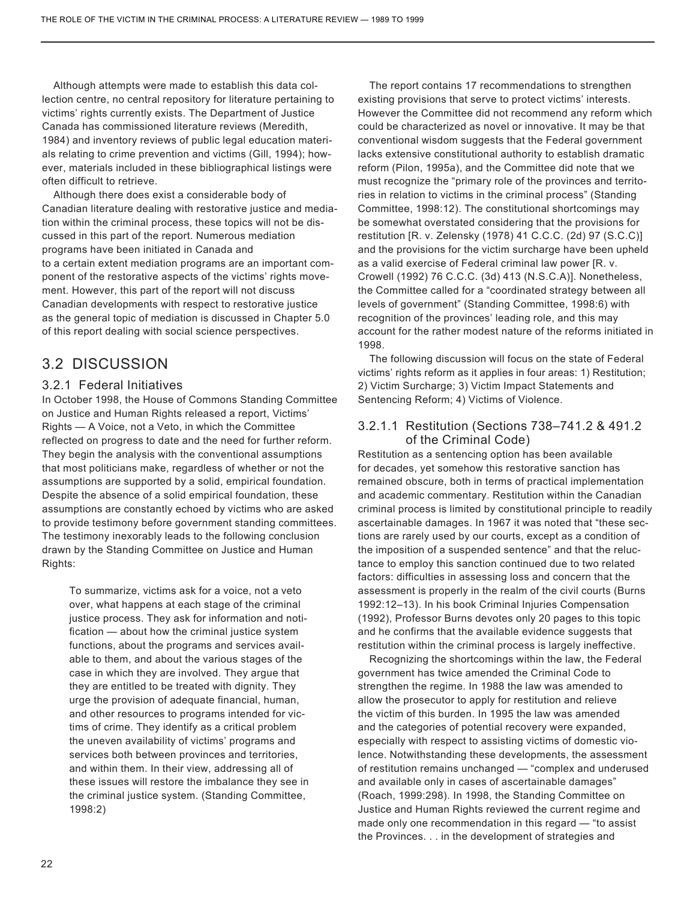Although attempts were made to establish this data collection centre, no central repository for literature pertaining to victims' rights currently exists. The Department of Justice Canada has commissioned literature reviews (Meredith, 1984) and inventory reviews of public legal education materials relating to crime prevention and victims (Gill, 1994); however, materials included in these bibliographical listings were often difficult to retrieve.

Although there does exist a considerable body of Canadian literature dealing with restorative justice and mediation within the criminal process, these topics will not be discussed in this part of the report. Numerous mediation programs have been initiated in Canada and to a certain extent mediation programs are an important component of the restorative aspects of the victims' rights movement. However, this part of the report will not discuss Canadian developments with respect to restorative justice as the general topic of mediation is discussed in Chapter 5.0 of this report dealing with social science perspectives.

## 3.2 DISCUSSION

### 3.2.1 Federal Initiatives

In October 1998, the House of Commons Standing Committee on Justice and Human Rights released a report, Victims' Rights — A Voice, not a Veto, in which the Committee reflected on progress to date and the need for further reform. They begin the analysis with the conventional assumptions that most politicians make, regardless of whether or not the assumptions are supported by a solid, empirical foundation. Despite the absence of a solid empirical foundation, these assumptions are constantly echoed by victims who are asked to provide testimony before government standing committees. The testimony inexorably leads to the following conclusion drawn by the Standing Committee on Justice and Human Rights:

> To summarize, victims ask for a voice, not a veto over, what happens at each stage of the criminal justice process. They ask for information and notification — about how the criminal justice system functions, about the programs and services available to them, and about the various stages of the case in which they are involved. They argue that they are entitled to be treated with dignity. They urge the provision of adequate financial, human, and other resources to programs intended for victims of crime. They identify as a critical problem the uneven availability of victims' programs and services both between provinces and territories, and within them. In their view, addressing all of these issues will restore the imbalance they see in the criminal justice system. (Standing Committee, 1998:2)

The report contains 17 recommendations to strengthen existing provisions that serve to protect victims' interests. However the Committee did not recommend any reform which could be characterized as novel or innovative. It may be that conventional wisdom suggests that the Federal government lacks extensive constitutional authority to establish dramatic reform (Pilon, 1995a), and the Committee did note that we must recognize the "primary role of the provinces and territories in relation to victims in the criminal process" (Standing Committee, 1998:12). The constitutional shortcomings may be somewhat overstated considering that the provisions for restitution [R. v. Zelensky (1978) 41 C.C.C. (2d) 97 (S.C.C)] and the provisions for the victim surcharge have been upheld as a valid exercise of Federal criminal law power [R. v. Crowell (1992) 76 C.C.C. (3d) 413 (N.S.C.A)]. Nonetheless, the Committee called for a "coordinated strategy between all levels of government" (Standing Committee, 1998:6) with recognition of the provinces' leading role, and this may account for the rather modest nature of the reforms initiated in 1998.

The following discussion will focus on the state of Federal victims' rights reform as it applies in four areas: 1) Restitution; 2) Victim Surcharge; 3) Victim Impact Statements and Sentencing Reform; 4) Victims of Violence.

#### 3.2.1.1 Restitution (Sections 738–741.2 & 491.2 of the Criminal Code)

Restitution as a sentencing option has been available for decades, yet somehow this restorative sanction has remained obscure, both in terms of practical implementation and academic commentary. Restitution within the Canadian criminal process is limited by constitutional principle to readily ascertainable damages. In 1967 it was noted that "these sections are rarely used by our courts, except as a condition of the imposition of a suspended sentence" and that the reluctance to employ this sanction continued due to two related factors: difficulties in assessing loss and concern that the assessment is properly in the realm of the civil courts (Burns 1992:12–13). In his book Criminal Injuries Compensation (1992), Professor Burns devotes only 20 pages to this topic and he confirms that the available evidence suggests that restitution within the criminal process is largely ineffective.

Recognizing the shortcomings within the law, the Federal government has twice amended the Criminal Code to strengthen the regime. In 1988 the law was amended to allow the prosecutor to apply for restitution and relieve the victim of this burden. In 1995 the law was amended and the categories of potential recovery were expanded, especially with respect to assisting victims of domestic violence. Notwithstanding these developments, the assessment of restitution remains unchanged — "complex and underused and available only in cases of ascertainable damages" (Roach, 1999:298). In 1998, the Standing Committee on Justice and Human Rights reviewed the current regime and made only one recommendation in this regard — "to assist the Provinces. . . in the development of strategies and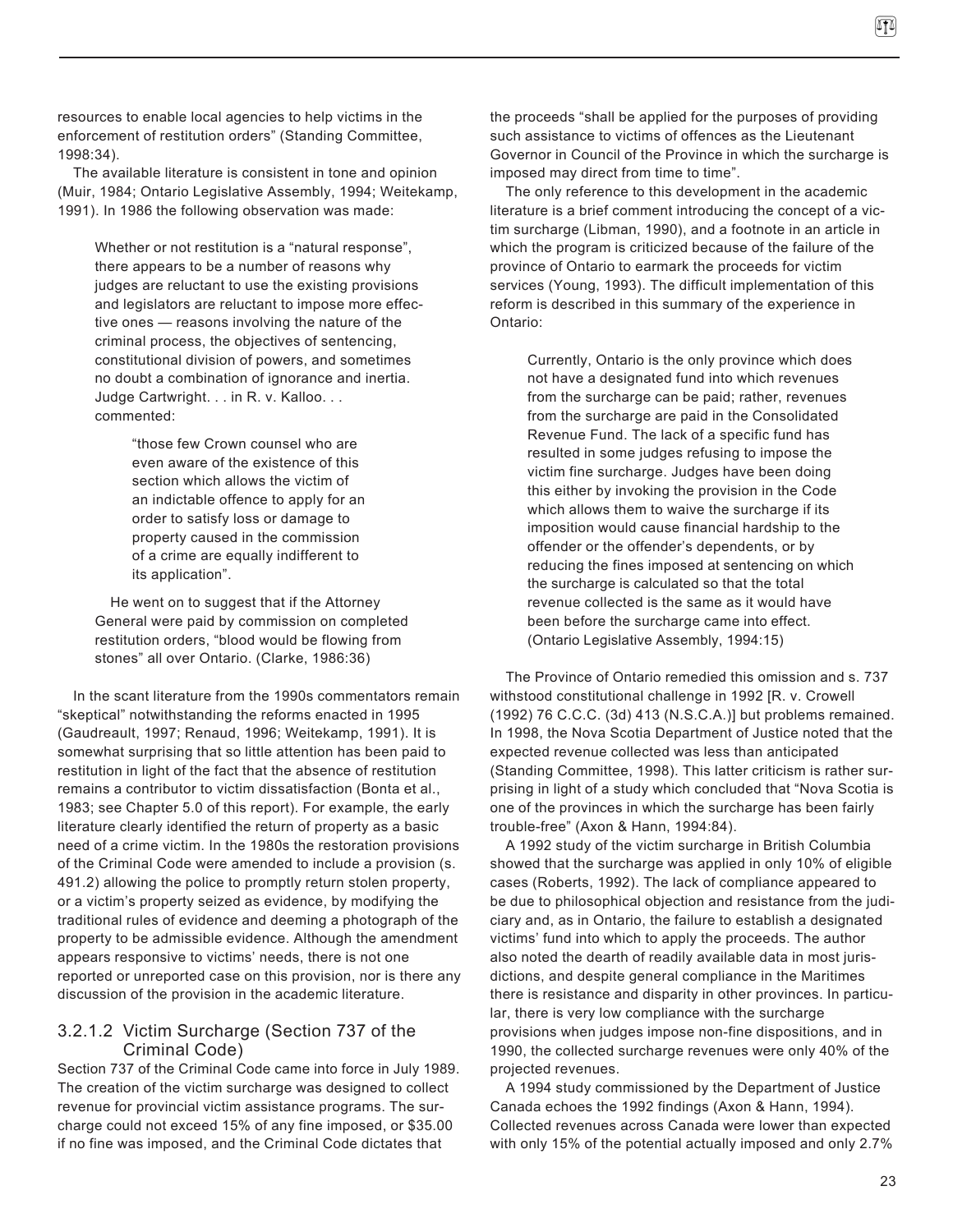resources to enable local agencies to help victims in the enforcement of restitution orders" (Standing Committee, 1998:34).

The available literature is consistent in tone and opinion (Muir, 1984; Ontario Legislative Assembly, 1994; Weitekamp, 1991). In 1986 the following observation was made:

> Whether or not restitution is a "natural response", there appears to be a number of reasons why judges are reluctant to use the existing provisions and legislators are reluctant to impose more effective ones — reasons involving the nature of the criminal process, the objectives of sentencing, constitutional division of powers, and sometimes no doubt a combination of ignorance and inertia. Judge Cartwright. . . in R. v. Kalloo. . . commented:
>
> > "those few Crown counsel who are even aware of the existence of this section which allows the victim of an indictable offence to apply for an order to satisfy loss or damage to property caused in the commission of a crime are equally indifferent to its application".
>
> He went on to suggest that if the Attorney General were paid by commission on completed restitution orders, "blood would be flowing from stones" all over Ontario. (Clarke, 1986:36)

In the scant literature from the 1990s commentators remain "skeptical" notwithstanding the reforms enacted in 1995 (Gaudreault, 1997; Renaud, 1996; Weitekamp, 1991). It is somewhat surprising that so little attention has been paid to restitution in light of the fact that the absence of restitution remains a contributor to victim dissatisfaction (Bonta et al., 1983; see Chapter 5.0 of this report). For example, the early literature clearly identified the return of property as a basic need of a crime victim. In the 1980s the restoration provisions of the Criminal Code were amended to include a provision (s. 491.2) allowing the police to promptly return stolen property, or a victim's property seized as evidence, by modifying the traditional rules of evidence and deeming a photograph of the property to be admissible evidence. Although the amendment appears responsive to victims' needs, there is not one reported or unreported case on this provision, nor is there any discussion of the provision in the academic literature.

### 3.2.1.2 Victim Surcharge (Section 737 of the Criminal Code)

Section 737 of the Criminal Code came into force in July 1989. The creation of the victim surcharge was designed to collect revenue for provincial victim assistance programs. The surcharge could not exceed 15% of any fine imposed, or $35.00 if no fine was imposed, and the Criminal Code dictates that the proceeds "shall be applied for the purposes of providing such assistance to victims of offences as the Lieutenant Governor in Council of the Province in which the surcharge is imposed may direct from time to time".

The only reference to this development in the academic literature is a brief comment introducing the concept of a victim surcharge (Libman, 1990), and a footnote in an article in which the program is criticized because of the failure of the province of Ontario to earmark the proceeds for victim services (Young, 1993). The difficult implementation of this reform is described in this summary of the experience in Ontario:

> Currently, Ontario is the only province which does not have a designated fund into which revenues from the surcharge can be paid; rather, revenues from the surcharge are paid in the Consolidated Revenue Fund. The lack of a specific fund has resulted in some judges refusing to impose the victim fine surcharge. Judges have been doing this either by invoking the provision in the Code which allows them to waive the surcharge if its imposition would cause financial hardship to the offender or the offender's dependents, or by reducing the fines imposed at sentencing on which the surcharge is calculated so that the total revenue collected is the same as it would have been before the surcharge came into effect. (Ontario Legislative Assembly, 1994:15)

The Province of Ontario remedied this omission and s. 737 withstood constitutional challenge in 1992 [R. v. Crowell (1992) 76 C.C.C. (3d) 413 (N.S.C.A.)] but problems remained. In 1998, the Nova Scotia Department of Justice noted that the expected revenue collected was less than anticipated (Standing Committee, 1998). This latter criticism is rather surprising in light of a study which concluded that "Nova Scotia is one of the provinces in which the surcharge has been fairly trouble-free" (Axon & Hann, 1994:84).

A 1992 study of the victim surcharge in British Columbia showed that the surcharge was applied in only 10% of eligible cases (Roberts, 1992). The lack of compliance appeared to be due to philosophical objection and resistance from the judiciary and, as in Ontario, the failure to establish a designated victims' fund into which to apply the proceeds. The author also noted the dearth of readily available data in most jurisdictions, and despite general compliance in the Maritimes there is resistance and disparity in other provinces. In particular, there is very low compliance with the surcharge provisions when judges impose non-fine dispositions, and in 1990, the collected surcharge revenues were only 40% of the projected revenues.

A 1994 study commissioned by the Department of Justice Canada echoes the 1992 findings (Axon & Hann, 1994). Collected revenues across Canada were lower than expected with only 15% of the potential actually imposed and only 2.7%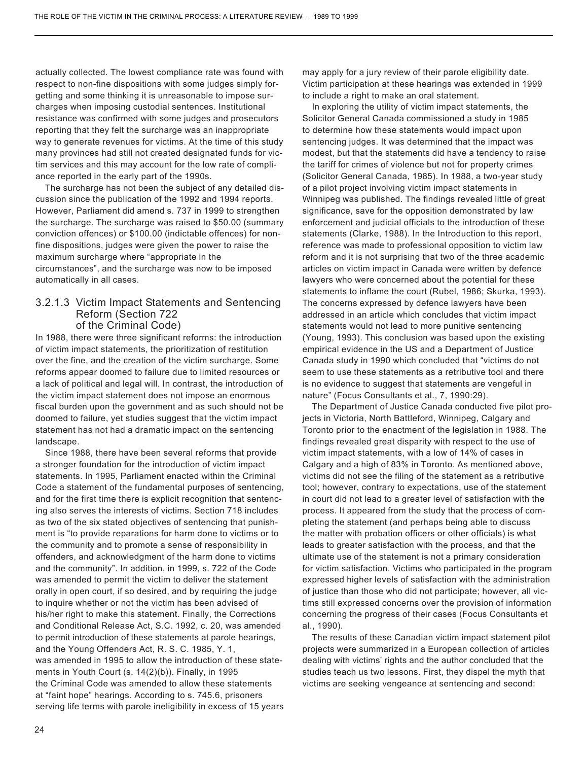actually collected. The lowest compliance rate was found with respect to non-fine dispositions with some judges simply forgetting and some thinking it is unreasonable to impose surcharges when imposing custodial sentences. Institutional resistance was confirmed with some judges and prosecutors reporting that they felt the surcharge was an inappropriate way to generate revenues for victims. At the time of this study many provinces had still not created designated funds for victim services and this may account for the low rate of compliance reported in the early part of the 1990s.

The surcharge has not been the subject of any detailed discussion since the publication of the 1992 and 1994 reports. However, Parliament did amend s. 737 in 1999 to strengthen the surcharge. The surcharge was raised to $50.00 (summary conviction offences) or $100.00 (indictable offences) for non-fine dispositions, judges were given the power to raise the maximum surcharge where "appropriate in the circumstances", and the surcharge was now to be imposed automatically in all cases.

#### 3.2.1.3 Victim Impact Statements and Sentencing Reform (Section 722 of the Criminal Code)

In 1988, there were three significant reforms: the introduction of victim impact statements, the prioritization of restitution over the fine, and the creation of the victim surcharge. Some reforms appear doomed to failure due to limited resources or a lack of political and legal will. In contrast, the introduction of the victim impact statement does not impose an enormous fiscal burden upon the government and as such should not be doomed to failure, yet studies suggest that the victim impact statement has not had a dramatic impact on the sentencing landscape.

Since 1988, there have been several reforms that provide a stronger foundation for the introduction of victim impact statements. In 1995, Parliament enacted within the Criminal Code a statement of the fundamental purposes of sentencing, and for the first time there is explicit recognition that sentencing also serves the interests of victims. Section 718 includes as two of the six stated objectives of sentencing that punishment is "to provide reparations for harm done to victims or to the community and to promote a sense of responsibility in offenders, and acknowledgment of the harm done to victims and the community". In addition, in 1999, s. 722 of the Code was amended to permit the victim to deliver the statement orally in open court, if so desired, and by requiring the judge to inquire whether or not the victim has been advised of his/her right to make this statement. Finally, the Corrections and Conditional Release Act, S.C. 1992, c. 20, was amended to permit introduction of these statements at parole hearings, and the Young Offenders Act, R. S. C. 1985, Y. 1, was amended in 1995 to allow the introduction of these statements in Youth Court (s. 14(2)(b)). Finally, in 1995 the Criminal Code was amended to allow these statements at "faint hope" hearings. According to s. 745.6, prisoners serving life terms with parole ineligibility in excess of 15 years may apply for a jury review of their parole eligibility date. Victim participation at these hearings was extended in 1999 to include a right to make an oral statement.

In exploring the utility of victim impact statements, the Solicitor General Canada commissioned a study in 1985 to determine how these statements would impact upon sentencing judges. It was determined that the impact was modest, but that the statements did have a tendency to raise the tariff for crimes of violence but not for property crimes (Solicitor General Canada, 1985). In 1988, a two-year study of a pilot project involving victim impact statements in Winnipeg was published. The findings revealed little of great significance, save for the opposition demonstrated by law enforcement and judicial officials to the introduction of these statements (Clarke, 1988). In the Introduction to this report, reference was made to professional opposition to victim law reform and it is not surprising that two of the three academic articles on victim impact in Canada were written by defence lawyers who were concerned about the potential for these statements to inflame the court (Rubel, 1986; Skurka, 1993). The concerns expressed by defence lawyers have been addressed in an article which concludes that victim impact statements would not lead to more punitive sentencing (Young, 1993). This conclusion was based upon the existing empirical evidence in the US and a Department of Justice Canada study in 1990 which concluded that "victims do not seem to use these statements as a retributive tool and there is no evidence to suggest that statements are vengeful in nature" (Focus Consultants et al., 7, 1990:29).

The Department of Justice Canada conducted five pilot projects in Victoria, North Battleford, Winnipeg, Calgary and Toronto prior to the enactment of the legislation in 1988. The findings revealed great disparity with respect to the use of victim impact statements, with a low of 14% of cases in Calgary and a high of 83% in Toronto. As mentioned above, victims did not see the filing of the statement as a retributive tool; however, contrary to expectations, use of the statement in court did not lead to a greater level of satisfaction with the process. It appeared from the study that the process of completing the statement (and perhaps being able to discuss the matter with probation officers or other officials) is what leads to greater satisfaction with the process, and that the ultimate use of the statement is not a primary consideration for victim satisfaction. Victims who participated in the program expressed higher levels of satisfaction with the administration of justice than those who did not participate; however, all victims still expressed concerns over the provision of information concerning the progress of their cases (Focus Consultants et al., 1990).

The results of these Canadian victim impact statement pilot projects were summarized in a European collection of articles dealing with victims' rights and the author concluded that the studies teach us two lessons. First, they dispel the myth that victims are seeking vengeance at sentencing and second: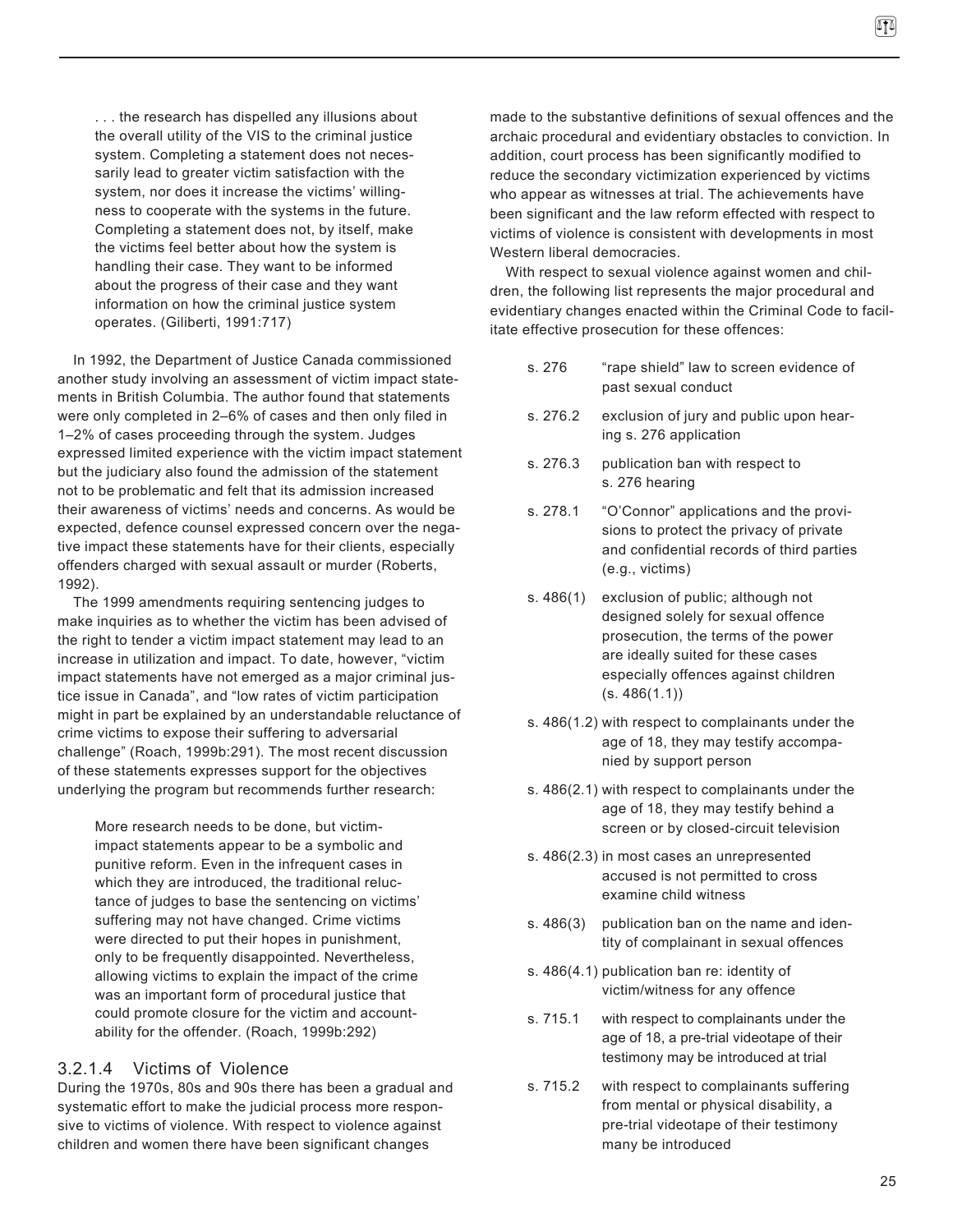> . . . the research has dispelled any illusions about the overall utility of the VIS to the criminal justice system. Completing a statement does not necessarily lead to greater victim satisfaction with the system, nor does it increase the victims' willingness to cooperate with the systems in the future. Completing a statement does not, by itself, make the victims feel better about how the system is handling their case. They want to be informed about the progress of their case and they want information on how the criminal justice system operates. (Giliberti, 1991:717)

In 1992, the Department of Justice Canada commissioned another study involving an assessment of victim impact statements in British Columbia. The author found that statements were only completed in 2–6% of cases and then only filed in 1–2% of cases proceeding through the system. Judges expressed limited experience with the victim impact statement but the judiciary also found the admission of the statement not to be problematic and felt that its admission increased their awareness of victims' needs and concerns. As would be expected, defence counsel expressed concern over the negative impact these statements have for their clients, especially offenders charged with sexual assault or murder (Roberts, 1992).

The 1999 amendments requiring sentencing judges to make inquiries as to whether the victim has been advised of the right to tender a victim impact statement may lead to an increase in utilization and impact. To date, however, "victim impact statements have not emerged as a major criminal justice issue in Canada", and "low rates of victim participation might in part be explained by an understandable reluctance of crime victims to expose their suffering to adversarial challenge" (Roach, 1999b:291). The most recent discussion of these statements expresses support for the objectives underlying the program but recommends further research:

> More research needs to be done, but victim-impact statements appear to be a symbolic and punitive reform. Even in the infrequent cases in which they are introduced, the traditional reluctance of judges to base the sentencing on victims' suffering may not have changed. Crime victims were directed to put their hopes in punishment, only to be frequently disappointed. Nevertheless, allowing victims to explain the impact of the crime was an important form of procedural justice that could promote closure for the victim and accountability for the offender. (Roach, 1999b:292)

### 3.2.1.4 Victims of Violence

During the 1970s, 80s and 90s there has been a gradual and systematic effort to make the judicial process more responsive to victims of violence. With respect to violence against children and women there have been significant changes made to the substantive definitions of sexual offences and the archaic procedural and evidentiary obstacles to conviction. In addition, court process has been significantly modified to reduce the secondary victimization experienced by victims who appear as witnesses at trial. The achievements have been significant and the law reform effected with respect to victims of violence is consistent with developments in most Western liberal democracies.

With respect to sexual violence against women and children, the following list represents the major procedural and evidentiary changes enacted within the Criminal Code to facilitate effective prosecution for these offences:

| | |
|---|---|
| s. 276 | "rape shield" law to screen evidence of past sexual conduct |
| s. 276.2 | exclusion of jury and public upon hearing s. 276 application |
| s. 276.3 | publication ban with respect to s. 276 hearing |
| s. 278.1 | "O'Connor" applications and the provisions to protect the privacy of private and confidential records of third parties (e.g., victims) |
| s. 486(1) | exclusion of public; although not designed solely for sexual offence prosecution, the terms of the power are ideally suited for these cases especially offences against children (s. 486(1.1)) |
| s. 486(1.2) | with respect to complainants under the age of 18, they may testify accompanied by support person |
| s. 486(2.1) | with respect to complainants under the age of 18, they may testify behind a screen or by closed-circuit television |
| s. 486(2.3) | in most cases an unrepresented accused is not permitted to cross examine child witness |
| s. 486(3) | publication ban on the name and identity of complainant in sexual offences |
| s. 486(4.1) | publication ban re: identity of victim/witness for any offence |
| s. 715.1 | with respect to complainants under the age of 18, a pre-trial videotape of their testimony may be introduced at trial |
| s. 715.2 | with respect to complainants suffering from mental or physical disability, a pre-trial videotape of their testimony many be introduced |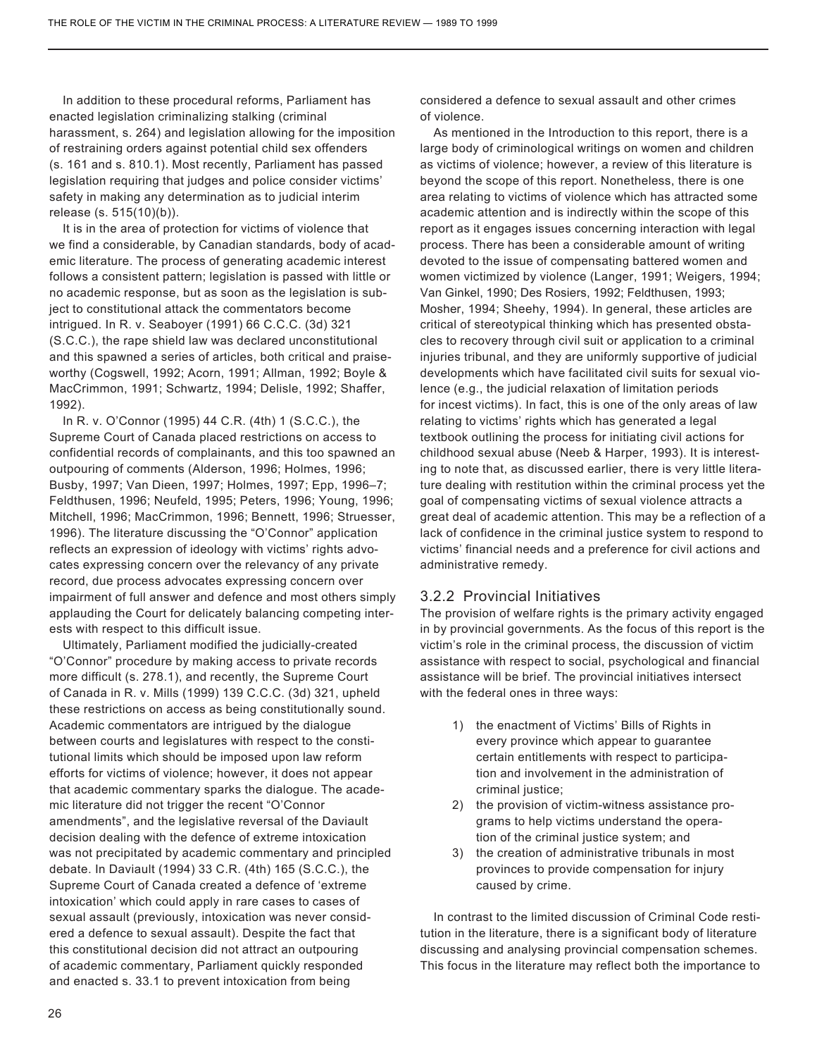In addition to these procedural reforms, Parliament has enacted legislation criminalizing stalking (criminal harassment, s. 264) and legislation allowing for the imposition of restraining orders against potential child sex offenders (s. 161 and s. 810.1). Most recently, Parliament has passed legislation requiring that judges and police consider victims' safety in making any determination as to judicial interim release (s. 515(10)(b)).

It is in the area of protection for victims of violence that we find a considerable, by Canadian standards, body of academic literature. The process of generating academic interest follows a consistent pattern; legislation is passed with little or no academic response, but as soon as the legislation is subject to constitutional attack the commentators become intrigued. In R. v. Seaboyer (1991) 66 C.C.C. (3d) 321 (S.C.C.), the rape shield law was declared unconstitutional and this spawned a series of articles, both critical and praiseworthy (Cogswell, 1992; Acorn, 1991; Allman, 1992; Boyle & MacCrimmon, 1991; Schwartz, 1994; Delisle, 1992; Shaffer, 1992).

In R. v. O'Connor (1995) 44 C.R. (4th) 1 (S.C.C.), the Supreme Court of Canada placed restrictions on access to confidential records of complainants, and this too spawned an outpouring of comments (Alderson, 1996; Holmes, 1996; Busby, 1997; Van Dieen, 1997; Holmes, 1997; Epp, 1996–7; Feldthusen, 1996; Neufeld, 1995; Peters, 1996; Young, 1996; Mitchell, 1996; MacCrimmon, 1996; Bennett, 1996; Struesser, 1996). The literature discussing the "O'Connor" application reflects an expression of ideology with victims' rights advocates expressing concern over the relevancy of any private record, due process advocates expressing concern over impairment of full answer and defence and most others simply applauding the Court for delicately balancing competing interests with respect to this difficult issue.

Ultimately, Parliament modified the judicially-created "O'Connor" procedure by making access to private records more difficult (s. 278.1), and recently, the Supreme Court of Canada in R. v. Mills (1999) 139 C.C.C. (3d) 321, upheld these restrictions on access as being constitutionally sound. Academic commentators are intrigued by the dialogue between courts and legislatures with respect to the constitutional limits which should be imposed upon law reform efforts for victims of violence; however, it does not appear that academic commentary sparks the dialogue. The academic literature did not trigger the recent "O'Connor amendments", and the legislative reversal of the Daviault decision dealing with the defence of extreme intoxication was not precipitated by academic commentary and principled debate. In Daviault (1994) 33 C.R. (4th) 165 (S.C.C.), the Supreme Court of Canada created a defence of 'extreme intoxication' which could apply in rare cases to cases of sexual assault (previously, intoxication was never considered a defence to sexual assault). Despite the fact that this constitutional decision did not attract an outpouring of academic commentary, Parliament quickly responded and enacted s. 33.1 to prevent intoxication from being considered a defence to sexual assault and other crimes of violence.

As mentioned in the Introduction to this report, there is a large body of criminological writings on women and children as victims of violence; however, a review of this literature is beyond the scope of this report. Nonetheless, there is one area relating to victims of violence which has attracted some academic attention and is indirectly within the scope of this report as it engages issues concerning interaction with legal process. There has been a considerable amount of writing devoted to the issue of compensating battered women and women victimized by violence (Langer, 1991; Weigers, 1994; Van Ginkel, 1990; Des Rosiers, 1992; Feldthusen, 1993; Mosher, 1994; Sheehy, 1994). In general, these articles are critical of stereotypical thinking which has presented obstacles to recovery through civil suit or application to a criminal injuries tribunal, and they are uniformly supportive of judicial developments which have facilitated civil suits for sexual violence (e.g., the judicial relaxation of limitation periods for incest victims). In fact, this is one of the only areas of law relating to victims' rights which has generated a legal textbook outlining the process for initiating civil actions for childhood sexual abuse (Neeb & Harper, 1993). It is interesting to note that, as discussed earlier, there is very little literature dealing with restitution within the criminal process yet the goal of compensating victims of sexual violence attracts a great deal of academic attention. This may be a reflection of a lack of confidence in the criminal justice system to respond to victims' financial needs and a preference for civil actions and administrative remedy.

### 3.2.2 Provincial Initiatives

The provision of welfare rights is the primary activity engaged in by provincial governments. As the focus of this report is the victim's role in the criminal process, the discussion of victim assistance with respect to social, psychological and financial assistance will be brief. The provincial initiatives intersect with the federal ones in three ways:

1) the enactment of Victims' Bills of Rights in every province which appear to guarantee certain entitlements with respect to participation and involvement in the administration of criminal justice;
2) the provision of victim-witness assistance programs to help victims understand the operation of the criminal justice system; and
3) the creation of administrative tribunals in most provinces to provide compensation for injury caused by crime.

In contrast to the limited discussion of Criminal Code restitution in the literature, there is a significant body of literature discussing and analysing provincial compensation schemes. This focus in the literature may reflect both the importance to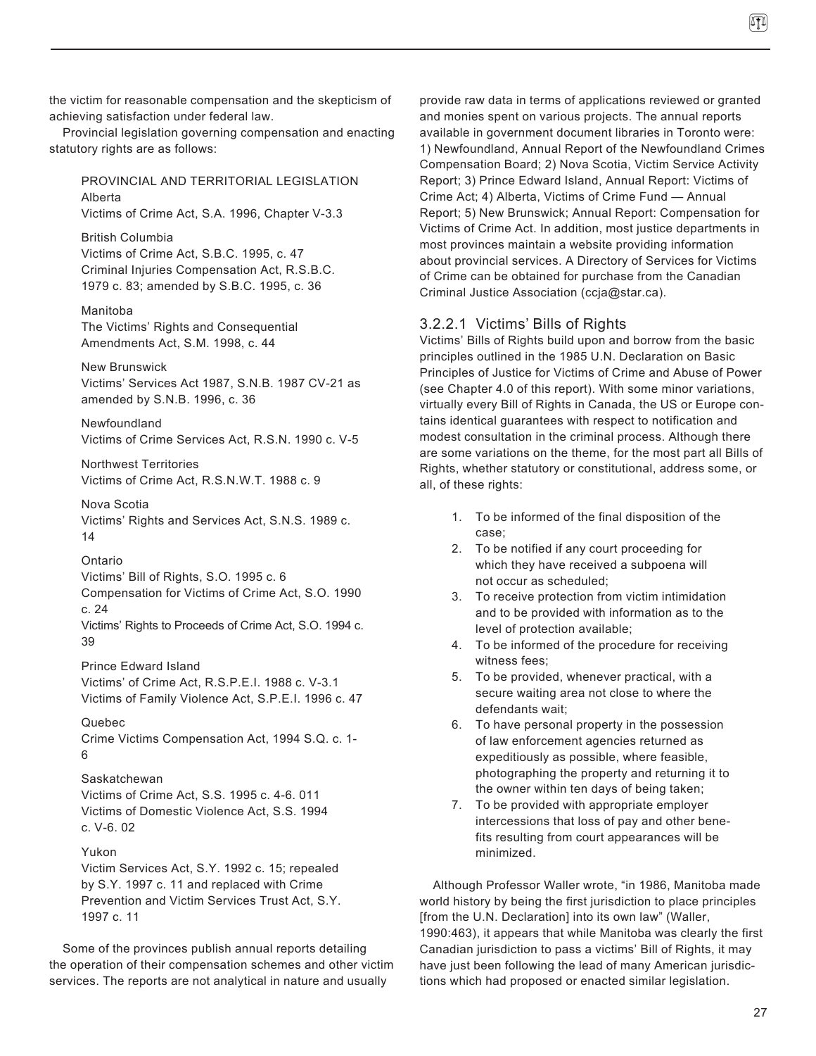the victim for reasonable compensation and the skepticism of achieving satisfaction under federal law.

Provincial legislation governing compensation and enacting statutory rights are as follows:

PROVINCIAL AND TERRITORIAL LEGISLATION

Alberta
Victims of Crime Act, S.A. 1996, Chapter V-3.3

British Columbia
Victims of Crime Act, S.B.C. 1995, c. 47
Criminal Injuries Compensation Act, R.S.B.C. 1979 c. 83; amended by S.B.C. 1995, c. 36

Manitoba
The Victims' Rights and Consequential Amendments Act, S.M. 1998, c. 44

New Brunswick
Victims' Services Act 1987, S.N.B. 1987 CV-21 as amended by S.N.B. 1996, c. 36

Newfoundland
Victims of Crime Services Act, R.S.N. 1990 c. V-5

Northwest Territories
Victims of Crime Act, R.S.N.W.T. 1988 c. 9

Nova Scotia
Victims' Rights and Services Act, S.N.S. 1989 c. 14

Ontario
Victims' Bill of Rights, S.O. 1995 c. 6
Compensation for Victims of Crime Act, S.O. 1990 c. 24
Victims' Rights to Proceeds of Crime Act, S.O. 1994 c. 39

Prince Edward Island
Victims' of Crime Act, R.S.P.E.I. 1988 c. V-3.1
Victims of Family Violence Act, S.P.E.I. 1996 c. 47

Quebec
Crime Victims Compensation Act, 1994 S.Q. c. 1-6

Saskatchewan
Victims of Crime Act, S.S. 1995 c. 4-6. 011
Victims of Domestic Violence Act, S.S. 1994 c. V-6. 02

Yukon
Victim Services Act, S.Y. 1992 c. 15; repealed by S.Y. 1997 c. 11 and replaced with Crime Prevention and Victim Services Trust Act, S.Y. 1997 c. 11

Some of the provinces publish annual reports detailing the operation of their compensation schemes and other victim services. The reports are not analytical in nature and usually provide raw data in terms of applications reviewed or granted and monies spent on various projects. The annual reports available in government document libraries in Toronto were: 1) Newfoundland, Annual Report of the Newfoundland Crimes Compensation Board; 2) Nova Scotia, Victim Service Activity Report; 3) Prince Edward Island, Annual Report: Victims of Crime Act; 4) Alberta, Victims of Crime Fund — Annual Report; 5) New Brunswick; Annual Report: Compensation for Victims of Crime Act. In addition, most justice departments in most provinces maintain a website providing information about provincial services. A Directory of Services for Victims of Crime can be obtained for purchase from the Canadian Criminal Justice Association (ccja@star.ca).

### 3.2.2.1 Victims' Bills of Rights

Victims' Bills of Rights build upon and borrow from the basic principles outlined in the 1985 U.N. Declaration on Basic Principles of Justice for Victims of Crime and Abuse of Power (see Chapter 4.0 of this report). With some minor variations, virtually every Bill of Rights in Canada, the US or Europe contains identical guarantees with respect to notification and modest consultation in the criminal process. Although there are some variations on the theme, for the most part all Bills of Rights, whether statutory or constitutional, address some, or all, of these rights:

1. To be informed of the final disposition of the case;
2. To be notified if any court proceeding for which they have received a subpoena will not occur as scheduled;
3. To receive protection from victim intimidation and to be provided with information as to the level of protection available;
4. To be informed of the procedure for receiving witness fees;
5. To be provided, whenever practical, with a secure waiting area not close to where the defendants wait;
6. To have personal property in the possession of law enforcement agencies returned as expeditiously as possible, where feasible, photographing the property and returning it to the owner within ten days of being taken;
7. To be provided with appropriate employer intercessions that loss of pay and other benefits resulting from court appearances will be minimized.

Although Professor Waller wrote, "in 1986, Manitoba made world history by being the first jurisdiction to place principles [from the U.N. Declaration] into its own law" (Waller, 1990:463), it appears that while Manitoba was clearly the first Canadian jurisdiction to pass a victims' Bill of Rights, it may have just been following the lead of many American jurisdictions which had proposed or enacted similar legislation.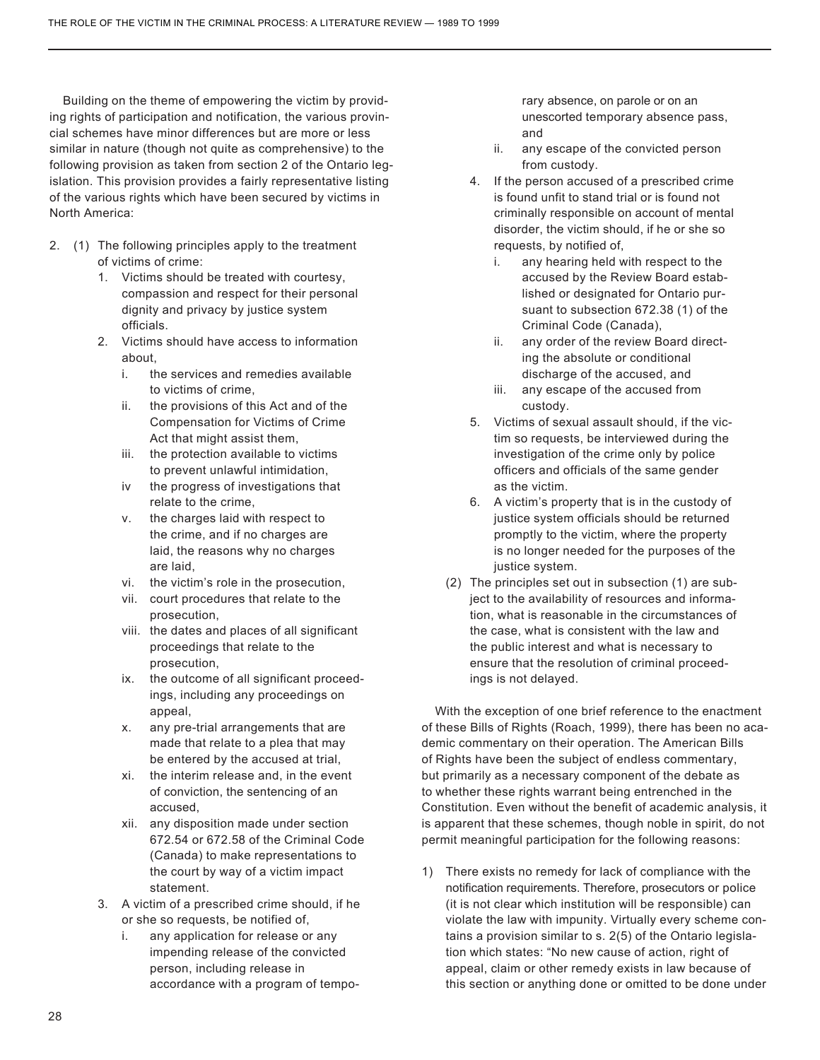Building on the theme of empowering the victim by providing rights of participation and notification, the various provincial schemes have minor differences but are more or less similar in nature (though not quite as comprehensive) to the following provision as taken from section 2 of the Ontario legislation. This provision provides a fairly representative listing of the various rights which have been secured by victims in North America:

2. (1) The following principles apply to the treatment of victims of crime:
   1. Victims should be treated with courtesy, compassion and respect for their personal dignity and privacy by justice system officials.
   2. Victims should have access to information about,
      - i. the services and remedies available to victims of crime,
      - ii. the provisions of this Act and of the Compensation for Victims of Crime Act that might assist them,
      - iii. the protection available to victims to prevent unlawful intimidation,
      - iv the progress of investigations that relate to the crime,
      - v. the charges laid with respect to the crime, and if no charges are laid, the reasons why no charges are laid,
      - vi. the victim's role in the prosecution,
      - vii. court procedures that relate to the prosecution,
      - viii. the dates and places of all significant proceedings that relate to the prosecution,
      - ix. the outcome of all significant proceedings, including any proceedings on appeal,
      - x. any pre-trial arrangements that are made that relate to a plea that may be entered by the accused at trial,
      - xi. the interim release and, in the event of conviction, the sentencing of an accused,
      - xii. any disposition made under section 672.54 or 672.58 of the Criminal Code (Canada) to make representations to the court by way of a victim impact statement.
   3. A victim of a prescribed crime should, if he or she so requests, be notified of,
      - i. any application for release or any impending release of the convicted person, including release in accordance with a program of temporary absence, on parole or on an unescorted temporary absence pass, and
      - ii. any escape of the convicted person from custody.
   4. If the person accused of a prescribed crime is found unfit to stand trial or is found not criminally responsible on account of mental disorder, the victim should, if he or she so requests, by notified of,
      - i. any hearing held with respect to the accused by the Review Board established or designated for Ontario pursuant to subsection 672.38 (1) of the Criminal Code (Canada),
      - ii. any order of the review Board directing the absolute or conditional discharge of the accused, and
      - iii. any escape of the accused from custody.
   5. Victims of sexual assault should, if the victim so requests, be interviewed during the investigation of the crime only by police officers and officials of the same gender as the victim.
   6. A victim's property that is in the custody of justice system officials should be returned promptly to the victim, where the property is no longer needed for the purposes of the justice system.

   (2) The principles set out in subsection (1) are subject to the availability of resources and information, what is reasonable in the circumstances of the case, what is consistent with the law and the public interest and what is necessary to ensure that the resolution of criminal proceedings is not delayed.

With the exception of one brief reference to the enactment of these Bills of Rights (Roach, 1999), there has been no academic commentary on their operation. The American Bills of Rights have been the subject of endless commentary, but primarily as a necessary component of the debate as to whether these rights warrant being entrenched in the Constitution. Even without the benefit of academic analysis, it is apparent that these schemes, though noble in spirit, do not permit meaningful participation for the following reasons:

1) There exists no remedy for lack of compliance with the notification requirements. Therefore, prosecutors or police (it is not clear which institution will be responsible) can violate the law with impunity. Virtually every scheme contains a provision similar to s. 2(5) of the Ontario legislation which states: "No new cause of action, right of appeal, claim or other remedy exists in law because of this section or anything done or omitted to be done under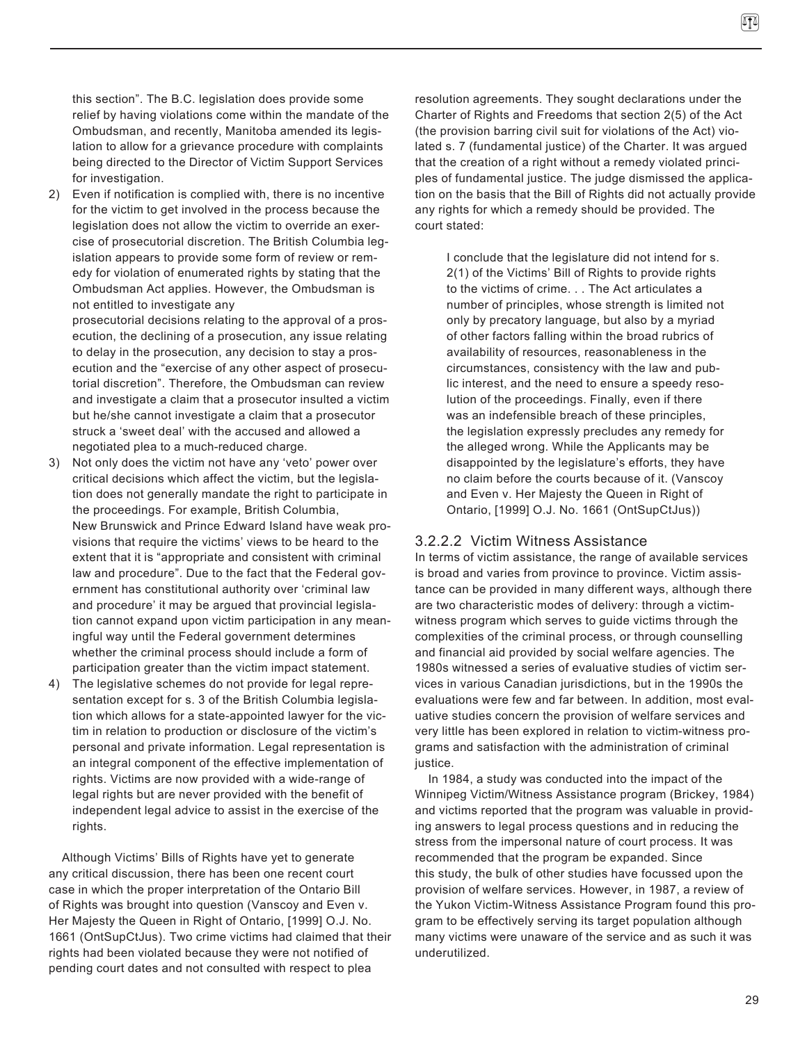this section". The B.C. legislation does provide some relief by having violations come within the mandate of the Ombudsman, and recently, Manitoba amended its legislation to allow for a grievance procedure with complaints being directed to the Director of Victim Support Services for investigation.

2) Even if notification is complied with, there is no incentive for the victim to get involved in the process because the legislation does not allow the victim to override an exercise of prosecutorial discretion. The British Columbia legislation appears to provide some form of review or remedy for violation of enumerated rights by stating that the Ombudsman Act applies. However, the Ombudsman is not entitled to investigate any prosecutorial decisions relating to the approval of a prosecution, the declining of a prosecution, any issue relating to delay in the prosecution, any decision to stay a prosecution and the "exercise of any other aspect of prosecutorial discretion". Therefore, the Ombudsman can review and investigate a claim that a prosecutor insulted a victim but he/she cannot investigate a claim that a prosecutor struck a 'sweet deal' with the accused and allowed a negotiated plea to a much-reduced charge.
3) Not only does the victim not have any 'veto' power over critical decisions which affect the victim, but the legislation does not generally mandate the right to participate in the proceedings. For example, British Columbia, New Brunswick and Prince Edward Island have weak provisions that require the victims' views to be heard to the extent that it is "appropriate and consistent with criminal law and procedure". Due to the fact that the Federal government has constitutional authority over 'criminal law and procedure' it may be argued that provincial legislation cannot expand upon victim participation in any meaningful way until the Federal government determines whether the criminal process should include a form of participation greater than the victim impact statement.
4) The legislative schemes do not provide for legal representation except for s. 3 of the British Columbia legislation which allows for a state-appointed lawyer for the victim in relation to production or disclosure of the victim's personal and private information. Legal representation is an integral component of the effective implementation of rights. Victims are now provided with a wide-range of legal rights but are never provided with the benefit of independent legal advice to assist in the exercise of the rights.

Although Victims' Bills of Rights have yet to generate any critical discussion, there has been one recent court case in which the proper interpretation of the Ontario Bill of Rights was brought into question (Vanscoy and Even v. Her Majesty the Queen in Right of Ontario, [1999] O.J. No. 1661 (OntSupCtJus). Two crime victims had claimed that their rights had been violated because they were not notified of pending court dates and not consulted with respect to plea resolution agreements. They sought declarations under the Charter of Rights and Freedoms that section 2(5) of the Act (the provision barring civil suit for violations of the Act) violated s. 7 (fundamental justice) of the Charter. It was argued that the creation of a right without a remedy violated principles of fundamental justice. The judge dismissed the application on the basis that the Bill of Rights did not actually provide any rights for which a remedy should be provided. The court stated:

> I conclude that the legislature did not intend for s. 2(1) of the Victims' Bill of Rights to provide rights to the victims of crime. . . The Act articulates a number of principles, whose strength is limited not only by precatory language, but also by a myriad of other factors falling within the broad rubrics of availability of resources, reasonableness in the circumstances, consistency with the law and public interest, and the need to ensure a speedy resolution of the proceedings. Finally, even if there was an indefensible breach of these principles, the legislation expressly precludes any remedy for the alleged wrong. While the Applicants may be disappointed by the legislature's efforts, they have no claim before the courts because of it. (Vanscoy and Even v. Her Majesty the Queen in Right of Ontario, [1999] O.J. No. 1661 (OntSupCtJus))

#### 3.2.2.2 Victim Witness Assistance

In terms of victim assistance, the range of available services is broad and varies from province to province. Victim assistance can be provided in many different ways, although there are two characteristic modes of delivery: through a victim-witness program which serves to guide victims through the complexities of the criminal process, or through counselling and financial aid provided by social welfare agencies. The 1980s witnessed a series of evaluative studies of victim services in various Canadian jurisdictions, but in the 1990s the evaluations were few and far between. In addition, most evaluative studies concern the provision of welfare services and very little has been explored in relation to victim-witness programs and satisfaction with the administration of criminal justice.

In 1984, a study was conducted into the impact of the Winnipeg Victim/Witness Assistance program (Brickey, 1984) and victims reported that the program was valuable in providing answers to legal process questions and in reducing the stress from the impersonal nature of court process. It was recommended that the program be expanded. Since this study, the bulk of other studies have focussed upon the provision of welfare services. However, in 1987, a review of the Yukon Victim-Witness Assistance Program found this program to be effectively serving its target population although many victims were unaware of the service and as such it was underutilized.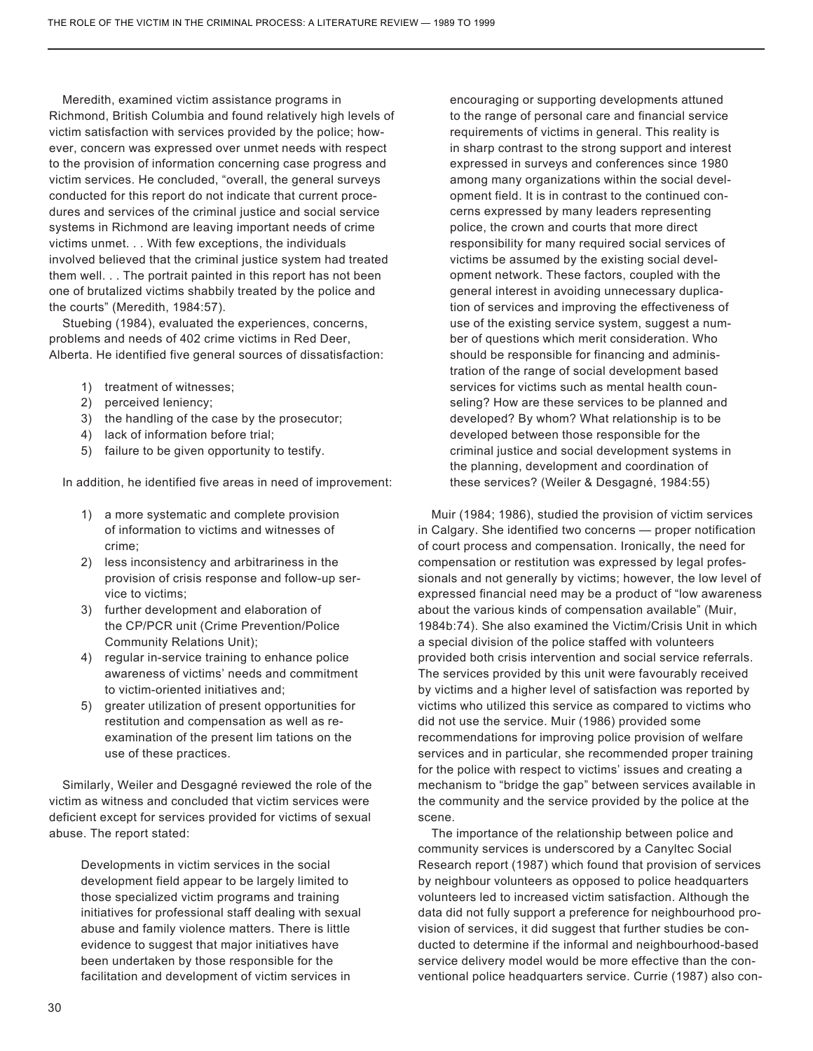Meredith, examined victim assistance programs in Richmond, British Columbia and found relatively high levels of victim satisfaction with services provided by the police; however, concern was expressed over unmet needs with respect to the provision of information concerning case progress and victim services. He concluded, "overall, the general surveys conducted for this report do not indicate that current procedures and services of the criminal justice and social service systems in Richmond are leaving important needs of crime victims unmet. . . With few exceptions, the individuals involved believed that the criminal justice system had treated them well. . . The portrait painted in this report has not been one of brutalized victims shabbily treated by the police and the courts" (Meredith, 1984:57).

Stuebing (1984), evaluated the experiences, concerns, problems and needs of 402 crime victims in Red Deer, Alberta. He identified five general sources of dissatisfaction:

1) treatment of witnesses;
2) perceived leniency;
3) the handling of the case by the prosecutor;
4) lack of information before trial;
5) failure to be given opportunity to testify.

In addition, he identified five areas in need of improvement:

1) a more systematic and complete provision of information to victims and witnesses of crime;
2) less inconsistency and arbitrariness in the provision of crisis response and follow-up service to victims;
3) further development and elaboration of the CP/PCR unit (Crime Prevention/Police Community Relations Unit);
4) regular in-service training to enhance police awareness of victims' needs and commitment to victim-oriented initiatives and;
5) greater utilization of present opportunities for restitution and compensation as well as re-examination of the present lim tations on the use of these practices.

Similarly, Weiler and Desgagné reviewed the role of the victim as witness and concluded that victim services were deficient except for services provided for victims of sexual abuse. The report stated:

> Developments in victim services in the social development field appear to be largely limited to those specialized victim programs and training initiatives for professional staff dealing with sexual abuse and family violence matters. There is little evidence to suggest that major initiatives have been undertaken by those responsible for the facilitation and development of victim services in encouraging or supporting developments attuned to the range of personal care and financial service requirements of victims in general. This reality is in sharp contrast to the strong support and interest expressed in surveys and conferences since 1980 among many organizations within the social development field. It is in contrast to the continued concerns expressed by many leaders representing police, the crown and courts that more direct responsibility for many required social services of victims be assumed by the existing social development network. These factors, coupled with the general interest in avoiding unnecessary duplication of services and improving the effectiveness of use of the existing service system, suggest a number of questions which merit consideration. Who should be responsible for financing and administration of the range of social development based services for victims such as mental health counseling? How are these services to be planned and developed? By whom? What relationship is to be developed between those responsible for the criminal justice and social development systems in the planning, development and coordination of these services? (Weiler & Desgagné, 1984:55)

Muir (1984; 1986), studied the provision of victim services in Calgary. She identified two concerns — proper notification of court process and compensation. Ironically, the need for compensation or restitution was expressed by legal professionals and not generally by victims; however, the low level of expressed financial need may be a product of "low awareness about the various kinds of compensation available" (Muir, 1984b:74). She also examined the Victim/Crisis Unit in which a special division of the police staffed with volunteers provided both crisis intervention and social service referrals. The services provided by this unit were favourably received by victims and a higher level of satisfaction was reported by victims who utilized this service as compared to victims who did not use the service. Muir (1986) provided some recommendations for improving police provision of welfare services and in particular, she recommended proper training for the police with respect to victims' issues and creating a mechanism to "bridge the gap" between services available in the community and the service provided by the police at the scene.

The importance of the relationship between police and community services is underscored by a Canyltec Social Research report (1987) which found that provision of services by neighbour volunteers as opposed to police headquarters volunteers led to increased victim satisfaction. Although the data did not fully support a preference for neighbourhood provision of services, it did suggest that further studies be conducted to determine if the informal and neighbourhood-based service delivery model would be more effective than the conventional police headquarters service. Currie (1987) also con-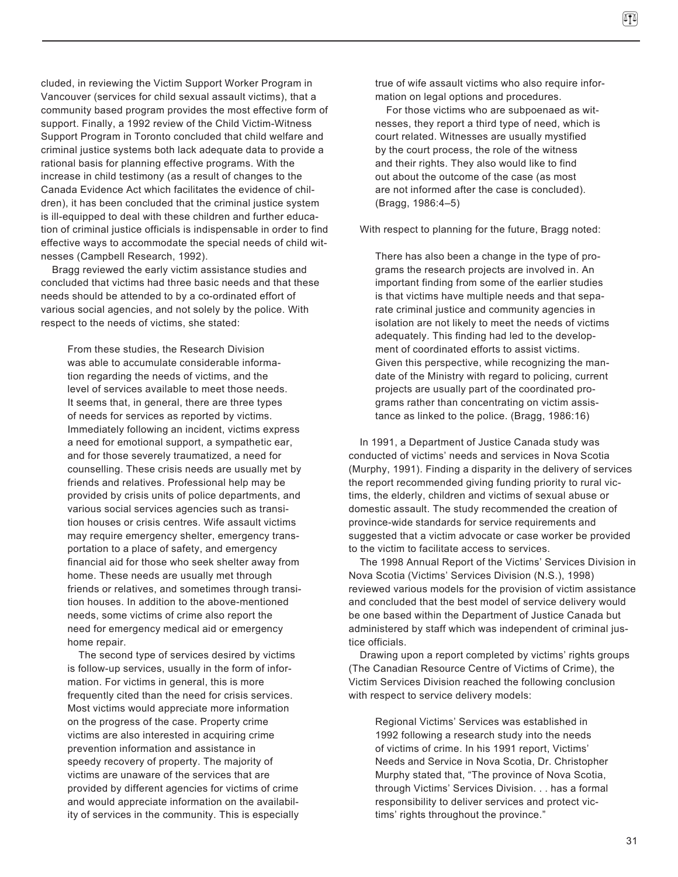cluded, in reviewing the Victim Support Worker Program in Vancouver (services for child sexual assault victims), that a community based program provides the most effective form of support. Finally, a 1992 review of the Child Victim-Witness Support Program in Toronto concluded that child welfare and criminal justice systems both lack adequate data to provide a rational basis for planning effective programs. With the increase in child testimony (as a result of changes to the Canada Evidence Act which facilitates the evidence of children), it has been concluded that the criminal justice system is ill-equipped to deal with these children and further education of criminal justice officials is indispensable in order to find effective ways to accommodate the special needs of child witnesses (Campbell Research, 1992).

Bragg reviewed the early victim assistance studies and concluded that victims had three basic needs and that these needs should be attended to by a co-ordinated effort of various social agencies, and not solely by the police. With respect to the needs of victims, she stated:

> From these studies, the Research Division was able to accumulate considerable information regarding the needs of victims, and the level of services available to meet those needs. It seems that, in general, there are three types of needs for services as reported by victims. Immediately following an incident, victims express a need for emotional support, a sympathetic ear, and for those severely traumatized, a need for counselling. These crisis needs are usually met by friends and relatives. Professional help may be provided by crisis units of police departments, and various social services agencies such as transition houses or crisis centres. Wife assault victims may require emergency shelter, emergency transportation to a place of safety, and emergency financial aid for those who seek shelter away from home. These needs are usually met through friends or relatives, and sometimes through transition houses. In addition to the above-mentioned needs, some victims of crime also report the need for emergency medical aid or emergency home repair.
>
> The second type of services desired by victims is follow-up services, usually in the form of information. For victims in general, this is more frequently cited than the need for crisis services. Most victims would appreciate more information on the progress of the case. Property crime victims are also interested in acquiring crime prevention information and assistance in speedy recovery of property. The majority of victims are unaware of the services that are provided by different agencies for victims of crime and would appreciate information on the availability of services in the community. This is especially true of wife assault victims who also require information on legal options and procedures.
>
> For those victims who are subpoenaed as witnesses, they report a third type of need, which is court related. Witnesses are usually mystified by the court process, the role of the witness and their rights. They also would like to find out about the outcome of the case (as most are not informed after the case is concluded). (Bragg, 1986:4–5)

With respect to planning for the future, Bragg noted:

> There has also been a change in the type of programs the research projects are involved in. An important finding from some of the earlier studies is that victims have multiple needs and that separate criminal justice and community agencies in isolation are not likely to meet the needs of victims adequately. This finding had led to the development of coordinated efforts to assist victims. Given this perspective, while recognizing the mandate of the Ministry with regard to policing, current projects are usually part of the coordinated programs rather than concentrating on victim assistance as linked to the police. (Bragg, 1986:16)

In 1991, a Department of Justice Canada study was conducted of victims' needs and services in Nova Scotia (Murphy, 1991). Finding a disparity in the delivery of services the report recommended giving funding priority to rural victims, the elderly, children and victims of sexual abuse or domestic assault. The study recommended the creation of province-wide standards for service requirements and suggested that a victim advocate or case worker be provided to the victim to facilitate access to services.

The 1998 Annual Report of the Victims' Services Division in Nova Scotia (Victims' Services Division (N.S.), 1998) reviewed various models for the provision of victim assistance and concluded that the best model of service delivery would be one based within the Department of Justice Canada but administered by staff which was independent of criminal justice officials.

Drawing upon a report completed by victims' rights groups (The Canadian Resource Centre of Victims of Crime), the Victim Services Division reached the following conclusion with respect to service delivery models:

> Regional Victims' Services was established in 1992 following a research study into the needs of victims of crime. In his 1991 report, Victims' Needs and Service in Nova Scotia, Dr. Christopher Murphy stated that, "The province of Nova Scotia, through Victims' Services Division. . . has a formal responsibility to deliver services and protect victims' rights throughout the province."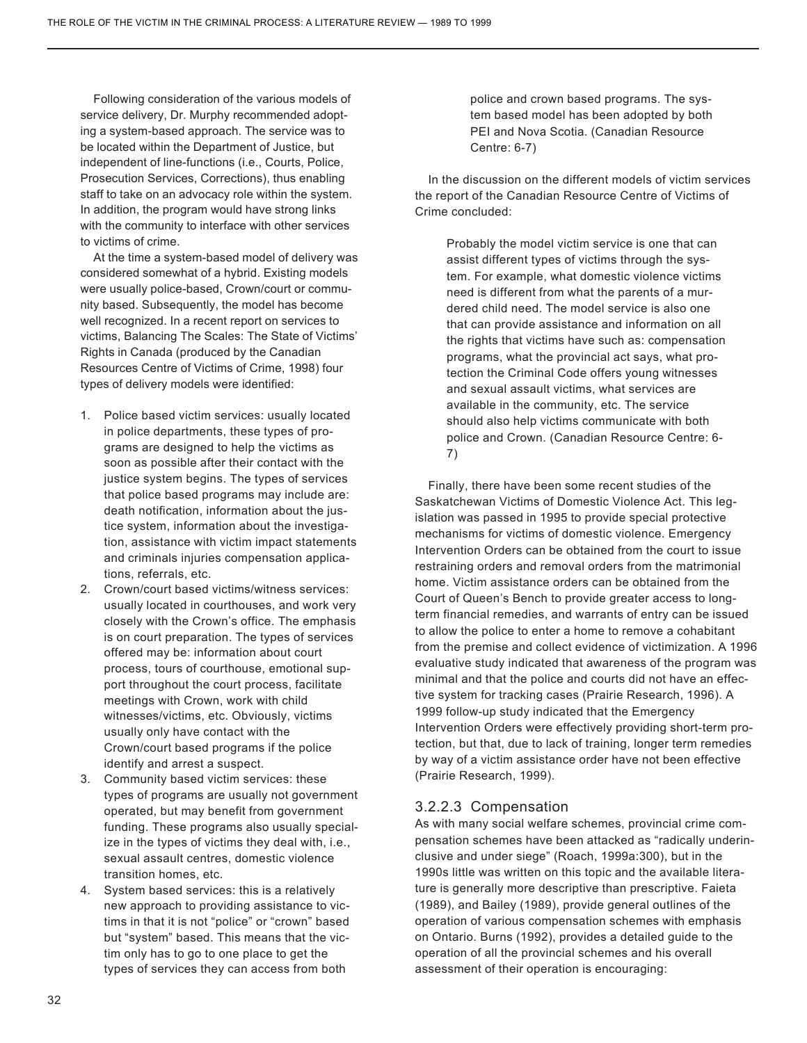Following consideration of the various models of service delivery, Dr. Murphy recommended adopting a system-based approach. The service was to be located within the Department of Justice, but independent of line-functions (i.e., Courts, Police, Prosecution Services, Corrections), thus enabling staff to take on an advocacy role within the system. In addition, the program would have strong links with the community to interface with other services to victims of crime.

At the time a system-based model of delivery was considered somewhat of a hybrid. Existing models were usually police-based, Crown/court or community based. Subsequently, the model has become well recognized. In a recent report on services to victims, Balancing The Scales: The State of Victims' Rights in Canada (produced by the Canadian Resources Centre of Victims of Crime, 1998) four types of delivery models were identified:

1. Police based victim services: usually located in police departments, these types of programs are designed to help the victims as soon as possible after their contact with the justice system begins. The types of services that police based programs may include are: death notification, information about the justice system, information about the investigation, assistance with victim impact statements and criminals injuries compensation applications, referrals, etc.
2. Crown/court based victims/witness services: usually located in courthouses, and work very closely with the Crown's office. The emphasis is on court preparation. The types of services offered may be: information about court process, tours of courthouse, emotional support throughout the court process, facilitate meetings with Crown, work with child witnesses/victims, etc. Obviously, victims usually only have contact with the Crown/court based programs if the police identify and arrest a suspect.
3. Community based victim services: these types of programs are usually not government operated, but may benefit from government funding. These programs also usually specialize in the types of victims they deal with, i.e., sexual assault centres, domestic violence transition homes, etc.
4. System based services: this is a relatively new approach to providing assistance to victims in that it is not "police" or "crown" based but "system" based. This means that the victim only has to go to one place to get the types of services they can access from both police and crown based programs. The system based model has been adopted by both PEI and Nova Scotia. (Canadian Resource Centre: 6-7)

In the discussion on the different models of victim services the report of the Canadian Resource Centre of Victims of Crime concluded:

> Probably the model victim service is one that can assist different types of victims through the system. For example, what domestic violence victims need is different from what the parents of a murdered child need. The model service is also one that can provide assistance and information on all the rights that victims have such as: compensation programs, what the provincial act says, what protection the Criminal Code offers young witnesses and sexual assault victims, what services are available in the community, etc. The service should also help victims communicate with both police and Crown. (Canadian Resource Centre: 6-7)

Finally, there have been some recent studies of the Saskatchewan Victims of Domestic Violence Act. This legislation was passed in 1995 to provide special protective mechanisms for victims of domestic violence. Emergency Intervention Orders can be obtained from the court to issue restraining orders and removal orders from the matrimonial home. Victim assistance orders can be obtained from the Court of Queen's Bench to provide greater access to long-term financial remedies, and warrants of entry can be issued to allow the police to enter a home to remove a cohabitant from the premise and collect evidence of victimization. A 1996 evaluative study indicated that awareness of the program was minimal and that the police and courts did not have an effective system for tracking cases (Prairie Research, 1996). A 1999 follow-up study indicated that the Emergency Intervention Orders were effectively providing short-term protection, but that, due to lack of training, longer term remedies by way of a victim assistance order have not been effective (Prairie Research, 1999).

### 3.2.2.3 Compensation

As with many social welfare schemes, provincial crime compensation schemes have been attacked as "radically underinclusive and under siege" (Roach, 1999a:300), but in the 1990s little was written on this topic and the available literature is generally more descriptive than prescriptive. Faieta (1989), and Bailey (1989), provide general outlines of the operation of various compensation schemes with emphasis on Ontario. Burns (1992), provides a detailed guide to the operation of all the provincial schemes and his overall assessment of their operation is encouraging: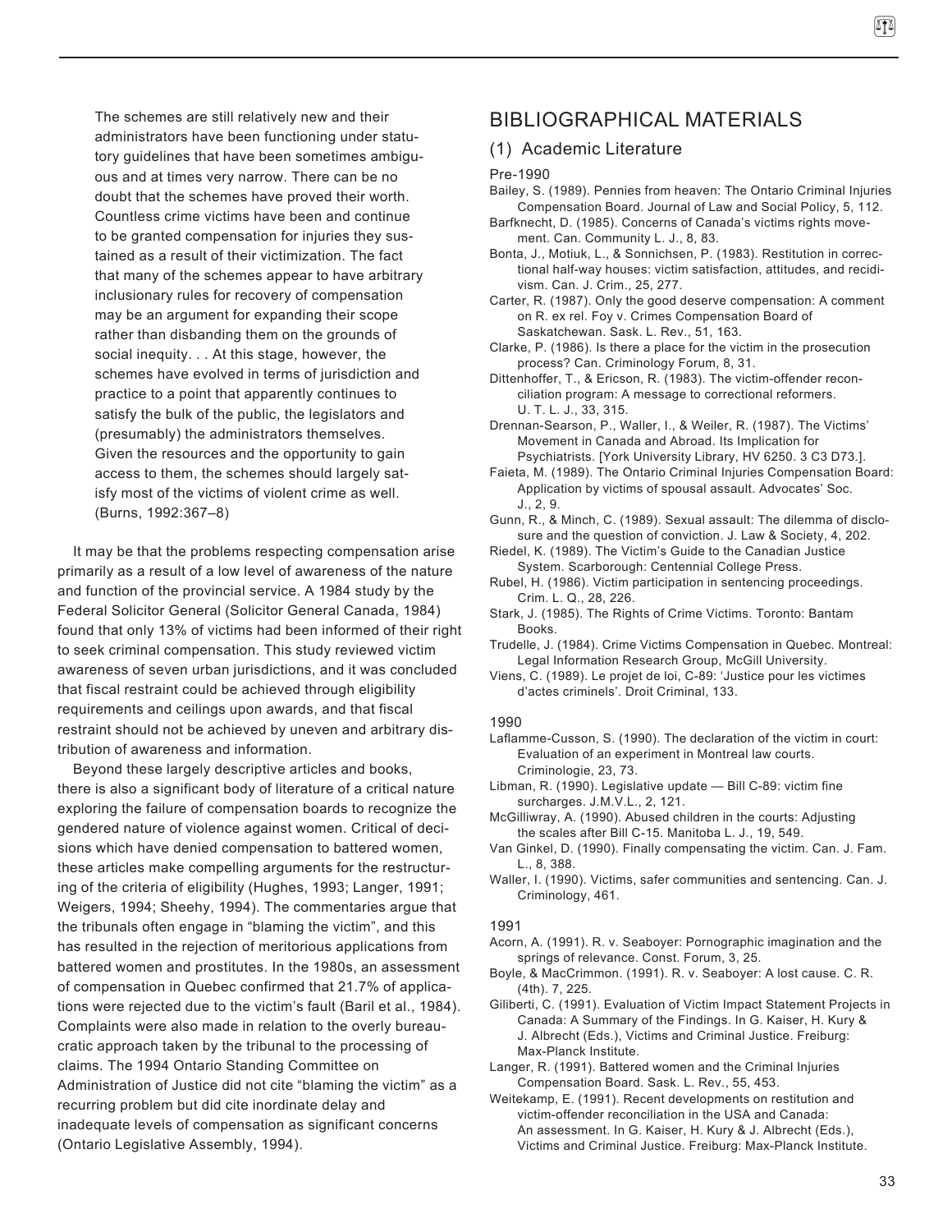> The schemes are still relatively new and their administrators have been functioning under statutory guidelines that have been sometimes ambiguous and at times very narrow. There can be no doubt that the schemes have proved their worth. Countless crime victims have been and continue to be granted compensation for injuries they sustained as a result of their victimization. The fact that many of the schemes appear to have arbitrary inclusionary rules for recovery of compensation may be an argument for expanding their scope rather than disbanding them on the grounds of social inequity. . . At this stage, however, the schemes have evolved in terms of jurisdiction and practice to a point that apparently continues to satisfy the bulk of the public, the legislators and (presumably) the administrators themselves. Given the resources and the opportunity to gain access to them, the schemes should largely satisfy most of the victims of violent crime as well. (Burns, 1992:367–8)

It may be that the problems respecting compensation arise primarily as a result of a low level of awareness of the nature and function of the provincial service. A 1984 study by the Federal Solicitor General (Solicitor General Canada, 1984) found that only 13% of victims had been informed of their right to seek criminal compensation. This study reviewed victim awareness of seven urban jurisdictions, and it was concluded that fiscal restraint could be achieved through eligibility requirements and ceilings upon awards, and that fiscal restraint should not be achieved by uneven and arbitrary distribution of awareness and information.

Beyond these largely descriptive articles and books, there is also a significant body of literature of a critical nature exploring the failure of compensation boards to recognize the gendered nature of violence against women. Critical of decisions which have denied compensation to battered women, these articles make compelling arguments for the restructuring of the criteria of eligibility (Hughes, 1993; Langer, 1991; Weigers, 1994; Sheehy, 1994). The commentaries argue that the tribunals often engage in "blaming the victim", and this has resulted in the rejection of meritorious applications from battered women and prostitutes. In the 1980s, an assessment of compensation in Quebec confirmed that 21.7% of applications were rejected due to the victim's fault (Baril et al., 1984). Complaints were also made in relation to the overly bureaucratic approach taken by the tribunal to the processing of claims. The 1994 Ontario Standing Committee on Administration of Justice did not cite "blaming the victim" as a recurring problem but did cite inordinate delay and inadequate levels of compensation as significant concerns (Ontario Legislative Assembly, 1994).

# BIBLIOGRAPHICAL MATERIALS

## (1) Academic Literature

### Pre-1990

Bailey, S. (1989). Pennies from heaven: The Ontario Criminal Injuries Compensation Board. Journal of Law and Social Policy, 5, 112.

Barfknecht, D. (1985). Concerns of Canada's victims rights movement. Can. Community L. J., 8, 83.

Bonta, J., Motiuk, L., & Sonnichsen, P. (1983). Restitution in correctional half-way houses: victim satisfaction, attitudes, and recidivism. Can. J. Crim., 25, 277.

Carter, R. (1987). Only the good deserve compensation: A comment on R. ex rel. Foy v. Crimes Compensation Board of Saskatchewan. Sask. L. Rev., 51, 163.

Clarke, P. (1986). Is there a place for the victim in the prosecution process? Can. Criminology Forum, 8, 31.

Dittenhoffer, T., & Ericson, R. (1983). The victim-offender reconciliation program: A message to correctional reformers. U. T. L. J., 33, 315.

Drennan-Searson, P., Waller, I., & Weiler, R. (1987). The Victims' Movement in Canada and Abroad. Its Implication for Psychiatrists. [York University Library, HV 6250. 3 C3 D73.].

Faieta, M. (1989). The Ontario Criminal Injuries Compensation Board: Application by victims of spousal assault. Advocates' Soc. J., 2, 9.

Gunn, R., & Minch, C. (1989). Sexual assault: The dilemma of disclosure and the question of conviction. J. Law & Society, 4, 202.

Riedel, K. (1989). The Victim's Guide to the Canadian Justice System. Scarborough: Centennial College Press.

Rubel, H. (1986). Victim participation in sentencing proceedings. Crim. L. Q., 28, 226.

Stark, J. (1985). The Rights of Crime Victims. Toronto: Bantam Books.

Trudelle, J. (1984). Crime Victims Compensation in Quebec. Montreal: Legal Information Research Group, McGill University.

Viens, C. (1989). Le projet de loi, C-89: 'Justice pour les victimes d'actes criminels'. Droit Criminal, 133.

### 1990

Laflamme-Cusson, S. (1990). The declaration of the victim in court: Evaluation of an experiment in Montreal law courts. Criminologie, 23, 73.

Libman, R. (1990). Legislative update — Bill C-89: victim fine surcharges. J.M.V.L., 2, 121.

McGilliwray, A. (1990). Abused children in the courts: Adjusting the scales after Bill C-15. Manitoba L. J., 19, 549.

Van Ginkel, D. (1990). Finally compensating the victim. Can. J. Fam. L., 8, 388.

Waller, I. (1990). Victims, safer communities and sentencing. Can. J. Criminology, 461.

### 1991

Acorn, A. (1991). R. v. Seaboyer: Pornographic imagination and the springs of relevance. Const. Forum, 3, 25.

Boyle, & MacCrimmon. (1991). R. v. Seaboyer: A lost cause. C. R. (4th). 7, 225.

Giliberti, C. (1991). Evaluation of Victim Impact Statement Projects in Canada: A Summary of the Findings. In G. Kaiser, H. Kury & J. Albrecht (Eds.), Victims and Criminal Justice. Freiburg: Max-Planck Institute.

Langer, R. (1991). Battered women and the Criminal Injuries Compensation Board. Sask. L. Rev., 55, 453.

Weitekamp, E. (1991). Recent developments on restitution and victim-offender reconciliation in the USA and Canada: An assessment. In G. Kaiser, H. Kury & J. Albrecht (Eds.), Victims and Criminal Justice. Freiburg: Max-Planck Institute.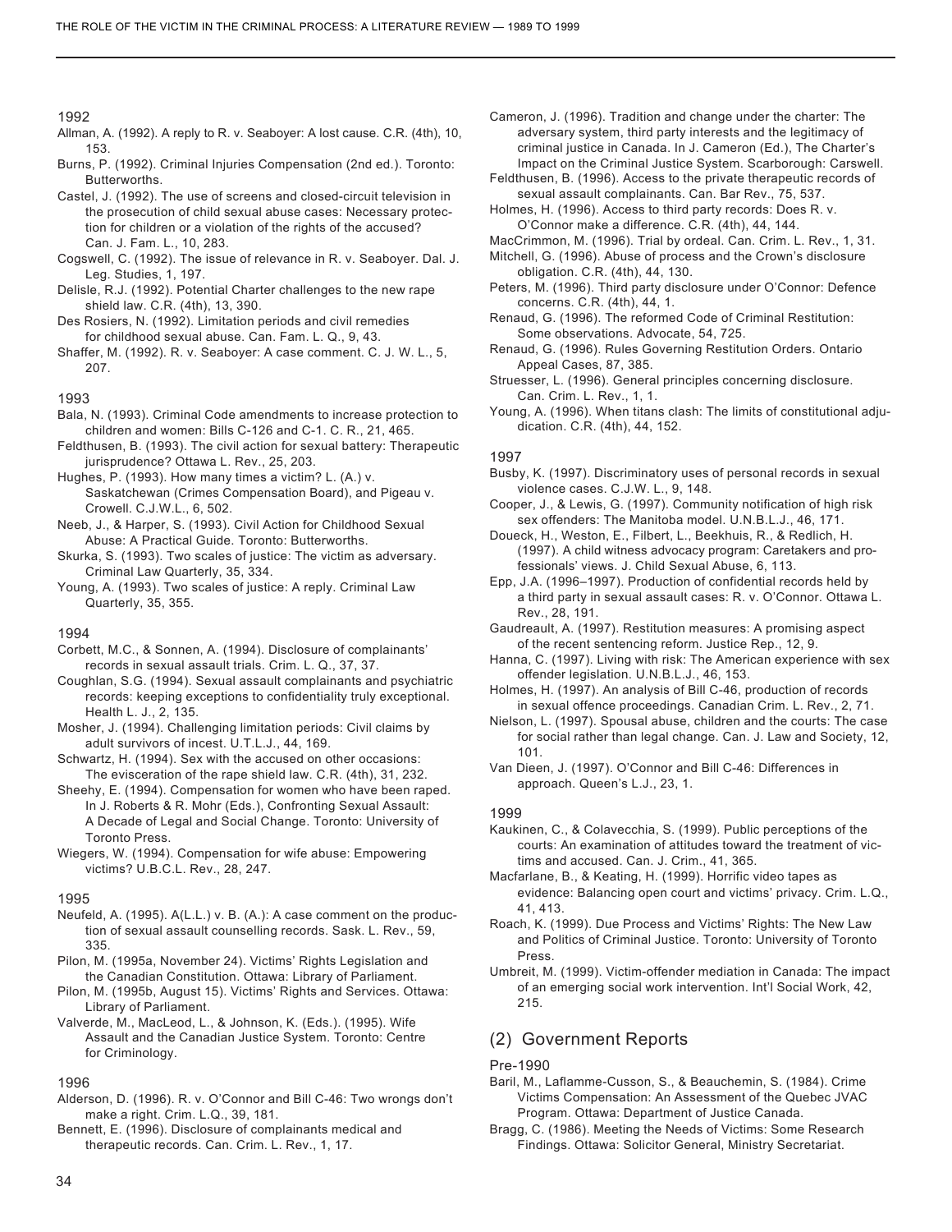1992

Allman, A. (1992). A reply to R. v. Seaboyer: A lost cause. C.R. (4th), 10, 153.

Burns, P. (1992). Criminal Injuries Compensation (2nd ed.). Toronto: Butterworths.

Castel, J. (1992). The use of screens and closed-circuit television in the prosecution of child sexual abuse cases: Necessary protection for children or a violation of the rights of the accused? Can. J. Fam. L., 10, 283.

Cogswell, C. (1992). The issue of relevance in R. v. Seaboyer. Dal. J. Leg. Studies, 1, 197.

Delisle, R.J. (1992). Potential Charter challenges to the new rape shield law. C.R. (4th), 13, 390.

Des Rosiers, N. (1992). Limitation periods and civil remedies for childhood sexual abuse. Can. Fam. L. Q., 9, 43.

Shaffer, M. (1992). R. v. Seaboyer: A case comment. C. J. W. L., 5, 207.

1993

Bala, N. (1993). Criminal Code amendments to increase protection to children and women: Bills C-126 and C-1. C. R., 21, 465.

Feldthusen, B. (1993). The civil action for sexual battery: Therapeutic jurisprudence? Ottawa L. Rev., 25, 203.

Hughes, P. (1993). How many times a victim? L. (A.) v. Saskatchewan (Crimes Compensation Board), and Pigeau v. Crowell. C.J.W.L., 6, 502.

Neeb, J., & Harper, S. (1993). Civil Action for Childhood Sexual Abuse: A Practical Guide. Toronto: Butterworths.

Skurka, S. (1993). Two scales of justice: The victim as adversary. Criminal Law Quarterly, 35, 334.

Young, A. (1993). Two scales of justice: A reply. Criminal Law Quarterly, 35, 355.

1994

Corbett, M.C., & Sonnen, A. (1994). Disclosure of complainants' records in sexual assault trials. Crim. L. Q., 37, 37.

Coughlan, S.G. (1994). Sexual assault complainants and psychiatric records: keeping exceptions to confidentiality truly exceptional. Health L. J., 2, 135.

Mosher, J. (1994). Challenging limitation periods: Civil claims by adult survivors of incest. U.T.L.J., 44, 169.

Schwartz, H. (1994). Sex with the accused on other occasions: The evisceration of the rape shield law. C.R. (4th), 31, 232.

Sheehy, E. (1994). Compensation for women who have been raped. In J. Roberts & R. Mohr (Eds.), Confronting Sexual Assault: A Decade of Legal and Social Change. Toronto: University of Toronto Press.

Wiegers, W. (1994). Compensation for wife abuse: Empowering victims? U.B.C.L. Rev., 28, 247.

1995

Neufeld, A. (1995). A(L.L.) v. B. (A.): A case comment on the production of sexual assault counselling records. Sask. L. Rev., 59, 335.

Pilon, M. (1995a, November 24). Victims' Rights Legislation and the Canadian Constitution. Ottawa: Library of Parliament.

Pilon, M. (1995b, August 15). Victims' Rights and Services. Ottawa: Library of Parliament.

Valverde, M., MacLeod, L., & Johnson, K. (Eds.). (1995). Wife Assault and the Canadian Justice System. Toronto: Centre for Criminology.

1996

Alderson, D. (1996). R. v. O'Connor and Bill C-46: Two wrongs don't make a right. Crim. L.Q., 39, 181.

Bennett, E. (1996). Disclosure of complainants medical and therapeutic records. Can. Crim. L. Rev., 1, 17.

Cameron, J. (1996). Tradition and change under the charter: The adversary system, third party interests and the legitimacy of criminal justice in Canada. In J. Cameron (Ed.), The Charter's Impact on the Criminal Justice System. Scarborough: Carswell.

Feldthusen, B. (1996). Access to the private therapeutic records of sexual assault complainants. Can. Bar Rev., 75, 537.

Holmes, H. (1996). Access to third party records: Does R. v. O'Connor make a difference. C.R. (4th), 44, 144.

MacCrimmon, M. (1996). Trial by ordeal. Can. Crim. L. Rev., 1, 31.

Mitchell, G. (1996). Abuse of process and the Crown's disclosure obligation. C.R. (4th), 44, 130.

Peters, M. (1996). Third party disclosure under O'Connor: Defence concerns. C.R. (4th), 44, 1.

Renaud, G. (1996). The reformed Code of Criminal Restitution: Some observations. Advocate, 54, 725.

Renaud, G. (1996). Rules Governing Restitution Orders. Ontario Appeal Cases, 87, 385.

Struesser, L. (1996). General principles concerning disclosure. Can. Crim. L. Rev., 1, 1.

Young, A. (1996). When titans clash: The limits of constitutional adjudication. C.R. (4th), 44, 152.

1997

Busby, K. (1997). Discriminatory uses of personal records in sexual violence cases. C.J.W. L., 9, 148.

Cooper, J., & Lewis, G. (1997). Community notification of high risk sex offenders: The Manitoba model. U.N.B.L.J., 46, 171.

Doueck, H., Weston, E., Filbert, L., Beekhuis, R., & Redlich, H. (1997). A child witness advocacy program: Caretakers and professionals' views. J. Child Sexual Abuse, 6, 113.

Epp, J.A. (1996–1997). Production of confidential records held by a third party in sexual assault cases: R. v. O'Connor. Ottawa L. Rev., 28, 191.

Gaudreault, A. (1997). Restitution measures: A promising aspect of the recent sentencing reform. Justice Rep., 12, 9.

Hanna, C. (1997). Living with risk: The American experience with sex offender legislation. U.N.B.L.J., 46, 153.

Holmes, H. (1997). An analysis of Bill C-46, production of records in sexual offence proceedings. Canadian Crim. L. Rev., 2, 71.

Nielson, L. (1997). Spousal abuse, children and the courts: The case for social rather than legal change. Can. J. Law and Society, 12, 101.

Van Dieen, J. (1997). O'Connor and Bill C-46: Differences in approach. Queen's L.J., 23, 1.

1999

Kaukinen, C., & Colavecchia, S. (1999). Public perceptions of the courts: An examination of attitudes toward the treatment of victims and accused. Can. J. Crim., 41, 365.

Macfarlane, B., & Keating, H. (1999). Horrific video tapes as evidence: Balancing open court and victims' privacy. Crim. L.Q., 41, 413.

Roach, K. (1999). Due Process and Victims' Rights: The New Law and Politics of Criminal Justice. Toronto: University of Toronto Press.

Umbreit, M. (1999). Victim-offender mediation in Canada: The impact of an emerging social work intervention. Int'l Social Work, 42, 215.

## (2) Government Reports

Pre-1990

Baril, M., Laflamme-Cusson, S., & Beauchemin, S. (1984). Crime Victims Compensation: An Assessment of the Quebec JVAC Program. Ottawa: Department of Justice Canada.

Bragg, C. (1986). Meeting the Needs of Victims: Some Research Findings. Ottawa: Solicitor General, Ministry Secretariat.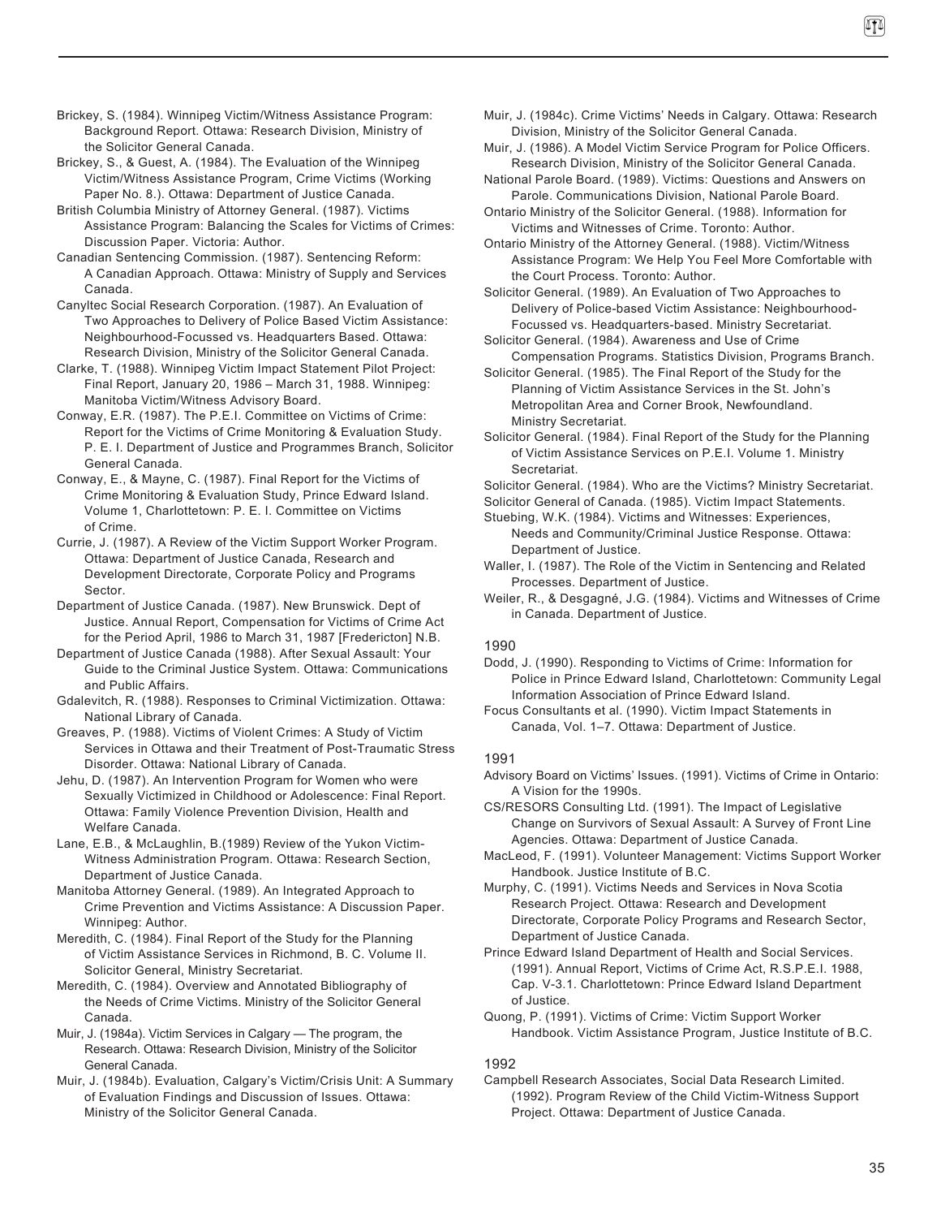Brickey, S. (1984). Winnipeg Victim/Witness Assistance Program: Background Report. Ottawa: Research Division, Ministry of the Solicitor General Canada.

Brickey, S., & Guest, A. (1984). The Evaluation of the Winnipeg Victim/Witness Assistance Program, Crime Victims (Working Paper No. 8.). Ottawa: Department of Justice Canada.

British Columbia Ministry of Attorney General. (1987). Victims Assistance Program: Balancing the Scales for Victims of Crimes: Discussion Paper. Victoria: Author.

Canadian Sentencing Commission. (1987). Sentencing Reform: A Canadian Approach. Ottawa: Ministry of Supply and Services Canada.

Canyltec Social Research Corporation. (1987). An Evaluation of Two Approaches to Delivery of Police Based Victim Assistance: Neighbourhood-Focussed vs. Headquarters Based. Ottawa: Research Division, Ministry of the Solicitor General Canada.

Clarke, T. (1988). Winnipeg Victim Impact Statement Pilot Project: Final Report, January 20, 1986 – March 31, 1988. Winnipeg: Manitoba Victim/Witness Advisory Board.

Conway, E.R. (1987). The P.E.I. Committee on Victims of Crime: Report for the Victims of Crime Monitoring & Evaluation Study. P. E. I. Department of Justice and Programmes Branch, Solicitor General Canada.

Conway, E., & Mayne, C. (1987). Final Report for the Victims of Crime Monitoring & Evaluation Study, Prince Edward Island. Volume 1, Charlottetown: P. E. I. Committee on Victims of Crime.

Currie, J. (1987). A Review of the Victim Support Worker Program. Ottawa: Department of Justice Canada, Research and Development Directorate, Corporate Policy and Programs Sector.

Department of Justice Canada. (1987). New Brunswick. Dept of Justice. Annual Report, Compensation for Victims of Crime Act for the Period April, 1986 to March 31, 1987 [Fredericton] N.B.

Department of Justice Canada (1988). After Sexual Assault: Your Guide to the Criminal Justice System. Ottawa: Communications and Public Affairs.

Gdalevitch, R. (1988). Responses to Criminal Victimization. Ottawa: National Library of Canada.

Greaves, P. (1988). Victims of Violent Crimes: A Study of Victim Services in Ottawa and their Treatment of Post-Traumatic Stress Disorder. Ottawa: National Library of Canada.

Jehu, D. (1987). An Intervention Program for Women who were Sexually Victimized in Childhood or Adolescence: Final Report. Ottawa: Family Violence Prevention Division, Health and Welfare Canada.

Lane, E.B., & McLaughlin, B.(1989) Review of the Yukon Victim-Witness Administration Program. Ottawa: Research Section, Department of Justice Canada.

Manitoba Attorney General. (1989). An Integrated Approach to Crime Prevention and Victims Assistance: A Discussion Paper. Winnipeg: Author.

Meredith, C. (1984). Final Report of the Study for the Planning of Victim Assistance Services in Richmond, B. C. Volume II. Solicitor General, Ministry Secretariat.

Meredith, C. (1984). Overview and Annotated Bibliography of the Needs of Crime Victims. Ministry of the Solicitor General Canada.

Muir, J. (1984a). Victim Services in Calgary — The program, the Research. Ottawa: Research Division, Ministry of the Solicitor General Canada.

Muir, J. (1984b). Evaluation, Calgary's Victim/Crisis Unit: A Summary of Evaluation Findings and Discussion of Issues. Ottawa: Ministry of the Solicitor General Canada.

Muir, J. (1984c). Crime Victims' Needs in Calgary. Ottawa: Research Division, Ministry of the Solicitor General Canada.

Muir, J. (1986). A Model Victim Service Program for Police Officers. Research Division, Ministry of the Solicitor General Canada.

National Parole Board. (1989). Victims: Questions and Answers on Parole. Communications Division, National Parole Board.

Ontario Ministry of the Solicitor General. (1988). Information for Victims and Witnesses of Crime. Toronto: Author.

Ontario Ministry of the Attorney General. (1988). Victim/Witness Assistance Program: We Help You Feel More Comfortable with the Court Process. Toronto: Author.

Solicitor General. (1989). An Evaluation of Two Approaches to Delivery of Police-based Victim Assistance: Neighbourhood-Focussed vs. Headquarters-based. Ministry Secretariat.

Solicitor General. (1984). Awareness and Use of Crime Compensation Programs. Statistics Division, Programs Branch.

Solicitor General. (1985). The Final Report of the Study for the Planning of Victim Assistance Services in the St. John's Metropolitan Area and Corner Brook, Newfoundland. Ministry Secretariat.

Solicitor General. (1984). Final Report of the Study for the Planning of Victim Assistance Services on P.E.I. Volume 1. Ministry Secretariat.

Solicitor General. (1984). Who are the Victims? Ministry Secretariat.

Solicitor General of Canada. (1985). Victim Impact Statements.

Stuebing, W.K. (1984). Victims and Witnesses: Experiences, Needs and Community/Criminal Justice Response. Ottawa: Department of Justice.

Waller, I. (1987). The Role of the Victim in Sentencing and Related Processes. Department of Justice.

Weiler, R., & Desgagné, J.G. (1984). Victims and Witnesses of Crime in Canada. Department of Justice.

### 1990

Dodd, J. (1990). Responding to Victims of Crime: Information for Police in Prince Edward Island, Charlottetown: Community Legal Information Association of Prince Edward Island.

Focus Consultants et al. (1990). Victim Impact Statements in Canada, Vol. 1–7. Ottawa: Department of Justice.

### 1991

Advisory Board on Victims' Issues. (1991). Victims of Crime in Ontario: A Vision for the 1990s.

CS/RESORS Consulting Ltd. (1991). The Impact of Legislative Change on Survivors of Sexual Assault: A Survey of Front Line Agencies. Ottawa: Department of Justice Canada.

MacLeod, F. (1991). Volunteer Management: Victims Support Worker Handbook. Justice Institute of B.C.

Murphy, C. (1991). Victims Needs and Services in Nova Scotia Research Project. Ottawa: Research and Development Directorate, Corporate Policy Programs and Research Sector, Department of Justice Canada.

Prince Edward Island Department of Health and Social Services. (1991). Annual Report, Victims of Crime Act, R.S.P.E.I. 1988, Cap. V-3.1. Charlottetown: Prince Edward Island Department of Justice.

Quong, P. (1991). Victims of Crime: Victim Support Worker Handbook. Victim Assistance Program, Justice Institute of B.C.

### 1992

Campbell Research Associates, Social Data Research Limited. (1992). Program Review of the Child Victim-Witness Support Project. Ottawa: Department of Justice Canada.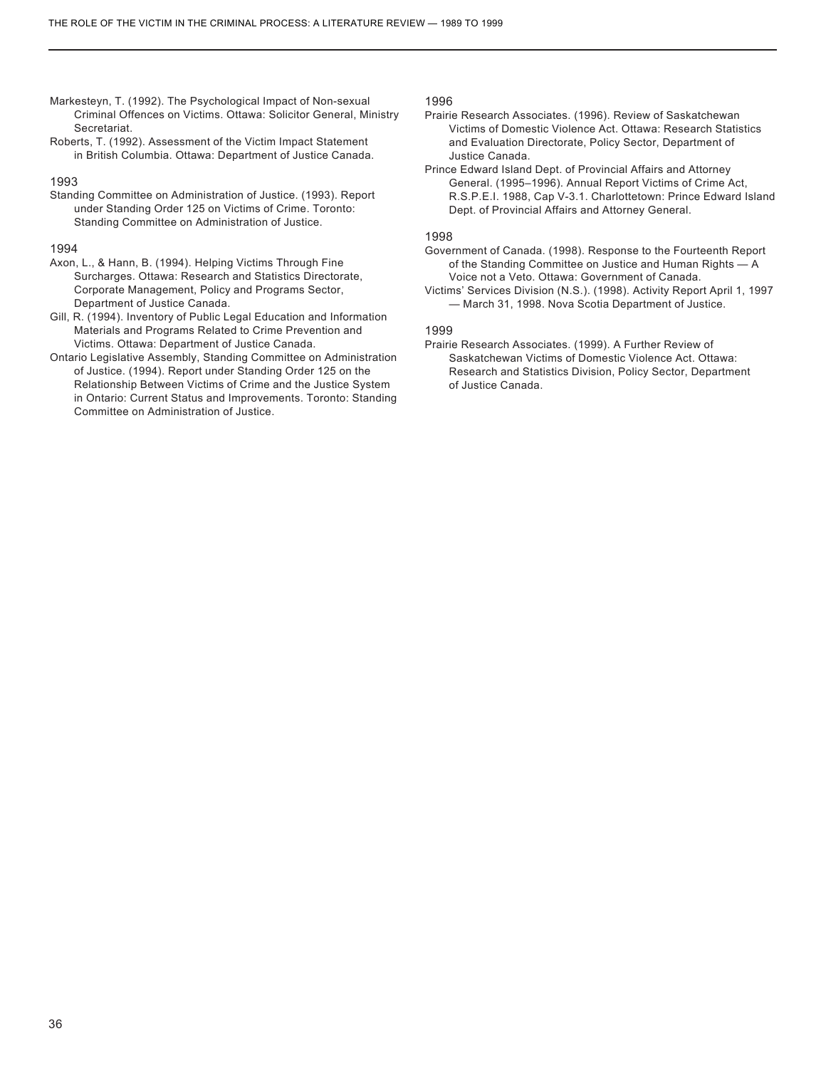Markesteyn, T. (1992). The Psychological Impact of Non-sexual Criminal Offences on Victims. Ottawa: Solicitor General, Ministry Secretariat.

Roberts, T. (1992). Assessment of the Victim Impact Statement in British Columbia. Ottawa: Department of Justice Canada.

1993

Standing Committee on Administration of Justice. (1993). Report under Standing Order 125 on Victims of Crime. Toronto: Standing Committee on Administration of Justice.

1994

Axon, L., & Hann, B. (1994). Helping Victims Through Fine Surcharges. Ottawa: Research and Statistics Directorate, Corporate Management, Policy and Programs Sector, Department of Justice Canada.

Gill, R. (1994). Inventory of Public Legal Education and Information Materials and Programs Related to Crime Prevention and Victims. Ottawa: Department of Justice Canada.

Ontario Legislative Assembly, Standing Committee on Administration of Justice. (1994). Report under Standing Order 125 on the Relationship Between Victims of Crime and the Justice System in Ontario: Current Status and Improvements. Toronto: Standing Committee on Administration of Justice.

1996

Prairie Research Associates. (1996). Review of Saskatchewan Victims of Domestic Violence Act. Ottawa: Research Statistics and Evaluation Directorate, Policy Sector, Department of Justice Canada.

Prince Edward Island Dept. of Provincial Affairs and Attorney General. (1995–1996). Annual Report Victims of Crime Act, R.S.P.E.I. 1988, Cap V-3.1. Charlottetown: Prince Edward Island Dept. of Provincial Affairs and Attorney General.

1998

Government of Canada. (1998). Response to the Fourteenth Report of the Standing Committee on Justice and Human Rights — A Voice not a Veto. Ottawa: Government of Canada.

Victims' Services Division (N.S.). (1998). Activity Report April 1, 1997 — March 31, 1998. Nova Scotia Department of Justice.

1999

Prairie Research Associates. (1999). A Further Review of Saskatchewan Victims of Domestic Violence Act. Ottawa: Research and Statistics Division, Policy Sector, Department of Justice Canada.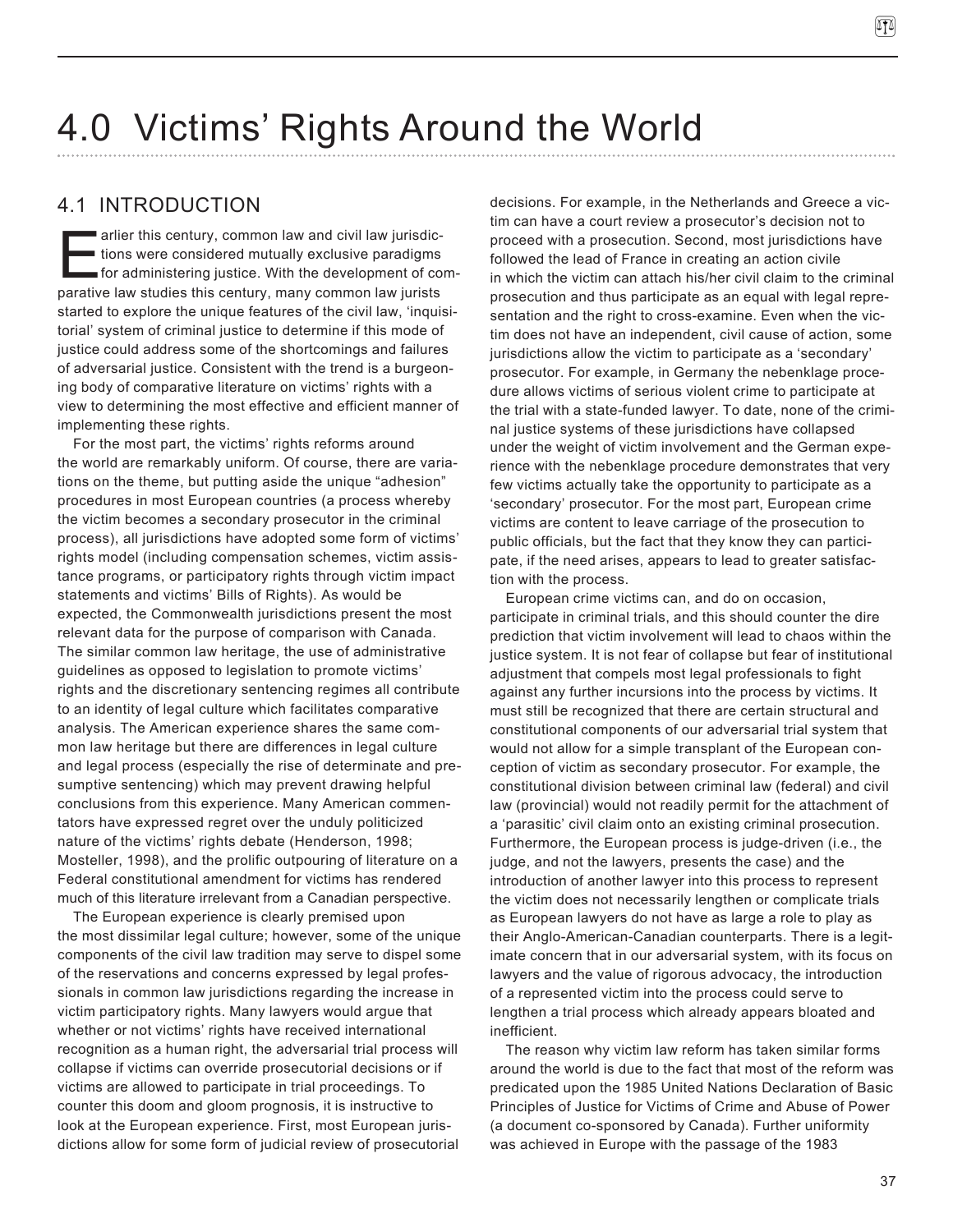# 4.0 Victims' Rights Around the World

## 4.1 INTRODUCTION

Earlier this century, common law and civil law jurisdictions were considered mutually exclusive paradigms for administering justice. With the development of comparative law studies this century, many common law jurists started to explore the unique features of the civil law, 'inquisitorial' system of criminal justice to determine if this mode of justice could address some of the shortcomings and failures of adversarial justice. Consistent with the trend is a burgeoning body of comparative literature on victims' rights with a view to determining the most effective and efficient manner of implementing these rights.

For the most part, the victims' rights reforms around the world are remarkably uniform. Of course, there are variations on the theme, but putting aside the unique "adhesion" procedures in most European countries (a process whereby the victim becomes a secondary prosecutor in the criminal process), all jurisdictions have adopted some form of victims' rights model (including compensation schemes, victim assistance programs, or participatory rights through victim impact statements and victims' Bills of Rights). As would be expected, the Commonwealth jurisdictions present the most relevant data for the purpose of comparison with Canada. The similar common law heritage, the use of administrative guidelines as opposed to legislation to promote victims' rights and the discretionary sentencing regimes all contribute to an identity of legal culture which facilitates comparative analysis. The American experience shares the same common law heritage but there are differences in legal culture and legal process (especially the rise of determinate and presumptive sentencing) which may prevent drawing helpful conclusions from this experience. Many American commentators have expressed regret over the unduly politicized nature of the victims' rights debate (Henderson, 1998; Mosteller, 1998), and the prolific outpouring of literature on a Federal constitutional amendment for victims has rendered much of this literature irrelevant from a Canadian perspective.

The European experience is clearly premised upon the most dissimilar legal culture; however, some of the unique components of the civil law tradition may serve to dispel some of the reservations and concerns expressed by legal professionals in common law jurisdictions regarding the increase in victim participatory rights. Many lawyers would argue that whether or not victims' rights have received international recognition as a human right, the adversarial trial process will collapse if victims can override prosecutorial decisions or if victims are allowed to participate in trial proceedings. To counter this doom and gloom prognosis, it is instructive to look at the European experience. First, most European jurisdictions allow for some form of judicial review of prosecutorial decisions. For example, in the Netherlands and Greece a victim can have a court review a prosecutor's decision not to proceed with a prosecution. Second, most jurisdictions have followed the lead of France in creating an action civile in which the victim can attach his/her civil claim to the criminal prosecution and thus participate as an equal with legal representation and the right to cross-examine. Even when the victim does not have an independent, civil cause of action, some jurisdictions allow the victim to participate as a 'secondary' prosecutor. For example, in Germany the nebenklage procedure allows victims of serious violent crime to participate at the trial with a state-funded lawyer. To date, none of the criminal justice systems of these jurisdictions have collapsed under the weight of victim involvement and the German experience with the nebenklage procedure demonstrates that very few victims actually take the opportunity to participate as a 'secondary' prosecutor. For the most part, European crime victims are content to leave carriage of the prosecution to public officials, but the fact that they know they can participate, if the need arises, appears to lead to greater satisfaction with the process.

European crime victims can, and do on occasion, participate in criminal trials, and this should counter the dire prediction that victim involvement will lead to chaos within the justice system. It is not fear of collapse but fear of institutional adjustment that compels most legal professionals to fight against any further incursions into the process by victims. It must still be recognized that there are certain structural and constitutional components of our adversarial trial system that would not allow for a simple transplant of the European conception of victim as secondary prosecutor. For example, the constitutional division between criminal law (federal) and civil law (provincial) would not readily permit for the attachment of a 'parasitic' civil claim onto an existing criminal prosecution. Furthermore, the European process is judge-driven (i.e., the judge, and not the lawyers, presents the case) and the introduction of another lawyer into this process to represent the victim does not necessarily lengthen or complicate trials as European lawyers do not have as large a role to play as their Anglo-American-Canadian counterparts. There is a legitimate concern that in our adversarial system, with its focus on lawyers and the value of rigorous advocacy, the introduction of a represented victim into the process could serve to lengthen a trial process which already appears bloated and inefficient.

The reason why victim law reform has taken similar forms around the world is due to the fact that most of the reform was predicated upon the 1985 United Nations Declaration of Basic Principles of Justice for Victims of Crime and Abuse of Power (a document co-sponsored by Canada). Further uniformity was achieved in Europe with the passage of the 1983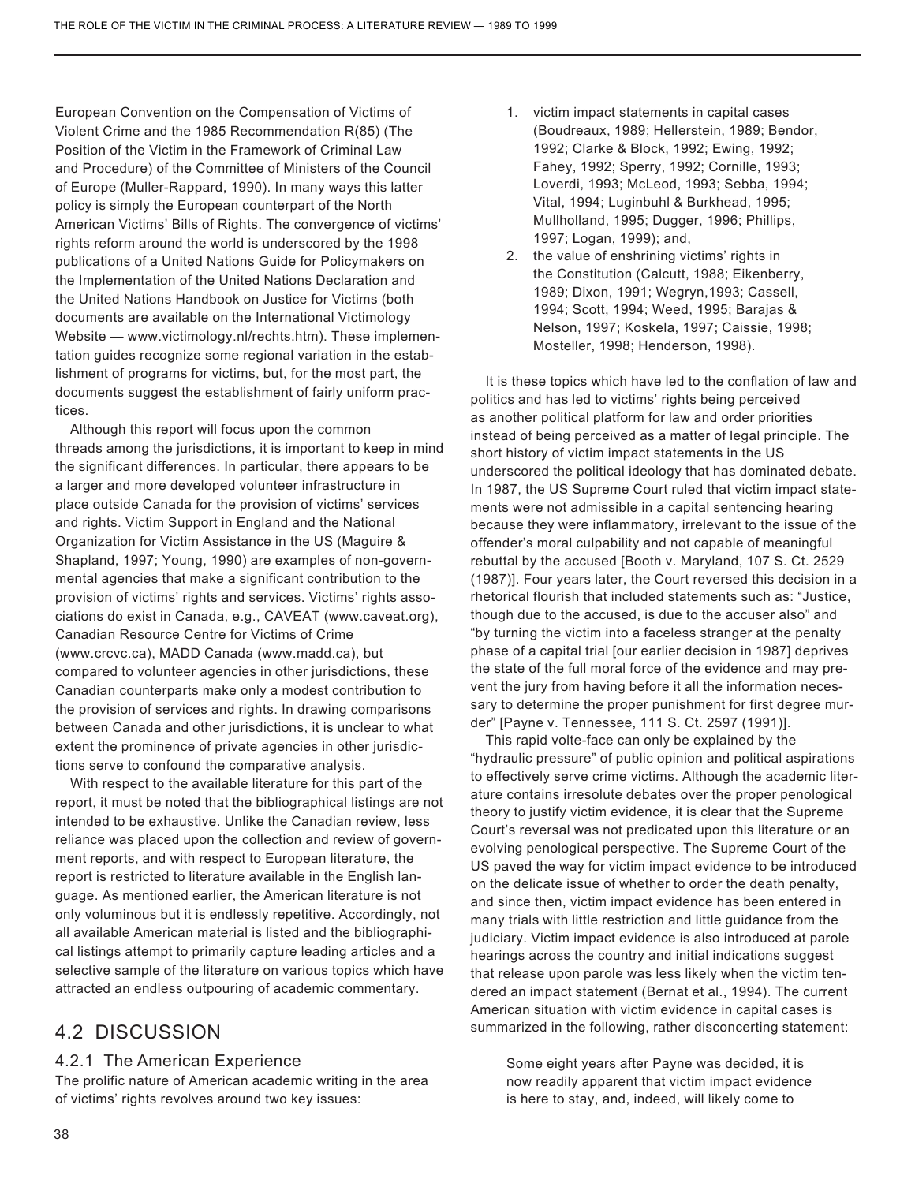European Convention on the Compensation of Victims of Violent Crime and the 1985 Recommendation R(85) (The Position of the Victim in the Framework of Criminal Law and Procedure) of the Committee of Ministers of the Council of Europe (Muller-Rappard, 1990). In many ways this latter policy is simply the European counterpart of the North American Victims' Bills of Rights. The convergence of victims' rights reform around the world is underscored by the 1998 publications of a United Nations Guide for Policymakers on the Implementation of the United Nations Declaration and the United Nations Handbook on Justice for Victims (both documents are available on the International Victimology Website — www.victimology.nl/rechts.htm). These implementation guides recognize some regional variation in the establishment of programs for victims, but, for the most part, the documents suggest the establishment of fairly uniform practices.

Although this report will focus upon the common threads among the jurisdictions, it is important to keep in mind the significant differences. In particular, there appears to be a larger and more developed volunteer infrastructure in place outside Canada for the provision of victims' services and rights. Victim Support in England and the National Organization for Victim Assistance in the US (Maguire & Shapland, 1997; Young, 1990) are examples of non-governmental agencies that make a significant contribution to the provision of victims' rights and services. Victims' rights associations do exist in Canada, e.g., CAVEAT (www.caveat.org), Canadian Resource Centre for Victims of Crime (www.crcvc.ca), MADD Canada (www.madd.ca), but compared to volunteer agencies in other jurisdictions, these Canadian counterparts make only a modest contribution to the provision of services and rights. In drawing comparisons between Canada and other jurisdictions, it is unclear to what extent the prominence of private agencies in other jurisdictions serve to confound the comparative analysis.

With respect to the available literature for this part of the report, it must be noted that the bibliographical listings are not intended to be exhaustive. Unlike the Canadian review, less reliance was placed upon the collection and review of government reports, and with respect to European literature, the report is restricted to literature available in the English language. As mentioned earlier, the American literature is not only voluminous but it is endlessly repetitive. Accordingly, not all available American material is listed and the bibliographical listings attempt to primarily capture leading articles and a selective sample of the literature on various topics which have attracted an endless outpouring of academic commentary.

## 4.2 DISCUSSION

### 4.2.1 The American Experience

The prolific nature of American academic writing in the area of victims' rights revolves around two key issues:

1. victim impact statements in capital cases (Boudreaux, 1989; Hellerstein, 1989; Bendor, 1992; Clarke & Block, 1992; Ewing, 1992; Fahey, 1992; Sperry, 1992; Cornille, 1993; Loverdi, 1993; McLeod, 1993; Sebba, 1994; Vital, 1994; Luginbuhl & Burkhead, 1995; Mullholland, 1995; Dugger, 1996; Phillips, 1997; Logan, 1999); and,
2. the value of enshrining victims' rights in the Constitution (Calcutt, 1988; Eikenberry, 1989; Dixon, 1991; Wegryn,1993; Cassell, 1994; Scott, 1994; Weed, 1995; Barajas & Nelson, 1997; Koskela, 1997; Caissie, 1998; Mosteller, 1998; Henderson, 1998).

It is these topics which have led to the conflation of law and politics and has led to victims' rights being perceived as another political platform for law and order priorities instead of being perceived as a matter of legal principle. The short history of victim impact statements in the US underscored the political ideology that has dominated debate. In 1987, the US Supreme Court ruled that victim impact statements were not admissible in a capital sentencing hearing because they were inflammatory, irrelevant to the issue of the offender's moral culpability and not capable of meaningful rebuttal by the accused [Booth v. Maryland, 107 S. Ct. 2529 (1987)]. Four years later, the Court reversed this decision in a rhetorical flourish that included statements such as: "Justice, though due to the accused, is due to the accuser also" and "by turning the victim into a faceless stranger at the penalty phase of a capital trial [our earlier decision in 1987] deprives the state of the full moral force of the evidence and may prevent the jury from having before it all the information necessary to determine the proper punishment for first degree murder" [Payne v. Tennessee, 111 S. Ct. 2597 (1991)].

This rapid volte-face can only be explained by the "hydraulic pressure" of public opinion and political aspirations to effectively serve crime victims. Although the academic literature contains irresolute debates over the proper penological theory to justify victim evidence, it is clear that the Supreme Court's reversal was not predicated upon this literature or an evolving penological perspective. The Supreme Court of the US paved the way for victim impact evidence to be introduced on the delicate issue of whether to order the death penalty, and since then, victim impact evidence has been entered in many trials with little restriction and little guidance from the judiciary. Victim impact evidence is also introduced at parole hearings across the country and initial indications suggest that release upon parole was less likely when the victim tendered an impact statement (Bernat et al., 1994). The current American situation with victim evidence in capital cases is summarized in the following, rather disconcerting statement:

> Some eight years after Payne was decided, it is now readily apparent that victim impact evidence is here to stay, and, indeed, will likely come to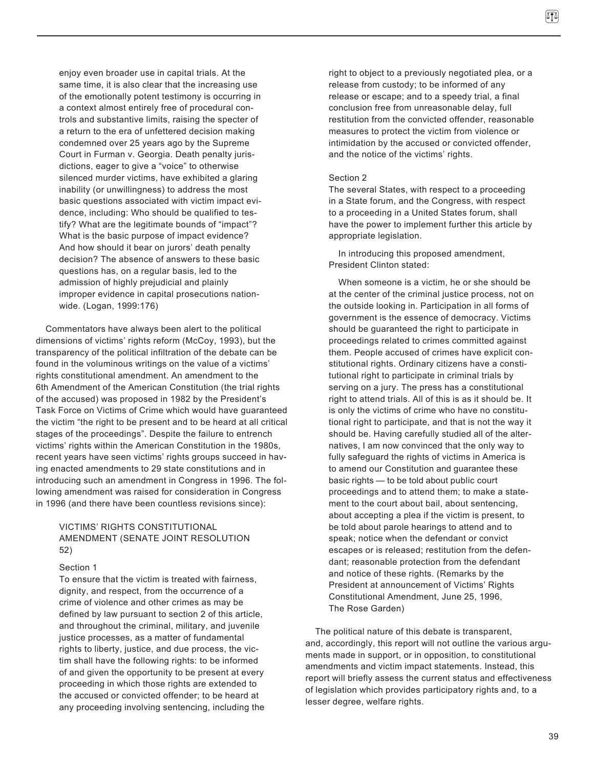> enjoy even broader use in capital trials. At the same time, it is also clear that the increasing use of the emotionally potent testimony is occurring in a context almost entirely free of procedural controls and substantive limits, raising the specter of a return to the era of unfettered decision making condemned over 25 years ago by the Supreme Court in Furman v. Georgia. Death penalty jurisdictions, eager to give a "voice" to otherwise silenced murder victims, have exhibited a glaring inability (or unwillingness) to address the most basic questions associated with victim impact evidence, including: Who should be qualified to testify? What are the legitimate bounds of "impact"? What is the basic purpose of impact evidence? And how should it bear on jurors' death penalty decision? The absence of answers to these basic questions has, on a regular basis, led to the admission of highly prejudicial and plainly improper evidence in capital prosecutions nationwide. (Logan, 1999:176)

Commentators have always been alert to the political dimensions of victims' rights reform (McCoy, 1993), but the transparency of the political infiltration of the debate can be found in the voluminous writings on the value of a victims' rights constitutional amendment. An amendment to the 6th Amendment of the American Constitution (the trial rights of the accused) was proposed in 1982 by the President's Task Force on Victims of Crime which would have guaranteed the victim "the right to be present and to be heard at all critical stages of the proceedings". Despite the failure to entrench victims' rights within the American Constitution in the 1980s, recent years have seen victims' rights groups succeed in having enacted amendments to 29 state constitutions and in introducing such an amendment in Congress in 1996. The following amendment was raised for consideration in Congress in 1996 (and there have been countless revisions since):

> VICTIMS' RIGHTS CONSTITUTIONAL AMENDMENT (SENATE JOINT RESOLUTION 52)
>
> Section 1
>
> To ensure that the victim is treated with fairness, dignity, and respect, from the occurrence of a crime of violence and other crimes as may be defined by law pursuant to section 2 of this article, and throughout the criminal, military, and juvenile justice processes, as a matter of fundamental rights to liberty, justice, and due process, the victim shall have the following rights: to be informed of and given the opportunity to be present at every proceeding in which those rights are extended to the accused or convicted offender; to be heard at any proceeding involving sentencing, including the right to object to a previously negotiated plea, or a release from custody; to be informed of any release or escape; and to a speedy trial, a final conclusion free from unreasonable delay, full restitution from the convicted offender, reasonable measures to protect the victim from violence or intimidation by the accused or convicted offender, and the notice of the victims' rights.
>
> Section 2
>
> The several States, with respect to a proceeding in a State forum, and the Congress, with respect to a proceeding in a United States forum, shall have the power to implement further this article by appropriate legislation.
>
> In introducing this proposed amendment, President Clinton stated:
>
> When someone is a victim, he or she should be at the center of the criminal justice process, not on the outside looking in. Participation in all forms of government is the essence of democracy. Victims should be guaranteed the right to participate in proceedings related to crimes committed against them. People accused of crimes have explicit constitutional rights. Ordinary citizens have a constitutional right to participate in criminal trials by serving on a jury. The press has a constitutional right to attend trials. All of this is as it should be. It is only the victims of crime who have no constitutional right to participate, and that is not the way it should be. Having carefully studied all of the alternatives, I am now convinced that the only way to fully safeguard the rights of victims in America is to amend our Constitution and guarantee these basic rights — to be told about public court proceedings and to attend them; to make a statement to the court about bail, about sentencing, about accepting a plea if the victim is present, to be told about parole hearings to attend and to speak; notice when the defendant or convict escapes or is released; restitution from the defendant; reasonable protection from the defendant and notice of these rights. (Remarks by the President at announcement of Victims' Rights Constitutional Amendment, June 25, 1996, The Rose Garden)

The political nature of this debate is transparent, and, accordingly, this report will not outline the various arguments made in support, or in opposition, to constitutional amendments and victim impact statements. Instead, this report will briefly assess the current status and effectiveness of legislation which provides participatory rights and, to a lesser degree, welfare rights.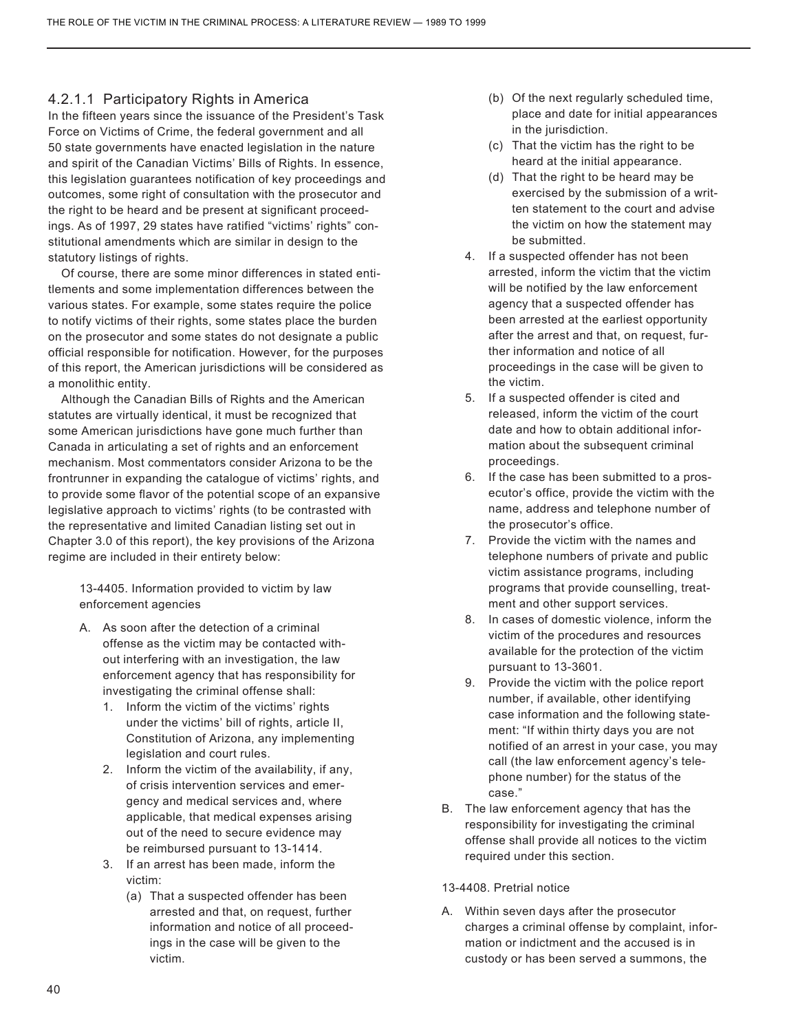#### 4.2.1.1 Participatory Rights in America

In the fifteen years since the issuance of the President's Task Force on Victims of Crime, the federal government and all 50 state governments have enacted legislation in the nature and spirit of the Canadian Victims' Bills of Rights. In essence, this legislation guarantees notification of key proceedings and outcomes, some right of consultation with the prosecutor and the right to be heard and be present at significant proceedings. As of 1997, 29 states have ratified "victims' rights" constitutional amendments which are similar in design to the statutory listings of rights.

Of course, there are some minor differences in stated entitlements and some implementation differences between the various states. For example, some states require the police to notify victims of their rights, some states place the burden on the prosecutor and some states do not designate a public official responsible for notification. However, for the purposes of this report, the American jurisdictions will be considered as a monolithic entity.

Although the Canadian Bills of Rights and the American statutes are virtually identical, it must be recognized that some American jurisdictions have gone much further than Canada in articulating a set of rights and an enforcement mechanism. Most commentators consider Arizona to be the frontrunner in expanding the catalogue of victims' rights, and to provide some flavor of the potential scope of an expansive legislative approach to victims' rights (to be contrasted with the representative and limited Canadian listing set out in Chapter 3.0 of this report), the key provisions of the Arizona regime are included in their entirety below:

> 13-4405. Information provided to victim by law enforcement agencies
>
> A. As soon after the detection of a criminal offense as the victim may be contacted without interfering with an investigation, the law enforcement agency that has responsibility for investigating the criminal offense shall:
>    1. Inform the victim of the victims' rights under the victims' bill of rights, article II, Constitution of Arizona, any implementing legislation and court rules.
>    2. Inform the victim of the availability, if any, of crisis intervention services and emergency and medical services and, where applicable, that medical expenses arising out of the need to secure evidence may be reimbursed pursuant to 13-1414.
>    3. If an arrest has been made, inform the victim:
>       (a) That a suspected offender has been arrested and that, on request, further information and notice of all proceedings in the case will be given to the victim.
>       (b) Of the next regularly scheduled time, place and date for initial appearances in the jurisdiction.
>       (c) That the victim has the right to be heard at the initial appearance.
>       (d) That the right to be heard may be exercised by the submission of a written statement to the court and advise the victim on how the statement may be submitted.
>    4. If a suspected offender has not been arrested, inform the victim that the victim will be notified by the law enforcement agency that a suspected offender has been arrested at the earliest opportunity after the arrest and that, on request, further information and notice of all proceedings in the case will be given to the victim.
>    5. If a suspected offender is cited and released, inform the victim of the court date and how to obtain additional information about the subsequent criminal proceedings.
>    6. If the case has been submitted to a prosecutor's office, provide the victim with the name, address and telephone number of the prosecutor's office.
>    7. Provide the victim with the names and telephone numbers of private and public victim assistance programs, including programs that provide counselling, treatment and other support services.
>    8. In cases of domestic violence, inform the victim of the procedures and resources available for the protection of the victim pursuant to 13-3601.
>    9. Provide the victim with the police report number, if available, other identifying case information and the following statement: "If within thirty days you are not notified of an arrest in your case, you may call (the law enforcement agency's telephone number) for the status of the case."
>
> B. The law enforcement agency that has the responsibility for investigating the criminal offense shall provide all notices to the victim required under this section.
>
> 13-4408. Pretrial notice
>
> A. Within seven days after the prosecutor charges a criminal offense by complaint, information or indictment and the accused is in custody or has been served a summons, the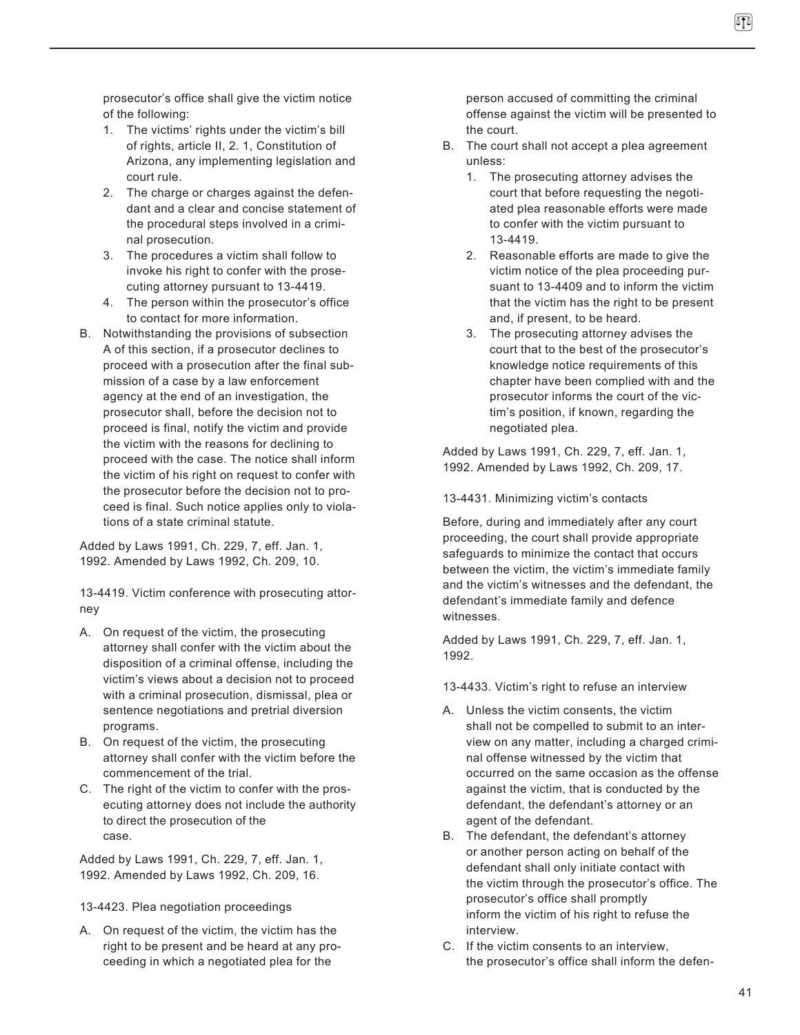prosecutor's office shall give the victim notice of the following:

1. The victims' rights under the victim's bill of rights, article II, 2. 1, Constitution of Arizona, any implementing legislation and court rule.
2. The charge or charges against the defendant and a clear and concise statement of the procedural steps involved in a criminal prosecution.
3. The procedures a victim shall follow to invoke his right to confer with the prosecuting attorney pursuant to 13-4419.
4. The person within the prosecutor's office to contact for more information.

B. Notwithstanding the provisions of subsection A of this section, if a prosecutor declines to proceed with a prosecution after the final submission of a case by a law enforcement agency at the end of an investigation, the prosecutor shall, before the decision not to proceed is final, notify the victim and provide the victim with the reasons for declining to proceed with the case. The notice shall inform the victim of his right on request to confer with the prosecutor before the decision not to proceed is final. Such notice applies only to violations of a state criminal statute.

Added by Laws 1991, Ch. 229, 7, eff. Jan. 1, 1992. Amended by Laws 1992, Ch. 209, 10.

13-4419. Victim conference with prosecuting attorney

A. On request of the victim, the prosecuting attorney shall confer with the victim about the disposition of a criminal offense, including the victim's views about a decision not to proceed with a criminal prosecution, dismissal, plea or sentence negotiations and pretrial diversion programs.
B. On request of the victim, the prosecuting attorney shall confer with the victim before the commencement of the trial.
C. The right of the victim to confer with the prosecuting attorney does not include the authority to direct the prosecution of the case.

Added by Laws 1991, Ch. 229, 7, eff. Jan. 1, 1992. Amended by Laws 1992, Ch. 209, 16.

13-4423. Plea negotiation proceedings

A. On request of the victim, the victim has the right to be present and be heard at any proceeding in which a negotiated plea for the person accused of committing the criminal offense against the victim will be presented to the court.
B. The court shall not accept a plea agreement unless:
   1. The prosecuting attorney advises the court that before requesting the negotiated plea reasonable efforts were made to confer with the victim pursuant to 13-4419.
   2. Reasonable efforts are made to give the victim notice of the plea proceeding pursuant to 13-4409 and to inform the victim that the victim has the right to be present and, if present, to be heard.
   3. The prosecuting attorney advises the court that to the best of the prosecutor's knowledge notice requirements of this chapter have been complied with and the prosecutor informs the court of the victim's position, if known, regarding the negotiated plea.

Added by Laws 1991, Ch. 229, 7, eff. Jan. 1, 1992. Amended by Laws 1992, Ch. 209, 17.

13-4431. Minimizing victim's contacts

Before, during and immediately after any court proceeding, the court shall provide appropriate safeguards to minimize the contact that occurs between the victim, the victim's immediate family and the victim's witnesses and the defendant, the defendant's immediate family and defence witnesses.

Added by Laws 1991, Ch. 229, 7, eff. Jan. 1, 1992.

13-4433. Victim's right to refuse an interview

A. Unless the victim consents, the victim shall not be compelled to submit to an interview on any matter, including a charged criminal offense witnessed by the victim that occurred on the same occasion as the offense against the victim, that is conducted by the defendant, the defendant's attorney or an agent of the defendant.
B. The defendant, the defendant's attorney or another person acting on behalf of the defendant shall only initiate contact with the victim through the prosecutor's office. The prosecutor's office shall promptly inform the victim of his right to refuse the interview.
C. If the victim consents to an interview, the prosecutor's office shall inform the defen-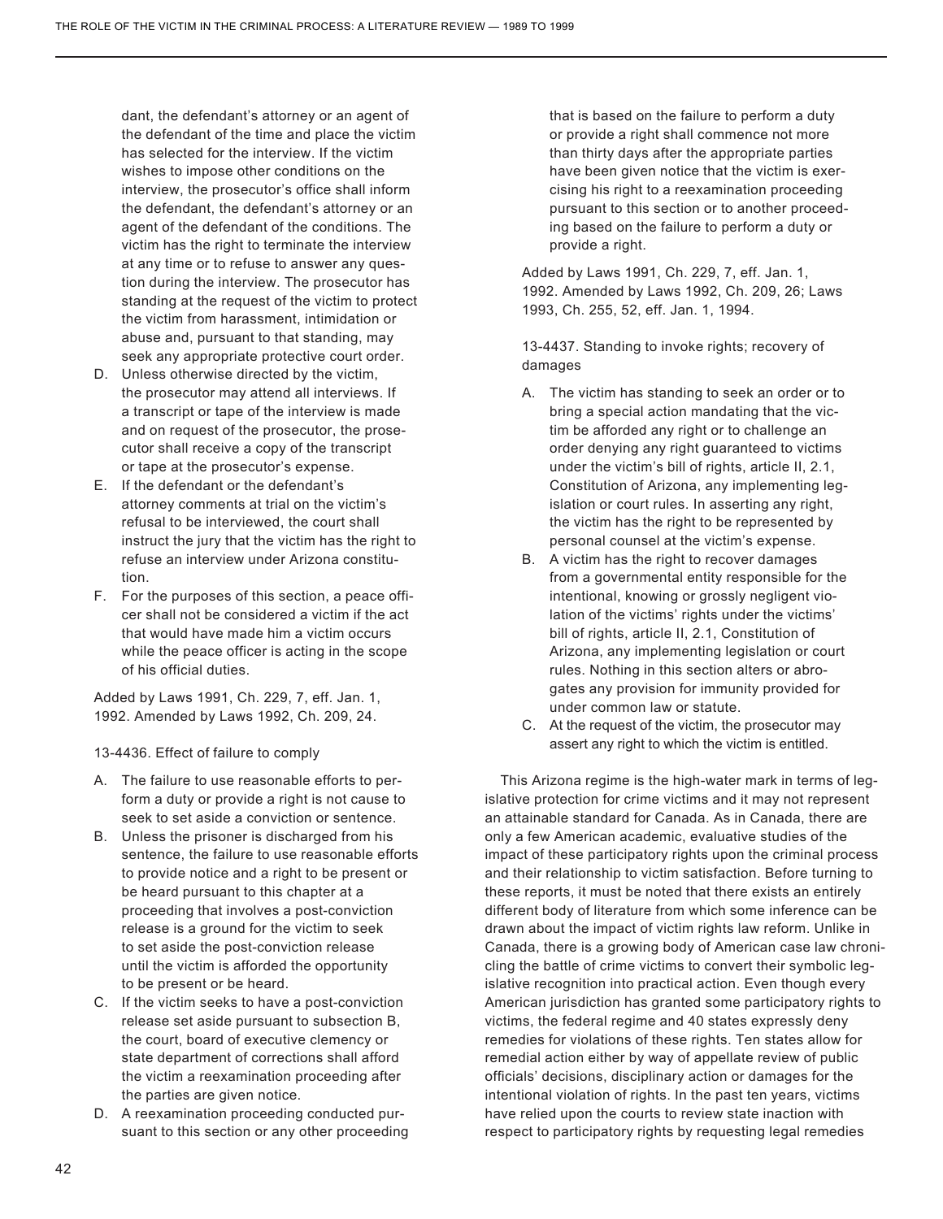dant, the defendant's attorney or an agent of the defendant of the time and place the victim has selected for the interview. If the victim wishes to impose other conditions on the interview, the prosecutor's office shall inform the defendant, the defendant's attorney or an agent of the defendant of the conditions. The victim has the right to terminate the interview at any time or to refuse to answer any question during the interview. The prosecutor has standing at the request of the victim to protect the victim from harassment, intimidation or abuse and, pursuant to that standing, may seek any appropriate protective court order.

D. Unless otherwise directed by the victim, the prosecutor may attend all interviews. If a transcript or tape of the interview is made and on request of the prosecutor, the prosecutor shall receive a copy of the transcript or tape at the prosecutor's expense.
E. If the defendant or the defendant's attorney comments at trial on the victim's refusal to be interviewed, the court shall instruct the jury that the victim has the right to refuse an interview under Arizona constitution.
F. For the purposes of this section, a peace officer shall not be considered a victim if the act that would have made him a victim occurs while the peace officer is acting in the scope of his official duties.

Added by Laws 1991, Ch. 229, 7, eff. Jan. 1, 1992. Amended by Laws 1992, Ch. 209, 24.

13-4436. Effect of failure to comply

A. The failure to use reasonable efforts to perform a duty or provide a right is not cause to seek to set aside a conviction or sentence.
B. Unless the prisoner is discharged from his sentence, the failure to use reasonable efforts to provide notice and a right to be present or be heard pursuant to this chapter at a proceeding that involves a post-conviction release is a ground for the victim to seek to set aside the post-conviction release until the victim is afforded the opportunity to be present or be heard.
C. If the victim seeks to have a post-conviction release set aside pursuant to subsection B, the court, board of executive clemency or state department of corrections shall afford the victim a reexamination proceeding after the parties are given notice.
D. A reexamination proceeding conducted pursuant to this section or any other proceeding that is based on the failure to perform a duty or provide a right shall commence not more than thirty days after the appropriate parties have been given notice that the victim is exercising his right to a reexamination proceeding pursuant to this section or to another proceeding based on the failure to perform a duty or provide a right.

Added by Laws 1991, Ch. 229, 7, eff. Jan. 1, 1992. Amended by Laws 1992, Ch. 209, 26; Laws 1993, Ch. 255, 52, eff. Jan. 1, 1994.

13-4437. Standing to invoke rights; recovery of damages

A. The victim has standing to seek an order or to bring a special action mandating that the victim be afforded any right or to challenge an order denying any right guaranteed to victims under the victim's bill of rights, article II, 2.1, Constitution of Arizona, any implementing legislation or court rules. In asserting any right, the victim has the right to be represented by personal counsel at the victim's expense.
B. A victim has the right to recover damages from a governmental entity responsible for the intentional, knowing or grossly negligent violation of the victims' rights under the victims' bill of rights, article II, 2.1, Constitution of Arizona, any implementing legislation or court rules. Nothing in this section alters or abrogates any provision for immunity provided for under common law or statute.
C. At the request of the victim, the prosecutor may assert any right to which the victim is entitled.

This Arizona regime is the high-water mark in terms of legislative protection for crime victims and it may not represent an attainable standard for Canada. As in Canada, there are only a few American academic, evaluative studies of the impact of these participatory rights upon the criminal process and their relationship to victim satisfaction. Before turning to these reports, it must be noted that there exists an entirely different body of literature from which some inference can be drawn about the impact of victim rights law reform. Unlike in Canada, there is a growing body of American case law chronicling the battle of crime victims to convert their symbolic legislative recognition into practical action. Even though every American jurisdiction has granted some participatory rights to victims, the federal regime and 40 states expressly deny remedies for violations of these rights. Ten states allow for remedial action either by way of appellate review of public officials' decisions, disciplinary action or damages for the intentional violation of rights. In the past ten years, victims have relied upon the courts to review state inaction with respect to participatory rights by requesting legal remedies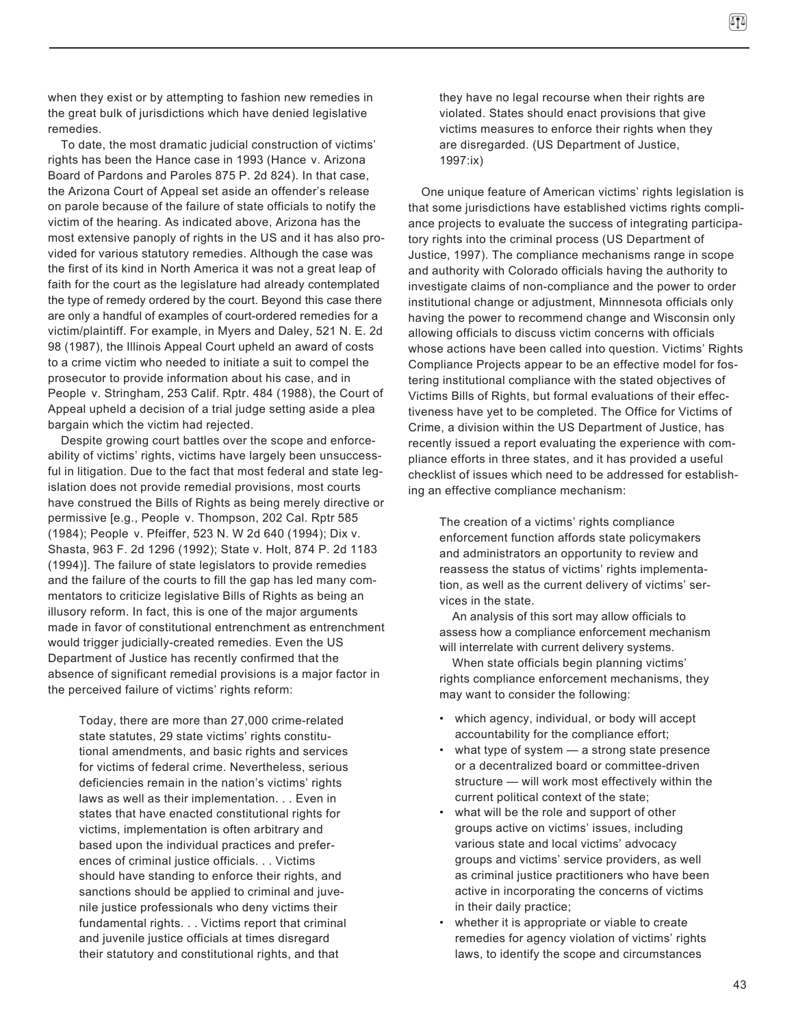when they exist or by attempting to fashion new remedies in the great bulk of jurisdictions which have denied legislative remedies.

To date, the most dramatic judicial construction of victims' rights has been the Hance case in 1993 (Hance v. Arizona Board of Pardons and Paroles 875 P. 2d 824). In that case, the Arizona Court of Appeal set aside an offender's release on parole because of the failure of state officials to notify the victim of the hearing. As indicated above, Arizona has the most extensive panoply of rights in the US and it has also provided for various statutory remedies. Although the case was the first of its kind in North America it was not a great leap of faith for the court as the legislature had already contemplated the type of remedy ordered by the court. Beyond this case there are only a handful of examples of court-ordered remedies for a victim/plaintiff. For example, in Myers and Daley, 521 N. E. 2d 98 (1987), the Illinois Appeal Court upheld an award of costs to a crime victim who needed to initiate a suit to compel the prosecutor to provide information about his case, and in People v. Stringham, 253 Calif. Rptr. 484 (1988), the Court of Appeal upheld a decision of a trial judge setting aside a plea bargain which the victim had rejected.

Despite growing court battles over the scope and enforceability of victims' rights, victims have largely been unsuccessful in litigation. Due to the fact that most federal and state legislation does not provide remedial provisions, most courts have construed the Bills of Rights as being merely directive or permissive [e.g., People v. Thompson, 202 Cal. Rptr 585 (1984); People v. Pfeiffer, 523 N. W 2d 640 (1994); Dix v. Shasta, 963 F. 2d 1296 (1992); State v. Holt, 874 P. 2d 1183 (1994)]. The failure of state legislators to provide remedies and the failure of the courts to fill the gap has led many commentators to criticize legislative Bills of Rights as being an illusory reform. In fact, this is one of the major arguments made in favor of constitutional entrenchment as entrenchment would trigger judicially-created remedies. Even the US Department of Justice has recently confirmed that the absence of significant remedial provisions is a major factor in the perceived failure of victims' rights reform:

> Today, there are more than 27,000 crime-related state statutes, 29 state victims' rights constitutional amendments, and basic rights and services for victims of federal crime. Nevertheless, serious deficiencies remain in the nation's victims' rights laws as well as their implementation. . . Even in states that have enacted constitutional rights for victims, implementation is often arbitrary and based upon the individual practices and preferences of criminal justice officials. . . Victims should have standing to enforce their rights, and sanctions should be applied to criminal and juvenile justice professionals who deny victims their fundamental rights. . . Victims report that criminal and juvenile justice officials at times disregard their statutory and constitutional rights, and that they have no legal recourse when their rights are violated. States should enact provisions that give victims measures to enforce their rights when they are disregarded. (US Department of Justice, 1997:ix)

One unique feature of American victims' rights legislation is that some jurisdictions have established victims rights compliance projects to evaluate the success of integrating participatory rights into the criminal process (US Department of Justice, 1997). The compliance mechanisms range in scope and authority with Colorado officials having the authority to investigate claims of non-compliance and the power to order institutional change or adjustment, Minnnesota officials only having the power to recommend change and Wisconsin only allowing officials to discuss victim concerns with officials whose actions have been called into question. Victims' Rights Compliance Projects appear to be an effective model for fostering institutional compliance with the stated objectives of Victims Bills of Rights, but formal evaluations of their effectiveness have yet to be completed. The Office for Victims of Crime, a division within the US Department of Justice, has recently issued a report evaluating the experience with compliance efforts in three states, and it has provided a useful checklist of issues which need to be addressed for establishing an effective compliance mechanism:

> The creation of a victims' rights compliance enforcement function affords state policymakers and administrators an opportunity to review and reassess the status of victims' rights implementation, as well as the current delivery of victims' services in the state.
>
> An analysis of this sort may allow officials to assess how a compliance enforcement mechanism will interrelate with current delivery systems.
>
> When state officials begin planning victims' rights compliance enforcement mechanisms, they may want to consider the following:
>
> - which agency, individual, or body will accept accountability for the compliance effort;
> - what type of system — a strong state presence or a decentralized board or committee-driven structure — will work most effectively within the current political context of the state;
> - what will be the role and support of other groups active on victims' issues, including various state and local victims' advocacy groups and victims' service providers, as well as criminal justice practitioners who have been active in incorporating the concerns of victims in their daily practice;
> - whether it is appropriate or viable to create remedies for agency violation of victims' rights laws, to identify the scope and circumstances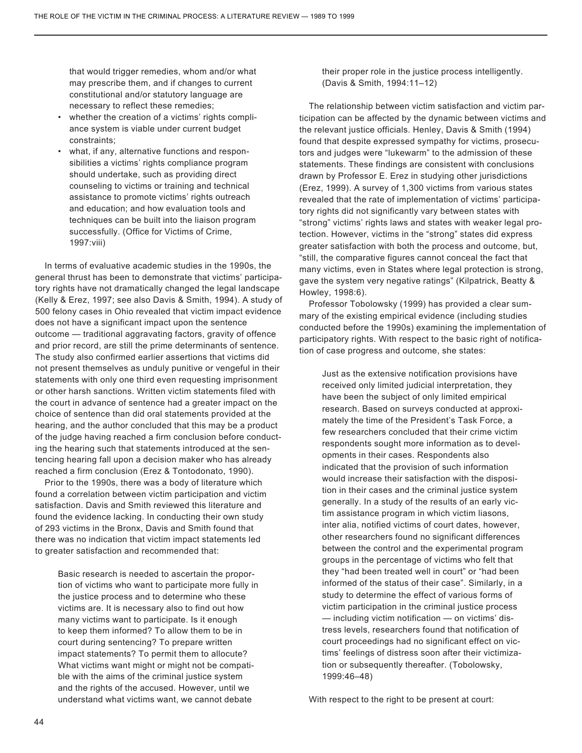that would trigger remedies, whom and/or what may prescribe them, and if changes to current constitutional and/or statutory language are necessary to reflect these remedies;

- whether the creation of a victims' rights compliance system is viable under current budget constraints;
- what, if any, alternative functions and responsibilities a victims' rights compliance program should undertake, such as providing direct counseling to victims or training and technical assistance to promote victims' rights outreach and education; and how evaluation tools and techniques can be built into the liaison program successfully. (Office for Victims of Crime, 1997:viii)

In terms of evaluative academic studies in the 1990s, the general thrust has been to demonstrate that victims' participatory rights have not dramatically changed the legal landscape (Kelly & Erez, 1997; see also Davis & Smith, 1994). A study of 500 felony cases in Ohio revealed that victim impact evidence does not have a significant impact upon the sentence outcome — traditional aggravating factors, gravity of offence and prior record, are still the prime determinants of sentence. The study also confirmed earlier assertions that victims did not present themselves as unduly punitive or vengeful in their statements with only one third even requesting imprisonment or other harsh sanctions. Written victim statements filed with the court in advance of sentence had a greater impact on the choice of sentence than did oral statements provided at the hearing, and the author concluded that this may be a product of the judge having reached a firm conclusion before conducting the hearing such that statements introduced at the sentencing hearing fall upon a decision maker who has already reached a firm conclusion (Erez & Tontodonato, 1990).

Prior to the 1990s, there was a body of literature which found a correlation between victim participation and victim satisfaction. Davis and Smith reviewed this literature and found the evidence lacking. In conducting their own study of 293 victims in the Bronx, Davis and Smith found that there was no indication that victim impact statements led to greater satisfaction and recommended that:

> Basic research is needed to ascertain the proportion of victims who want to participate more fully in the justice process and to determine who these victims are. It is necessary also to find out how many victims want to participate. Is it enough to keep them informed? To allow them to be in court during sentencing? To prepare written impact statements? To permit them to allocute? What victims want might or might not be compatible with the aims of the criminal justice system and the rights of the accused. However, until we understand what victims want, we cannot debate their proper role in the justice process intelligently. (Davis & Smith, 1994:11–12)

The relationship between victim satisfaction and victim participation can be affected by the dynamic between victims and the relevant justice officials. Henley, Davis & Smith (1994) found that despite expressed sympathy for victims, prosecutors and judges were "lukewarm" to the admission of these statements. These findings are consistent with conclusions drawn by Professor E. Erez in studying other jurisdictions (Erez, 1999). A survey of 1,300 victims from various states revealed that the rate of implementation of victims' participatory rights did not significantly vary between states with "strong" victims' rights laws and states with weaker legal protection. However, victims in the "strong" states did express greater satisfaction with both the process and outcome, but, "still, the comparative figures cannot conceal the fact that many victims, even in States where legal protection is strong, gave the system very negative ratings" (Kilpatrick, Beatty & Howley, 1998:6).

Professor Tobolowsky (1999) has provided a clear summary of the existing empirical evidence (including studies conducted before the 1990s) examining the implementation of participatory rights. With respect to the basic right of notification of case progress and outcome, she states:

> Just as the extensive notification provisions have received only limited judicial interpretation, they have been the subject of only limited empirical research. Based on surveys conducted at approximately the time of the President's Task Force, a few researchers concluded that their crime victim respondents sought more information as to developments in their cases. Respondents also indicated that the provision of such information would increase their satisfaction with the disposition in their cases and the criminal justice system generally. In a study of the results of an early victim assistance program in which victim liasons, inter alia, notified victims of court dates, however, other researchers found no significant differences between the control and the experimental program groups in the percentage of victims who felt that they "had been treated well in court" or "had been informed of the status of their case". Similarly, in a study to determine the effect of various forms of victim participation in the criminal justice process — including victim notification — on victims' distress levels, researchers found that notification of court proceedings had no significant effect on victims' feelings of distress soon after their victimization or subsequently thereafter. (Tobolowsky, 1999:46–48)

With respect to the right to be present at court: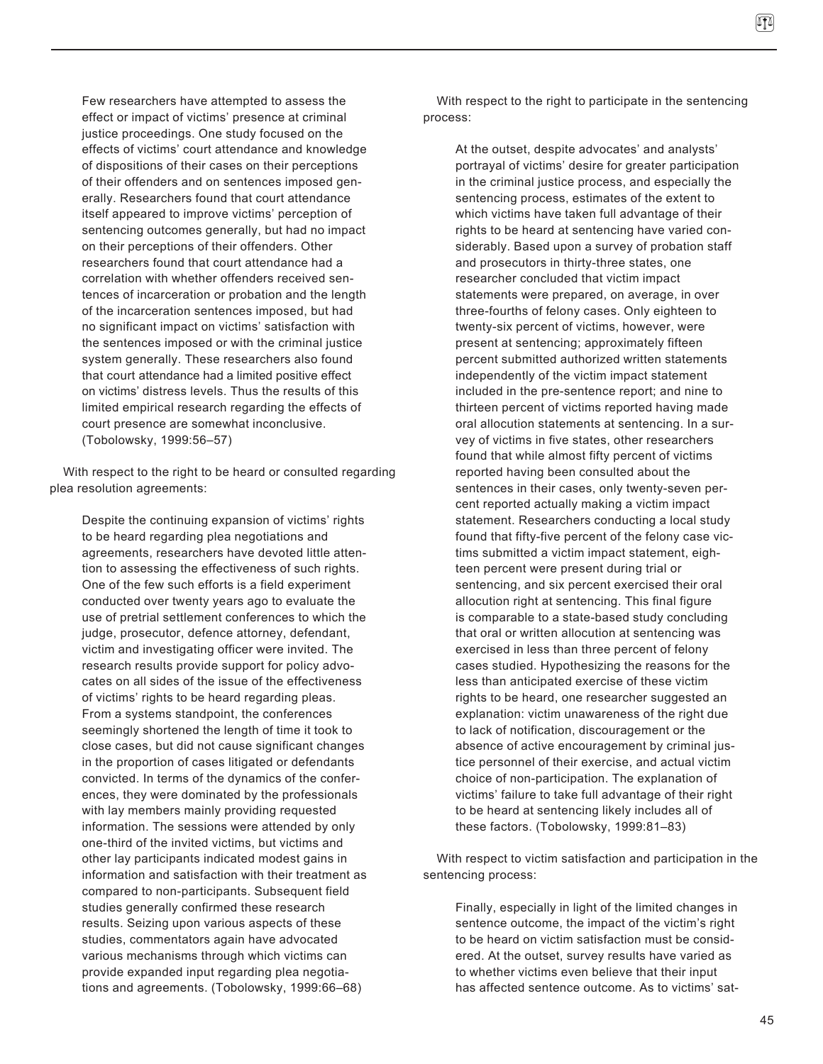> Few researchers have attempted to assess the effect or impact of victims' presence at criminal justice proceedings. One study focused on the effects of victims' court attendance and knowledge of dispositions of their cases on their perceptions of their offenders and on sentences imposed generally. Researchers found that court attendance itself appeared to improve victims' perception of sentencing outcomes generally, but had no impact on their perceptions of their offenders. Other researchers found that court attendance had a correlation with whether offenders received sentences of incarceration or probation and the length of the incarceration sentences imposed, but had no significant impact on victims' satisfaction with the sentences imposed or with the criminal justice system generally. These researchers also found that court attendance had a limited positive effect on victims' distress levels. Thus the results of this limited empirical research regarding the effects of court presence are somewhat inconclusive. (Tobolowsky, 1999:56–57)

With respect to the right to be heard or consulted regarding plea resolution agreements:

> Despite the continuing expansion of victims' rights to be heard regarding plea negotiations and agreements, researchers have devoted little attention to assessing the effectiveness of such rights. One of the few such efforts is a field experiment conducted over twenty years ago to evaluate the use of pretrial settlement conferences to which the judge, prosecutor, defence attorney, defendant, victim and investigating officer were invited. The research results provide support for policy advocates on all sides of the issue of the effectiveness of victims' rights to be heard regarding pleas. From a systems standpoint, the conferences seemingly shortened the length of time it took to close cases, but did not cause significant changes in the proportion of cases litigated or defendants convicted. In terms of the dynamics of the conferences, they were dominated by the professionals with lay members mainly providing requested information. The sessions were attended by only one-third of the invited victims, but victims and other lay participants indicated modest gains in information and satisfaction with their treatment as compared to non-participants. Subsequent field studies generally confirmed these research results. Seizing upon various aspects of these studies, commentators again have advocated various mechanisms through which victims can provide expanded input regarding plea negotiations and agreements. (Tobolowsky, 1999:66–68)

With respect to the right to participate in the sentencing process:

> At the outset, despite advocates' and analysts' portrayal of victims' desire for greater participation in the criminal justice process, and especially the sentencing process, estimates of the extent to which victims have taken full advantage of their rights to be heard at sentencing have varied considerably. Based upon a survey of probation staff and prosecutors in thirty-three states, one researcher concluded that victim impact statements were prepared, on average, in over three-fourths of felony cases. Only eighteen to twenty-six percent of victims, however, were present at sentencing; approximately fifteen percent submitted authorized written statements independently of the victim impact statement included in the pre-sentence report; and nine to thirteen percent of victims reported having made oral allocution statements at sentencing. In a survey of victims in five states, other researchers found that while almost fifty percent of victims reported having been consulted about the sentences in their cases, only twenty-seven percent reported actually making a victim impact statement. Researchers conducting a local study found that fifty-five percent of the felony case victims submitted a victim impact statement, eighteen percent were present during trial or sentencing, and six percent exercised their oral allocution right at sentencing. This final figure is comparable to a state-based study concluding that oral or written allocution at sentencing was exercised in less than three percent of felony cases studied. Hypothesizing the reasons for the less than anticipated exercise of these victim rights to be heard, one researcher suggested an explanation: victim unawareness of the right due to lack of notification, discouragement or the absence of active encouragement by criminal justice personnel of their exercise, and actual victim choice of non-participation. The explanation of victims' failure to take full advantage of their right to be heard at sentencing likely includes all of these factors. (Tobolowsky, 1999:81–83)

With respect to victim satisfaction and participation in the sentencing process:

> Finally, especially in light of the limited changes in sentence outcome, the impact of the victim's right to be heard on victim satisfaction must be considered. At the outset, survey results have varied as to whether victims even believe that their input has affected sentence outcome. As to victims' sat-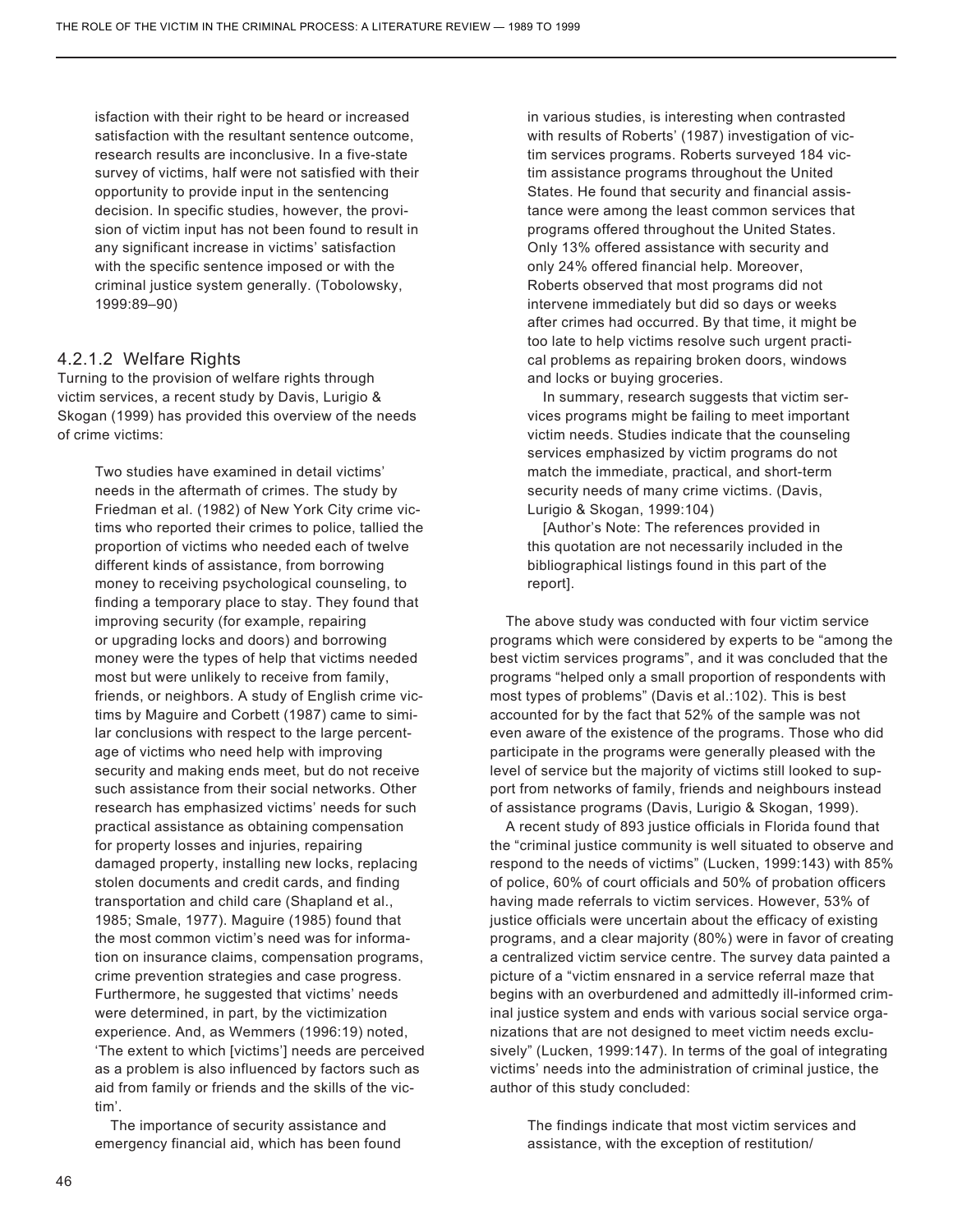isfaction with their right to be heard or increased satisfaction with the resultant sentence outcome, research results are inconclusive. In a five-state survey of victims, half were not satisfied with their opportunity to provide input in the sentencing decision. In specific studies, however, the provision of victim input has not been found to result in any significant increase in victims' satisfaction with the specific sentence imposed or with the criminal justice system generally. (Tobolowsky, 1999:89–90)

#### 4.2.1.2 Welfare Rights

Turning to the provision of welfare rights through victim services, a recent study by Davis, Lurigio & Skogan (1999) has provided this overview of the needs of crime victims:

> Two studies have examined in detail victims' needs in the aftermath of crimes. The study by Friedman et al. (1982) of New York City crime victims who reported their crimes to police, tallied the proportion of victims who needed each of twelve different kinds of assistance, from borrowing money to receiving psychological counseling, to finding a temporary place to stay. They found that improving security (for example, repairing or upgrading locks and doors) and borrowing money were the types of help that victims needed most but were unlikely to receive from family, friends, or neighbors. A study of English crime victims by Maguire and Corbett (1987) came to similar conclusions with respect to the large percentage of victims who need help with improving security and making ends meet, but do not receive such assistance from their social networks. Other research has emphasized victims' needs for such practical assistance as obtaining compensation for property losses and injuries, repairing damaged property, installing new locks, replacing stolen documents and credit cards, and finding transportation and child care (Shapland et al., 1985; Smale, 1977). Maguire (1985) found that the most common victim's need was for information on insurance claims, compensation programs, crime prevention strategies and case progress. Furthermore, he suggested that victims' needs were determined, in part, by the victimization experience. And, as Wemmers (1996:19) noted, 'The extent to which [victims'] needs are perceived as a problem is also influenced by factors such as aid from family or friends and the skills of the victim'.
>
> The importance of security assistance and emergency financial aid, which has been found in various studies, is interesting when contrasted with results of Roberts' (1987) investigation of victim services programs. Roberts surveyed 184 victim assistance programs throughout the United States. He found that security and financial assistance were among the least common services that programs offered throughout the United States. Only 13% offered assistance with security and only 24% offered financial help. Moreover, Roberts observed that most programs did not intervene immediately but did so days or weeks after crimes had occurred. By that time, it might be too late to help victims resolve such urgent practical problems as repairing broken doors, windows and locks or buying groceries.
>
> In summary, research suggests that victim services programs might be failing to meet important victim needs. Studies indicate that the counseling services emphasized by victim programs do not match the immediate, practical, and short-term security needs of many crime victims. (Davis, Lurigio & Skogan, 1999:104)
>
> [Author's Note: The references provided in this quotation are not necessarily included in the bibliographical listings found in this part of the report].

The above study was conducted with four victim service programs which were considered by experts to be "among the best victim services programs", and it was concluded that the programs "helped only a small proportion of respondents with most types of problems" (Davis et al.:102). This is best accounted for by the fact that 52% of the sample was not even aware of the existence of the programs. Those who did participate in the programs were generally pleased with the level of service but the majority of victims still looked to support from networks of family, friends and neighbours instead of assistance programs (Davis, Lurigio & Skogan, 1999).

A recent study of 893 justice officials in Florida found that the "criminal justice community is well situated to observe and respond to the needs of victims" (Lucken, 1999:143) with 85% of police, 60% of court officials and 50% of probation officers having made referrals to victim services. However, 53% of justice officials were uncertain about the efficacy of existing programs, and a clear majority (80%) were in favor of creating a centralized victim service centre. The survey data painted a picture of a "victim ensnared in a service referral maze that begins with an overburdened and admittedly ill-informed criminal justice system and ends with various social service organizations that are not designed to meet victim needs exclusively" (Lucken, 1999:147). In terms of the goal of integrating victims' needs into the administration of criminal justice, the author of this study concluded:

> The findings indicate that most victim services and assistance, with the exception of restitution/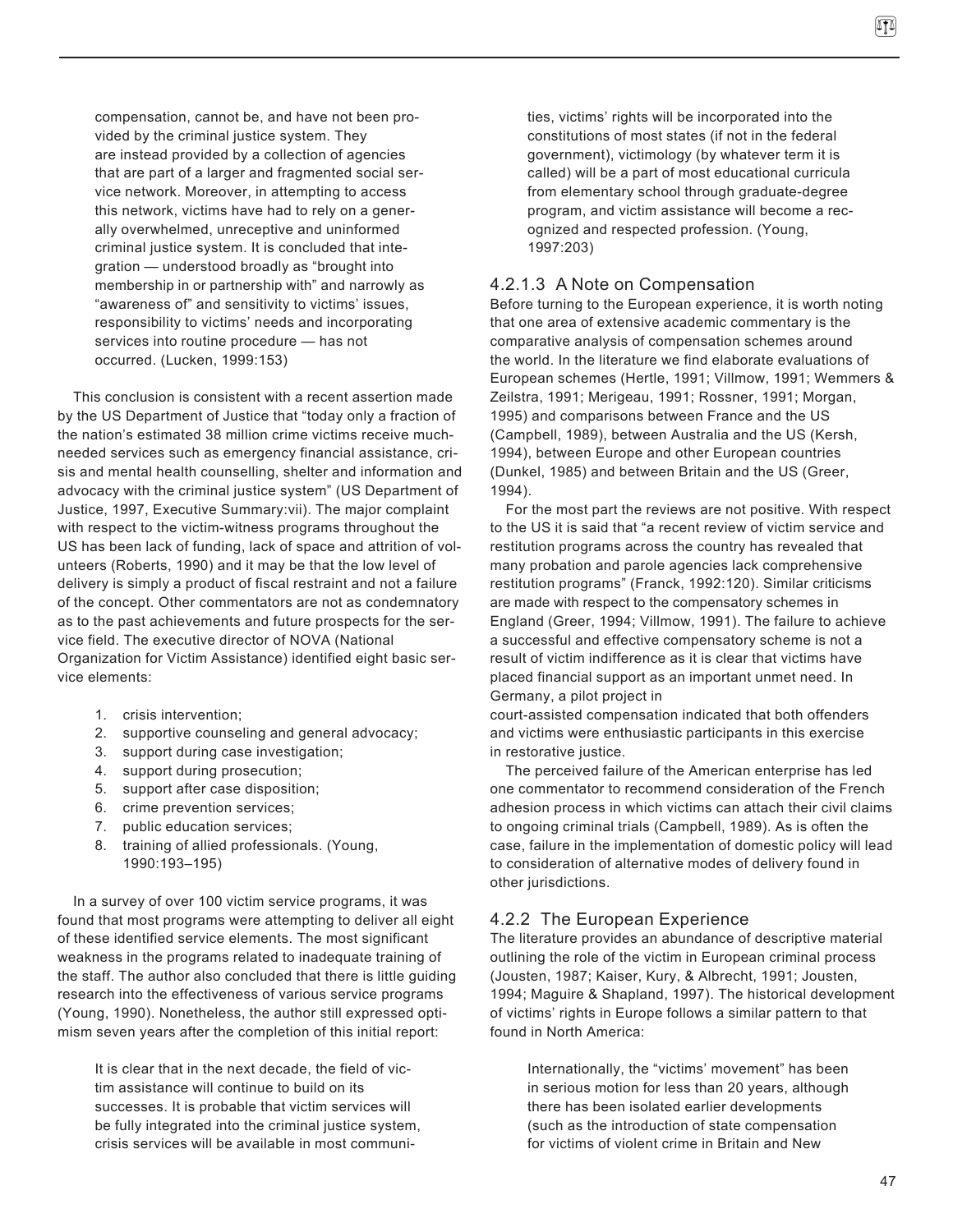compensation, cannot be, and have not been provided by the criminal justice system. They are instead provided by a collection of agencies that are part of a larger and fragmented social service network. Moreover, in attempting to access this network, victims have had to rely on a generally overwhelmed, unreceptive and uninformed criminal justice system. It is concluded that integration — understood broadly as "brought into membership in or partnership with" and narrowly as "awareness of" and sensitivity to victims' issues, responsibility to victims' needs and incorporating services into routine procedure — has not occurred. (Lucken, 1999:153)

This conclusion is consistent with a recent assertion made by the US Department of Justice that "today only a fraction of the nation's estimated 38 million crime victims receive much-needed services such as emergency financial assistance, crisis and mental health counselling, shelter and information and advocacy with the criminal justice system" (US Department of Justice, 1997, Executive Summary:vii). The major complaint with respect to the victim-witness programs throughout the US has been lack of funding, lack of space and attrition of volunteers (Roberts, 1990) and it may be that the low level of delivery is simply a product of fiscal restraint and not a failure of the concept. Other commentators are not as condemnatory as to the past achievements and future prospects for the service field. The executive director of NOVA (National Organization for Victim Assistance) identified eight basic service elements:

1. crisis intervention;
2. supportive counseling and general advocacy;
3. support during case investigation;
4. support during prosecution;
5. support after case disposition;
6. crime prevention services;
7. public education services;
8. training of allied professionals. (Young, 1990:193–195)

In a survey of over 100 victim service programs, it was found that most programs were attempting to deliver all eight of these identified service elements. The most significant weakness in the programs related to inadequate training of the staff. The author also concluded that there is little guiding research into the effectiveness of various service programs (Young, 1990). Nonetheless, the author still expressed optimism seven years after the completion of this initial report:

> It is clear that in the next decade, the field of victim assistance will continue to build on its successes. It is probable that victim services will be fully integrated into the criminal justice system, crisis services will be available in most communities, victims' rights will be incorporated into the constitutions of most states (if not in the federal government), victimology (by whatever term it is called) will be a part of most educational curricula from elementary school through graduate-degree program, and victim assistance will become a recognized and respected profession. (Young, 1997:203)

#### 4.2.1.3 A Note on Compensation

Before turning to the European experience, it is worth noting that one area of extensive academic commentary is the comparative analysis of compensation schemes around the world. In the literature we find elaborate evaluations of European schemes (Hertle, 1991; Villmow, 1991; Wemmers & Zeilstra, 1991; Merigeau, 1991; Rossner, 1991; Morgan, 1995) and comparisons between France and the US (Campbell, 1989), between Australia and the US (Kersh, 1994), between Europe and other European countries (Dunkel, 1985) and between Britain and the US (Greer, 1994).

For the most part the reviews are not positive. With respect to the US it is said that "a recent review of victim service and restitution programs across the country has revealed that many probation and parole agencies lack comprehensive restitution programs" (Franck, 1992:120). Similar criticisms are made with respect to the compensatory schemes in England (Greer, 1994; Villmow, 1991). The failure to achieve a successful and effective compensatory scheme is not a result of victim indifference as it is clear that victims have placed financial support as an important unmet need. In Germany, a pilot project in court-assisted compensation indicated that both offenders and victims were enthusiastic participants in this exercise in restorative justice.

The perceived failure of the American enterprise has led one commentator to recommend consideration of the French adhesion process in which victims can attach their civil claims to ongoing criminal trials (Campbell, 1989). As is often the case, failure in the implementation of domestic policy will lead to consideration of alternative modes of delivery found in other jurisdictions.

### 4.2.2 The European Experience

The literature provides an abundance of descriptive material outlining the role of the victim in European criminal process (Jousten, 1987; Kaiser, Kury, & Albrecht, 1991; Jousten, 1994; Maguire & Shapland, 1997). The historical development of victims' rights in Europe follows a similar pattern to that found in North America:

> Internationally, the "victims' movement" has been in serious motion for less than 20 years, although there has been isolated earlier developments (such as the introduction of state compensation for victims of violent crime in Britain and New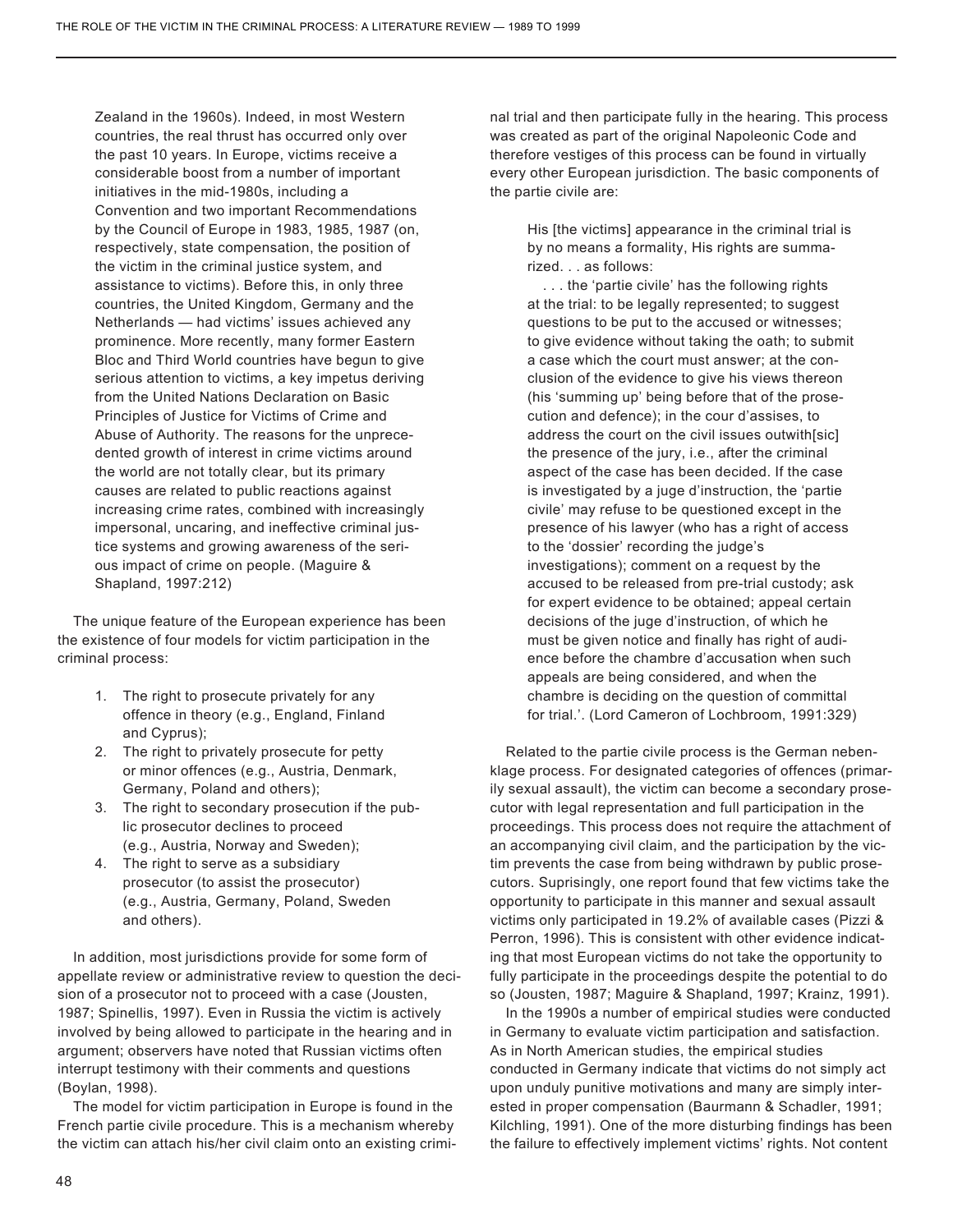Zealand in the 1960s). Indeed, in most Western countries, the real thrust has occurred only over the past 10 years. In Europe, victims receive a considerable boost from a number of important initiatives in the mid-1980s, including a Convention and two important Recommendations by the Council of Europe in 1983, 1985, 1987 (on, respectively, state compensation, the position of the victim in the criminal justice system, and assistance to victims). Before this, in only three countries, the United Kingdom, Germany and the Netherlands — had victims' issues achieved any prominence. More recently, many former Eastern Bloc and Third World countries have begun to give serious attention to victims, a key impetus deriving from the United Nations Declaration on Basic Principles of Justice for Victims of Crime and Abuse of Authority. The reasons for the unprecedented growth of interest in crime victims around the world are not totally clear, but its primary causes are related to public reactions against increasing crime rates, combined with increasingly impersonal, uncaring, and ineffective criminal justice systems and growing awareness of the serious impact of crime on people. (Maguire & Shapland, 1997:212)

The unique feature of the European experience has been the existence of four models for victim participation in the criminal process:

1. The right to prosecute privately for any offence in theory (e.g., England, Finland and Cyprus);
2. The right to privately prosecute for petty or minor offences (e.g., Austria, Denmark, Germany, Poland and others);
3. The right to secondary prosecution if the public prosecutor declines to proceed (e.g., Austria, Norway and Sweden);
4. The right to serve as a subsidiary prosecutor (to assist the prosecutor) (e.g., Austria, Germany, Poland, Sweden and others).

In addition, most jurisdictions provide for some form of appellate review or administrative review to question the decision of a prosecutor not to proceed with a case (Jousten, 1987; Spinellis, 1997). Even in Russia the victim is actively involved by being allowed to participate in the hearing and in argument; observers have noted that Russian victims often interrupt testimony with their comments and questions (Boylan, 1998).

The model for victim participation in Europe is found in the French partie civile procedure. This is a mechanism whereby the victim can attach his/her civil claim onto an existing criminal trial and then participate fully in the hearing. This process was created as part of the original Napoleonic Code and therefore vestiges of this process can be found in virtually every other European jurisdiction. The basic components of the partie civile are:

> His [the victims] appearance in the criminal trial is by no means a formality, His rights are summarized. . . as follows:
>
> . . . the 'partie civile' has the following rights at the trial: to be legally represented; to suggest questions to be put to the accused or witnesses; to give evidence without taking the oath; to submit a case which the court must answer; at the conclusion of the evidence to give his views thereon (his 'summing up' being before that of the prosecution and defence); in the cour d'assises, to address the court on the civil issues outwith[sic] the presence of the jury, i.e., after the criminal aspect of the case has been decided. If the case is investigated by a juge d'instruction, the 'partie civile' may refuse to be questioned except in the presence of his lawyer (who has a right of access to the 'dossier' recording the judge's investigations); comment on a request by the accused to be released from pre-trial custody; ask for expert evidence to be obtained; appeal certain decisions of the juge d'instruction, of which he must be given notice and finally has right of audience before the chambre d'accusation when such appeals are being considered, and when the chambre is deciding on the question of committal for trial.'. (Lord Cameron of Lochbroom, 1991:329)

Related to the partie civile process is the German nebenklage process. For designated categories of offences (primarily sexual assault), the victim can become a secondary prosecutor with legal representation and full participation in the proceedings. This process does not require the attachment of an accompanying civil claim, and the participation by the victim prevents the case from being withdrawn by public prosecutors. Suprisingly, one report found that few victims take the opportunity to participate in this manner and sexual assault victims only participated in 19.2% of available cases (Pizzi & Perron, 1996). This is consistent with other evidence indicating that most European victims do not take the opportunity to fully participate in the proceedings despite the potential to do so (Jousten, 1987; Maguire & Shapland, 1997; Krainz, 1991).

In the 1990s a number of empirical studies were conducted in Germany to evaluate victim participation and satisfaction. As in North American studies, the empirical studies conducted in Germany indicate that victims do not simply act upon unduly punitive motivations and many are simply interested in proper compensation (Baurmann & Schadler, 1991; Kilchling, 1991). One of the more disturbing findings has been the failure to effectively implement victims' rights. Not content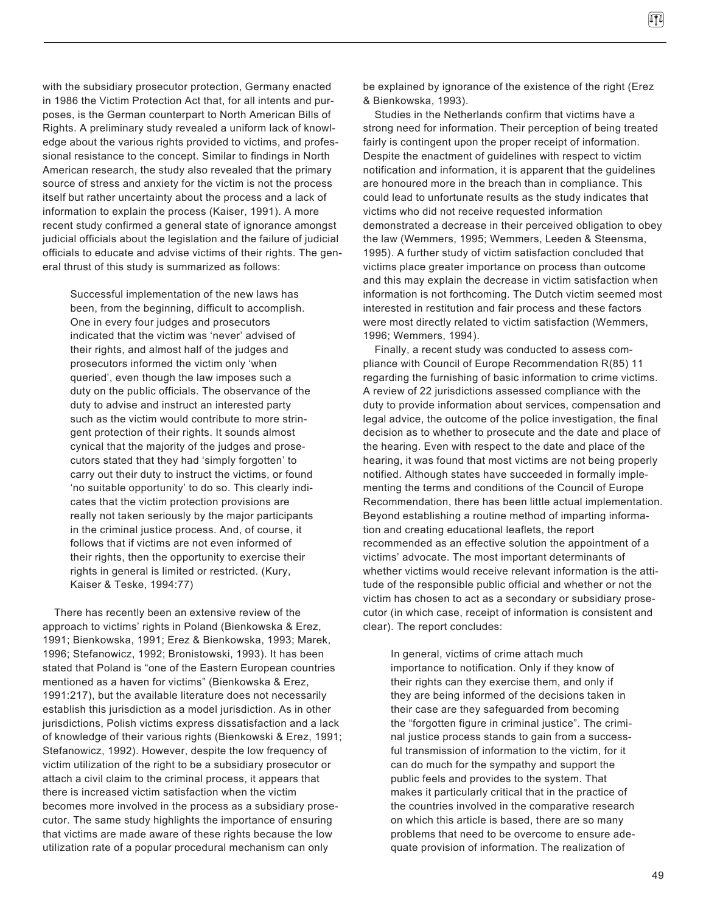with the subsidiary prosecutor protection, Germany enacted in 1986 the Victim Protection Act that, for all intents and purposes, is the German counterpart to North American Bills of Rights. A preliminary study revealed a uniform lack of knowledge about the various rights provided to victims, and professional resistance to the concept. Similar to findings in North American research, the study also revealed that the primary source of stress and anxiety for the victim is not the process itself but rather uncertainty about the process and a lack of information to explain the process (Kaiser, 1991). A more recent study confirmed a general state of ignorance amongst judicial officials about the legislation and the failure of judicial officials to educate and advise victims of their rights. The general thrust of this study is summarized as follows:

> Successful implementation of the new laws has been, from the beginning, difficult to accomplish. One in every four judges and prosecutors indicated that the victim was 'never' advised of their rights, and almost half of the judges and prosecutors informed the victim only 'when queried', even though the law imposes such a duty on the public officials. The observance of the duty to advise and instruct an interested party such as the victim would contribute to more stringent protection of their rights. It sounds almost cynical that the majority of the judges and prosecutors stated that they had 'simply forgotten' to carry out their duty to instruct the victims, or found 'no suitable opportunity' to do so. This clearly indicates that the victim protection provisions are really not taken seriously by the major participants in the criminal justice process. And, of course, it follows that if victims are not even informed of their rights, then the opportunity to exercise their rights in general is limited or restricted. (Kury, Kaiser & Teske, 1994:77)

There has recently been an extensive review of the approach to victims' rights in Poland (Bienkowska & Erez, 1991; Bienkowska, 1991; Erez & Bienkowska, 1993; Marek, 1996; Stefanowicz, 1992; Bronistowski, 1993). It has been stated that Poland is "one of the Eastern European countries mentioned as a haven for victims" (Bienkowska & Erez, 1991:217), but the available literature does not necessarily establish this jurisdiction as a model jurisdiction. As in other jurisdictions, Polish victims express dissatisfaction and a lack of knowledge of their various rights (Bienkowski & Erez, 1991; Stefanowicz, 1992). However, despite the low frequency of victim utilization of the right to be a subsidiary prosecutor or attach a civil claim to the criminal process, it appears that there is increased victim satisfaction when the victim becomes more involved in the process as a subsidiary prosecutor. The same study highlights the importance of ensuring that victims are made aware of these rights because the low utilization rate of a popular procedural mechanism can only be explained by ignorance of the existence of the right (Erez & Bienkowska, 1993).

Studies in the Netherlands confirm that victims have a strong need for information. Their perception of being treated fairly is contingent upon the proper receipt of information. Despite the enactment of guidelines with respect to victim notification and information, it is apparent that the guidelines are honoured more in the breach than in compliance. This could lead to unfortunate results as the study indicates that victims who did not receive requested information demonstrated a decrease in their perceived obligation to obey the law (Wemmers, 1995; Wemmers, Leeden & Steensma, 1995). A further study of victim satisfaction concluded that victims place greater importance on process than outcome and this may explain the decrease in victim satisfaction when information is not forthcoming. The Dutch victim seemed most interested in restitution and fair process and these factors were most directly related to victim satisfaction (Wemmers, 1996; Wemmers, 1994).

Finally, a recent study was conducted to assess compliance with Council of Europe Recommendation R(85) 11 regarding the furnishing of basic information to crime victims. A review of 22 jurisdictions assessed compliance with the duty to provide information about services, compensation and legal advice, the outcome of the police investigation, the final decision as to whether to prosecute and the date and place of the hearing. Even with respect to the date and place of the hearing, it was found that most victims are not being properly notified. Although states have succeeded in formally implementing the terms and conditions of the Council of Europe Recommendation, there has been little actual implementation. Beyond establishing a routine method of imparting information and creating educational leaflets, the report recommended as an effective solution the appointment of a victims' advocate. The most important determinants of whether victims would receive relevant information is the attitude of the responsible public official and whether or not the victim has chosen to act as a secondary or subsidiary prosecutor (in which case, receipt of information is consistent and clear). The report concludes:

> In general, victims of crime attach much importance to notification. Only if they know of their rights can they exercise them, and only if they are being informed of the decisions taken in their case are they safeguarded from becoming the "forgotten figure in criminal justice". The criminal justice process stands to gain from a successful transmission of information to the victim, for it can do much for the sympathy and support the public feels and provides to the system. That makes it particularly critical that in the practice of the countries involved in the comparative research on which this article is based, there are so many problems that need to be overcome to ensure adequate provision of information. The realization of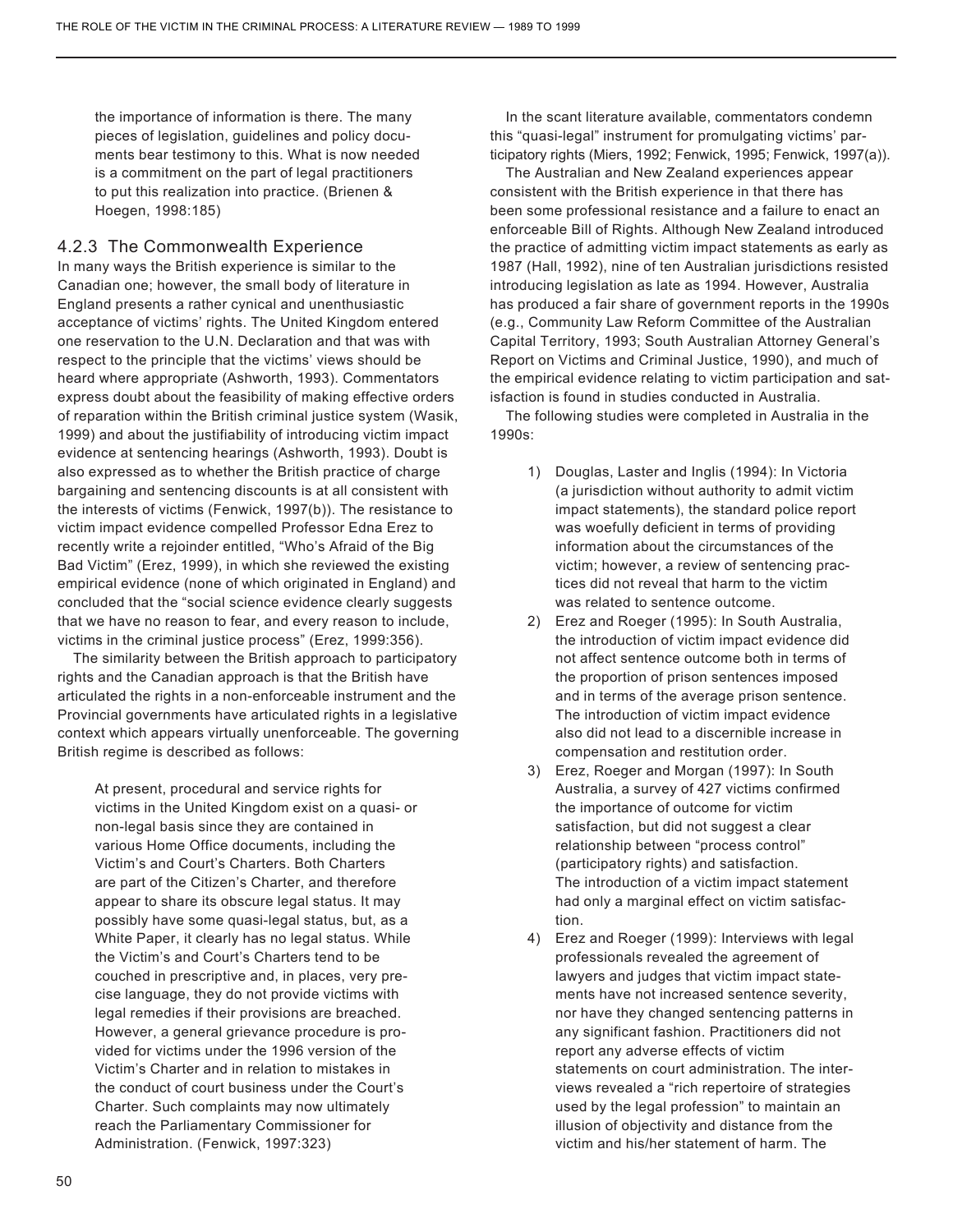the importance of information is there. The many pieces of legislation, guidelines and policy documents bear testimony to this. What is now needed is a commitment on the part of legal practitioners to put this realization into practice. (Brienen & Hoegen, 1998:185)

### 4.2.3 The Commonwealth Experience

In many ways the British experience is similar to the Canadian one; however, the small body of literature in England presents a rather cynical and unenthusiastic acceptance of victims' rights. The United Kingdom entered one reservation to the U.N. Declaration and that was with respect to the principle that the victims' views should be heard where appropriate (Ashworth, 1993). Commentators express doubt about the feasibility of making effective orders of reparation within the British criminal justice system (Wasik, 1999) and about the justifiability of introducing victim impact evidence at sentencing hearings (Ashworth, 1993). Doubt is also expressed as to whether the British practice of charge bargaining and sentencing discounts is at all consistent with the interests of victims (Fenwick, 1997(b)). The resistance to victim impact evidence compelled Professor Edna Erez to recently write a rejoinder entitled, "Who's Afraid of the Big Bad Victim" (Erez, 1999), in which she reviewed the existing empirical evidence (none of which originated in England) and concluded that the "social science evidence clearly suggests that we have no reason to fear, and every reason to include, victims in the criminal justice process" (Erez, 1999:356).

The similarity between the British approach to participatory rights and the Canadian approach is that the British have articulated the rights in a non-enforceable instrument and the Provincial governments have articulated rights in a legislative context which appears virtually unenforceable. The governing British regime is described as follows:

> At present, procedural and service rights for victims in the United Kingdom exist on a quasi- or non-legal basis since they are contained in various Home Office documents, including the Victim's and Court's Charters. Both Charters are part of the Citizen's Charter, and therefore appear to share its obscure legal status. It may possibly have some quasi-legal status, but, as a White Paper, it clearly has no legal status. While the Victim's and Court's Charters tend to be couched in prescriptive and, in places, very precise language, they do not provide victims with legal remedies if their provisions are breached. However, a general grievance procedure is provided for victims under the 1996 version of the Victim's Charter and in relation to mistakes in the conduct of court business under the Court's Charter. Such complaints may now ultimately reach the Parliamentary Commissioner for Administration. (Fenwick, 1997:323)

In the scant literature available, commentators condemn this "quasi-legal" instrument for promulgating victims' participatory rights (Miers, 1992; Fenwick, 1995; Fenwick, 1997(a)).

The Australian and New Zealand experiences appear consistent with the British experience in that there has been some professional resistance and a failure to enact an enforceable Bill of Rights. Although New Zealand introduced the practice of admitting victim impact statements as early as 1987 (Hall, 1992), nine of ten Australian jurisdictions resisted introducing legislation as late as 1994. However, Australia has produced a fair share of government reports in the 1990s (e.g., Community Law Reform Committee of the Australian Capital Territory, 1993; South Australian Attorney General's Report on Victims and Criminal Justice, 1990), and much of the empirical evidence relating to victim participation and satisfaction is found in studies conducted in Australia.

The following studies were completed in Australia in the 1990s:

1) Douglas, Laster and Inglis (1994): In Victoria (a jurisdiction without authority to admit victim impact statements), the standard police report was woefully deficient in terms of providing information about the circumstances of the victim; however, a review of sentencing practices did not reveal that harm to the victim was related to sentence outcome.
2) Erez and Roeger (1995): In South Australia, the introduction of victim impact evidence did not affect sentence outcome both in terms of the proportion of prison sentences imposed and in terms of the average prison sentence. The introduction of victim impact evidence also did not lead to a discernible increase in compensation and restitution order.
3) Erez, Roeger and Morgan (1997): In South Australia, a survey of 427 victims confirmed the importance of outcome for victim satisfaction, but did not suggest a clear relationship between "process control" (participatory rights) and satisfaction. The introduction of a victim impact statement had only a marginal effect on victim satisfaction.
4) Erez and Roeger (1999): Interviews with legal professionals revealed the agreement of lawyers and judges that victim impact statements have not increased sentence severity, nor have they changed sentencing patterns in any significant fashion. Practitioners did not report any adverse effects of victim statements on court administration. The interviews revealed a "rich repertoire of strategies used by the legal profession" to maintain an illusion of objectivity and distance from the victim and his/her statement of harm. The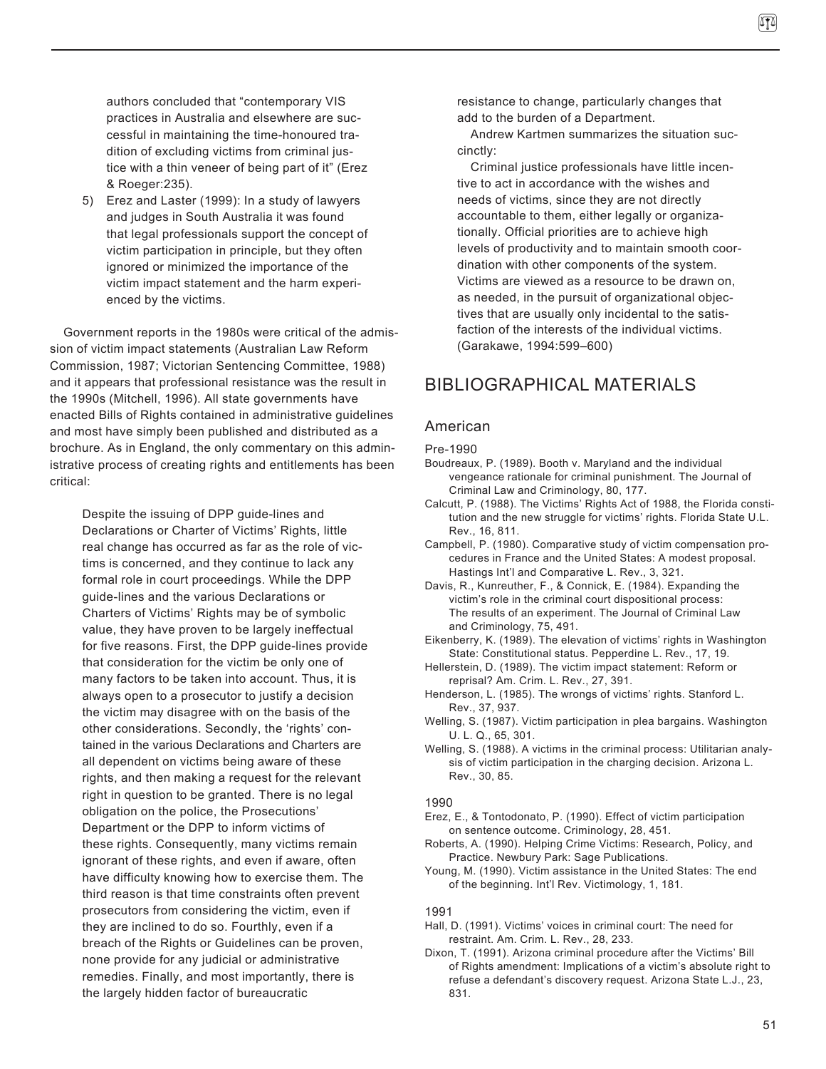authors concluded that "contemporary VIS practices in Australia and elsewhere are successful in maintaining the time-honoured tradition of excluding victims from criminal justice with a thin veneer of being part of it" (Erez & Roeger:235).

5) Erez and Laster (1999): In a study of lawyers and judges in South Australia it was found that legal professionals support the concept of victim participation in principle, but they often ignored or minimized the importance of the victim impact statement and the harm experienced by the victims.

Government reports in the 1980s were critical of the admission of victim impact statements (Australian Law Reform Commission, 1987; Victorian Sentencing Committee, 1988) and it appears that professional resistance was the result in the 1990s (Mitchell, 1996). All state governments have enacted Bills of Rights contained in administrative guidelines and most have simply been published and distributed as a brochure. As in England, the only commentary on this administrative process of creating rights and entitlements has been critical:

> Despite the issuing of DPP guide-lines and Declarations or Charter of Victims' Rights, little real change has occurred as far as the role of victims is concerned, and they continue to lack any formal role in court proceedings. While the DPP guide-lines and the various Declarations or Charters of Victims' Rights may be of symbolic value, they have proven to be largely ineffectual for five reasons. First, the DPP guide-lines provide that consideration for the victim be only one of many factors to be taken into account. Thus, it is always open to a prosecutor to justify a decision the victim may disagree with on the basis of the other considerations. Secondly, the 'rights' contained in the various Declarations and Charters are all dependent on victims being aware of these rights, and then making a request for the relevant right in question to be granted. There is no legal obligation on the police, the Prosecutions' Department or the DPP to inform victims of these rights. Consequently, many victims remain ignorant of these rights, and even if aware, often have difficulty knowing how to exercise them. The third reason is that time constraints often prevent prosecutors from considering the victim, even if they are inclined to do so. Fourthly, even if a breach of the Rights or Guidelines can be proven, none provide for any judicial or administrative remedies. Finally, and most importantly, there is the largely hidden factor of bureaucratic resistance to change, particularly changes that add to the burden of a Department.
>
> Andrew Kartmen summarizes the situation succinctly:
>
> Criminal justice professionals have little incentive to act in accordance with the wishes and needs of victims, since they are not directly accountable to them, either legally or organizationally. Official priorities are to achieve high levels of productivity and to maintain smooth coordination with other components of the system. Victims are viewed as a resource to be drawn on, as needed, in the pursuit of organizational objectives that are usually only incidental to the satisfaction of the interests of the individual victims. (Garakawe, 1994:599–600)

## BIBLIOGRAPHICAL MATERIALS

### American

#### Pre-1990

Boudreaux, P. (1989). Booth v. Maryland and the individual vengeance rationale for criminal punishment. The Journal of Criminal Law and Criminology, 80, 177.

Calcutt, P. (1988). The Victims' Rights Act of 1988, the Florida constitution and the new struggle for victims' rights. Florida State U.L. Rev., 16, 811.

Campbell, P. (1980). Comparative study of victim compensation procedures in France and the United States: A modest proposal. Hastings Int'l and Comparative L. Rev., 3, 321.

Davis, R., Kunreuther, F., & Connick, E. (1984). Expanding the victim's role in the criminal court dispositional process: The results of an experiment. The Journal of Criminal Law and Criminology, 75, 491.

Eikenberry, K. (1989). The elevation of victims' rights in Washington State: Constitutional status. Pepperdine L. Rev., 17, 19.

Hellerstein, D. (1989). The victim impact statement: Reform or reprisal? Am. Crim. L. Rev., 27, 391.

Henderson, L. (1985). The wrongs of victims' rights. Stanford L. Rev., 37, 937.

Welling, S. (1987). Victim participation in plea bargains. Washington U. L. Q., 65, 301.

Welling, S. (1988). A victims in the criminal process: Utilitarian analysis of victim participation in the charging decision. Arizona L. Rev., 30, 85.

#### 1990

Erez, E., & Tontodonato, P. (1990). Effect of victim participation on sentence outcome. Criminology, 28, 451.

Roberts, A. (1990). Helping Crime Victims: Research, Policy, and Practice. Newbury Park: Sage Publications.

Young, M. (1990). Victim assistance in the United States: The end of the beginning. Int'l Rev. Victimology, 1, 181.

#### 1991

Hall, D. (1991). Victims' voices in criminal court: The need for restraint. Am. Crim. L. Rev., 28, 233.

Dixon, T. (1991). Arizona criminal procedure after the Victims' Bill of Rights amendment: Implications of a victim's absolute right to refuse a defendant's discovery request. Arizona State L.J., 23, 831.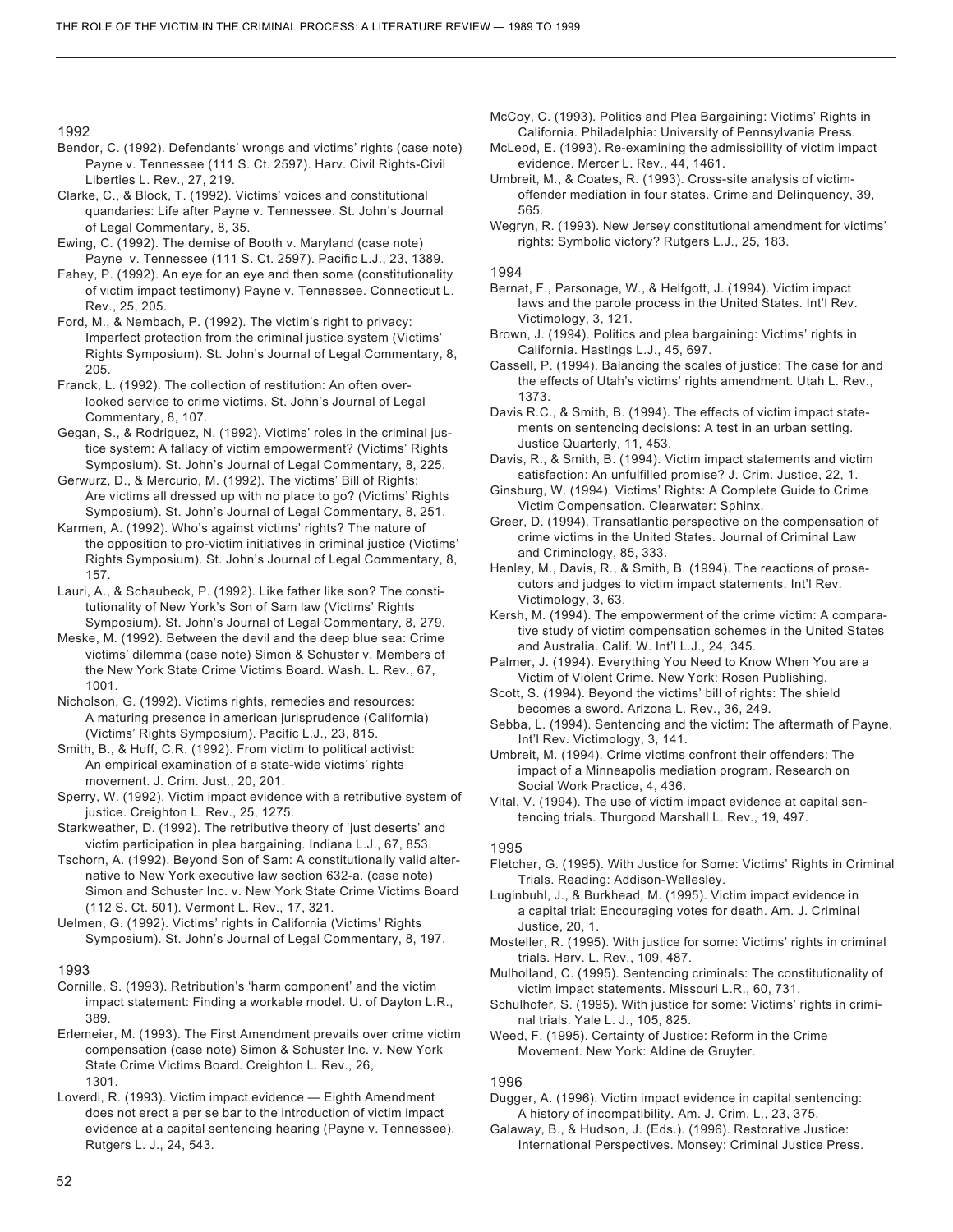### 1992

Bendor, C. (1992). Defendants' wrongs and victims' rights (case note) Payne v. Tennessee (111 S. Ct. 2597). Harv. Civil Rights-Civil Liberties L. Rev., 27, 219.

Clarke, C., & Block, T. (1992). Victims' voices and constitutional quandaries: Life after Payne v. Tennessee. St. John's Journal of Legal Commentary, 8, 35.

Ewing, C. (1992). The demise of Booth v. Maryland (case note) Payne v. Tennessee (111 S. Ct. 2597). Pacific L.J., 23, 1389.

Fahey, P. (1992). An eye for an eye and then some (constitutionality of victim impact testimony) Payne v. Tennessee. Connecticut L. Rev., 25, 205.

Ford, M., & Nembach, P. (1992). The victim's right to privacy: Imperfect protection from the criminal justice system (Victims' Rights Symposium). St. John's Journal of Legal Commentary, 8, 205.

Franck, L. (1992). The collection of restitution: An often overlooked service to crime victims. St. John's Journal of Legal Commentary, 8, 107.

Gegan, S., & Rodriguez, N. (1992). Victims' roles in the criminal justice system: A fallacy of victim empowerment? (Victims' Rights Symposium). St. John's Journal of Legal Commentary, 8, 225.

Gerwurz, D., & Mercurio, M. (1992). The victims' Bill of Rights: Are victims all dressed up with no place to go? (Victims' Rights Symposium). St. John's Journal of Legal Commentary, 8, 251.

Karmen, A. (1992). Who's against victims' rights? The nature of the opposition to pro-victim initiatives in criminal justice (Victims' Rights Symposium). St. John's Journal of Legal Commentary, 8, 157.

Lauri, A., & Schaubeck, P. (1992). Like father like son? The constitutionality of New York's Son of Sam law (Victims' Rights Symposium). St. John's Journal of Legal Commentary, 8, 279.

Meske, M. (1992). Between the devil and the deep blue sea: Crime victims' dilemma (case note) Simon & Schuster v. Members of the New York State Crime Victims Board. Wash. L. Rev., 67, 1001.

Nicholson, G. (1992). Victims rights, remedies and resources: A maturing presence in american jurisprudence (California) (Victims' Rights Symposium). Pacific L.J., 23, 815.

Smith, B., & Huff, C.R. (1992). From victim to political activist: An empirical examination of a state-wide victims' rights movement. J. Crim. Just., 20, 201.

Sperry, W. (1992). Victim impact evidence with a retributive system of justice. Creighton L. Rev., 25, 1275.

Starkweather, D. (1992). The retributive theory of 'just deserts' and victim participation in plea bargaining. Indiana L.J., 67, 853.

Tschorn, A. (1992). Beyond Son of Sam: A constitutionally valid alternative to New York executive law section 632-a. (case note) Simon and Schuster Inc. v. New York State Crime Victims Board (112 S. Ct. 501). Vermont L. Rev., 17, 321.

Uelmen, G. (1992). Victims' rights in California (Victims' Rights Symposium). St. John's Journal of Legal Commentary, 8, 197.

### 1993

Cornille, S. (1993). Retribution's 'harm component' and the victim impact statement: Finding a workable model. U. of Dayton L.R., 389.

Erlemeier, M. (1993). The First Amendment prevails over crime victim compensation (case note) Simon & Schuster Inc. v. New York State Crime Victims Board. Creighton L. Rev., 26, 1301.

Loverdi, R. (1993). Victim impact evidence — Eighth Amendment does not erect a per se bar to the introduction of victim impact evidence at a capital sentencing hearing (Payne v. Tennessee). Rutgers L. J., 24, 543.

McCoy, C. (1993). Politics and Plea Bargaining: Victims' Rights in California. Philadelphia: University of Pennsylvania Press.

McLeod, E. (1993). Re-examining the admissibility of victim impact evidence. Mercer L. Rev., 44, 1461.

Umbreit, M., & Coates, R. (1993). Cross-site analysis of victim-offender mediation in four states. Crime and Delinquency, 39, 565.

Wegryn, R. (1993). New Jersey constitutional amendment for victims' rights: Symbolic victory? Rutgers L.J., 25, 183.

### 1994

Bernat, F., Parsonage, W., & Helfgott, J. (1994). Victim impact laws and the parole process in the United States. Int'l Rev. Victimology, 3, 121.

Brown, J. (1994). Politics and plea bargaining: Victims' rights in California. Hastings L.J., 45, 697.

Cassell, P. (1994). Balancing the scales of justice: The case for and the effects of Utah's victims' rights amendment. Utah L. Rev., 1373.

Davis R.C., & Smith, B. (1994). The effects of victim impact statements on sentencing decisions: A test in an urban setting. Justice Quarterly, 11, 453.

Davis, R., & Smith, B. (1994). Victim impact statements and victim satisfaction: An unfulfilled promise? J. Crim. Justice, 22, 1.

Ginsburg, W. (1994). Victims' Rights: A Complete Guide to Crime Victim Compensation. Clearwater: Sphinx.

Greer, D. (1994). Transatlantic perspective on the compensation of crime victims in the United States. Journal of Criminal Law and Criminology, 85, 333.

Henley, M., Davis, R., & Smith, B. (1994). The reactions of prosecutors and judges to victim impact statements. Int'l Rev. Victimology, 3, 63.

Kersh, M. (1994). The empowerment of the crime victim: A comparative study of victim compensation schemes in the United States and Australia. Calif. W. Int'l L.J., 24, 345.

Palmer, J. (1994). Everything You Need to Know When You are a Victim of Violent Crime. New York: Rosen Publishing.

Scott, S. (1994). Beyond the victims' bill of rights: The shield becomes a sword. Arizona L. Rev., 36, 249.

Sebba, L. (1994). Sentencing and the victim: The aftermath of Payne. Int'l Rev. Victimology, 3, 141.

Umbreit, M. (1994). Crime victims confront their offenders: The impact of a Minneapolis mediation program. Research on Social Work Practice, 4, 436.

Vital, V. (1994). The use of victim impact evidence at capital sentencing trials. Thurgood Marshall L. Rev., 19, 497.

### 1995

Fletcher, G. (1995). With Justice for Some: Victims' Rights in Criminal Trials. Reading: Addison-Wellesley.

Luginbuhl, J., & Burkhead, M. (1995). Victim impact evidence in a capital trial: Encouraging votes for death. Am. J. Criminal Justice, 20, 1.

Mosteller, R. (1995). With justice for some: Victims' rights in criminal trials. Harv. L. Rev., 109, 487.

Mulholland, C. (1995). Sentencing criminals: The constitutionality of victim impact statements. Missouri L.R., 60, 731.

Schulhofer, S. (1995). With justice for some: Victims' rights in criminal trials. Yale L. J., 105, 825.

Weed, F. (1995). Certainty of Justice: Reform in the Crime Movement. New York: Aldine de Gruyter.

### 1996

Dugger, A. (1996). Victim impact evidence in capital sentencing: A history of incompatibility. Am. J. Crim. L., 23, 375.

Galaway, B., & Hudson, J. (Eds.). (1996). Restorative Justice: International Perspectives. Monsey: Criminal Justice Press.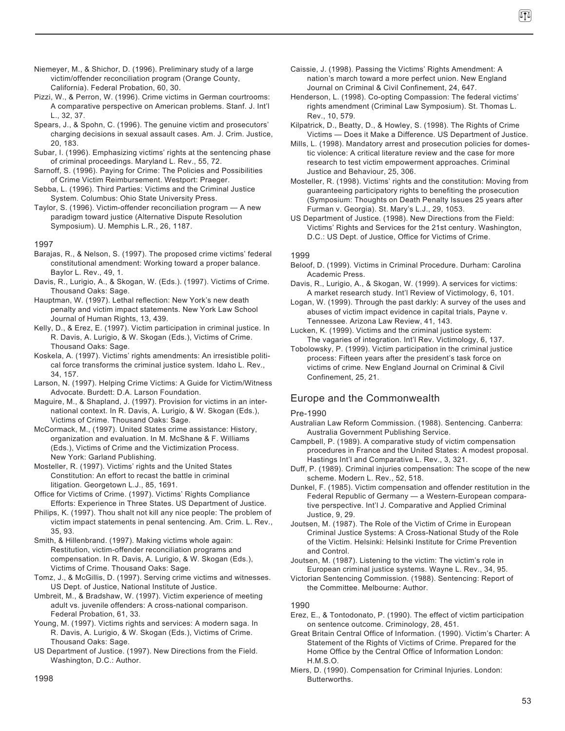Niemeyer, M., & Shichor, D. (1996). Preliminary study of a large victim/offender reconciliation program (Orange County, California). Federal Probation, 60, 30.

Pizzi, W., & Perron, W. (1996). Crime victims in German courtrooms: A comparative perspective on American problems. Stanf. J. Int'l L., 32, 37.

Spears, J., & Spohn, C. (1996). The genuine victim and prosecutors' charging decisions in sexual assault cases. Am. J. Crim. Justice, 20, 183.

Subar, I. (1996). Emphasizing victims' rights at the sentencing phase of criminal proceedings. Maryland L. Rev., 55, 72.

Sarnoff, S. (1996). Paying for Crime: The Policies and Possibilities of Crime Victim Reimbursement. Westport: Praeger.

Sebba, L. (1996). Third Parties: Victims and the Criminal Justice System. Columbus: Ohio State University Press.

Taylor, S. (1996). Victim-offender reconciliation program — A new paradigm toward justice (Alternative Dispute Resolution Symposium). U. Memphis L.R., 26, 1187.

1997

Barajas, R., & Nelson, S. (1997). The proposed crime victims' federal constitutional amendment: Working toward a proper balance. Baylor L. Rev., 49, 1.

Davis, R., Lurigio, A., & Skogan, W. (Eds.). (1997). Victims of Crime. Thousand Oaks: Sage.

Hauptman, W. (1997). Lethal reflection: New York's new death penalty and victim impact statements. New York Law School Journal of Human Rights, 13, 439.

Kelly, D., & Erez, E. (1997). Victim participation in criminal justice. In R. Davis, A. Lurigio, & W. Skogan (Eds.), Victims of Crime. Thousand Oaks: Sage.

Koskela, A. (1997). Victims' rights amendments: An irresistible political force transforms the criminal justice system. Idaho L. Rev., 34, 157.

Larson, N. (1997). Helping Crime Victims: A Guide for Victim/Witness Advocate. Burdett: D.A. Larson Foundation.

Maguire, M., & Shapland, J. (1997). Provision for victims in an international context. In R. Davis, A. Lurigio, & W. Skogan (Eds.), Victims of Crime. Thousand Oaks: Sage.

McCormack, M., (1997). United States crime assistance: History, organization and evaluation. In M. McShane & F. Williams (Eds.), Victims of Crime and the Victimization Process. New York: Garland Publishing.

Mosteller, R. (1997). Victims' rights and the United States Constitution: An effort to recast the battle in criminal litigation. Georgetown L.J., 85, 1691.

Office for Victims of Crime. (1997). Victims' Rights Compliance Efforts: Experience in Three States. US Department of Justice.

Philips, K. (1997). Thou shalt not kill any nice people: The problem of victim impact statements in penal sentencing. Am. Crim. L. Rev., 35, 93.

Smith, & Hillenbrand. (1997). Making victims whole again: Restitution, victim-offender reconciliation programs and compensation. In R. Davis, A. Lurigio, & W. Skogan (Eds.), Victims of Crime. Thousand Oaks: Sage.

Tomz, J., & McGillis, D. (1997). Serving crime victims and witnesses. US Dept. of Justice, National Institute of Justice.

Umbreit, M., & Bradshaw, W. (1997). Victim experience of meeting adult vs. juvenile offenders: A cross-national comparison. Federal Probation, 61, 33.

Young, M. (1997). Victims rights and services: A modern saga. In R. Davis, A. Lurigio, & W. Skogan (Eds.), Victims of Crime. Thousand Oaks: Sage.

US Department of Justice. (1997). New Directions from the Field. Washington, D.C.: Author.

1998

Caissie, J. (1998). Passing the Victims' Rights Amendment: A nation's march toward a more perfect union. New England Journal on Criminal & Civil Confinement, 24, 647.

Henderson, L. (1998). Co-opting Compassion: The federal victims' rights amendment (Criminal Law Symposium). St. Thomas L. Rev., 10, 579.

Kilpatrick, D., Beatty, D., & Howley, S. (1998). The Rights of Crime Victims — Does it Make a Difference. US Department of Justice.

Mills, L. (1998). Mandatory arrest and prosecution policies for domestic violence: A critical literature review and the case for more research to test victim empowerment approaches. Criminal Justice and Behaviour, 25, 306.

Mosteller, R. (1998). Victims' rights and the constitution: Moving from guaranteeing participatory rights to benefiting the prosecution (Symposium: Thoughts on Death Penalty Issues 25 years after Furman v. Georgia). St. Mary's L.J., 29, 1053.

US Department of Justice. (1998). New Directions from the Field: Victims' Rights and Services for the 21st century. Washington, D.C.: US Dept. of Justice, Office for Victims of Crime.

1999

Beloof, D. (1999). Victims in Criminal Procedure. Durham: Carolina Academic Press.

Davis, R., Lurigio, A., & Skogan, W. (1999). A services for victims: A market research study. Int'l Review of Victimology, 6, 101.

Logan, W. (1999). Through the past darkly: A survey of the uses and abuses of victim impact evidence in capital trials, Payne v. Tennessee. Arizona Law Review, 41, 143.

Lucken, K. (1999). Victims and the criminal justice system: The vagaries of integration. Int'l Rev. Victimology, 6, 137.

Tobolowsky, P. (1999). Victim participation in the criminal justice process: Fifteen years after the president's task force on victims of crime. New England Journal on Criminal & Civil Confinement, 25, 21.

## Europe and the Commonwealth

Pre-1990

Australian Law Reform Commission. (1988). Sentencing. Canberra: Australia Government Publishing Service.

Campbell, P. (1989). A comparative study of victim compensation procedures in France and the United States: A modest proposal. Hastings Int'l and Comparative L. Rev., 3, 321.

Duff, P. (1989). Criminal injuries compensation: The scope of the new scheme. Modern L. Rev., 52, 518.

Dunkel, F. (1985). Victim compensation and offender restitution in the Federal Republic of Germany — a Western-European comparative perspective. Int'l J. Comparative and Applied Criminal Justice, 9, 29.

Joutsen, M. (1987). The Role of the Victim of Crime in European Criminal Justice Systems: A Cross-National Study of the Role of the Victim. Helsinki: Helsinki Institute for Crime Prevention and Control.

Joutsen, M. (1987). Listening to the victim: The victim's role in European criminal justice systems. Wayne L. Rev., 34, 95.

Victorian Sentencing Commission. (1988). Sentencing: Report of the Committee. Melbourne: Author.

1990

Erez, E., & Tontodonato, P. (1990). The effect of victim participation on sentence outcome. Criminology, 28, 451.

Great Britain Central Office of Information. (1990). Victim's Charter: A Statement of the Rights of Victims of Crime. Prepared for the Home Office by the Central Office of Information London: H.M.S.O.

Miers, D. (1990). Compensation for Criminal Injuries. London: Butterworths.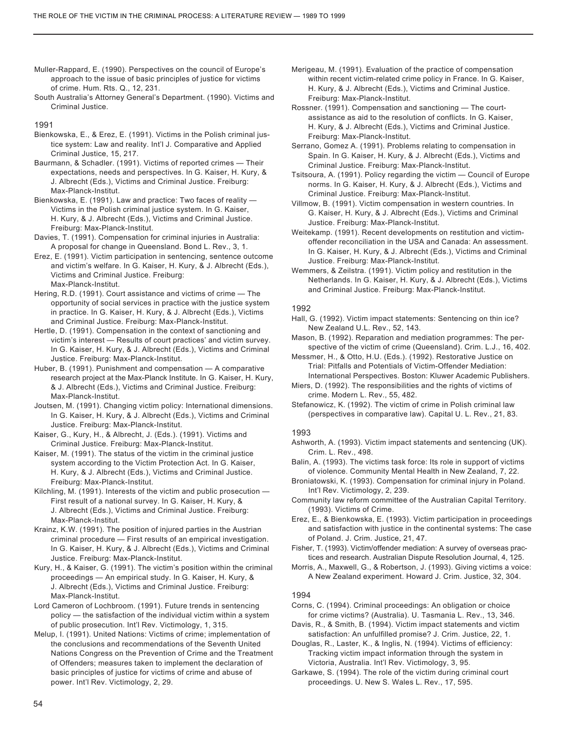Muller-Rappard, E. (1990). Perspectives on the council of Europe's approach to the issue of basic principles of justice for victims of crime. Hum. Rts. Q., 12, 231.

South Australia's Attorney General's Department. (1990). Victims and Criminal Justice.

### 1991

Bienkowska, E., & Erez, E. (1991). Victims in the Polish criminal justice system: Law and reality. Int'l J. Comparative and Applied Criminal Justice, 15, 217.

Baurmann, & Schadler. (1991). Victims of reported crimes — Their expectations, needs and perspectives. In G. Kaiser, H. Kury, & J. Albrecht (Eds.), Victims and Criminal Justice. Freiburg: Max-Planck-Institut.

Bienkowska, E. (1991). Law and practice: Two faces of reality — Victims in the Polish criminal justice system. In G. Kaiser, H. Kury, & J. Albrecht (Eds.), Victims and Criminal Justice. Freiburg: Max-Planck-Institut.

Davies, T. (1991). Compensation for criminal injuries in Australia: A proposal for change in Queensland. Bond L. Rev., 3, 1.

Erez, E. (1991). Victim participation in sentencing, sentence outcome and victim's welfare. In G. Kaiser, H. Kury, & J. Albrecht (Eds.), Victims and Criminal Justice. Freiburg: Max-Planck-Institut.

Hering, R.D. (1991). Court assistance and victims of crime — The opportunity of social services in practice with the justice system in practice. In G. Kaiser, H. Kury, & J. Albrecht (Eds.), Victims and Criminal Justice. Freiburg: Max-Planck-Institut.

Hertle, D. (1991). Compensation in the context of sanctioning and victim's interest — Results of court practices' and victim survey. In G. Kaiser, H. Kury, & J. Albrecht (Eds.), Victims and Criminal Justice. Freiburg: Max-Planck-Institut.

Huber, B. (1991). Punishment and compensation — A comparative research project at the Max-Planck Institute. In G. Kaiser, H. Kury, & J. Albrecht (Eds.), Victims and Criminal Justice. Freiburg: Max-Planck-Institut.

Joutsen, M. (1991). Changing victim policy: International dimensions. In G. Kaiser, H. Kury, & J. Albrecht (Eds.), Victims and Criminal Justice. Freiburg: Max-Planck-Institut.

Kaiser, G., Kury, H., & Albrecht, J. (Eds.). (1991). Victims and Criminal Justice. Freiburg: Max-Planck-Institut.

Kaiser, M. (1991). The status of the victim in the criminal justice system according to the Victim Protection Act. In G. Kaiser, H. Kury, & J. Albrecht (Eds.), Victims and Criminal Justice. Freiburg: Max-Planck-Institut.

Kilchling, M. (1991). Interests of the victim and public prosecution — First result of a national survey. In G. Kaiser, H. Kury, & J. Albrecht (Eds.), Victims and Criminal Justice. Freiburg: Max-Planck-Institut.

Krainz, K.W. (1991). The position of injured parties in the Austrian criminal procedure — First results of an empirical investigation. In G. Kaiser, H. Kury, & J. Albrecht (Eds.), Victims and Criminal Justice. Freiburg: Max-Planck-Institut.

Kury, H., & Kaiser, G. (1991). The victim's position within the criminal proceedings — An empirical study. In G. Kaiser, H. Kury, & J. Albrecht (Eds.), Victims and Criminal Justice. Freiburg: Max-Planck-Institut.

Lord Cameron of Lochbroom. (1991). Future trends in sentencing policy — the satisfaction of the individual victim within a system of public prosecution. Int'l Rev. Victimology, 1, 315.

Melup, I. (1991). United Nations: Victims of crime; implementation of the conclusions and recommendations of the Seventh United Nations Congress on the Prevention of Crime and the Treatment of Offenders; measures taken to implement the declaration of basic principles of justice for victims of crime and abuse of power. Int'l Rev. Victimology, 2, 29.

Merigeau, M. (1991). Evaluation of the practice of compensation within recent victim-related crime policy in France. In G. Kaiser, H. Kury, & J. Albrecht (Eds.), Victims and Criminal Justice. Freiburg: Max-Planck-Institut.

Rossner. (1991). Compensation and sanctioning — The court-assistance as aid to the resolution of conflicts. In G. Kaiser, H. Kury, & J. Albrecht (Eds.), Victims and Criminal Justice. Freiburg: Max-Planck-Institut.

Serrano, Gomez A. (1991). Problems relating to compensation in Spain. In G. Kaiser, H. Kury, & J. Albrecht (Eds.), Victims and Criminal Justice. Freiburg: Max-Planck-Institut.

Tsitsoura, A. (1991). Policy regarding the victim — Council of Europe norms. In G. Kaiser, H. Kury, & J. Albrecht (Eds.), Victims and Criminal Justice. Freiburg: Max-Planck-Institut.

Villmow, B. (1991). Victim compensation in western countries. In G. Kaiser, H. Kury, & J. Albrecht (Eds.), Victims and Criminal Justice. Freiburg: Max-Planck-Institut.

Weitekamp. (1991). Recent developments on restitution and victim-offender reconciliation in the USA and Canada: An assessment. In G. Kaiser, H. Kury, & J. Albrecht (Eds.), Victims and Criminal Justice. Freiburg: Max-Planck-Institut.

Wemmers, & Zeilstra. (1991). Victim policy and restitution in the Netherlands. In G. Kaiser, H. Kury, & J. Albrecht (Eds.), Victims and Criminal Justice. Freiburg: Max-Planck-Institut.

### 1992

Hall, G. (1992). Victim impact statements: Sentencing on thin ice? New Zealand U.L. Rev., 52, 143.

Mason, B. (1992). Reparation and mediation programmes: The perspective of the victim of crime (Queensland). Crim. L.J., 16, 402.

Messmer, H., & Otto, H.U. (Eds.). (1992). Restorative Justice on Trial: Pitfalls and Potentials of Victim-Offender Mediation: International Perspectives. Boston: Kluwer Academic Publishers.

Miers, D. (1992). The responsibilities and the rights of victims of crime. Modern L. Rev., 55, 482.

Stefanowicz, K. (1992). The victim of crime in Polish criminal law (perspectives in comparative law). Capital U. L. Rev., 21, 83.

### 1993

Ashworth, A. (1993). Victim impact statements and sentencing (UK). Crim. L. Rev., 498.

Balin, A. (1993). The victims task force: Its role in support of victims of violence. Community Mental Health in New Zealand, 7, 22.

Broniatowski, K. (1993). Compensation for criminal injury in Poland. Int'l Rev. Victimology, 2, 239.

Community law reform committee of the Australian Capital Territory. (1993). Victims of Crime.

Erez, E., & Bienkowska, E. (1993). Victim participation in proceedings and satisfaction with justice in the continental systems: The case of Poland. J. Crim. Justice, 21, 47.

Fisher, T. (1993). Victim/offender mediation: A survey of overseas practices and research. Australian Dispute Resolution Journal, 4, 125.

Morris, A., Maxwell, G., & Robertson, J. (1993). Giving victims a voice: A New Zealand experiment. Howard J. Crim. Justice, 32, 304.

### 1994

Corns, C. (1994). Criminal proceedings: An obligation or choice for crime victims? (Australia). U. Tasmania L. Rev., 13, 346.

Davis, R., & Smith, B. (1994). Victim impact statements and victim satisfaction: An unfulfilled promise? J. Crim. Justice, 22, 1.

Douglas, R., Laster, K., & Inglis, N. (1994). Victims of efficiency: Tracking victim impact information through the system in Victoria, Australia. Int'l Rev. Victimology, 3, 95.

Garkawe, S. (1994). The role of the victim during criminal court proceedings. U. New S. Wales L. Rev., 17, 595.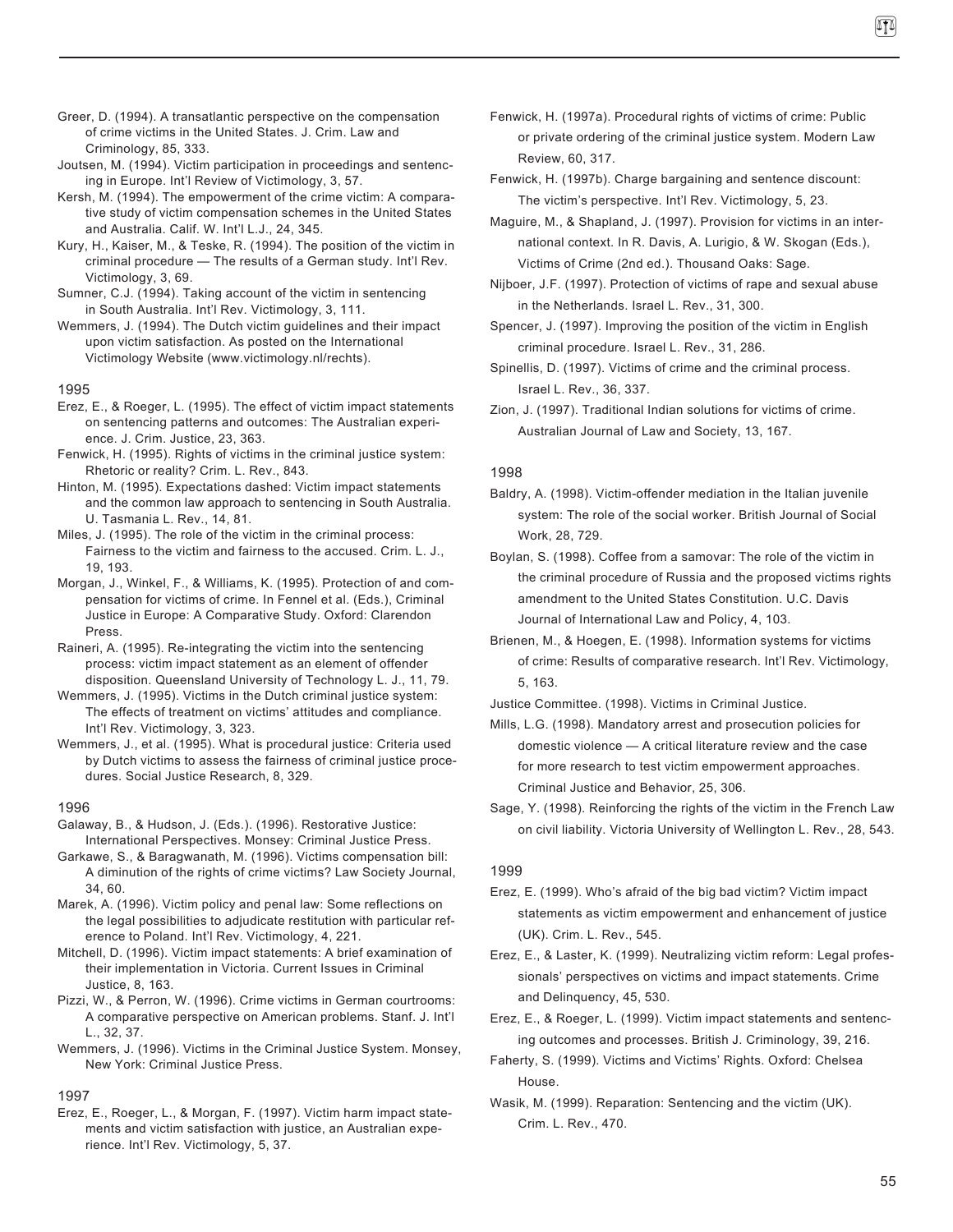Greer, D. (1994). A transatlantic perspective on the compensation of crime victims in the United States. J. Crim. Law and Criminology, 85, 333.

Joutsen, M. (1994). Victim participation in proceedings and sentencing in Europe. Int'l Review of Victimology, 3, 57.

Kersh, M. (1994). The empowerment of the crime victim: A comparative study of victim compensation schemes in the United States and Australia. Calif. W. Int'l L.J., 24, 345.

Kury, H., Kaiser, M., & Teske, R. (1994). The position of the victim in criminal procedure — The results of a German study. Int'l Rev. Victimology, 3, 69.

Sumner, C.J. (1994). Taking account of the victim in sentencing in South Australia. Int'l Rev. Victimology, 3, 111.

Wemmers, J. (1994). The Dutch victim guidelines and their impact upon victim satisfaction. As posted on the International Victimology Website (www.victimology.nl/rechts).

### 1995

Erez, E., & Roeger, L. (1995). The effect of victim impact statements on sentencing patterns and outcomes: The Australian experience. J. Crim. Justice, 23, 363.

Fenwick, H. (1995). Rights of victims in the criminal justice system: Rhetoric or reality? Crim. L. Rev., 843.

Hinton, M. (1995). Expectations dashed: Victim impact statements and the common law approach to sentencing in South Australia. U. Tasmania L. Rev., 14, 81.

Miles, J. (1995). The role of the victim in the criminal process: Fairness to the victim and fairness to the accused. Crim. L. J., 19, 193.

Morgan, J., Winkel, F., & Williams, K. (1995). Protection of and compensation for victims of crime. In Fennel et al. (Eds.), Criminal Justice in Europe: A Comparative Study. Oxford: Clarendon Press.

Raineri, A. (1995). Re-integrating the victim into the sentencing process: victim impact statement as an element of offender disposition. Queensland University of Technology L. J., 11, 79.

Wemmers, J. (1995). Victims in the Dutch criminal justice system: The effects of treatment on victims' attitudes and compliance. Int'l Rev. Victimology, 3, 323.

Wemmers, J., et al. (1995). What is procedural justice: Criteria used by Dutch victims to assess the fairness of criminal justice procedures. Social Justice Research, 8, 329.

### 1996

Galaway, B., & Hudson, J. (Eds.). (1996). Restorative Justice: International Perspectives. Monsey: Criminal Justice Press.

Garkawe, S., & Baragwanath, M. (1996). Victims compensation bill: A diminution of the rights of crime victims? Law Society Journal, 34, 60.

Marek, A. (1996). Victim policy and penal law: Some reflections on the legal possibilities to adjudicate restitution with particular reference to Poland. Int'l Rev. Victimology, 4, 221.

Mitchell, D. (1996). Victim impact statements: A brief examination of their implementation in Victoria. Current Issues in Criminal Justice, 8, 163.

Pizzi, W., & Perron, W. (1996). Crime victims in German courtrooms: A comparative perspective on American problems. Stanf. J. Int'l L., 32, 37.

Wemmers, J. (1996). Victims in the Criminal Justice System. Monsey, New York: Criminal Justice Press.

### 1997

Erez, E., Roeger, L., & Morgan, F. (1997). Victim harm impact statements and victim satisfaction with justice, an Australian experience. Int'l Rev. Victimology, 5, 37.

Fenwick, H. (1997a). Procedural rights of victims of crime: Public or private ordering of the criminal justice system. Modern Law Review, 60, 317.

Fenwick, H. (1997b). Charge bargaining and sentence discount: The victim's perspective. Int'l Rev. Victimology, 5, 23.

Maguire, M., & Shapland, J. (1997). Provision for victims in an international context. In R. Davis, A. Lurigio, & W. Skogan (Eds.), Victims of Crime (2nd ed.). Thousand Oaks: Sage.

Nijboer, J.F. (1997). Protection of victims of rape and sexual abuse in the Netherlands. Israel L. Rev., 31, 300.

Spencer, J. (1997). Improving the position of the victim in English criminal procedure. Israel L. Rev., 31, 286.

Spinellis, D. (1997). Victims of crime and the criminal process. Israel L. Rev., 36, 337.

Zion, J. (1997). Traditional Indian solutions for victims of crime. Australian Journal of Law and Society, 13, 167.

### 1998

Baldry, A. (1998). Victim-offender mediation in the Italian juvenile system: The role of the social worker. British Journal of Social Work, 28, 729.

Boylan, S. (1998). Coffee from a samovar: The role of the victim in the criminal procedure of Russia and the proposed victims rights amendment to the United States Constitution. U.C. Davis Journal of International Law and Policy, 4, 103.

Brienen, M., & Hoegen, E. (1998). Information systems for victims of crime: Results of comparative research. Int'l Rev. Victimology, 5, 163.

Justice Committee. (1998). Victims in Criminal Justice.

Mills, L.G. (1998). Mandatory arrest and prosecution policies for domestic violence — A critical literature review and the case for more research to test victim empowerment approaches. Criminal Justice and Behavior, 25, 306.

Sage, Y. (1998). Reinforcing the rights of the victim in the French Law on civil liability. Victoria University of Wellington L. Rev., 28, 543.

### 1999

Erez, E. (1999). Who's afraid of the big bad victim? Victim impact statements as victim empowerment and enhancement of justice (UK). Crim. L. Rev., 545.

Erez, E., & Laster, K. (1999). Neutralizing victim reform: Legal professionals' perspectives on victims and impact statements. Crime and Delinquency, 45, 530.

Erez, E., & Roeger, L. (1999). Victim impact statements and sentencing outcomes and processes. British J. Criminology, 39, 216.

Faherty, S. (1999). Victims and Victims' Rights. Oxford: Chelsea House.

Wasik, M. (1999). Reparation: Sentencing and the victim (UK). Crim. L. Rev., 470.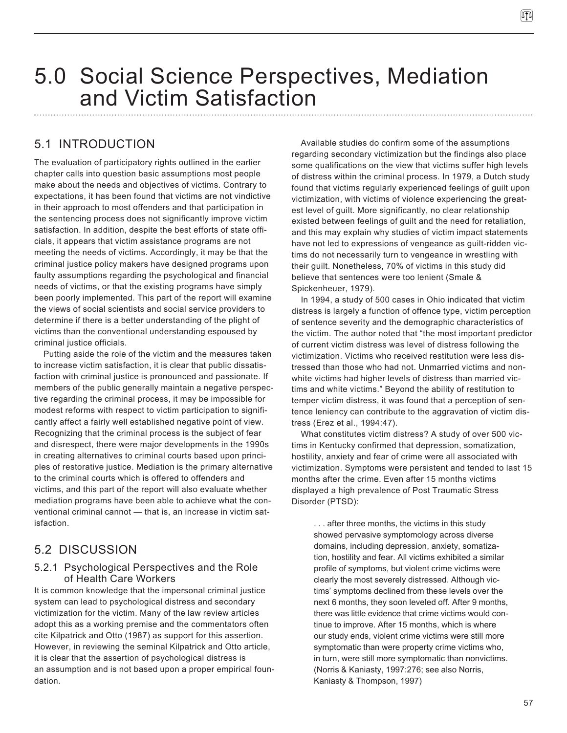# 5.0 Social Science Perspectives, Mediation and Victim Satisfaction

## 5.1 INTRODUCTION

The evaluation of participatory rights outlined in the earlier chapter calls into question basic assumptions most people make about the needs and objectives of victims. Contrary to expectations, it has been found that victims are not vindictive in their approach to most offenders and that participation in the sentencing process does not significantly improve victim satisfaction. In addition, despite the best efforts of state officials, it appears that victim assistance programs are not meeting the needs of victims. Accordingly, it may be that the criminal justice policy makers have designed programs upon faulty assumptions regarding the psychological and financial needs of victims, or that the existing programs have simply been poorly implemented. This part of the report will examine the views of social scientists and social service providers to determine if there is a better understanding of the plight of victims than the conventional understanding espoused by criminal justice officials.

Putting aside the role of the victim and the measures taken to increase victim satisfaction, it is clear that public dissatisfaction with criminal justice is pronounced and passionate. If members of the public generally maintain a negative perspective regarding the criminal process, it may be impossible for modest reforms with respect to victim participation to significantly affect a fairly well established negative point of view. Recognizing that the criminal process is the subject of fear and disrespect, there were major developments in the 1990s in creating alternatives to criminal courts based upon principles of restorative justice. Mediation is the primary alternative to the criminal courts which is offered to offenders and victims, and this part of the report will also evaluate whether mediation programs have been able to achieve what the conventional criminal cannot — that is, an increase in victim satisfaction.

## 5.2 DISCUSSION

### 5.2.1 Psychological Perspectives and the Role of Health Care Workers

It is common knowledge that the impersonal criminal justice system can lead to psychological distress and secondary victimization for the victim. Many of the law review articles adopt this as a working premise and the commentators often cite Kilpatrick and Otto (1987) as support for this assertion. However, in reviewing the seminal Kilpatrick and Otto article, it is clear that the assertion of psychological distress is an assumption and is not based upon a proper empirical foundation.

Available studies do confirm some of the assumptions regarding secondary victimization but the findings also place some qualifications on the view that victims suffer high levels of distress within the criminal process. In 1979, a Dutch study found that victims regularly experienced feelings of guilt upon victimization, with victims of violence experiencing the greatest level of guilt. More significantly, no clear relationship existed between feelings of guilt and the need for retaliation, and this may explain why studies of victim impact statements have not led to expressions of vengeance as guilt-ridden victims do not necessarily turn to vengeance in wrestling with their guilt. Nonetheless, 70% of victims in this study did believe that sentences were too lenient (Smale & Spickenheuer, 1979).

In 1994, a study of 500 cases in Ohio indicated that victim distress is largely a function of offence type, victim perception of sentence severity and the demographic characteristics of the victim. The author noted that "the most important predictor of current victim distress was level of distress following the victimization. Victims who received restitution were less distressed than those who had not. Unmarried victims and non-white victims had higher levels of distress than married victims and white victims." Beyond the ability of restitution to temper victim distress, it was found that a perception of sentence leniency can contribute to the aggravation of victim distress (Erez et al., 1994:47).

What constitutes victim distress? A study of over 500 victims in Kentucky confirmed that depression, somatization, hostility, anxiety and fear of crime were all associated with victimization. Symptoms were persistent and tended to last 15 months after the crime. Even after 15 months victims displayed a high prevalence of Post Traumatic Stress Disorder (PTSD):

> . . . after three months, the victims in this study showed pervasive symptomology across diverse domains, including depression, anxiety, somatization, hostility and fear. All victims exhibited a similar profile of symptoms, but violent crime victims were clearly the most severely distressed. Although victims' symptoms declined from these levels over the next 6 months, they soon leveled off. After 9 months, there was little evidence that crime victims would continue to improve. After 15 months, which is where our study ends, violent crime victims were still more symptomatic than were property crime victims who, in turn, were still more symptomatic than nonvictims. (Norris & Kaniasty, 1997:276; see also Norris, Kaniasty & Thompson, 1997)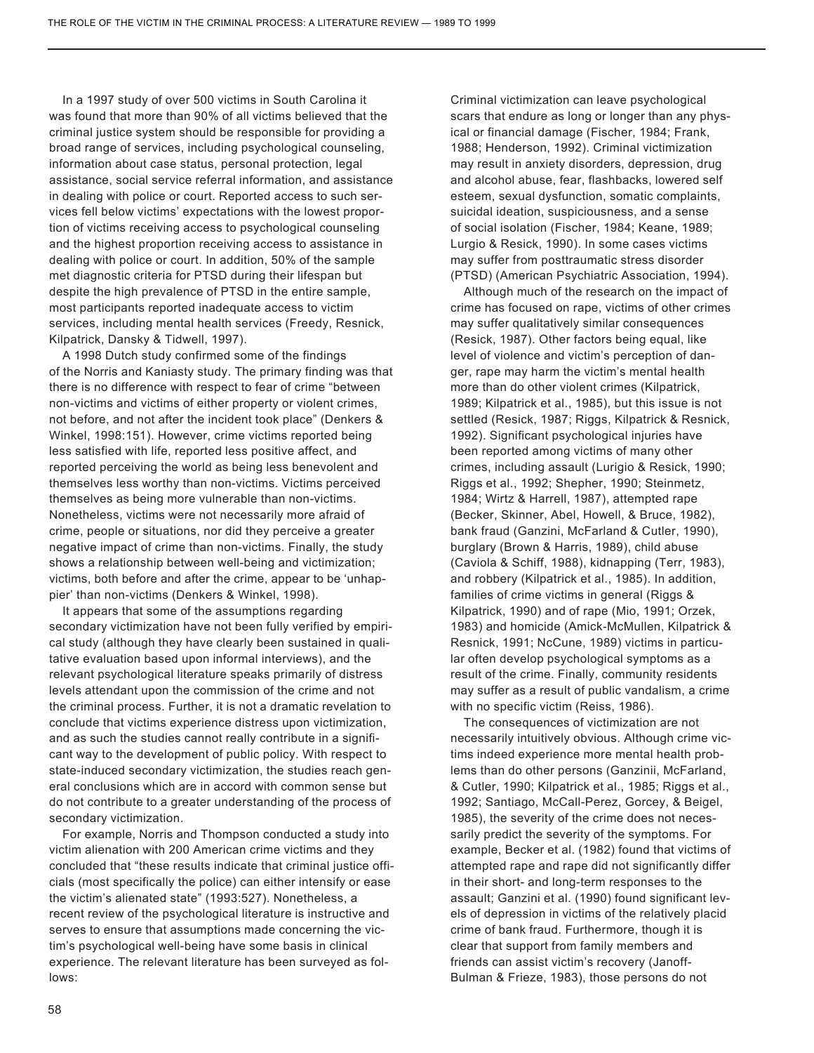In a 1997 study of over 500 victims in South Carolina it was found that more than 90% of all victims believed that the criminal justice system should be responsible for providing a broad range of services, including psychological counseling, information about case status, personal protection, legal assistance, social service referral information, and assistance in dealing with police or court. Reported access to such services fell below victims' expectations with the lowest proportion of victims receiving access to psychological counseling and the highest proportion receiving access to assistance in dealing with police or court. In addition, 50% of the sample met diagnostic criteria for PTSD during their lifespan but despite the high prevalence of PTSD in the entire sample, most participants reported inadequate access to victim services, including mental health services (Freedy, Resnick, Kilpatrick, Dansky & Tidwell, 1997).

A 1998 Dutch study confirmed some of the findings of the Norris and Kaniasty study. The primary finding was that there is no difference with respect to fear of crime "between non-victims and victims of either property or violent crimes, not before, and not after the incident took place" (Denkers & Winkel, 1998:151). However, crime victims reported being less satisfied with life, reported less positive affect, and reported perceiving the world as being less benevolent and themselves less worthy than non-victims. Victims perceived themselves as being more vulnerable than non-victims. Nonetheless, victims were not necessarily more afraid of crime, people or situations, nor did they perceive a greater negative impact of crime than non-victims. Finally, the study shows a relationship between well-being and victimization; victims, both before and after the crime, appear to be 'unhappier' than non-victims (Denkers & Winkel, 1998).

It appears that some of the assumptions regarding secondary victimization have not been fully verified by empirical study (although they have clearly been sustained in qualitative evaluation based upon informal interviews), and the relevant psychological literature speaks primarily of distress levels attendant upon the commission of the crime and not the criminal process. Further, it is not a dramatic revelation to conclude that victims experience distress upon victimization, and as such the studies cannot really contribute in a significant way to the development of public policy. With respect to state-induced secondary victimization, the studies reach general conclusions which are in accord with common sense but do not contribute to a greater understanding of the process of secondary victimization.

For example, Norris and Thompson conducted a study into victim alienation with 200 American crime victims and they concluded that "these results indicate that criminal justice officials (most specifically the police) can either intensify or ease the victim's alienated state" (1993:527). Nonetheless, a recent review of the psychological literature is instructive and serves to ensure that assumptions made concerning the victim's psychological well-being have some basis in clinical experience. The relevant literature has been surveyed as follows:

Criminal victimization can leave psychological scars that endure as long or longer than any physical or financial damage (Fischer, 1984; Frank, 1988; Henderson, 1992). Criminal victimization may result in anxiety disorders, depression, drug and alcohol abuse, fear, flashbacks, lowered self esteem, sexual dysfunction, somatic complaints, suicidal ideation, suspiciousness, and a sense of social isolation (Fischer, 1984; Keane, 1989; Lurgio & Resick, 1990). In some cases victims may suffer from posttraumatic stress disorder (PTSD) (American Psychiatric Association, 1994).

Although much of the research on the impact of crime has focused on rape, victims of other crimes may suffer qualitatively similar consequences (Resick, 1987). Other factors being equal, like level of violence and victim's perception of danger, rape may harm the victim's mental health more than do other violent crimes (Kilpatrick, 1989; Kilpatrick et al., 1985), but this issue is not settled (Resick, 1987; Riggs, Kilpatrick & Resnick, 1992). Significant psychological injuries have been reported among victims of many other crimes, including assault (Lurigio & Resick, 1990; Riggs et al., 1992; Shepher, 1990; Steinmetz, 1984; Wirtz & Harrell, 1987), attempted rape (Becker, Skinner, Abel, Howell, & Bruce, 1982), bank fraud (Ganzini, McFarland & Cutler, 1990), burglary (Brown & Harris, 1989), child abuse (Caviola & Schiff, 1988), kidnapping (Terr, 1983), and robbery (Kilpatrick et al., 1985). In addition, families of crime victims in general (Riggs & Kilpatrick, 1990) and of rape (Mio, 1991; Orzek, 1983) and homicide (Amick-McMullen, Kilpatrick & Resnick, 1991; NcCune, 1989) victims in particular often develop psychological symptoms as a result of the crime. Finally, community residents may suffer as a result of public vandalism, a crime with no specific victim (Reiss, 1986).

The consequences of victimization are not necessarily intuitively obvious. Although crime victims indeed experience more mental health problems than do other persons (Ganzinii, McFarland, & Cutler, 1990; Kilpatrick et al., 1985; Riggs et al., 1992; Santiago, McCall-Perez, Gorcey, & Beigel, 1985), the severity of the crime does not necessarily predict the severity of the symptoms. For example, Becker et al. (1982) found that victims of attempted rape and rape did not significantly differ in their short- and long-term responses to the assault; Ganzini et al. (1990) found significant levels of depression in victims of the relatively placid crime of bank fraud. Furthermore, though it is clear that support from family members and friends can assist victim's recovery (Janoff-Bulman & Frieze, 1983), those persons do not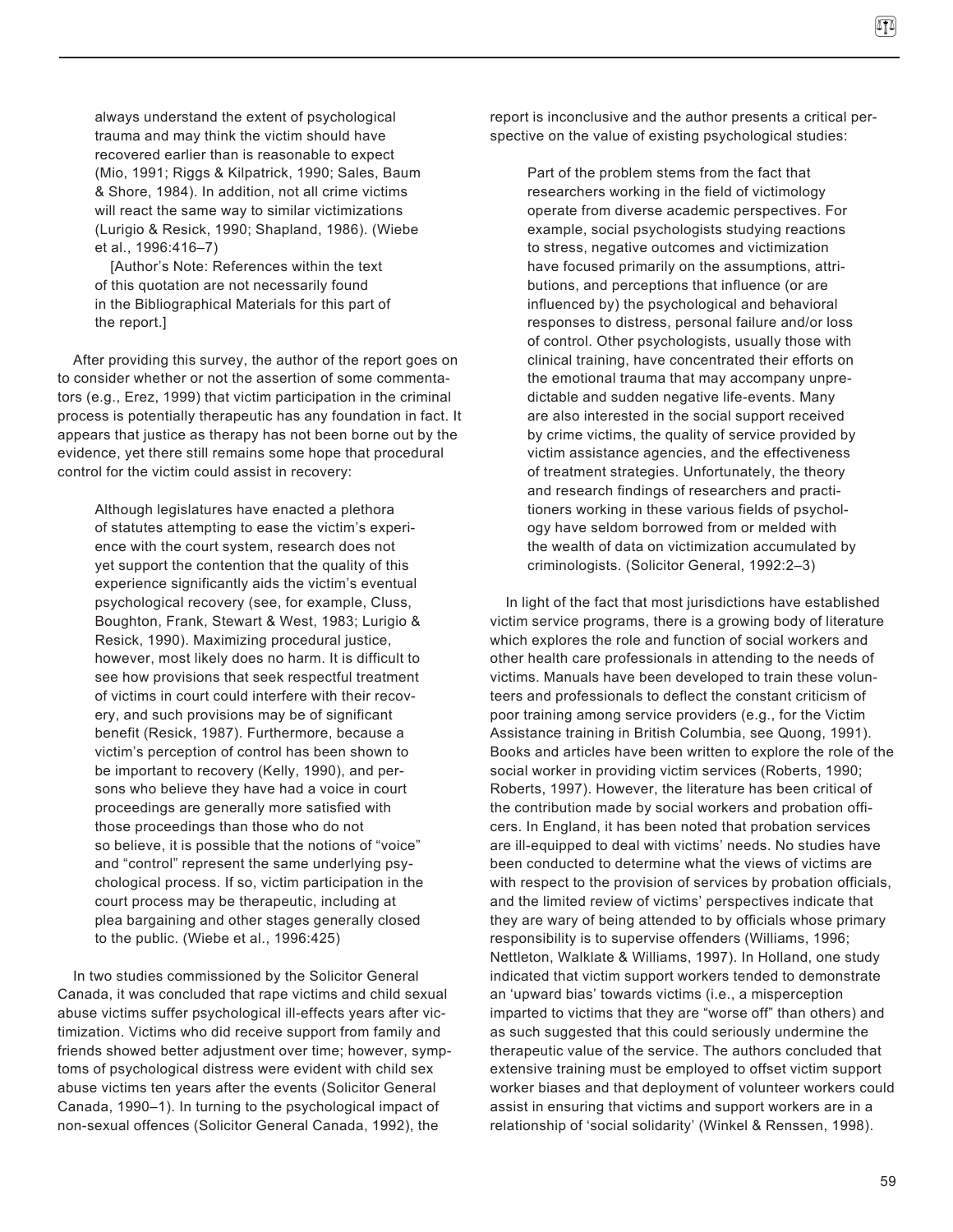> always understand the extent of psychological trauma and may think the victim should have recovered earlier than is reasonable to expect (Mio, 1991; Riggs & Kilpatrick, 1990; Sales, Baum & Shore, 1984). In addition, not all crime victims will react the same way to similar victimizations (Lurigio & Resick, 1990; Shapland, 1986). (Wiebe et al., 1996:416–7)
>
> [Author's Note: References within the text of this quotation are not necessarily found in the Bibliographical Materials for this part of the report.]

After providing this survey, the author of the report goes on to consider whether or not the assertion of some commentators (e.g., Erez, 1999) that victim participation in the criminal process is potentially therapeutic has any foundation in fact. It appears that justice as therapy has not been borne out by the evidence, yet there still remains some hope that procedural control for the victim could assist in recovery:

> Although legislatures have enacted a plethora of statutes attempting to ease the victim's experience with the court system, research does not yet support the contention that the quality of this experience significantly aids the victim's eventual psychological recovery (see, for example, Cluss, Boughton, Frank, Stewart & West, 1983; Lurigio & Resick, 1990). Maximizing procedural justice, however, most likely does no harm. It is difficult to see how provisions that seek respectful treatment of victims in court could interfere with their recovery, and such provisions may be of significant benefit (Resick, 1987). Furthermore, because a victim's perception of control has been shown to be important to recovery (Kelly, 1990), and persons who believe they have had a voice in court proceedings are generally more satisfied with those proceedings than those who do not so believe, it is possible that the notions of "voice" and "control" represent the same underlying psychological process. If so, victim participation in the court process may be therapeutic, including at plea bargaining and other stages generally closed to the public. (Wiebe et al., 1996:425)

In two studies commissioned by the Solicitor General Canada, it was concluded that rape victims and child sexual abuse victims suffer psychological ill-effects years after victimization. Victims who did receive support from family and friends showed better adjustment over time; however, symptoms of psychological distress were evident with child sex abuse victims ten years after the events (Solicitor General Canada, 1990–1). In turning to the psychological impact of non-sexual offences (Solicitor General Canada, 1992), the report is inconclusive and the author presents a critical perspective on the value of existing psychological studies:

> Part of the problem stems from the fact that researchers working in the field of victimology operate from diverse academic perspectives. For example, social psychologists studying reactions to stress, negative outcomes and victimization have focused primarily on the assumptions, attributions, and perceptions that influence (or are influenced by) the psychological and behavioral responses to distress, personal failure and/or loss of control. Other psychologists, usually those with clinical training, have concentrated their efforts on the emotional trauma that may accompany unpredictable and sudden negative life-events. Many are also interested in the social support received by crime victims, the quality of service provided by victim assistance agencies, and the effectiveness of treatment strategies. Unfortunately, the theory and research findings of researchers and practitioners working in these various fields of psychology have seldom borrowed from or melded with the wealth of data on victimization accumulated by criminologists. (Solicitor General, 1992:2–3)

In light of the fact that most jurisdictions have established victim service programs, there is a growing body of literature which explores the role and function of social workers and other health care professionals in attending to the needs of victims. Manuals have been developed to train these volunteers and professionals to deflect the constant criticism of poor training among service providers (e.g., for the Victim Assistance training in British Columbia, see Quong, 1991). Books and articles have been written to explore the role of the social worker in providing victim services (Roberts, 1990; Roberts, 1997). However, the literature has been critical of the contribution made by social workers and probation officers. In England, it has been noted that probation services are ill-equipped to deal with victims' needs. No studies have been conducted to determine what the views of victims are with respect to the provision of services by probation officials, and the limited review of victims' perspectives indicate that they are wary of being attended to by officials whose primary responsibility is to supervise offenders (Williams, 1996; Nettleton, Walklate & Williams, 1997). In Holland, one study indicated that victim support workers tended to demonstrate an 'upward bias' towards victims (i.e., a misperception imparted to victims that they are "worse off" than others) and as such suggested that this could seriously undermine the therapeutic value of the service. The authors concluded that extensive training must be employed to offset victim support worker biases and that deployment of volunteer workers could assist in ensuring that victims and support workers are in a relationship of 'social solidarity' (Winkel & Renssen, 1998).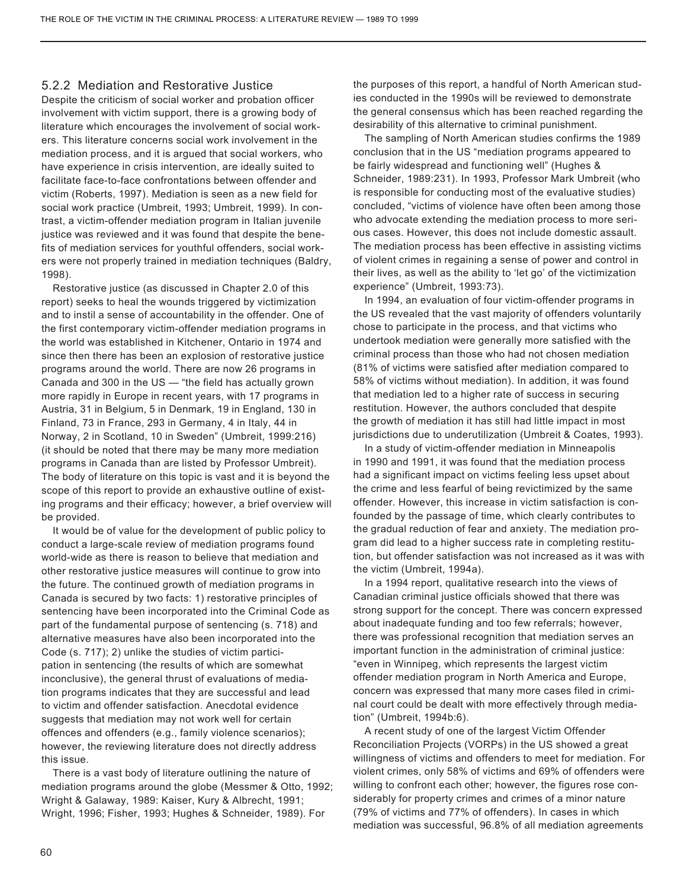### 5.2.2 Mediation and Restorative Justice

Despite the criticism of social worker and probation officer involvement with victim support, there is a growing body of literature which encourages the involvement of social workers. This literature concerns social work involvement in the mediation process, and it is argued that social workers, who have experience in crisis intervention, are ideally suited to facilitate face-to-face confrontations between offender and victim (Roberts, 1997). Mediation is seen as a new field for social work practice (Umbreit, 1993; Umbreit, 1999). In contrast, a victim-offender mediation program in Italian juvenile justice was reviewed and it was found that despite the benefits of mediation services for youthful offenders, social workers were not properly trained in mediation techniques (Baldry, 1998).

Restorative justice (as discussed in Chapter 2.0 of this report) seeks to heal the wounds triggered by victimization and to instil a sense of accountability in the offender. One of the first contemporary victim-offender mediation programs in the world was established in Kitchener, Ontario in 1974 and since then there has been an explosion of restorative justice programs around the world. There are now 26 programs in Canada and 300 in the US — "the field has actually grown more rapidly in Europe in recent years, with 17 programs in Austria, 31 in Belgium, 5 in Denmark, 19 in England, 130 in Finland, 73 in France, 293 in Germany, 4 in Italy, 44 in Norway, 2 in Scotland, 10 in Sweden" (Umbreit, 1999:216) (it should be noted that there may be many more mediation programs in Canada than are listed by Professor Umbreit). The body of literature on this topic is vast and it is beyond the scope of this report to provide an exhaustive outline of existing programs and their efficacy; however, a brief overview will be provided.

It would be of value for the development of public policy to conduct a large-scale review of mediation programs found world-wide as there is reason to believe that mediation and other restorative justice measures will continue to grow into the future. The continued growth of mediation programs in Canada is secured by two facts: 1) restorative principles of sentencing have been incorporated into the Criminal Code as part of the fundamental purpose of sentencing (s. 718) and alternative measures have also been incorporated into the Code (s. 717); 2) unlike the studies of victim participation in sentencing (the results of which are somewhat inconclusive), the general thrust of evaluations of mediation programs indicates that they are successful and lead to victim and offender satisfaction. Anecdotal evidence suggests that mediation may not work well for certain offences and offenders (e.g., family violence scenarios); however, the reviewing literature does not directly address this issue.

There is a vast body of literature outlining the nature of mediation programs around the globe (Messmer & Otto, 1992; Wright & Galaway, 1989: Kaiser, Kury & Albrecht, 1991; Wright, 1996; Fisher, 1993; Hughes & Schneider, 1989). For the purposes of this report, a handful of North American studies conducted in the 1990s will be reviewed to demonstrate the general consensus which has been reached regarding the desirability of this alternative to criminal punishment.

The sampling of North American studies confirms the 1989 conclusion that in the US "mediation programs appeared to be fairly widespread and functioning well" (Hughes & Schneider, 1989:231). In 1993, Professor Mark Umbreit (who is responsible for conducting most of the evaluative studies) concluded, "victims of violence have often been among those who advocate extending the mediation process to more serious cases. However, this does not include domestic assault. The mediation process has been effective in assisting victims of violent crimes in regaining a sense of power and control in their lives, as well as the ability to 'let go' of the victimization experience" (Umbreit, 1993:73).

In 1994, an evaluation of four victim-offender programs in the US revealed that the vast majority of offenders voluntarily chose to participate in the process, and that victims who undertook mediation were generally more satisfied with the criminal process than those who had not chosen mediation (81% of victims were satisfied after mediation compared to 58% of victims without mediation). In addition, it was found that mediation led to a higher rate of success in securing restitution. However, the authors concluded that despite the growth of mediation it has still had little impact in most jurisdictions due to underutilization (Umbreit & Coates, 1993).

In a study of victim-offender mediation in Minneapolis in 1990 and 1991, it was found that the mediation process had a significant impact on victims feeling less upset about the crime and less fearful of being revictimized by the same offender. However, this increase in victim satisfaction is confounded by the passage of time, which clearly contributes to the gradual reduction of fear and anxiety. The mediation program did lead to a higher success rate in completing restitution, but offender satisfaction was not increased as it was with the victim (Umbreit, 1994a).

In a 1994 report, qualitative research into the views of Canadian criminal justice officials showed that there was strong support for the concept. There was concern expressed about inadequate funding and too few referrals; however, there was professional recognition that mediation serves an important function in the administration of criminal justice: "even in Winnipeg, which represents the largest victim offender mediation program in North America and Europe, concern was expressed that many more cases filed in criminal court could be dealt with more effectively through mediation" (Umbreit, 1994b:6).

A recent study of one of the largest Victim Offender Reconciliation Projects (VORPs) in the US showed a great willingness of victims and offenders to meet for mediation. For violent crimes, only 58% of victims and 69% of offenders were willing to confront each other; however, the figures rose considerably for property crimes and crimes of a minor nature (79% of victims and 77% of offenders). In cases in which mediation was successful, 96.8% of all mediation agreements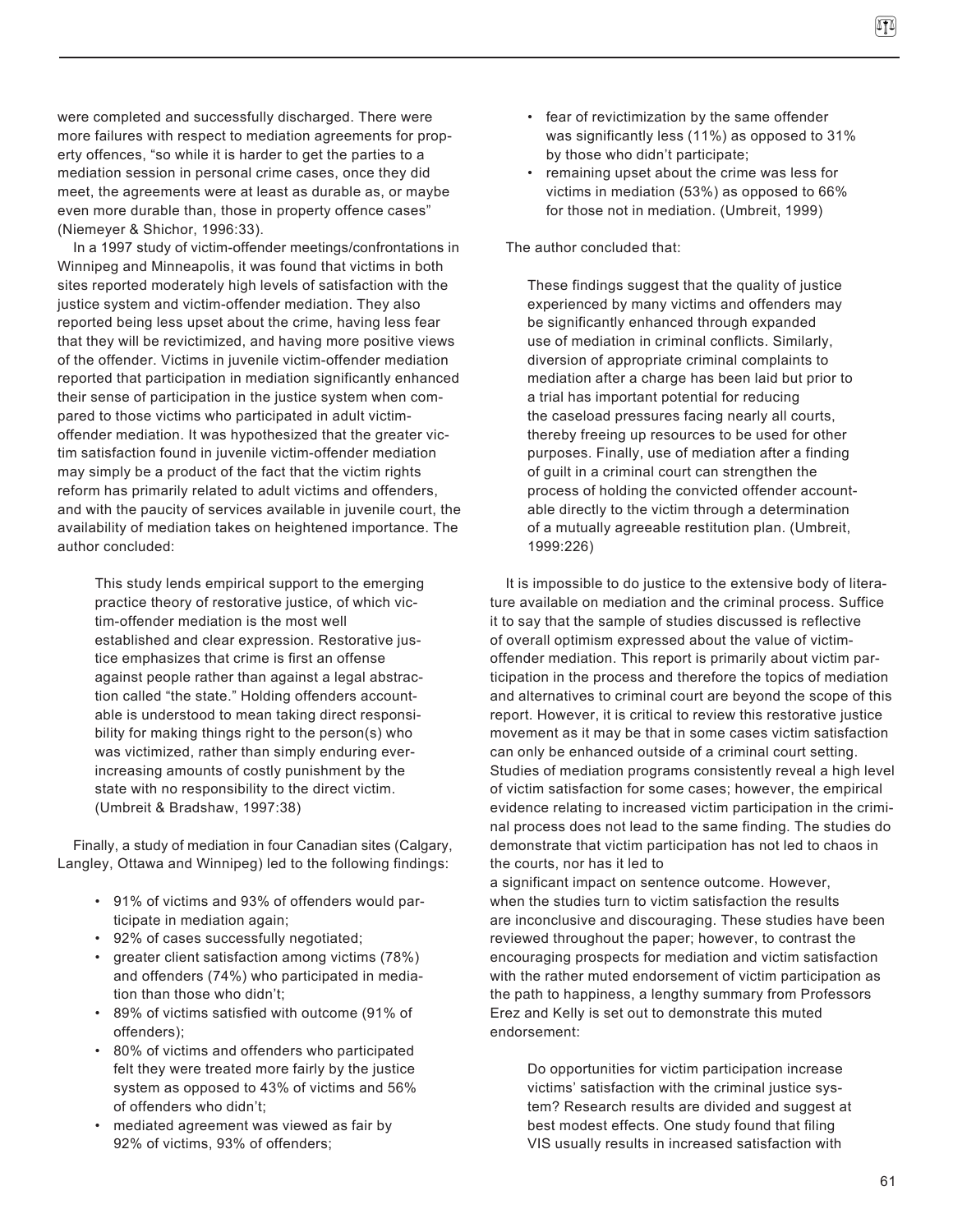were completed and successfully discharged. There were more failures with respect to mediation agreements for property offences, "so while it is harder to get the parties to a mediation session in personal crime cases, once they did meet, the agreements were at least as durable as, or maybe even more durable than, those in property offence cases" (Niemeyer & Shichor, 1996:33).

In a 1997 study of victim-offender meetings/confrontations in Winnipeg and Minneapolis, it was found that victims in both sites reported moderately high levels of satisfaction with the justice system and victim-offender mediation. They also reported being less upset about the crime, having less fear that they will be revictimized, and having more positive views of the offender. Victims in juvenile victim-offender mediation reported that participation in mediation significantly enhanced their sense of participation in the justice system when compared to those victims who participated in adult victim-offender mediation. It was hypothesized that the greater victim satisfaction found in juvenile victim-offender mediation may simply be a product of the fact that the victim rights reform has primarily related to adult victims and offenders, and with the paucity of services available in juvenile court, the availability of mediation takes on heightened importance. The author concluded:

> This study lends empirical support to the emerging practice theory of restorative justice, of which victim-offender mediation is the most well established and clear expression. Restorative justice emphasizes that crime is first an offense against people rather than against a legal abstraction called "the state." Holding offenders accountable is understood to mean taking direct responsibility for making things right to the person(s) who was victimized, rather than simply enduring ever-increasing amounts of costly punishment by the state with no responsibility to the direct victim. (Umbreit & Bradshaw, 1997:38)

Finally, a study of mediation in four Canadian sites (Calgary, Langley, Ottawa and Winnipeg) led to the following findings:

- 91% of victims and 93% of offenders would participate in mediation again;
- 92% of cases successfully negotiated;
- greater client satisfaction among victims (78%) and offenders (74%) who participated in mediation than those who didn't;
- 89% of victims satisfied with outcome (91% of offenders);
- 80% of victims and offenders who participated felt they were treated more fairly by the justice system as opposed to 43% of victims and 56% of offenders who didn't;
- mediated agreement was viewed as fair by 92% of victims, 93% of offenders;
- fear of revictimization by the same offender was significantly less (11%) as opposed to 31% by those who didn't participate;
- remaining upset about the crime was less for victims in mediation (53%) as opposed to 66% for those not in mediation. (Umbreit, 1999)

The author concluded that:

> These findings suggest that the quality of justice experienced by many victims and offenders may be significantly enhanced through expanded use of mediation in criminal conflicts. Similarly, diversion of appropriate criminal complaints to mediation after a charge has been laid but prior to a trial has important potential for reducing the caseload pressures facing nearly all courts, thereby freeing up resources to be used for other purposes. Finally, use of mediation after a finding of guilt in a criminal court can strengthen the process of holding the convicted offender accountable directly to the victim through a determination of a mutually agreeable restitution plan. (Umbreit, 1999:226)

It is impossible to do justice to the extensive body of literature available on mediation and the criminal process. Suffice it to say that the sample of studies discussed is reflective of overall optimism expressed about the value of victim-offender mediation. This report is primarily about victim participation in the process and therefore the topics of mediation and alternatives to criminal court are beyond the scope of this report. However, it is critical to review this restorative justice movement as it may be that in some cases victim satisfaction can only be enhanced outside of a criminal court setting. Studies of mediation programs consistently reveal a high level of victim satisfaction for some cases; however, the empirical evidence relating to increased victim participation in the criminal process does not lead to the same finding. The studies do demonstrate that victim participation has not led to chaos in the courts, nor has it led to a significant impact on sentence outcome. However, when the studies turn to victim satisfaction the results are inconclusive and discouraging. These studies have been reviewed throughout the paper; however, to contrast the encouraging prospects for mediation and victim satisfaction with the rather muted endorsement of victim participation as the path to happiness, a lengthy summary from Professors Erez and Kelly is set out to demonstrate this muted endorsement:

> Do opportunities for victim participation increase victims' satisfaction with the criminal justice system? Research results are divided and suggest at best modest effects. One study found that filing VIS usually results in increased satisfaction with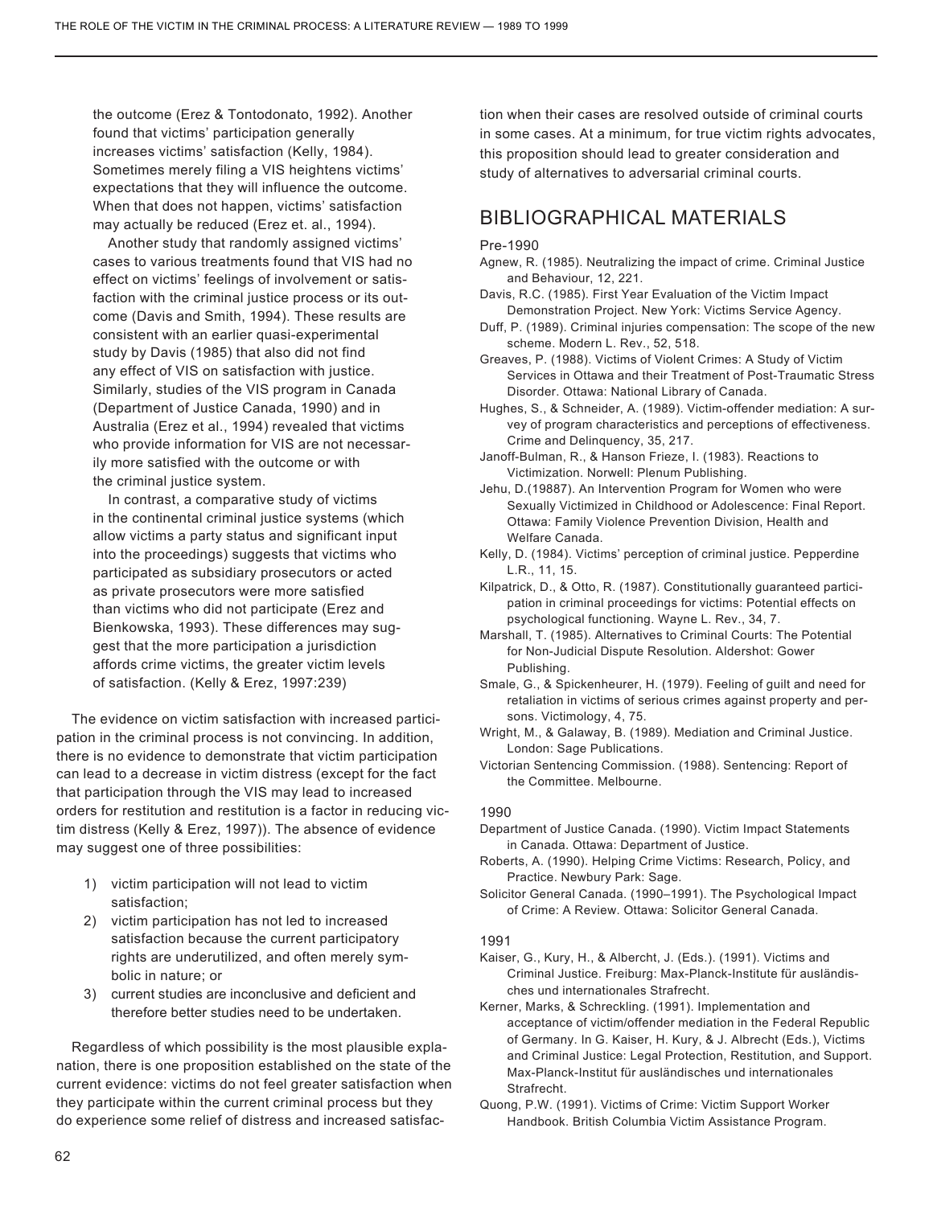the outcome (Erez & Tontodonato, 1992). Another found that victims' participation generally increases victims' satisfaction (Kelly, 1984). Sometimes merely filing a VIS heightens victims' expectations that they will influence the outcome. When that does not happen, victims' satisfaction may actually be reduced (Erez et. al., 1994).

Another study that randomly assigned victims' cases to various treatments found that VIS had no effect on victims' feelings of involvement or satisfaction with the criminal justice process or its outcome (Davis and Smith, 1994). These results are consistent with an earlier quasi-experimental study by Davis (1985) that also did not find any effect of VIS on satisfaction with justice. Similarly, studies of the VIS program in Canada (Department of Justice Canada, 1990) and in Australia (Erez et al., 1994) revealed that victims who provide information for VIS are not necessarily more satisfied with the outcome or with the criminal justice system.

In contrast, a comparative study of victims in the continental criminal justice systems (which allow victims a party status and significant input into the proceedings) suggests that victims who participated as subsidiary prosecutors or acted as private prosecutors were more satisfied than victims who did not participate (Erez and Bienkowska, 1993). These differences may suggest that the more participation a jurisdiction affords crime victims, the greater victim levels of satisfaction. (Kelly & Erez, 1997:239)

The evidence on victim satisfaction with increased participation in the criminal process is not convincing. In addition, there is no evidence to demonstrate that victim participation can lead to a decrease in victim distress (except for the fact that participation through the VIS may lead to increased orders for restitution and restitution is a factor in reducing victim distress (Kelly & Erez, 1997)). The absence of evidence may suggest one of three possibilities:

1) victim participation will not lead to victim satisfaction;
2) victim participation has not led to increased satisfaction because the current participatory rights are underutilized, and often merely symbolic in nature; or
3) current studies are inconclusive and deficient and therefore better studies need to be undertaken.

Regardless of which possibility is the most plausible explanation, there is one proposition established on the state of the current evidence: victims do not feel greater satisfaction when they participate within the current criminal process but they do experience some relief of distress and increased satisfaction when their cases are resolved outside of criminal courts in some cases. At a minimum, for true victim rights advocates, this proposition should lead to greater consideration and study of alternatives to adversarial criminal courts.

## BIBLIOGRAPHICAL MATERIALS

### Pre-1990

Agnew, R. (1985). Neutralizing the impact of crime. Criminal Justice and Behaviour, 12, 221.

Davis, R.C. (1985). First Year Evaluation of the Victim Impact Demonstration Project. New York: Victims Service Agency.

Duff, P. (1989). Criminal injuries compensation: The scope of the new scheme. Modern L. Rev., 52, 518.

Greaves, P. (1988). Victims of Violent Crimes: A Study of Victim Services in Ottawa and their Treatment of Post-Traumatic Stress Disorder. Ottawa: National Library of Canada.

Hughes, S., & Schneider, A. (1989). Victim-offender mediation: A survey of program characteristics and perceptions of effectiveness. Crime and Delinquency, 35, 217.

Janoff-Bulman, R., & Hanson Frieze, I. (1983). Reactions to Victimization. Norwell: Plenum Publishing.

Jehu, D.(19887). An Intervention Program for Women who were Sexually Victimized in Childhood or Adolescence: Final Report. Ottawa: Family Violence Prevention Division, Health and Welfare Canada.

Kelly, D. (1984). Victims' perception of criminal justice. Pepperdine L.R., 11, 15.

Kilpatrick, D., & Otto, R. (1987). Constitutionally guaranteed participation in criminal proceedings for victims: Potential effects on psychological functioning. Wayne L. Rev., 34, 7.

Marshall, T. (1985). Alternatives to Criminal Courts: The Potential for Non-Judicial Dispute Resolution. Aldershot: Gower Publishing.

Smale, G., & Spickenheurer, H. (1979). Feeling of guilt and need for retaliation in victims of serious crimes against property and persons. Victimology, 4, 75.

Wright, M., & Galaway, B. (1989). Mediation and Criminal Justice. London: Sage Publications.

Victorian Sentencing Commission. (1988). Sentencing: Report of the Committee. Melbourne.

### 1990

Department of Justice Canada. (1990). Victim Impact Statements in Canada. Ottawa: Department of Justice.

Roberts, A. (1990). Helping Crime Victims: Research, Policy, and Practice. Newbury Park: Sage.

Solicitor General Canada. (1990–1991). The Psychological Impact of Crime: A Review. Ottawa: Solicitor General Canada.

### 1991

Kaiser, G., Kury, H., & Albercht, J. (Eds.). (1991). Victims and Criminal Justice. Freiburg: Max-Planck-Institute für ausländisches und internationales Strafrecht.

Kerner, Marks, & Schreckling. (1991). Implementation and acceptance of victim/offender mediation in the Federal Republic of Germany. In G. Kaiser, H. Kury, & J. Albrecht (Eds.), Victims and Criminal Justice: Legal Protection, Restitution, and Support. Max-Planck-Institut für ausländisches und internationales Strafrecht.

Quong, P.W. (1991). Victims of Crime: Victim Support Worker Handbook. British Columbia Victim Assistance Program.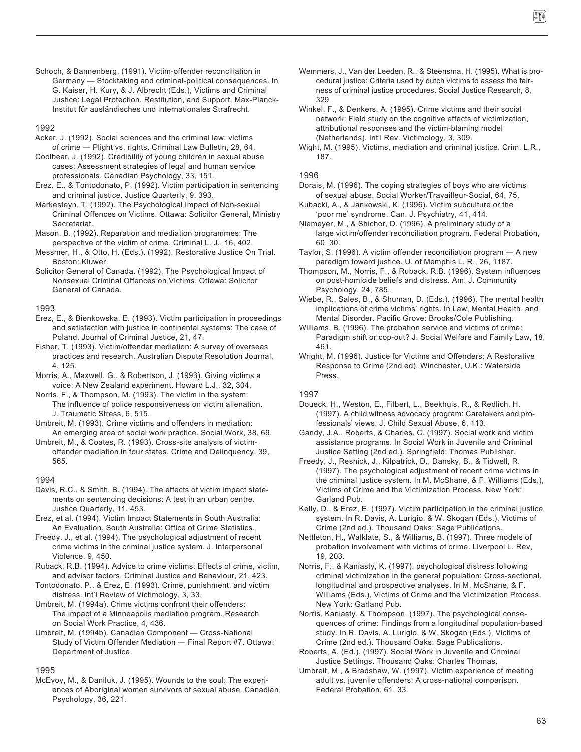Schoch, & Bannenberg. (1991). Victim-offender reconciliation in Germany — Stocktaking and criminal-political consequences. In G. Kaiser, H. Kury, & J. Albrecht (Eds.), Victims and Criminal Justice: Legal Protection, Restitution, and Support. Max-Planck-Institut für ausländisches und internationales Strafrecht.

1992

Acker, J. (1992). Social sciences and the criminal law: victims of crime — Plight vs. rights. Criminal Law Bulletin, 28, 64.

Coolbear, J. (1992). Credibility of young children in sexual abuse cases: Assessment strategies of legal and human service professionals. Canadian Psychology, 33, 151.

Erez, E., & Tontodonato, P. (1992). Victim participation in sentencing and criminal justice. Justice Quarterly, 9, 393.

Markesteyn, T. (1992). The Psychological Impact of Non-sexual Criminal Offences on Victims. Ottawa: Solicitor General, Ministry Secretariat.

Mason, B. (1992). Reparation and mediation programmes: The perspective of the victim of crime. Criminal L. J., 16, 402.

Messmer, H., & Otto, H. (Eds.). (1992). Restorative Justice On Trial. Boston: Kluwer.

Solicitor General of Canada. (1992). The Psychological Impact of Nonsexual Criminal Offences on Victims. Ottawa: Solicitor General of Canada.

1993

Erez, E., & Bienkowska, E. (1993). Victim participation in proceedings and satisfaction with justice in continental systems: The case of Poland. Journal of Criminal Justice, 21, 47.

Fisher, T. (1993). Victim/offender mediation: A survey of overseas practices and research. Australian Dispute Resolution Journal, 4, 125.

Morris, A., Maxwell, G., & Robertson, J. (1993). Giving victims a voice: A New Zealand experiment. Howard L.J., 32, 304.

Norris, F., & Thompson, M. (1993). The victim in the system: The influence of police responsiveness on victim alienation. J. Traumatic Stress, 6, 515.

Umbreit, M. (1993). Crime victims and offenders in mediation: An emerging area of social work practice. Social Work, 38, 69.

Umbreit, M., & Coates, R. (1993). Cross-site analysis of victim-offender mediation in four states. Crime and Delinquency, 39, 565.

1994

Davis, R.C., & Smith, B. (1994). The effects of victim impact statements on sentencing decisions: A test in an urban centre. Justice Quarterly, 11, 453.

Erez, et al. (1994). Victim Impact Statements in South Australia: An Evaluation. South Australia: Office of Crime Statistics.

Freedy, J., et al. (1994). The psychological adjustment of recent crime victims in the criminal justice system. J. Interpersonal Violence, 9, 450.

Ruback, R.B. (1994). Advice to crime victims: Effects of crime, victim, and advisor factors. Criminal Justice and Behaviour, 21, 423.

Tontodonato, P., & Erez, E. (1993). Crime, punishment, and victim distress. Int'l Review of Victimology, 3, 33.

Umbreit, M. (1994a). Crime victims confront their offenders: The impact of a Minneapolis mediation program. Research on Social Work Practice, 4, 436.

Umbreit, M. (1994b). Canadian Component — Cross-National Study of Victim Offender Mediation — Final Report #7. Ottawa: Department of Justice.

1995

McEvoy, M., & Daniluk, J. (1995). Wounds to the soul: The experiences of Aboriginal women survivors of sexual abuse. Canadian Psychology, 36, 221.

Wemmers, J., Van der Leeden, R., & Steensma, H. (1995). What is procedural justice: Criteria used by dutch victims to assess the fairness of criminal justice procedures. Social Justice Research, 8, 329.

Winkel, F., & Denkers, A. (1995). Crime victims and their social network: Field study on the cognitive effects of victimization, attributional responses and the victim-blaming model (Netherlands). Int'l Rev. Victimology, 3, 309.

Wight, M. (1995). Victims, mediation and criminal justice. Crim. L.R., 187.

1996

Dorais, M. (1996). The coping strategies of boys who are victims of sexual abuse. Social Worker/Travailleur-Social, 64, 75.

Kubacki, A., & Jankowski, K. (1996). Victim subculture or the 'poor me' syndrome. Can. J. Psychiatry, 41, 414.

Niemeyer, M., & Shichor, D. (1996). A preliminary study of a large victim/offender reconciliation program. Federal Probation, 60, 30.

Taylor, S. (1996). A victim offender reconciliation program — A new paradigm toward justice. U. of Memphis L. R., 26, 1187.

Thompson, M., Norris, F., & Ruback, R.B. (1996). System influences on post-homicide beliefs and distress. Am. J. Community Psychology, 24, 785.

Wiebe, R., Sales, B., & Shuman, D. (Eds.). (1996). The mental health implications of crime victims' rights. In Law, Mental Health, and Mental Disorder. Pacific Grove: Brooks/Cole Publishing.

Williams, B. (1996). The probation service and victims of crime: Paradigm shift or cop-out? J. Social Welfare and Family Law, 18, 461.

Wright, M. (1996). Justice for Victims and Offenders: A Restorative Response to Crime (2nd ed). Winchester, U.K.: Waterside Press.

1997

Doueck, H., Weston, E., Filbert, L., Beekhuis, R., & Redlich, H. (1997). A child witness advocacy program: Caretakers and professionals' views. J. Child Sexual Abuse, 6, 113.

Gandy, J.A., Roberts, & Charles, C. (1997). Social work and victim assistance programs. In Social Work in Juvenile and Criminal Justice Setting (2nd ed.). Springfield: Thomas Publisher.

Freedy, J., Resnick, J., Kilpatrick, D., Dansky, B., & Tidwell, R. (1997). The psychological adjustment of recent crime victims in the criminal justice system. In M. McShane, & F. Williams (Eds.), Victims of Crime and the Victimization Process. New York: Garland Pub.

Kelly, D., & Erez, E. (1997). Victim participation in the criminal justice system. In R. Davis, A. Lurigio, & W. Skogan (Eds.), Victims of Crime (2nd ed.). Thousand Oaks: Sage Publications.

Nettleton, H., Walklate, S., & Williams, B. (1997). Three models of probation involvement with victims of crime. Liverpool L. Rev, 19, 203.

Norris, F., & Kaniasty, K. (1997). psychological distress following criminal victimization in the general population: Cross-sectional, longitudinal and prospective analyses. In M. McShane, & F. Williams (Eds.), Victims of Crime and the Victimization Process. New York: Garland Pub.

Norris, Kaniasty, & Thompson. (1997). The psychological consequences of crime: Findings from a longitudinal population-based study. In R. Davis, A. Lurigio, & W. Skogan (Eds.), Victims of Crime (2nd ed.). Thousand Oaks: Sage Publications.

Roberts, A. (Ed.). (1997). Social Work in Juvenile and Criminal Justice Settings. Thousand Oaks: Charles Thomas.

Umbreit, M., & Bradshaw, W. (1997). Victim experience of meeting adult vs. juvenile offenders: A cross-national comparison. Federal Probation, 61, 33.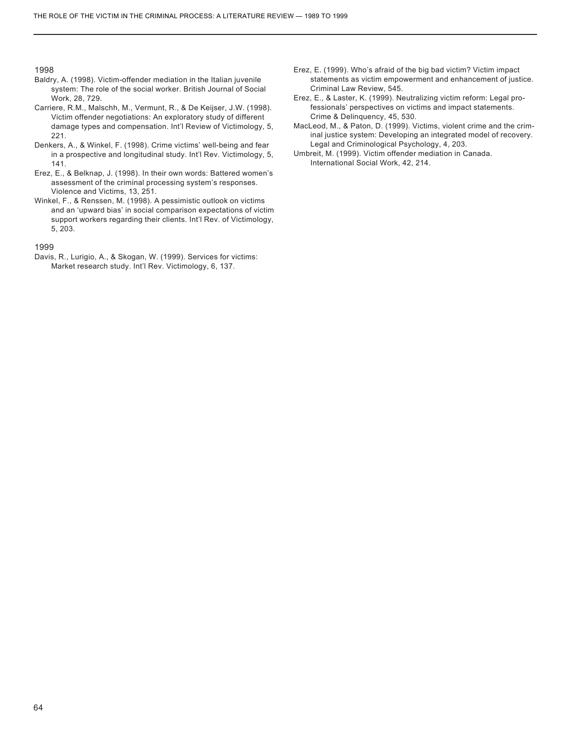1998

Baldry, A. (1998). Victim-offender mediation in the Italian juvenile system: The role of the social worker. British Journal of Social Work, 28, 729.

Carriere, R.M., Malschh, M., Vermunt, R., & De Keijser, J.W. (1998). Victim offender negotiations: An exploratory study of different damage types and compensation. Int'l Review of Victimology, 5, 221.

Denkers, A., & Winkel, F. (1998). Crime victims' well-being and fear in a prospective and longitudinal study. Int'l Rev. Victimology, 5, 141.

Erez, E., & Belknap, J. (1998). In their own words: Battered women's assessment of the criminal processing system's responses. Violence and Victims, 13, 251.

Winkel, F., & Renssen, M. (1998). A pessimistic outlook on victims and an 'upward bias' in social comparison expectations of victim support workers regarding their clients. Int'l Rev. of Victimology, 5, 203.

1999

Davis, R., Lurigio, A., & Skogan, W. (1999). Services for victims: Market research study. Int'l Rev. Victimology, 6, 137.

Erez, E. (1999). Who's afraid of the big bad victim? Victim impact statements as victim empowerment and enhancement of justice. Criminal Law Review, 545.

Erez, E., & Laster, K. (1999). Neutralizing victim reform: Legal professionals' perspectives on victims and impact statements. Crime & Delinquency, 45, 530.

MacLeod, M., & Paton, D. (1999). Victims, violent crime and the criminal justice system: Developing an integrated model of recovery. Legal and Criminological Psychology, 4, 203.

Umbreit, M. (1999). Victim offender mediation in Canada. International Social Work, 42, 214.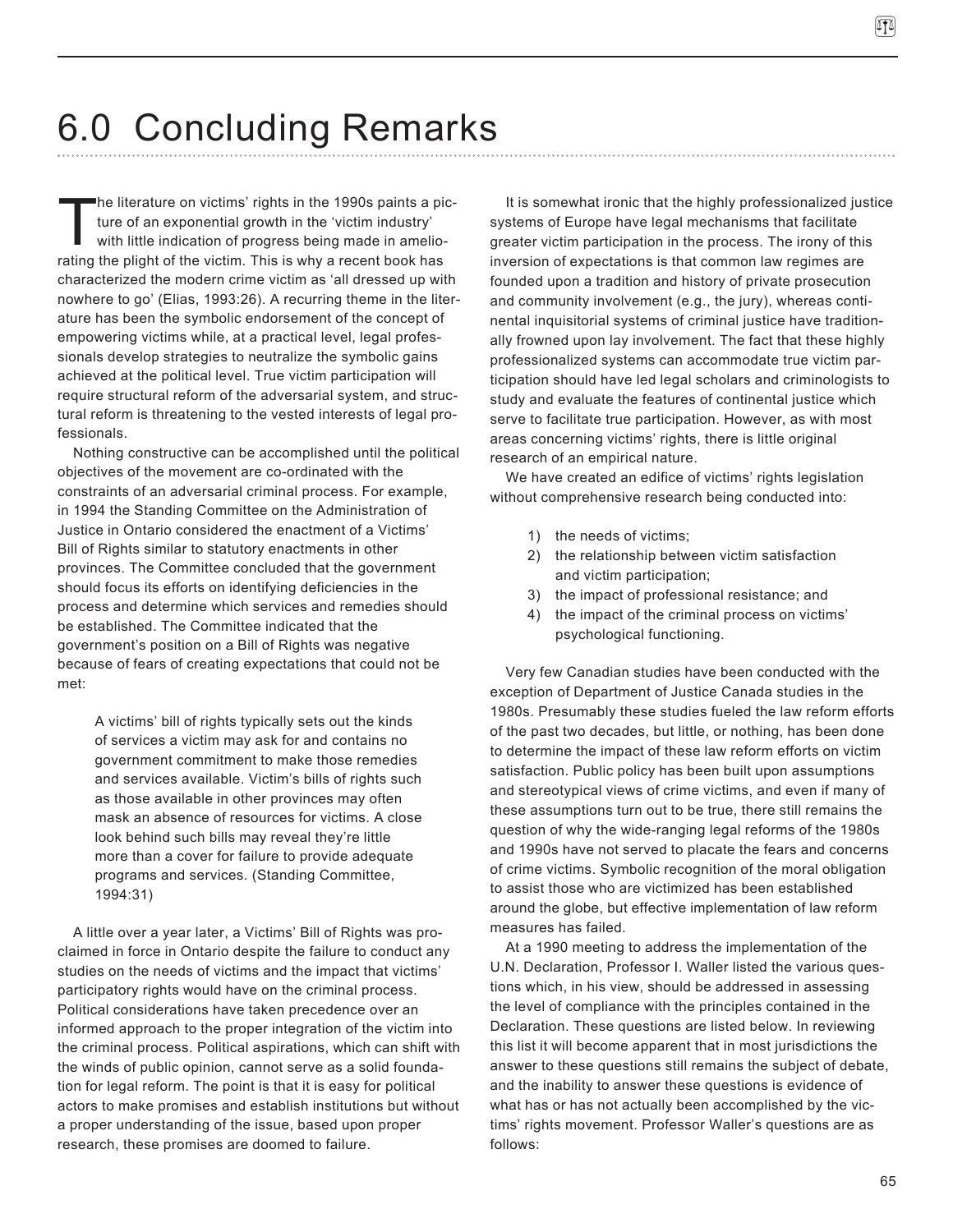# 6.0 Concluding Remarks

The literature on victims' rights in the 1990s paints a picture of an exponential growth in the 'victim industry' with little indication of progress being made in ameliorating the plight of the victim. This is why a recent book has characterized the modern crime victim as 'all dressed up with nowhere to go' (Elias, 1993:26). A recurring theme in the literature has been the symbolic endorsement of the concept of empowering victims while, at a practical level, legal professionals develop strategies to neutralize the symbolic gains achieved at the political level. True victim participation will require structural reform of the adversarial system, and structural reform is threatening to the vested interests of legal professionals.

Nothing constructive can be accomplished until the political objectives of the movement are co-ordinated with the constraints of an adversarial criminal process. For example, in 1994 the Standing Committee on the Administration of Justice in Ontario considered the enactment of a Victims' Bill of Rights similar to statutory enactments in other provinces. The Committee concluded that the government should focus its efforts on identifying deficiencies in the process and determine which services and remedies should be established. The Committee indicated that the government's position on a Bill of Rights was negative because of fears of creating expectations that could not be met:

> A victims' bill of rights typically sets out the kinds of services a victim may ask for and contains no government commitment to make those remedies and services available. Victim's bills of rights such as those available in other provinces may often mask an absence of resources for victims. A close look behind such bills may reveal they're little more than a cover for failure to provide adequate programs and services. (Standing Committee, 1994:31)

A little over a year later, a Victims' Bill of Rights was proclaimed in force in Ontario despite the failure to conduct any studies on the needs of victims and the impact that victims' participatory rights would have on the criminal process. Political considerations have taken precedence over an informed approach to the proper integration of the victim into the criminal process. Political aspirations, which can shift with the winds of public opinion, cannot serve as a solid foundation for legal reform. The point is that it is easy for political actors to make promises and establish institutions but without a proper understanding of the issue, based upon proper research, these promises are doomed to failure.

It is somewhat ironic that the highly professionalized justice systems of Europe have legal mechanisms that facilitate greater victim participation in the process. The irony of this inversion of expectations is that common law regimes are founded upon a tradition and history of private prosecution and community involvement (e.g., the jury), whereas continental inquisitorial systems of criminal justice have traditionally frowned upon lay involvement. The fact that these highly professionalized systems can accommodate true victim participation should have led legal scholars and criminologists to study and evaluate the features of continental justice which serve to facilitate true participation. However, as with most areas concerning victims' rights, there is little original research of an empirical nature.

We have created an edifice of victims' rights legislation without comprehensive research being conducted into:

1) the needs of victims;
2) the relationship between victim satisfaction and victim participation;
3) the impact of professional resistance; and
4) the impact of the criminal process on victims' psychological functioning.

Very few Canadian studies have been conducted with the exception of Department of Justice Canada studies in the 1980s. Presumably these studies fueled the law reform efforts of the past two decades, but little, or nothing, has been done to determine the impact of these law reform efforts on victim satisfaction. Public policy has been built upon assumptions and stereotypical views of crime victims, and even if many of these assumptions turn out to be true, there still remains the question of why the wide-ranging legal reforms of the 1980s and 1990s have not served to placate the fears and concerns of crime victims. Symbolic recognition of the moral obligation to assist those who are victimized has been established around the globe, but effective implementation of law reform measures has failed.

At a 1990 meeting to address the implementation of the U.N. Declaration, Professor I. Waller listed the various questions which, in his view, should be addressed in assessing the level of compliance with the principles contained in the Declaration. These questions are listed below. In reviewing this list it will become apparent that in most jurisdictions the answer to these questions still remains the subject of debate, and the inability to answer these questions is evidence of what has or has not actually been accomplished by the victims' rights movement. Professor Waller's questions are as follows: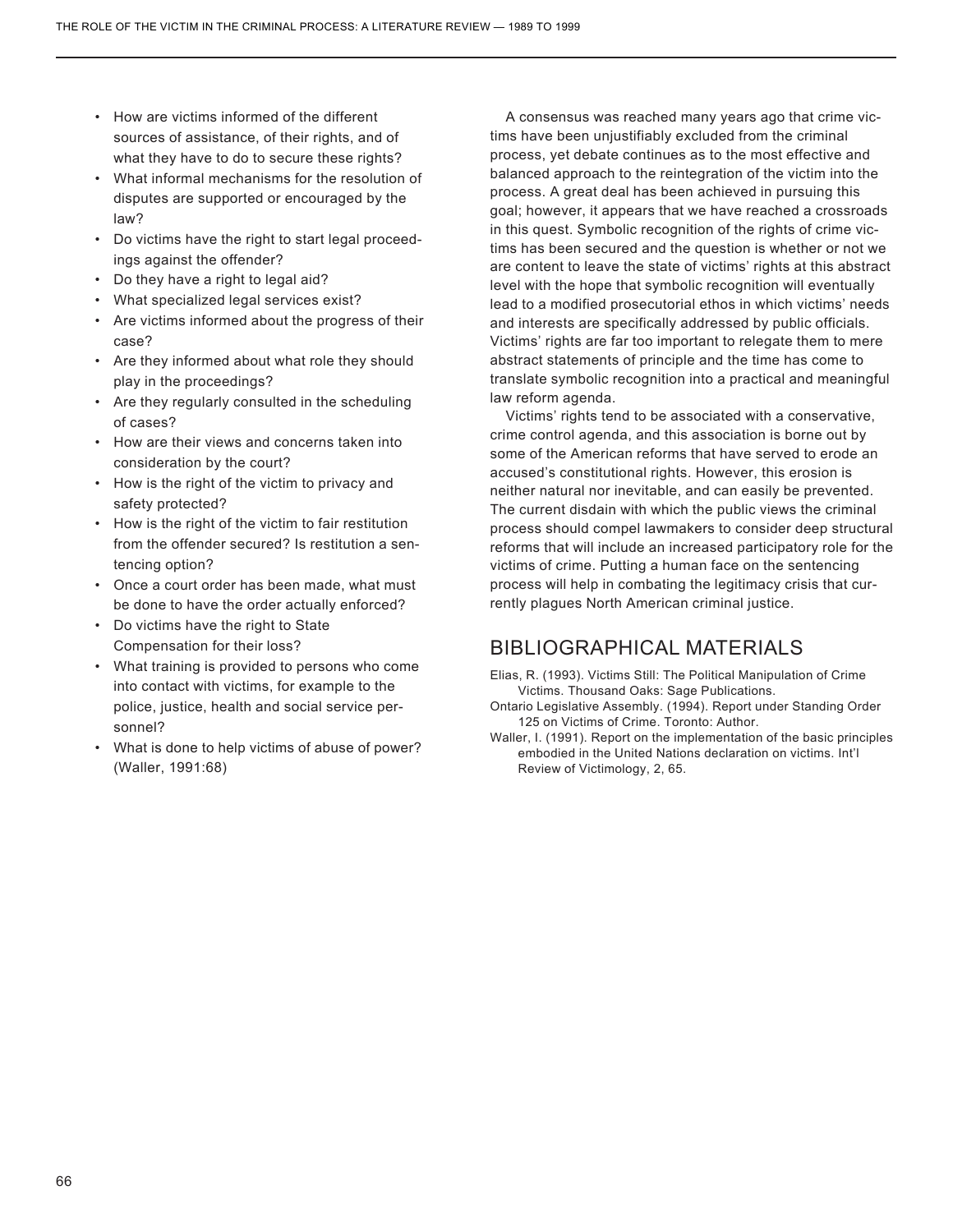- How are victims informed of the different sources of assistance, of their rights, and of what they have to do to secure these rights?
- What informal mechanisms for the resolution of disputes are supported or encouraged by the law?
- Do victims have the right to start legal proceedings against the offender?
- Do they have a right to legal aid?
- What specialized legal services exist?
- Are victims informed about the progress of their case?
- Are they informed about what role they should play in the proceedings?
- Are they regularly consulted in the scheduling of cases?
- How are their views and concerns taken into consideration by the court?
- How is the right of the victim to privacy and safety protected?
- How is the right of the victim to fair restitution from the offender secured? Is restitution a sentencing option?
- Once a court order has been made, what must be done to have the order actually enforced?
- Do victims have the right to State Compensation for their loss?
- What training is provided to persons who come into contact with victims, for example to the police, justice, health and social service personnel?
- What is done to help victims of abuse of power? (Waller, 1991:68)

A consensus was reached many years ago that crime victims have been unjustifiably excluded from the criminal process, yet debate continues as to the most effective and balanced approach to the reintegration of the victim into the process. A great deal has been achieved in pursuing this goal; however, it appears that we have reached a crossroads in this quest. Symbolic recognition of the rights of crime victims has been secured and the question is whether or not we are content to leave the state of victims' rights at this abstract level with the hope that symbolic recognition will eventually lead to a modified prosecutorial ethos in which victims' needs and interests are specifically addressed by public officials. Victims' rights are far too important to relegate them to mere abstract statements of principle and the time has come to translate symbolic recognition into a practical and meaningful law reform agenda.

Victims' rights tend to be associated with a conservative, crime control agenda, and this association is borne out by some of the American reforms that have served to erode an accused's constitutional rights. However, this erosion is neither natural nor inevitable, and can easily be prevented. The current disdain with which the public views the criminal process should compel lawmakers to consider deep structural reforms that will include an increased participatory role for the victims of crime. Putting a human face on the sentencing process will help in combating the legitimacy crisis that currently plagues North American criminal justice.

## BIBLIOGRAPHICAL MATERIALS

Elias, R. (1993). Victims Still: The Political Manipulation of Crime Victims. Thousand Oaks: Sage Publications.

Ontario Legislative Assembly. (1994). Report under Standing Order 125 on Victims of Crime. Toronto: Author.

Waller, I. (1991). Report on the implementation of the basic principles embodied in the United Nations declaration on victims. Int'l Review of Victimology, 2, 65.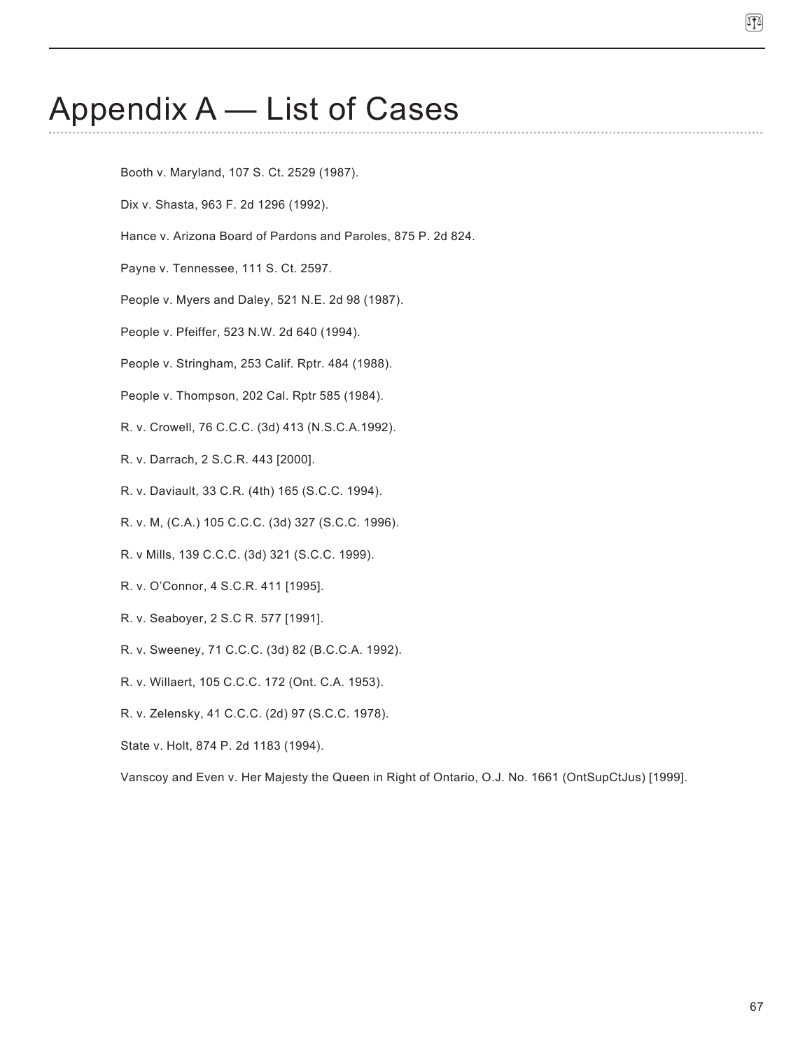# Appendix A — List of Cases

Booth v. Maryland, 107 S. Ct. 2529 (1987).

Dix v. Shasta, 963 F. 2d 1296 (1992).

Hance v. Arizona Board of Pardons and Paroles, 875 P. 2d 824.

Payne v. Tennessee, 111 S. Ct. 2597.

People v. Myers and Daley, 521 N.E. 2d 98 (1987).

People v. Pfeiffer, 523 N.W. 2d 640 (1994).

People v. Stringham, 253 Calif. Rptr. 484 (1988).

People v. Thompson, 202 Cal. Rptr 585 (1984).

R. v. Crowell, 76 C.C.C. (3d) 413 (N.S.C.A.1992).

R. v. Darrach, 2 S.C.R. 443 [2000].

R. v. Daviault, 33 C.R. (4th) 165 (S.C.C. 1994).

R. v. M, (C.A.) 105 C.C.C. (3d) 327 (S.C.C. 1996).

R. v Mills, 139 C.C.C. (3d) 321 (S.C.C. 1999).

R. v. O'Connor, 4 S.C.R. 411 [1995].

R. v. Seaboyer, 2 S.C R. 577 [1991].

R. v. Sweeney, 71 C.C.C. (3d) 82 (B.C.C.A. 1992).

R. v. Willaert, 105 C.C.C. 172 (Ont. C.A. 1953).

R. v. Zelensky, 41 C.C.C. (2d) 97 (S.C.C. 1978).

State v. Holt, 874 P. 2d 1183 (1994).

Vanscoy and Even v. Her Majesty the Queen in Right of Ontario, O.J. No. 1661 (OntSupCtJus) [1999].